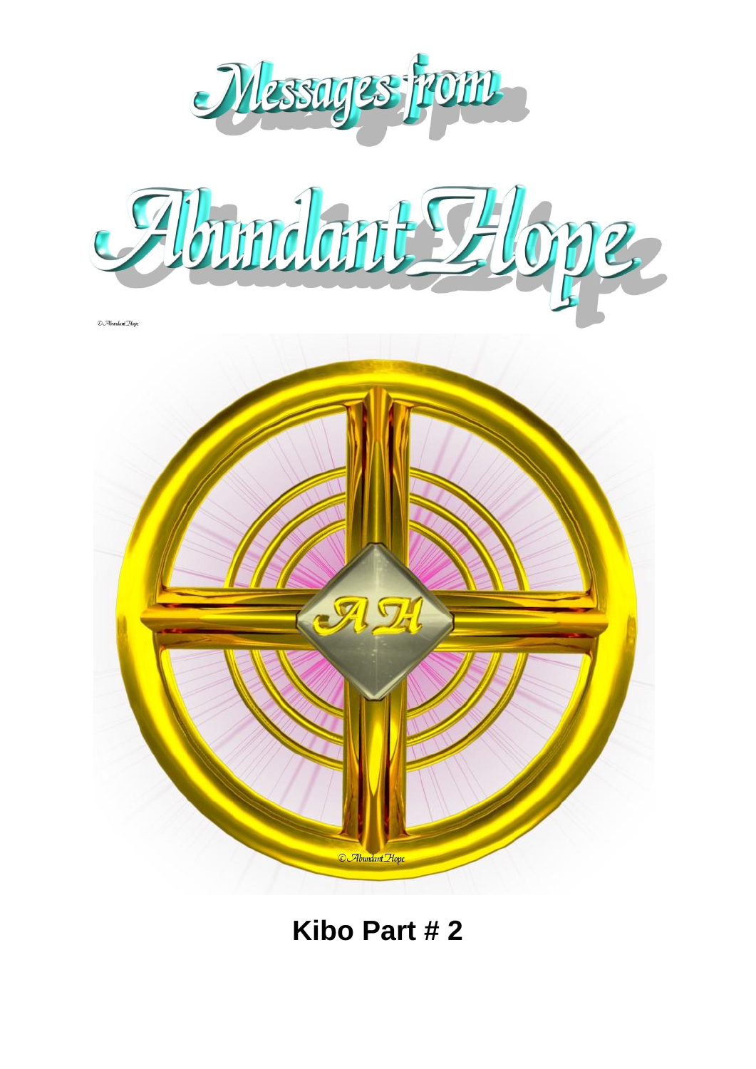# Messages from Abundant Hope

© Abundant Hope

AH

© Abundant Hope

## Kibo Part # 2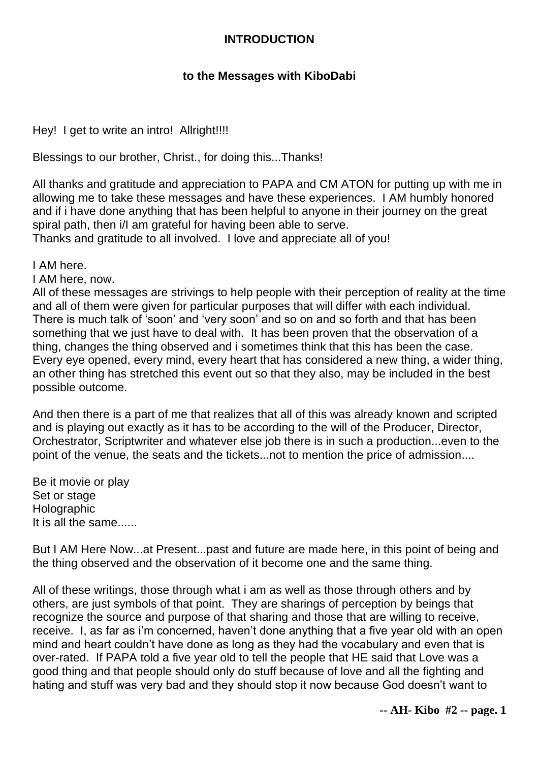**INTRODUCTION**

**to the Messages with KiboDabi**

Hey! I get to write an intro! Allright!!!!

Blessings to our brother, Christ., for doing this...Thanks!

All thanks and gratitude and appreciation to PAPA and CM ATON for putting up with me in allowing me to take these messages and have these experiences. I AM humbly honored and if i have done anything that has been helpful to anyone in their journey on the great spiral path, then i/I am grateful for having been able to serve.
Thanks and gratitude to all involved. I love and appreciate all of you!

I AM here.
I AM here, now.
All of these messages are strivings to help people with their perception of reality at the time and all of them were given for particular purposes that will differ with each individual. There is much talk of 'soon' and 'very soon' and so on and so forth and that has been something that we just have to deal with. It has been proven that the observation of a thing, changes the thing observed and i sometimes think that this has been the case. Every eye opened, every mind, every heart that has considered a new thing, a wider thing, an other thing has stretched this event out so that they also, may be included in the best possible outcome.

And then there is a part of me that realizes that all of this was already known and scripted and is playing out exactly as it has to be according to the will of the Producer, Director, Orchestrator, Scriptwriter and whatever else job there is in such a production...even to the point of the venue, the seats and the tickets...not to mention the price of admission....

Be it movie or play
Set or stage
Holographic
It is all the same......

But I AM Here Now...at Present...past and future are made here, in this point of being and the thing observed and the observation of it become one and the same thing.

All of these writings, those through what i am as well as those through others and by others, are just symbols of that point. They are sharings of perception by beings that recognize the source and purpose of that sharing and those that are willing to receive, receive. I, as far as i'm concerned, haven't done anything that a five year old with an open mind and heart couldn't have done as long as they had the vocabulary and even that is over-rated. If PAPA told a five year old to tell the people that HE said that Love was a good thing and that people should only do stuff because of love and all the fighting and hating and stuff was very bad and they should stop it now because God doesn't want to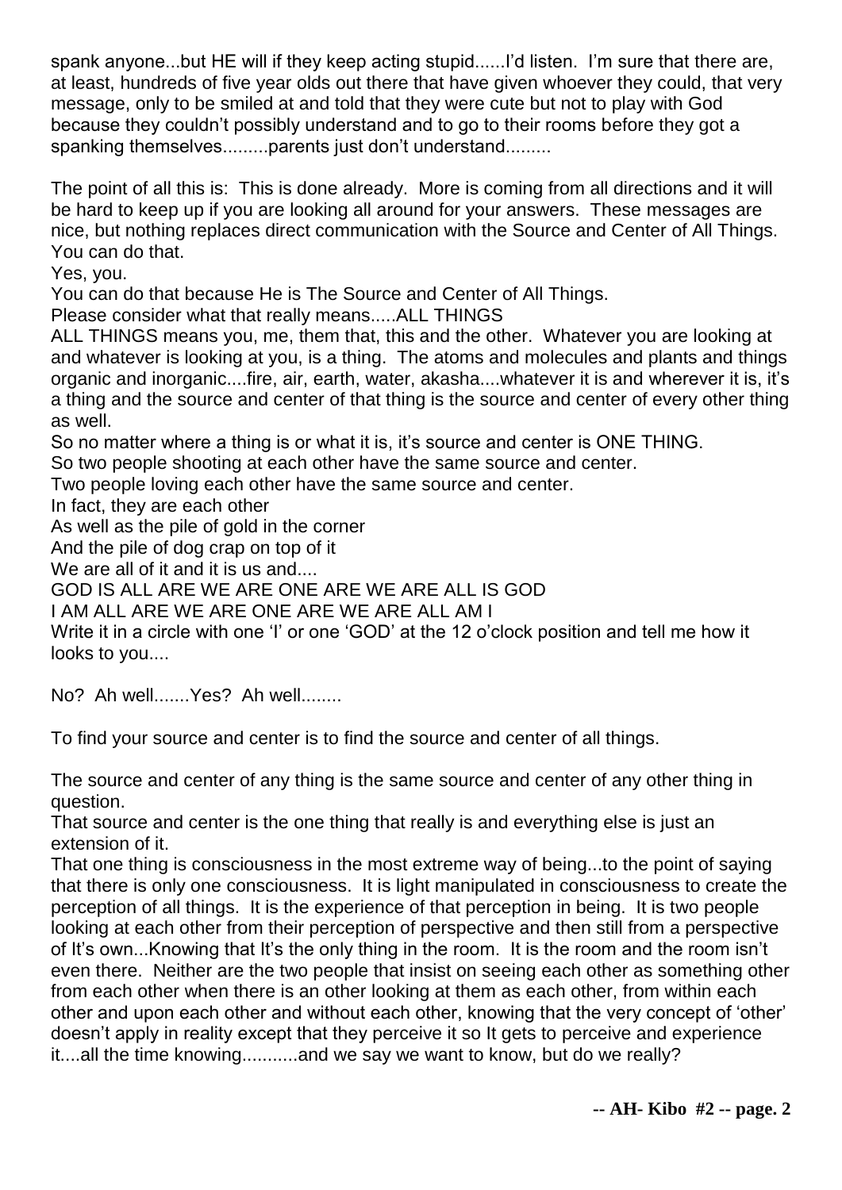spank anyone...but HE will if they keep acting stupid......I'd listen. I'm sure that there are, at least, hundreds of five year olds out there that have given whoever they could, that very message, only to be smiled at and told that they were cute but not to play with God because they couldn't possibly understand and to go to their rooms before they got a spanking themselves.........parents just don't understand.........

The point of all this is: This is done already. More is coming from all directions and it will be hard to keep up if you are looking all around for your answers. These messages are nice, but nothing replaces direct communication with the Source and Center of All Things. You can do that.
Yes, you.
You can do that because He is The Source and Center of All Things.
Please consider what that really means.....ALL THINGS
ALL THINGS means you, me, them that, this and the other. Whatever you are looking at and whatever is looking at you, is a thing. The atoms and molecules and plants and things organic and inorganic....fire, air, earth, water, akasha....whatever it is and wherever it is, it's a thing and the source and center of that thing is the source and center of every other thing as well.
So no matter where a thing is or what it is, it's source and center is ONE THING.
So two people shooting at each other have the same source and center.
Two people loving each other have the same source and center.
In fact, they are each other
As well as the pile of gold in the corner
And the pile of dog crap on top of it
We are all of it and it is us and....
GOD IS ALL ARE WE ARE ONE ARE WE ARE ALL IS GOD
I AM ALL ARE WE ARE ONE ARE WE ARE ALL AM I
Write it in a circle with one 'I' or one 'GOD' at the 12 o'clock position and tell me how it looks to you....

No? Ah well.......Yes? Ah well........

To find your source and center is to find the source and center of all things.

The source and center of any thing is the same source and center of any other thing in question.
That source and center is the one thing that really is and everything else is just an extension of it.
That one thing is consciousness in the most extreme way of being...to the point of saying that there is only one consciousness. It is light manipulated in consciousness to create the perception of all things. It is the experience of that perception in being. It is two people looking at each other from their perception of perspective and then still from a perspective of It's own...Knowing that It's the only thing in the room. It is the room and the room isn't even there. Neither are the two people that insist on seeing each other as something other from each other when there is an other looking at them as each other, from within each other and upon each other and without each other, knowing that the very concept of 'other' doesn't apply in reality except that they perceive it so It gets to perceive and experience it....all the time knowing...........and we say we want to know, but do we really?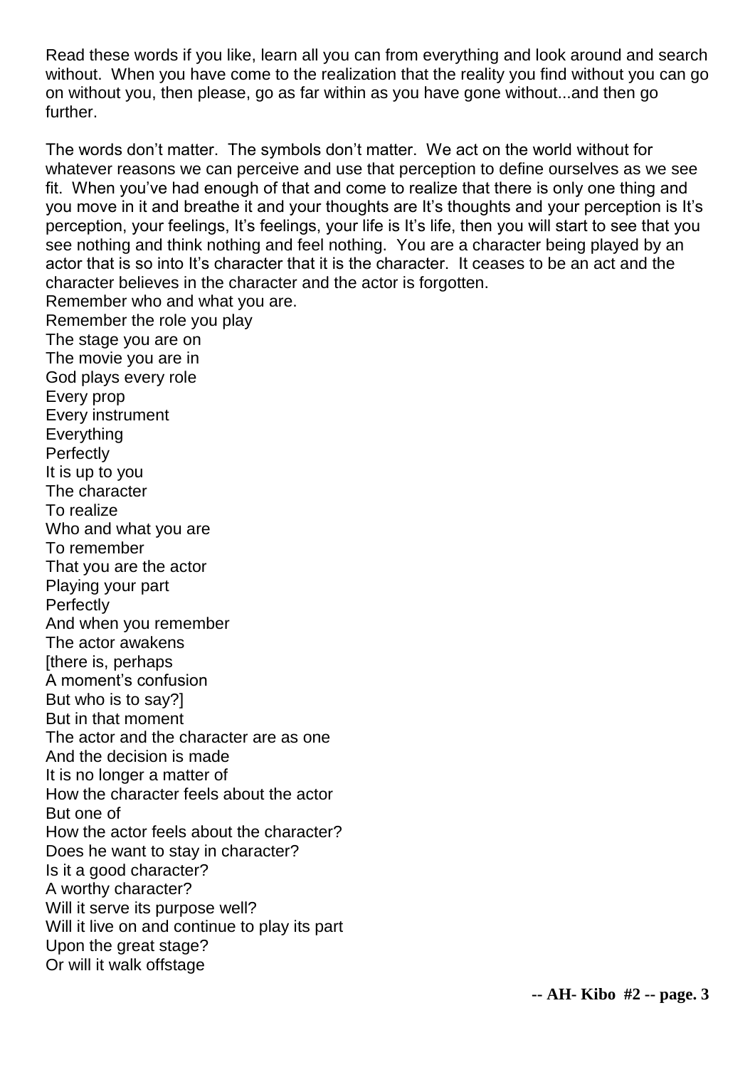Read these words if you like, learn all you can from everything and look around and search without. When you have come to the realization that the reality you find without you can go on without you, then please, go as far within as you have gone without...and then go further.

The words don't matter. The symbols don't matter. We act on the world without for whatever reasons we can perceive and use that perception to define ourselves as we see fit. When you've had enough of that and come to realize that there is only one thing and you move in it and breathe it and your thoughts are It's thoughts and your perception is It's perception, your feelings, It's feelings, your life is It's life, then you will start to see that you see nothing and think nothing and feel nothing. You are a character being played by an actor that is so into It's character that it is the character. It ceases to be an act and the character believes in the character and the actor is forgotten.

Remember who and what you are.
Remember the role you play
The stage you are on
The movie you are in
God plays every role
Every prop
Every instrument
Everything
Perfectly
It is up to you
The character
To realize
Who and what you are
To remember
That you are the actor
Playing your part
Perfectly
And when you remember
The actor awakens
[there is, perhaps
A moment's confusion
But who is to say?]
But in that moment
The actor and the character are as one
And the decision is made
It is no longer a matter of
How the character feels about the actor
But one of
How the actor feels about the character?
Does he want to stay in character?
Is it a good character?
A worthy character?
Will it serve its purpose well?
Will it live on and continue to play its part
Upon the great stage?
Or will it walk offstage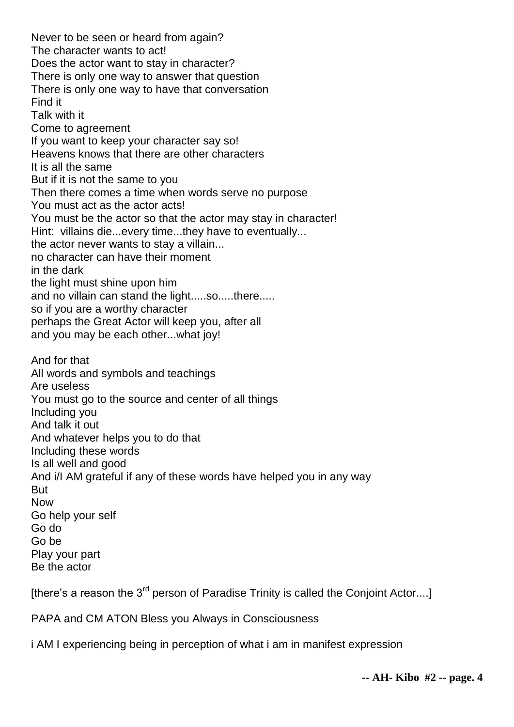Never to be seen or heard from again?
The character wants to act!
Does the actor want to stay in character?
There is only one way to answer that question
There is only one way to have that conversation
Find it
Talk with it
Come to agreement
If you want to keep your character say so!
Heavens knows that there are other characters
It is all the same
But if it is not the same to you
Then there comes a time when words serve no purpose
You must act as the actor acts!
You must be the actor so that the actor may stay in character!
Hint: villains die...every time...they have to eventually...
the actor never wants to stay a villain...
no character can have their moment
in the dark
the light must shine upon him
and no villain can stand the light.....so.....there.....
so if you are a worthy character
perhaps the Great Actor will keep you, after all
and you may be each other...what joy!

And for that
All words and symbols and teachings
Are useless
You must go to the source and center of all things
Including you
And talk it out
And whatever helps you to do that
Including these words
Is all well and good
And i/I AM grateful if any of these words have helped you in any way
But
Now
Go help your self
Go do
Go be
Play your part
Be the actor

[there's a reason the 3rd person of Paradise Trinity is called the Conjoint Actor....]

PAPA and CM ATON Bless you Always in Consciousness

i AM I experiencing being in perception of what i am in manifest expression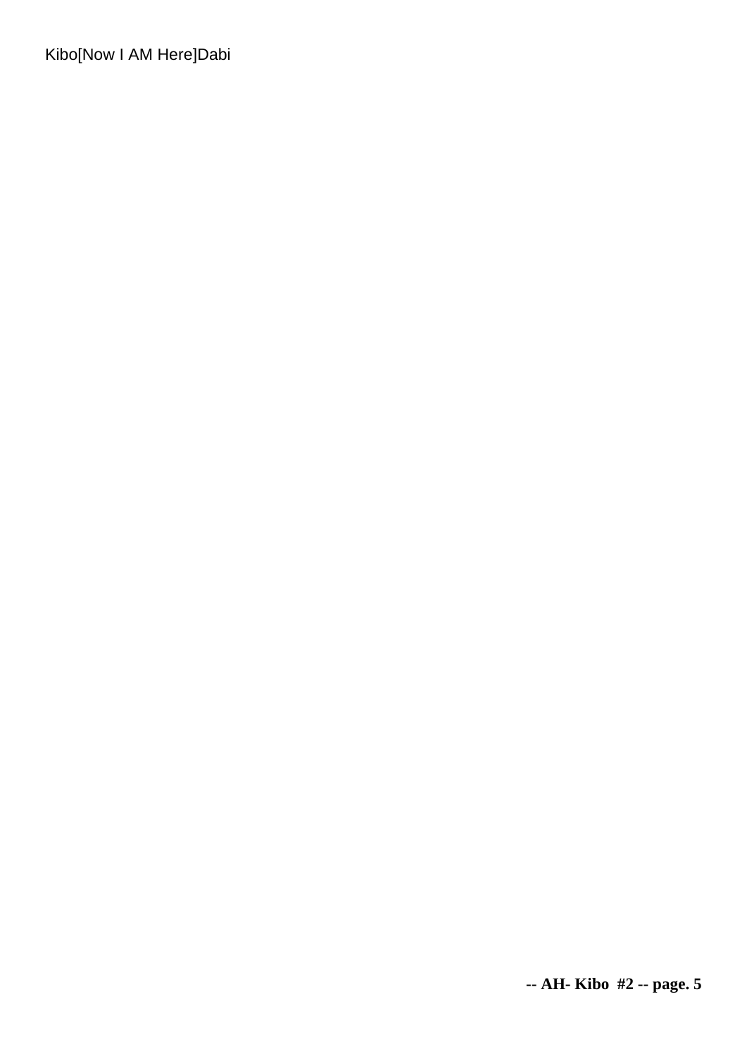Kibo[Now I AM Here]Dabi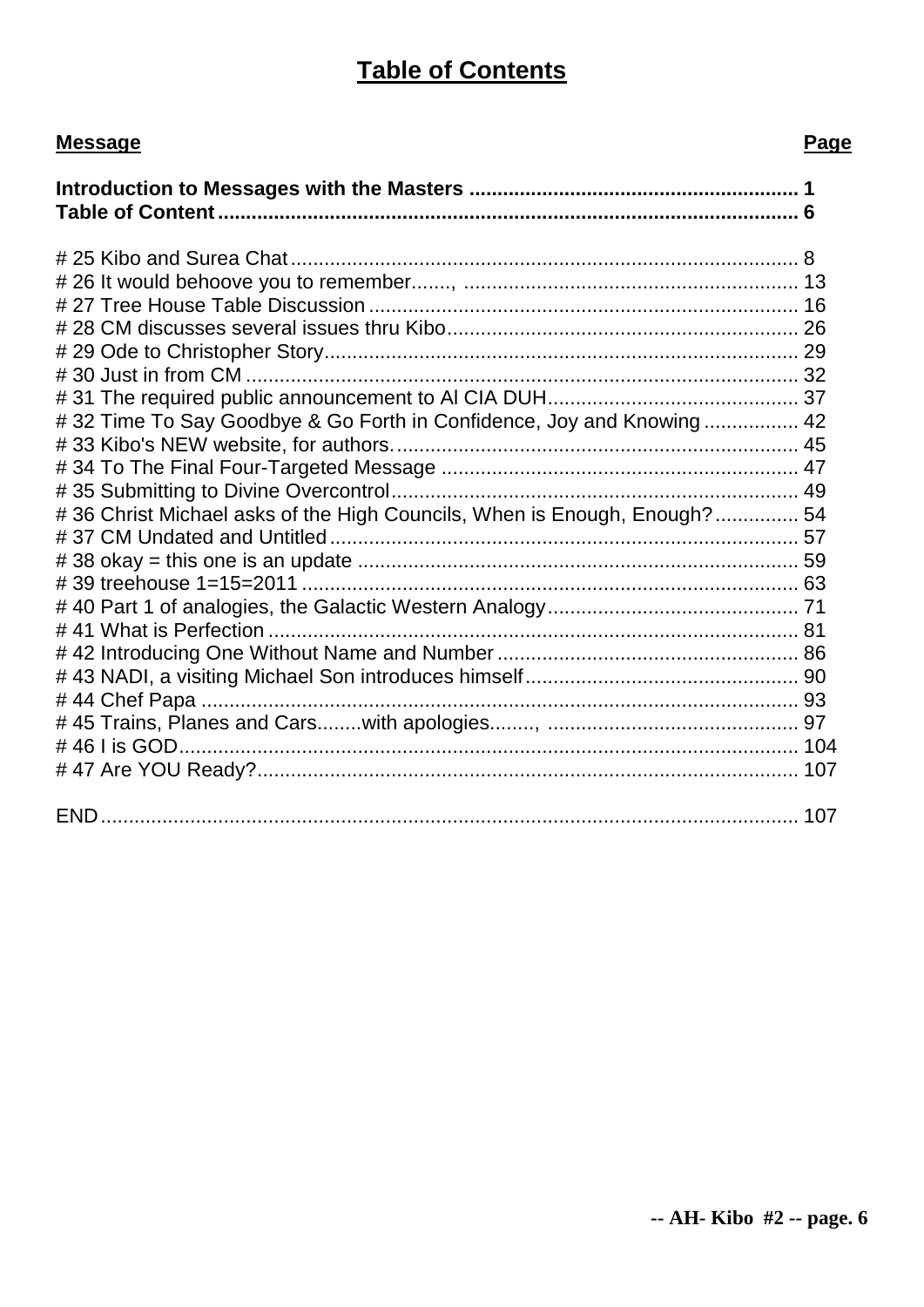## **Table of Contents**

| **Message** | **Page** |
|---|---|
| **Introduction to Messages with the Masters** | **1** |
| **Table of Content** | **6** |
| # 25 Kibo and Surea Chat | 8 |
| # 26 It would behoove you to remember......., | 13 |
| # 27 Tree House Table Discussion | 16 |
| # 28 CM discusses several issues thru Kibo | 26 |
| # 29 Ode to Christopher Story | 29 |
| # 30 Just in from CM | 32 |
| # 31 The required public announcement to Al CIA DUH | 37 |
| # 32 Time To Say Goodbye & Go Forth in Confidence, Joy and Knowing | 42 |
| # 33 Kibo's NEW website, for authors. | 45 |
| # 34 To The Final Four-Targeted Message | 47 |
| # 35 Submitting to Divine Overcontrol | 49 |
| # 36 Christ Michael asks of the High Councils, When is Enough, Enough? | 54 |
| # 37 CM Undated and Untitled | 57 |
| # 38 okay = this one is an update | 59 |
| # 39 treehouse 1=15=2011 | 63 |
| # 40 Part 1 of analogies, the Galactic Western Analogy | 71 |
| # 41 What is Perfection | 81 |
| # 42 Introducing One Without Name and Number | 86 |
| # 43 NADI, a visiting Michael Son introduces himself | 90 |
| # 44 Chef Papa | 93 |
| # 45 Trains, Planes and Cars........with apologies........, | 97 |
| # 46 I is GOD | 104 |
| # 47 Are YOU Ready? | 107 |
| END | 107 |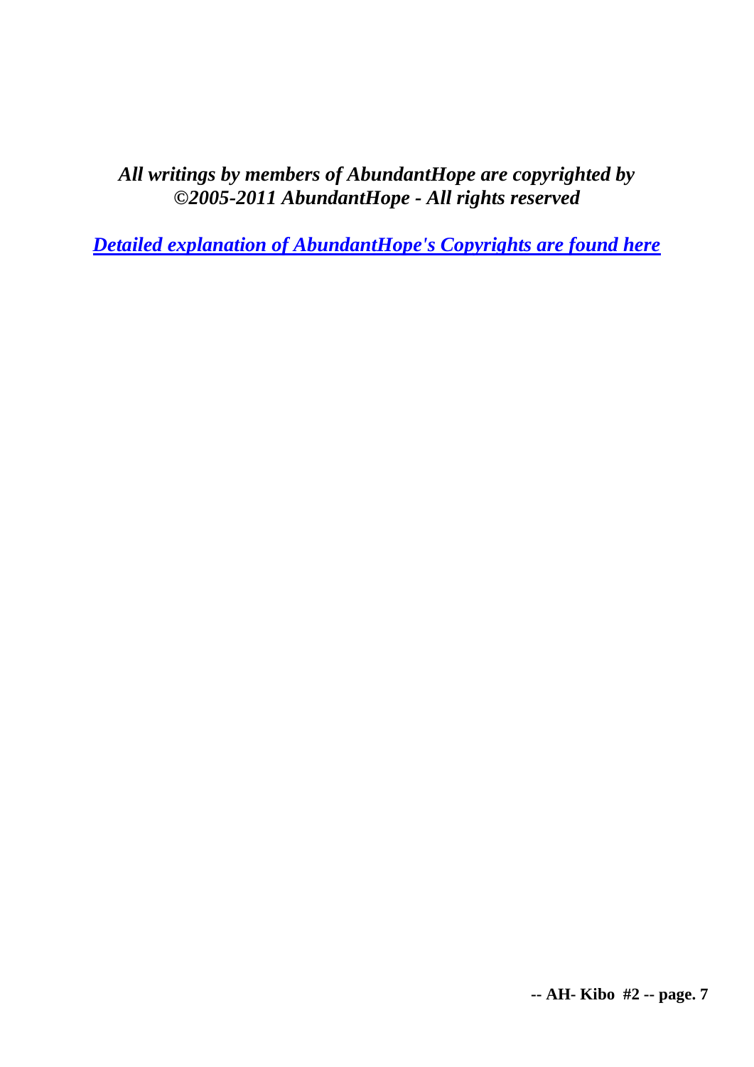***All writings by members of AbundantHope are copyrighted by ©2005-2011 AbundantHope - All rights reserved***

***[Detailed explanation of AbundantHope's Copyrights are found here]()***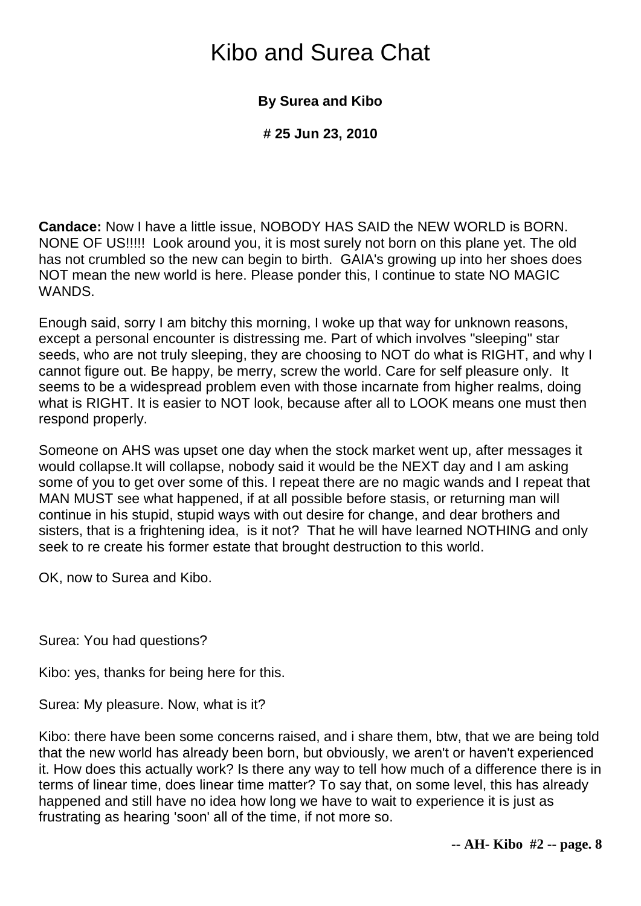# Kibo and Surea Chat

**By Surea and Kibo**

**# 25 Jun 23, 2010**

**Candace:** Now I have a little issue, NOBODY HAS SAID the NEW WORLD is BORN. NONE OF US!!!!! Look around you, it is most surely not born on this plane yet. The old has not crumbled so the new can begin to birth. GAIA's growing up into her shoes does NOT mean the new world is here. Please ponder this, I continue to state NO MAGIC WANDS.

Enough said, sorry I am bitchy this morning, I woke up that way for unknown reasons, except a personal encounter is distressing me. Part of which involves "sleeping" star seeds, who are not truly sleeping, they are choosing to NOT do what is RIGHT, and why I cannot figure out. Be happy, be merry, screw the world. Care for self pleasure only. It seems to be a widespread problem even with those incarnate from higher realms, doing what is RIGHT. It is easier to NOT look, because after all to LOOK means one must then respond properly.

Someone on AHS was upset one day when the stock market went up, after messages it would collapse.It will collapse, nobody said it would be the NEXT day and I am asking some of you to get over some of this. I repeat there are no magic wands and I repeat that MAN MUST see what happened, if at all possible before stasis, or returning man will continue in his stupid, stupid ways with out desire for change, and dear brothers and sisters, that is a frightening idea, is it not? That he will have learned NOTHING and only seek to re create his former estate that brought destruction to this world.

OK, now to Surea and Kibo.

Surea: You had questions?

Kibo: yes, thanks for being here for this.

Surea: My pleasure. Now, what is it?

Kibo: there have been some concerns raised, and i share them, btw, that we are being told that the new world has already been born, but obviously, we aren't or haven't experienced it. How does this actually work? Is there any way to tell how much of a difference there is in terms of linear time, does linear time matter? To say that, on some level, this has already happened and still have no idea how long we have to wait to experience it is just as frustrating as hearing 'soon' all of the time, if not more so.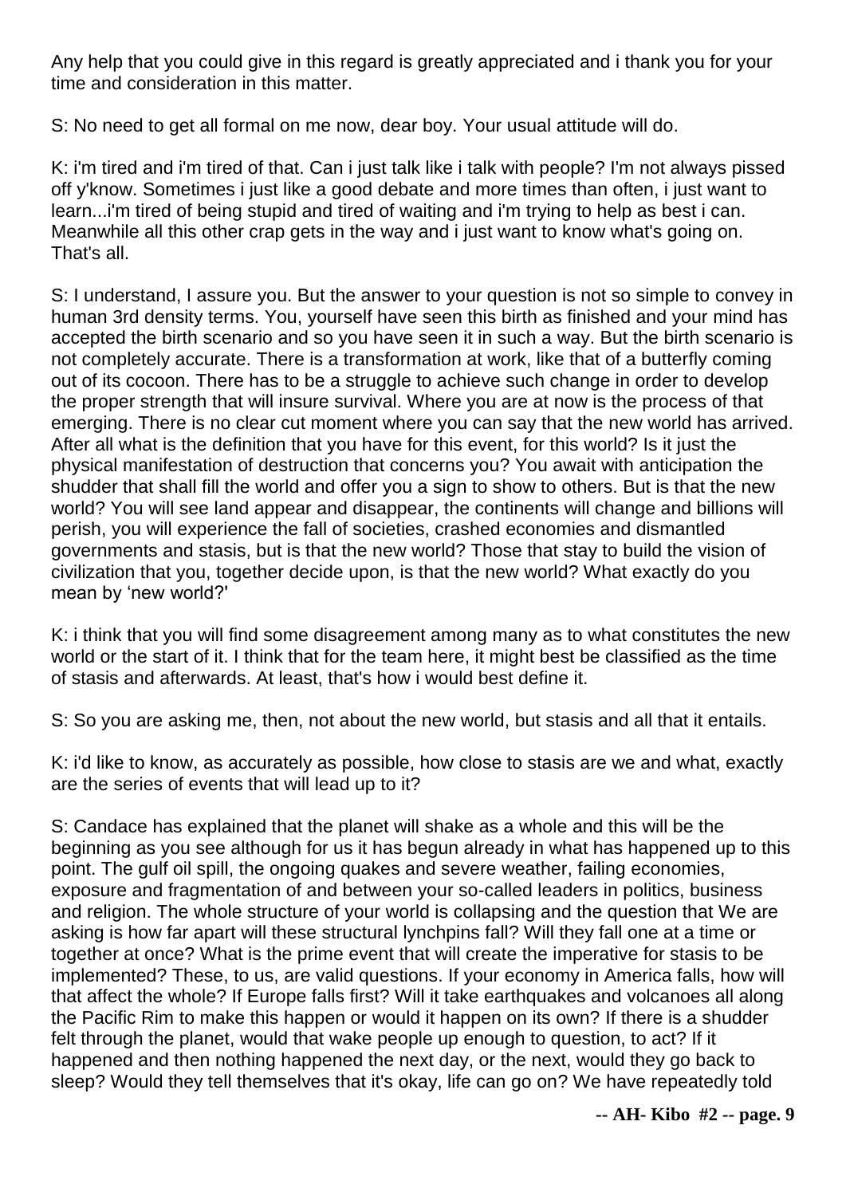Any help that you could give in this regard is greatly appreciated and i thank you for your time and consideration in this matter.

S: No need to get all formal on me now, dear boy. Your usual attitude will do.

K: i'm tired and i'm tired of that. Can i just talk like i talk with people? I'm not always pissed off y'know. Sometimes i just like a good debate and more times than often, i just want to learn...i'm tired of being stupid and tired of waiting and i'm trying to help as best i can. Meanwhile all this other crap gets in the way and i just want to know what's going on. That's all.

S: I understand, I assure you. But the answer to your question is not so simple to convey in human 3rd density terms. You, yourself have seen this birth as finished and your mind has accepted the birth scenario and so you have seen it in such a way. But the birth scenario is not completely accurate. There is a transformation at work, like that of a butterfly coming out of its cocoon. There has to be a struggle to achieve such change in order to develop the proper strength that will insure survival. Where you are at now is the process of that emerging. There is no clear cut moment where you can say that the new world has arrived. After all what is the definition that you have for this event, for this world? Is it just the physical manifestation of destruction that concerns you? You await with anticipation the shudder that shall fill the world and offer you a sign to show to others. But is that the new world? You will see land appear and disappear, the continents will change and billions will perish, you will experience the fall of societies, crashed economies and dismantled governments and stasis, but is that the new world? Those that stay to build the vision of civilization that you, together decide upon, is that the new world? What exactly do you mean by 'new world?'

K: i think that you will find some disagreement among many as to what constitutes the new world or the start of it. I think that for the team here, it might best be classified as the time of stasis and afterwards. At least, that's how i would best define it.

S: So you are asking me, then, not about the new world, but stasis and all that it entails.

K: i'd like to know, as accurately as possible, how close to stasis are we and what, exactly are the series of events that will lead up to it?

S: Candace has explained that the planet will shake as a whole and this will be the beginning as you see although for us it has begun already in what has happened up to this point. The gulf oil spill, the ongoing quakes and severe weather, failing economies, exposure and fragmentation of and between your so-called leaders in politics, business and religion. The whole structure of your world is collapsing and the question that We are asking is how far apart will these structural lynchpins fall? Will they fall one at a time or together at once? What is the prime event that will create the imperative for stasis to be implemented? These, to us, are valid questions. If your economy in America falls, how will that affect the whole? If Europe falls first? Will it take earthquakes and volcanoes all along the Pacific Rim to make this happen or would it happen on its own? If there is a shudder felt through the planet, would that wake people up enough to question, to act? If it happened and then nothing happened the next day, or the next, would they go back to sleep? Would they tell themselves that it's okay, life can go on? We have repeatedly told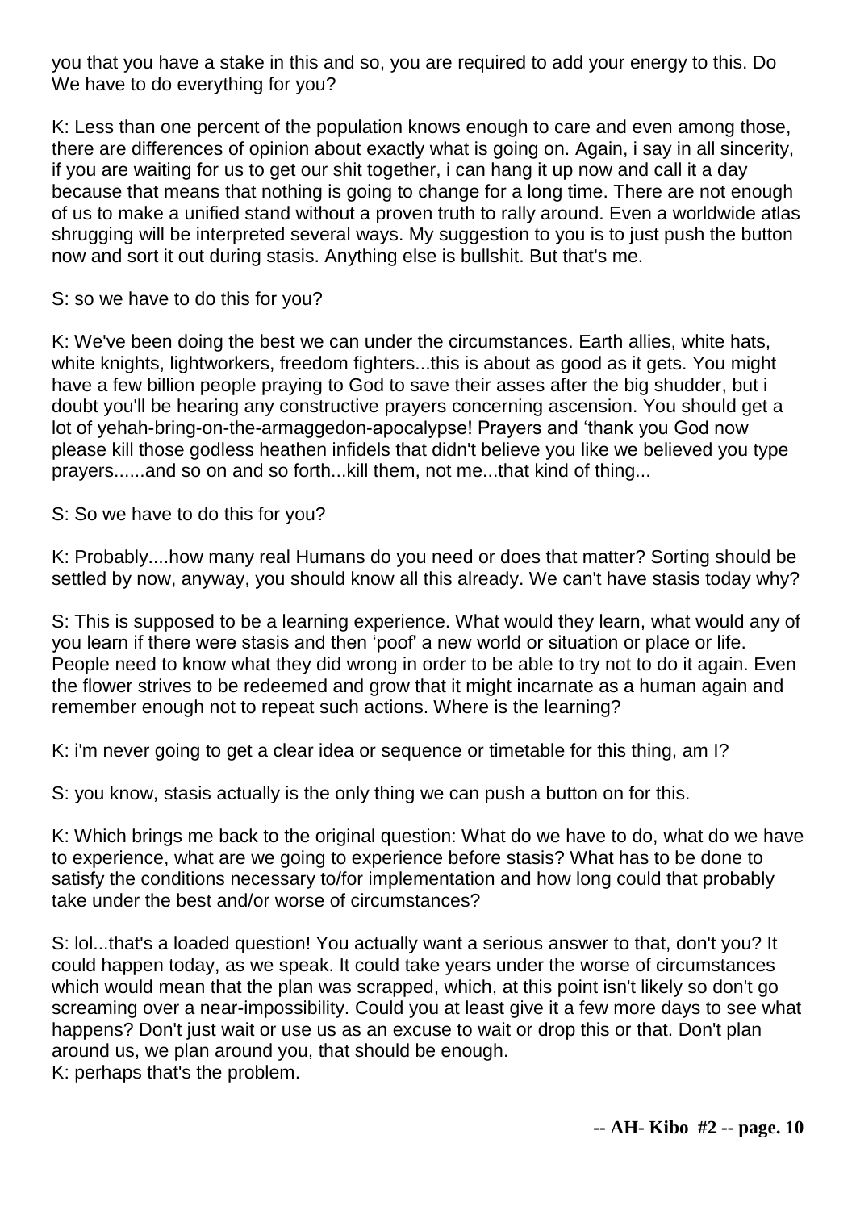you that you have a stake in this and so, you are required to add your energy to this. Do We have to do everything for you?

K: Less than one percent of the population knows enough to care and even among those, there are differences of opinion about exactly what is going on. Again, i say in all sincerity, if you are waiting for us to get our shit together, i can hang it up now and call it a day because that means that nothing is going to change for a long time. There are not enough of us to make a unified stand without a proven truth to rally around. Even a worldwide atlas shrugging will be interpreted several ways. My suggestion to you is to just push the button now and sort it out during stasis. Anything else is bullshit. But that's me.

S: so we have to do this for you?

K: We've been doing the best we can under the circumstances. Earth allies, white hats, white knights, lightworkers, freedom fighters...this is about as good as it gets. You might have a few billion people praying to God to save their asses after the big shudder, but i doubt you'll be hearing any constructive prayers concerning ascension. You should get a lot of yehah-bring-on-the-armaggedon-apocalypse! Prayers and 'thank you God now please kill those godless heathen infidels that didn't believe you like we believed you type prayers......and so on and so forth...kill them, not me...that kind of thing...

S: So we have to do this for you?

K: Probably....how many real Humans do you need or does that matter? Sorting should be settled by now, anyway, you should know all this already. We can't have stasis today why?

S: This is supposed to be a learning experience. What would they learn, what would any of you learn if there were stasis and then 'poof' a new world or situation or place or life. People need to know what they did wrong in order to be able to try not to do it again. Even the flower strives to be redeemed and grow that it might incarnate as a human again and remember enough not to repeat such actions. Where is the learning?

K: i'm never going to get a clear idea or sequence or timetable for this thing, am I?

S: you know, stasis actually is the only thing we can push a button on for this.

K: Which brings me back to the original question: What do we have to do, what do we have to experience, what are we going to experience before stasis? What has to be done to satisfy the conditions necessary to/for implementation and how long could that probably take under the best and/or worse of circumstances?

S: lol...that's a loaded question! You actually want a serious answer to that, don't you? It could happen today, as we speak. It could take years under the worse of circumstances which would mean that the plan was scrapped, which, at this point isn't likely so don't go screaming over a near-impossibility. Could you at least give it a few more days to see what happens? Don't just wait or use us as an excuse to wait or drop this or that. Don't plan around us, we plan around you, that should be enough.

K: perhaps that's the problem.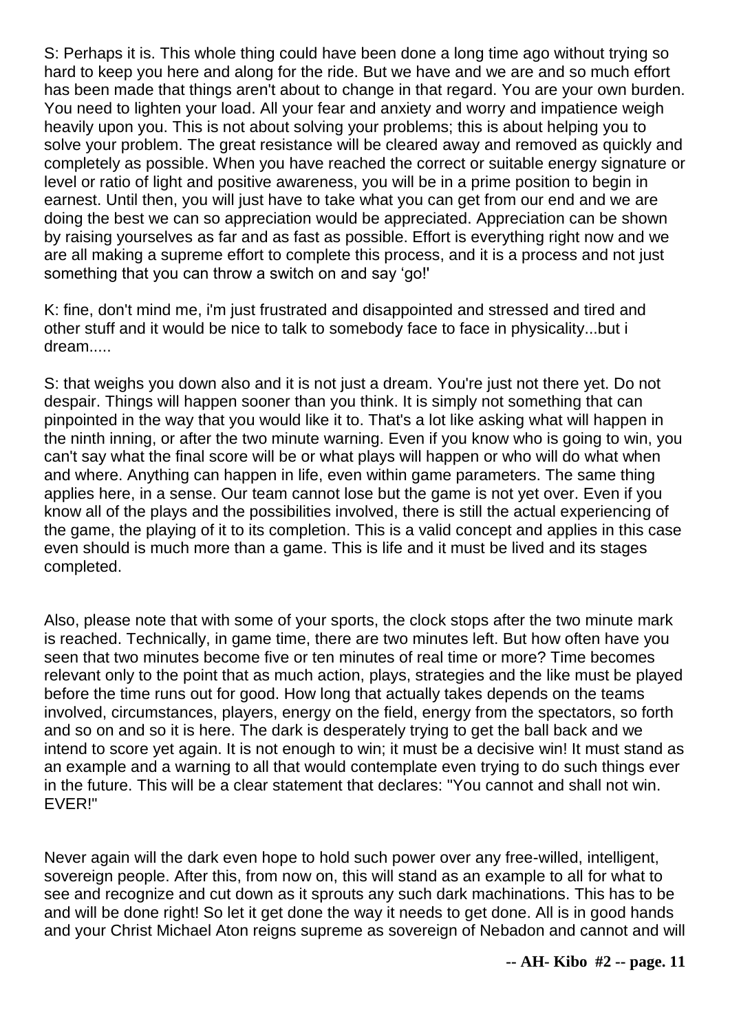S: Perhaps it is. This whole thing could have been done a long time ago without trying so hard to keep you here and along for the ride. But we have and we are and so much effort has been made that things aren't about to change in that regard. You are your own burden. You need to lighten your load. All your fear and anxiety and worry and impatience weigh heavily upon you. This is not about solving your problems; this is about helping you to solve your problem. The great resistance will be cleared away and removed as quickly and completely as possible. When you have reached the correct or suitable energy signature or level or ratio of light and positive awareness, you will be in a prime position to begin in earnest. Until then, you will just have to take what you can get from our end and we are doing the best we can so appreciation would be appreciated. Appreciation can be shown by raising yourselves as far and as fast as possible. Effort is everything right now and we are all making a supreme effort to complete this process, and it is a process and not just something that you can throw a switch on and say 'go!'

K: fine, don't mind me, i'm just frustrated and disappointed and stressed and tired and other stuff and it would be nice to talk to somebody face to face in physicality...but i dream.....

S: that weighs you down also and it is not just a dream. You're just not there yet. Do not despair. Things will happen sooner than you think. It is simply not something that can pinpointed in the way that you would like it to. That's a lot like asking what will happen in the ninth inning, or after the two minute warning. Even if you know who is going to win, you can't say what the final score will be or what plays will happen or who will do what when and where. Anything can happen in life, even within game parameters. The same thing applies here, in a sense. Our team cannot lose but the game is not yet over. Even if you know all of the plays and the possibilities involved, there is still the actual experiencing of the game, the playing of it to its completion. This is a valid concept and applies in this case even should is much more than a game. This is life and it must be lived and its stages completed.

Also, please note that with some of your sports, the clock stops after the two minute mark is reached. Technically, in game time, there are two minutes left. But how often have you seen that two minutes become five or ten minutes of real time or more? Time becomes relevant only to the point that as much action, plays, strategies and the like must be played before the time runs out for good. How long that actually takes depends on the teams involved, circumstances, players, energy on the field, energy from the spectators, so forth and so on and so it is here. The dark is desperately trying to get the ball back and we intend to score yet again. It is not enough to win; it must be a decisive win! It must stand as an example and a warning to all that would contemplate even trying to do such things ever in the future. This will be a clear statement that declares: "You cannot and shall not win. EVER!"

Never again will the dark even hope to hold such power over any free-willed, intelligent, sovereign people. After this, from now on, this will stand as an example to all for what to see and recognize and cut down as it sprouts any such dark machinations. This has to be and will be done right! So let it get done the way it needs to get done. All is in good hands and your Christ Michael Aton reigns supreme as sovereign of Nebadon and cannot and will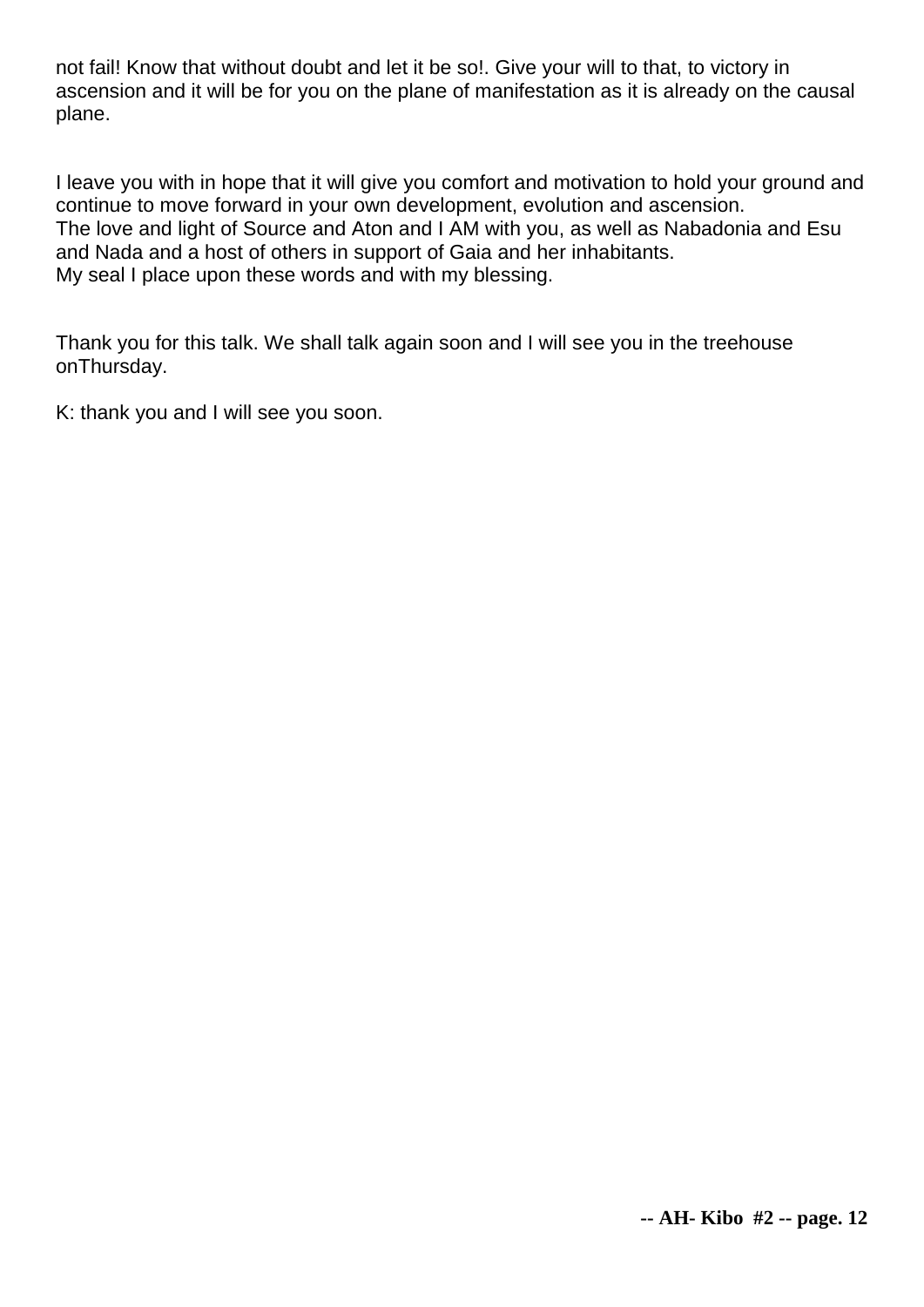not fail! Know that without doubt and let it be so!. Give your will to that, to victory in ascension and it will be for you on the plane of manifestation as it is already on the causal plane.

I leave you with in hope that it will give you comfort and motivation to hold your ground and continue to move forward in your own development, evolution and ascension.
The love and light of Source and Aton and I AM with you, as well as Nabadonia and Esu and Nada and a host of others in support of Gaia and her inhabitants.
My seal I place upon these words and with my blessing.

Thank you for this talk. We shall talk again soon and I will see you in the treehouse onThursday.

K: thank you and I will see you soon.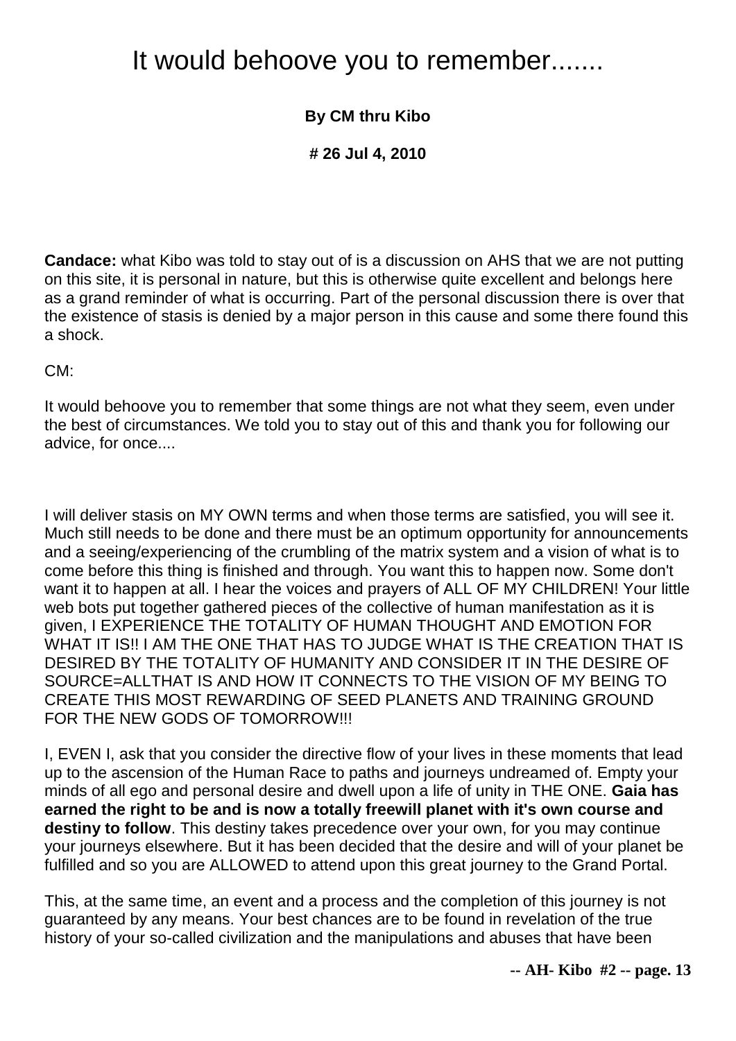# It would behoove you to remember.......

**By CM thru Kibo**

**# 26 Jul 4, 2010**

**Candace:** what Kibo was told to stay out of is a discussion on AHS that we are not putting on this site, it is personal in nature, but this is otherwise quite excellent and belongs here as a grand reminder of what is occurring. Part of the personal discussion there is over that the existence of stasis is denied by a major person in this cause and some there found this a shock.

CM:

It would behoove you to remember that some things are not what they seem, even under the best of circumstances. We told you to stay out of this and thank you for following our advice, for once....

I will deliver stasis on MY OWN terms and when those terms are satisfied, you will see it. Much still needs to be done and there must be an optimum opportunity for announcements and a seeing/experiencing of the crumbling of the matrix system and a vision of what is to come before this thing is finished and through. You want this to happen now. Some don't want it to happen at all. I hear the voices and prayers of ALL OF MY CHILDREN! Your little web bots put together gathered pieces of the collective of human manifestation as it is given, I EXPERIENCE THE TOTALITY OF HUMAN THOUGHT AND EMOTION FOR WHAT IT IS!! I AM THE ONE THAT HAS TO JUDGE WHAT IS THE CREATION THAT IS DESIRED BY THE TOTALITY OF HUMANITY AND CONSIDER IT IN THE DESIRE OF SOURCE=ALLTHAT IS AND HOW IT CONNECTS TO THE VISION OF MY BEING TO CREATE THIS MOST REWARDING OF SEED PLANETS AND TRAINING GROUND FOR THE NEW GODS OF TOMORROW!!!

I, EVEN I, ask that you consider the directive flow of your lives in these moments that lead up to the ascension of the Human Race to paths and journeys undreamed of. Empty your minds of all ego and personal desire and dwell upon a life of unity in THE ONE. **Gaia has earned the right to be and is now a totally freewill planet with it's own course and destiny to follow**. This destiny takes precedence over your own, for you may continue your journeys elsewhere. But it has been decided that the desire and will of your planet be fulfilled and so you are ALLOWED to attend upon this great journey to the Grand Portal.

This, at the same time, an event and a process and the completion of this journey is not guaranteed by any means. Your best chances are to be found in revelation of the true history of your so-called civilization and the manipulations and abuses that have been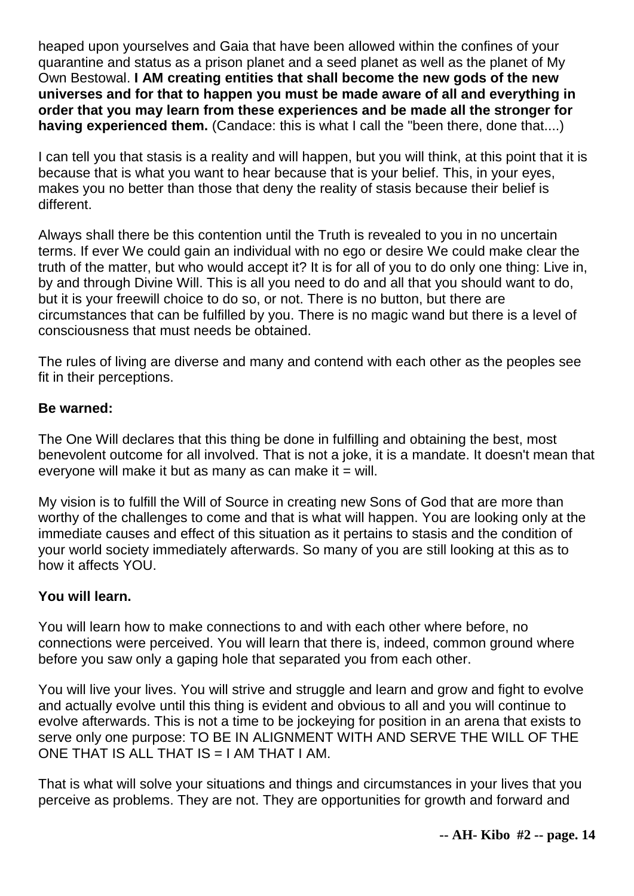heaped upon yourselves and Gaia that have been allowed within the confines of your quarantine and status as a prison planet and a seed planet as well as the planet of My Own Bestowal. **I AM creating entities that shall become the new gods of the new universes and for that to happen you must be made aware of all and everything in order that you may learn from these experiences and be made all the stronger for having experienced them.** (Candace: this is what I call the "been there, done that....)

I can tell you that stasis is a reality and will happen, but you will think, at this point that it is because that is what you want to hear because that is your belief. This, in your eyes, makes you no better than those that deny the reality of stasis because their belief is different.

Always shall there be this contention until the Truth is revealed to you in no uncertain terms. If ever We could gain an individual with no ego or desire We could make clear the truth of the matter, but who would accept it? It is for all of you to do only one thing: Live in, by and through Divine Will. This is all you need to do and all that you should want to do, but it is your freewill choice to do so, or not. There is no button, but there are circumstances that can be fulfilled by you. There is no magic wand but there is a level of consciousness that must needs be obtained.

The rules of living are diverse and many and contend with each other as the peoples see fit in their perceptions.

**Be warned:**

The One Will declares that this thing be done in fulfilling and obtaining the best, most benevolent outcome for all involved. That is not a joke, it is a mandate. It doesn't mean that everyone will make it but as many as can make it = will.

My vision is to fulfill the Will of Source in creating new Sons of God that are more than worthy of the challenges to come and that is what will happen. You are looking only at the immediate causes and effect of this situation as it pertains to stasis and the condition of your world society immediately afterwards. So many of you are still looking at this as to how it affects YOU.

**You will learn.**

You will learn how to make connections to and with each other where before, no connections were perceived. You will learn that there is, indeed, common ground where before you saw only a gaping hole that separated you from each other.

You will live your lives. You will strive and struggle and learn and grow and fight to evolve and actually evolve until this thing is evident and obvious to all and you will continue to evolve afterwards. This is not a time to be jockeying for position in an arena that exists to serve only one purpose: TO BE IN ALIGNMENT WITH AND SERVE THE WILL OF THE ONE THAT IS ALL THAT IS = I AM THAT I AM.

That is what will solve your situations and things and circumstances in your lives that you perceive as problems. They are not. They are opportunities for growth and forward and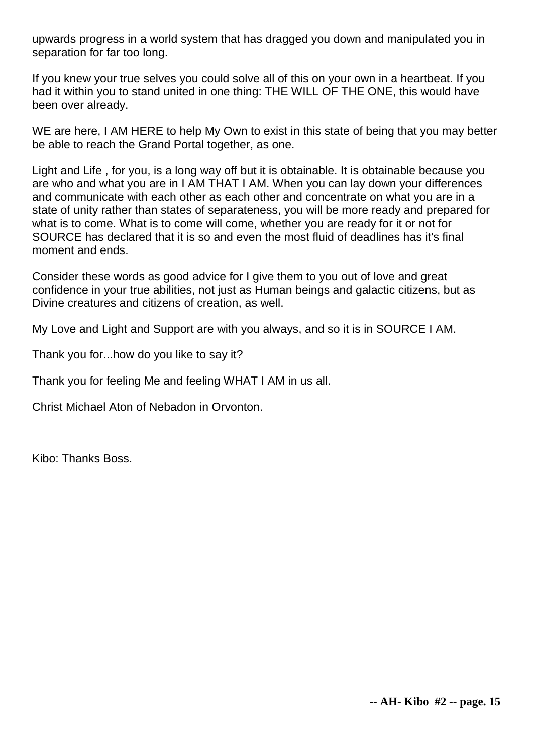upwards progress in a world system that has dragged you down and manipulated you in separation for far too long.

If you knew your true selves you could solve all of this on your own in a heartbeat. If you had it within you to stand united in one thing: THE WILL OF THE ONE, this would have been over already.

WE are here, I AM HERE to help My Own to exist in this state of being that you may better be able to reach the Grand Portal together, as one.

Light and Life , for you, is a long way off but it is obtainable. It is obtainable because you are who and what you are in I AM THAT I AM. When you can lay down your differences and communicate with each other as each other and concentrate on what you are in a state of unity rather than states of separateness, you will be more ready and prepared for what is to come. What is to come will come, whether you are ready for it or not for SOURCE has declared that it is so and even the most fluid of deadlines has it's final moment and ends.

Consider these words as good advice for I give them to you out of love and great confidence in your true abilities, not just as Human beings and galactic citizens, but as Divine creatures and citizens of creation, as well.

My Love and Light and Support are with you always, and so it is in SOURCE I AM.

Thank you for...how do you like to say it?

Thank you for feeling Me and feeling WHAT I AM in us all.

Christ Michael Aton of Nebadon in Orvonton.

Kibo: Thanks Boss.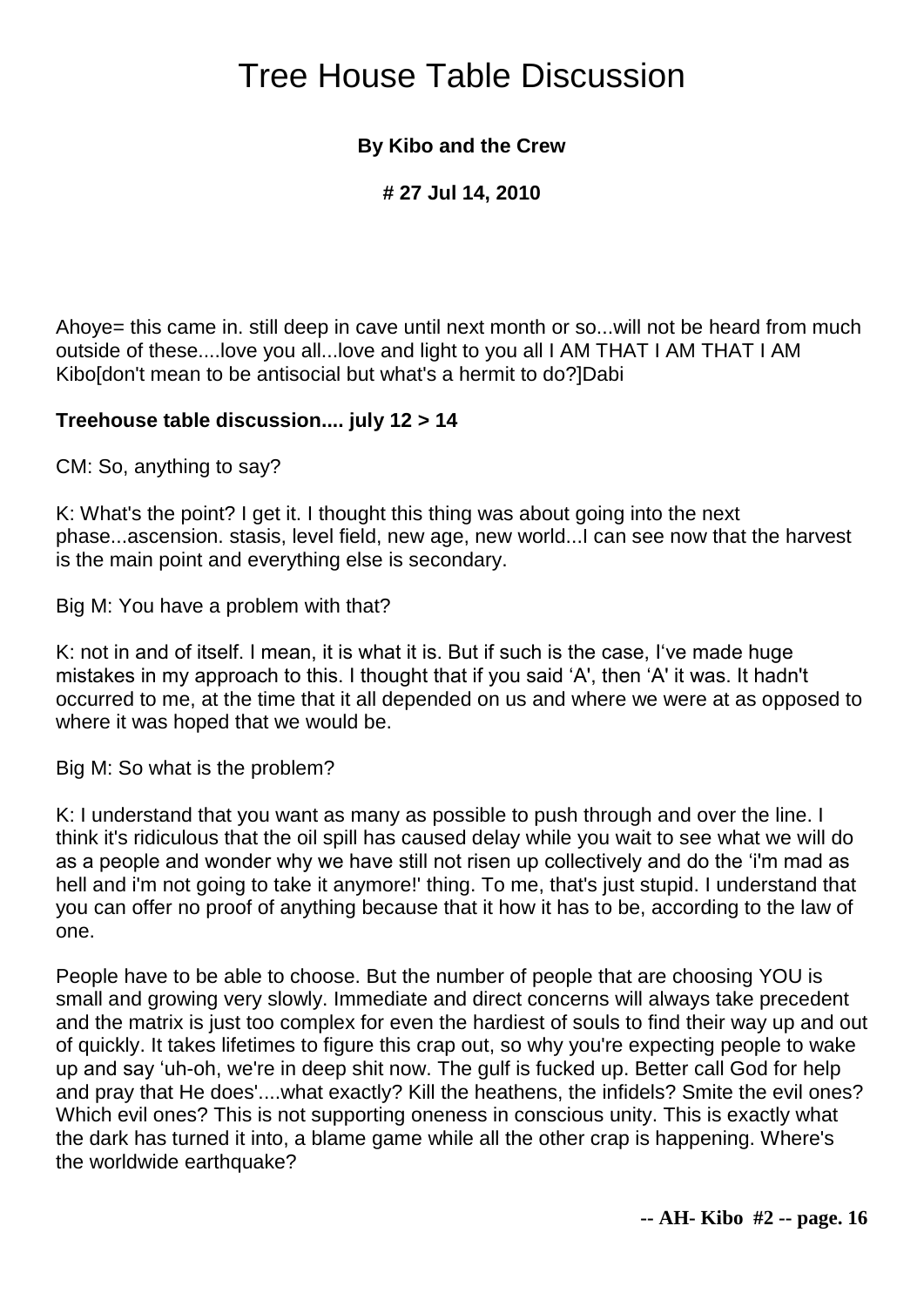# Tree House Table Discussion

**By Kibo and the Crew**

**# 27 Jul 14, 2010**

Ahoye= this came in. still deep in cave until next month or so...will not be heard from much outside of these....love you all...love and light to you all I AM THAT I AM THAT I AM Kibo[don't mean to be antisocial but what's a hermit to do?]Dabi

**Treehouse table discussion.... july 12 > 14**

CM: So, anything to say?

K: What's the point? I get it. I thought this thing was about going into the next phase...ascension. stasis, level field, new age, new world...I can see now that the harvest is the main point and everything else is secondary.

Big M: You have a problem with that?

K: not in and of itself. I mean, it is what it is. But if such is the case, I've made huge mistakes in my approach to this. I thought that if you said 'A', then 'A' it was. It hadn't occurred to me, at the time that it all depended on us and where we were at as opposed to where it was hoped that we would be.

Big M: So what is the problem?

K: I understand that you want as many as possible to push through and over the line. I think it's ridiculous that the oil spill has caused delay while you wait to see what we will do as a people and wonder why we have still not risen up collectively and do the 'i'm mad as hell and i'm not going to take it anymore!' thing. To me, that's just stupid. I understand that you can offer no proof of anything because that it how it has to be, according to the law of one.

People have to be able to choose. But the number of people that are choosing YOU is small and growing very slowly. Immediate and direct concerns will always take precedent and the matrix is just too complex for even the hardiest of souls to find their way up and out of quickly. It takes lifetimes to figure this crap out, so why you're expecting people to wake up and say 'uh-oh, we're in deep shit now. The gulf is fucked up. Better call God for help and pray that He does'....what exactly? Kill the heathens, the infidels? Smite the evil ones? Which evil ones? This is not supporting oneness in conscious unity. This is exactly what the dark has turned it into, a blame game while all the other crap is happening. Where's the worldwide earthquake?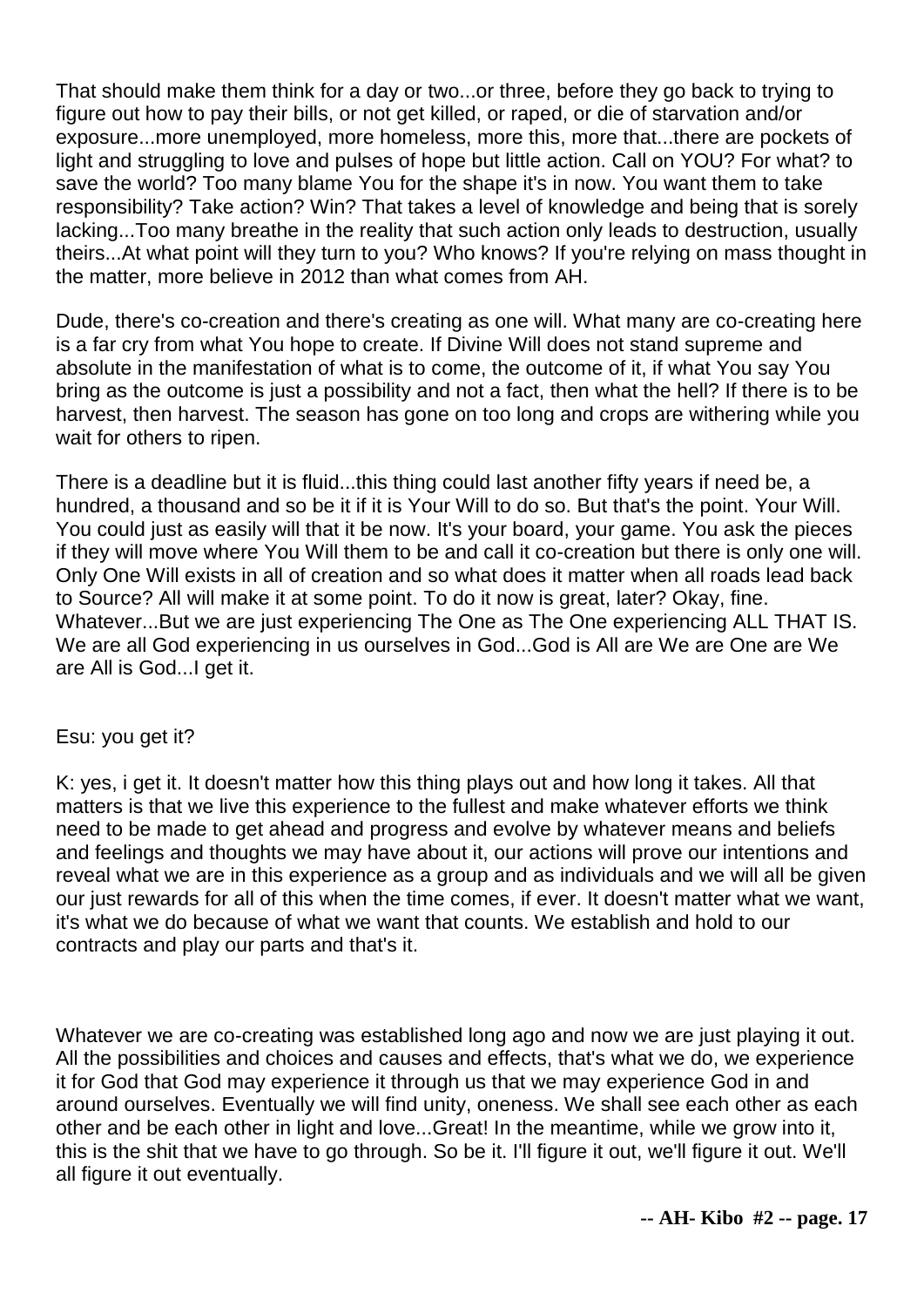That should make them think for a day or two...or three, before they go back to trying to figure out how to pay their bills, or not get killed, or raped, or die of starvation and/or exposure...more unemployed, more homeless, more this, more that...there are pockets of light and struggling to love and pulses of hope but little action. Call on YOU? For what? to save the world? Too many blame You for the shape it's in now. You want them to take responsibility? Take action? Win? That takes a level of knowledge and being that is sorely lacking...Too many breathe in the reality that such action only leads to destruction, usually theirs...At what point will they turn to you? Who knows? If you're relying on mass thought in the matter, more believe in 2012 than what comes from AH.

Dude, there's co-creation and there's creating as one will. What many are co-creating here is a far cry from what You hope to create. If Divine Will does not stand supreme and absolute in the manifestation of what is to come, the outcome of it, if what You say You bring as the outcome is just a possibility and not a fact, then what the hell? If there is to be harvest, then harvest. The season has gone on too long and crops are withering while you wait for others to ripen.

There is a deadline but it is fluid...this thing could last another fifty years if need be, a hundred, a thousand and so be it if it is Your Will to do so. But that's the point. Your Will. You could just as easily will that it be now. It's your board, your game. You ask the pieces if they will move where You Will them to be and call it co-creation but there is only one will. Only One Will exists in all of creation and so what does it matter when all roads lead back to Source? All will make it at some point. To do it now is great, later? Okay, fine. Whatever...But we are just experiencing The One as The One experiencing ALL THAT IS. We are all God experiencing in us ourselves in God...God is All are We are One are We are All is God...I get it.

Esu: you get it?

K: yes, i get it. It doesn't matter how this thing plays out and how long it takes. All that matters is that we live this experience to the fullest and make whatever efforts we think need to be made to get ahead and progress and evolve by whatever means and beliefs and feelings and thoughts we may have about it, our actions will prove our intentions and reveal what we are in this experience as a group and as individuals and we will all be given our just rewards for all of this when the time comes, if ever. It doesn't matter what we want, it's what we do because of what we want that counts. We establish and hold to our contracts and play our parts and that's it.

Whatever we are co-creating was established long ago and now we are just playing it out. All the possibilities and choices and causes and effects, that's what we do, we experience it for God that God may experience it through us that we may experience God in and around ourselves. Eventually we will find unity, oneness. We shall see each other as each other and be each other in light and love...Great! In the meantime, while we grow into it, this is the shit that we have to go through. So be it. I'll figure it out, we'll figure it out. We'll all figure it out eventually.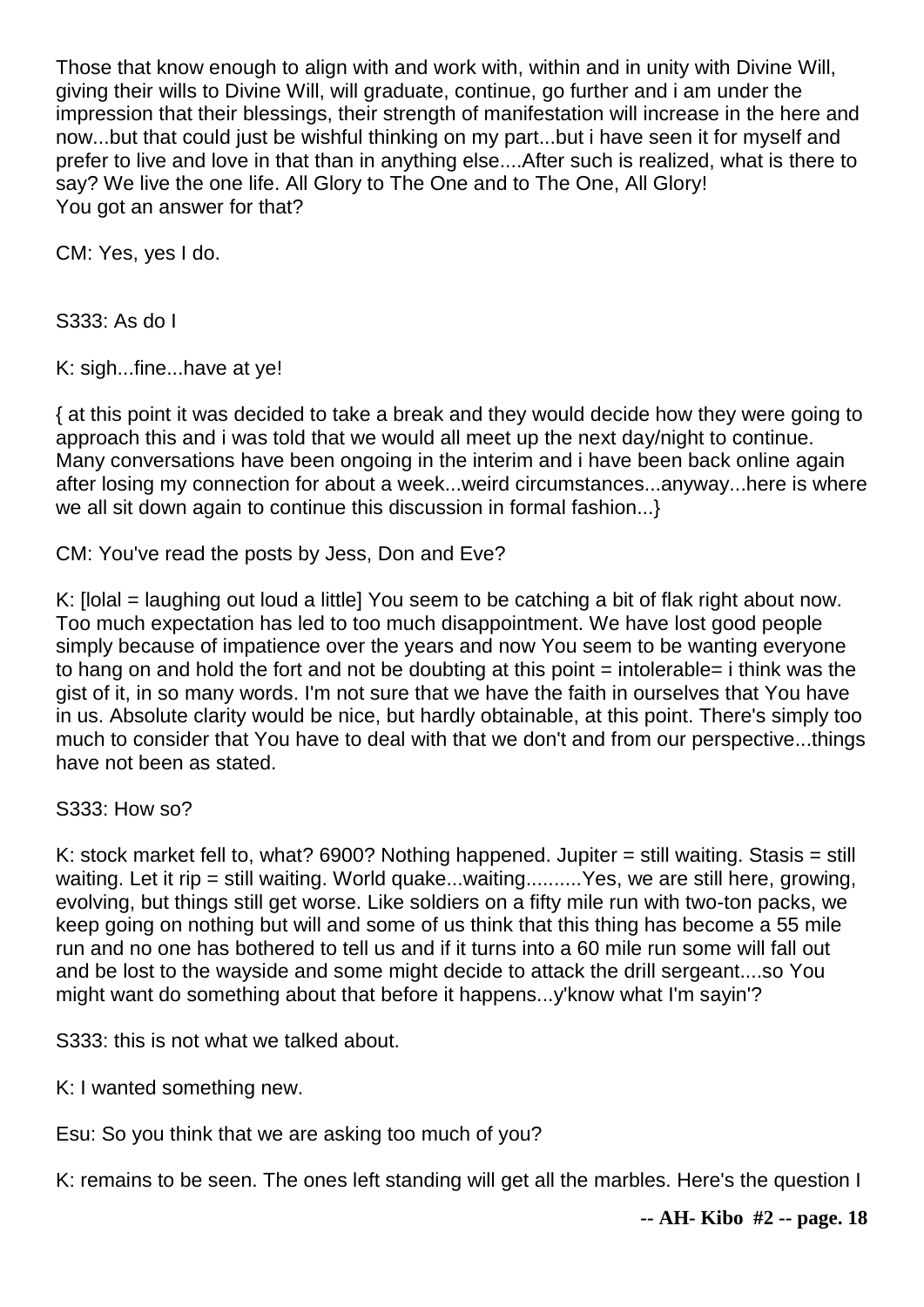Those that know enough to align with and work with, within and in unity with Divine Will, giving their wills to Divine Will, will graduate, continue, go further and i am under the impression that their blessings, their strength of manifestation will increase in the here and now...but that could just be wishful thinking on my part...but i have seen it for myself and prefer to live and love in that than in anything else....After such is realized, what is there to say? We live the one life. All Glory to The One and to The One, All Glory!
You got an answer for that?

CM: Yes, yes I do.

S333: As do I

K: sigh...fine...have at ye!

{ at this point it was decided to take a break and they would decide how they were going to approach this and i was told that we would all meet up the next day/night to continue. Many conversations have been ongoing in the interim and i have been back online again after losing my connection for about a week...weird circumstances...anyway...here is where we all sit down again to continue this discussion in formal fashion...}

CM: You've read the posts by Jess, Don and Eve?

K: [lolal = laughing out loud a little] You seem to be catching a bit of flak right about now. Too much expectation has led to too much disappointment. We have lost good people simply because of impatience over the years and now You seem to be wanting everyone to hang on and hold the fort and not be doubting at this point = intolerable= i think was the gist of it, in so many words. I'm not sure that we have the faith in ourselves that You have in us. Absolute clarity would be nice, but hardly obtainable, at this point. There's simply too much to consider that You have to deal with that we don't and from our perspective...things have not been as stated.

S333: How so?

K: stock market fell to, what? 6900? Nothing happened. Jupiter = still waiting. Stasis = still waiting. Let it rip = still waiting. World quake...waiting..........Yes, we are still here, growing, evolving, but things still get worse. Like soldiers on a fifty mile run with two-ton packs, we keep going on nothing but will and some of us think that this thing has become a 55 mile run and no one has bothered to tell us and if it turns into a 60 mile run some will fall out and be lost to the wayside and some might decide to attack the drill sergeant....so You might want do something about that before it happens...y'know what I'm sayin'?

S333: this is not what we talked about.

K: I wanted something new.

Esu: So you think that we are asking too much of you?

K: remains to be seen. The ones left standing will get all the marbles. Here's the question I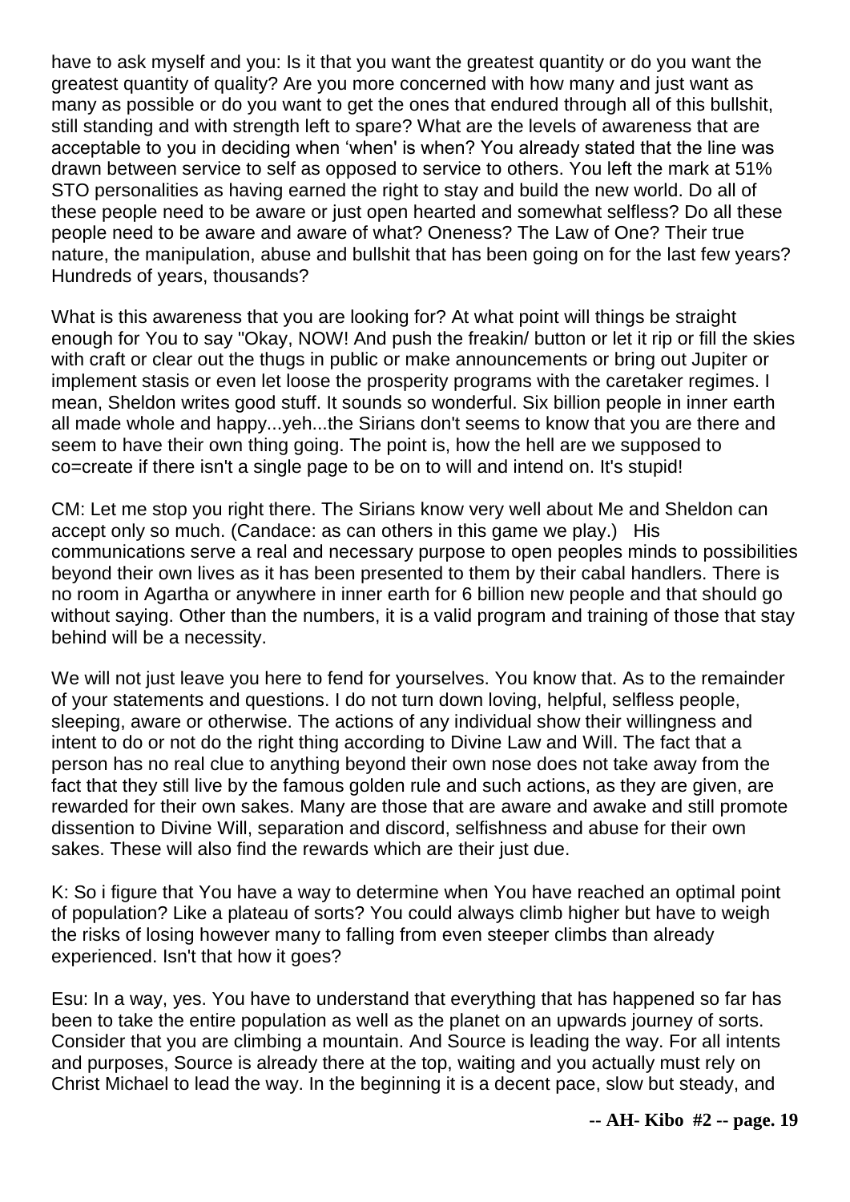have to ask myself and you: Is it that you want the greatest quantity or do you want the greatest quantity of quality? Are you more concerned with how many and just want as many as possible or do you want to get the ones that endured through all of this bullshit, still standing and with strength left to spare? What are the levels of awareness that are acceptable to you in deciding when 'when' is when? You already stated that the line was drawn between service to self as opposed to service to others. You left the mark at 51% STO personalities as having earned the right to stay and build the new world. Do all of these people need to be aware or just open hearted and somewhat selfless? Do all these people need to be aware and aware of what? Oneness? The Law of One? Their true nature, the manipulation, abuse and bullshit that has been going on for the last few years? Hundreds of years, thousands?

What is this awareness that you are looking for? At what point will things be straight enough for You to say "Okay, NOW! And push the freakin/ button or let it rip or fill the skies with craft or clear out the thugs in public or make announcements or bring out Jupiter or implement stasis or even let loose the prosperity programs with the caretaker regimes. I mean, Sheldon writes good stuff. It sounds so wonderful. Six billion people in inner earth all made whole and happy...yeh...the Sirians don't seems to know that you are there and seem to have their own thing going. The point is, how the hell are we supposed to co=create if there isn't a single page to be on to will and intend on. It's stupid!

CM: Let me stop you right there. The Sirians know very well about Me and Sheldon can accept only so much. (Candace: as can others in this game we play.) His communications serve a real and necessary purpose to open peoples minds to possibilities beyond their own lives as it has been presented to them by their cabal handlers. There is no room in Agartha or anywhere in inner earth for 6 billion new people and that should go without saying. Other than the numbers, it is a valid program and training of those that stay behind will be a necessity.

We will not just leave you here to fend for yourselves. You know that. As to the remainder of your statements and questions. I do not turn down loving, helpful, selfless people, sleeping, aware or otherwise. The actions of any individual show their willingness and intent to do or not do the right thing according to Divine Law and Will. The fact that a person has no real clue to anything beyond their own nose does not take away from the fact that they still live by the famous golden rule and such actions, as they are given, are rewarded for their own sakes. Many are those that are aware and awake and still promote dissention to Divine Will, separation and discord, selfishness and abuse for their own sakes. These will also find the rewards which are their just due.

K: So i figure that You have a way to determine when You have reached an optimal point of population? Like a plateau of sorts? You could always climb higher but have to weigh the risks of losing however many to falling from even steeper climbs than already experienced. Isn't that how it goes?

Esu: In a way, yes. You have to understand that everything that has happened so far has been to take the entire population as well as the planet on an upwards journey of sorts. Consider that you are climbing a mountain. And Source is leading the way. For all intents and purposes, Source is already there at the top, waiting and you actually must rely on Christ Michael to lead the way. In the beginning it is a decent pace, slow but steady, and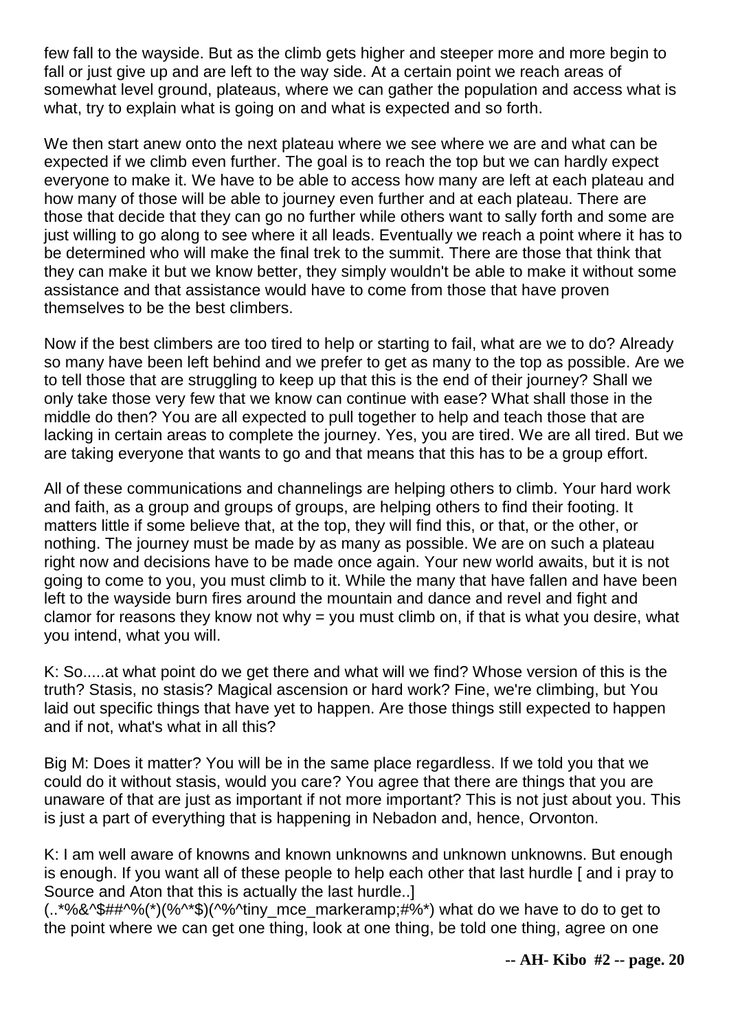few fall to the wayside. But as the climb gets higher and steeper more and more begin to fall or just give up and are left to the way side. At a certain point we reach areas of somewhat level ground, plateaus, where we can gather the population and access what is what, try to explain what is going on and what is expected and so forth.

We then start anew onto the next plateau where we see where we are and what can be expected if we climb even further. The goal is to reach the top but we can hardly expect everyone to make it. We have to be able to access how many are left at each plateau and how many of those will be able to journey even further and at each plateau. There are those that decide that they can go no further while others want to sally forth and some are just willing to go along to see where it all leads. Eventually we reach a point where it has to be determined who will make the final trek to the summit. There are those that think that they can make it but we know better, they simply wouldn't be able to make it without some assistance and that assistance would have to come from those that have proven themselves to be the best climbers.

Now if the best climbers are too tired to help or starting to fail, what are we to do? Already so many have been left behind and we prefer to get as many to the top as possible. Are we to tell those that are struggling to keep up that this is the end of their journey? Shall we only take those very few that we know can continue with ease? What shall those in the middle do then? You are all expected to pull together to help and teach those that are lacking in certain areas to complete the journey. Yes, you are tired. We are all tired. But we are taking everyone that wants to go and that means that this has to be a group effort.

All of these communications and channelings are helping others to climb. Your hard work and faith, as a group and groups of groups, are helping others to find their footing. It matters little if some believe that, at the top, they will find this, or that, or the other, or nothing. The journey must be made by as many as possible. We are on such a plateau right now and decisions have to be made once again. Your new world awaits, but it is not going to come to you, you must climb to it. While the many that have fallen and have been left to the wayside burn fires around the mountain and dance and revel and fight and clamor for reasons they know not why = you must climb on, if that is what you desire, what you intend, what you will.

K: So.....at what point do we get there and what will we find? Whose version of this is the truth? Stasis, no stasis? Magical ascension or hard work? Fine, we're climbing, but You laid out specific things that have yet to happen. Are those things still expected to happen and if not, what's what in all this?

Big M: Does it matter? You will be in the same place regardless. If we told you that we could do it without stasis, would you care? You agree that there are things that you are unaware of that are just as important if not more important? This is not just about you. This is just a part of everything that is happening in Nebadon and, hence, Orvonton.

K: I am well aware of knowns and known unknowns and unknown unknowns. But enough is enough. If you want all of these people to help each other that last hurdle [ and i pray to Source and Aton that this is actually the last hurdle..] (..*%&^$##^%(*)(%^*$)(^%^tiny_mce_markeramp;#%*) what do we have to do to get to the point where we can get one thing, look at one thing, be told one thing, agree on one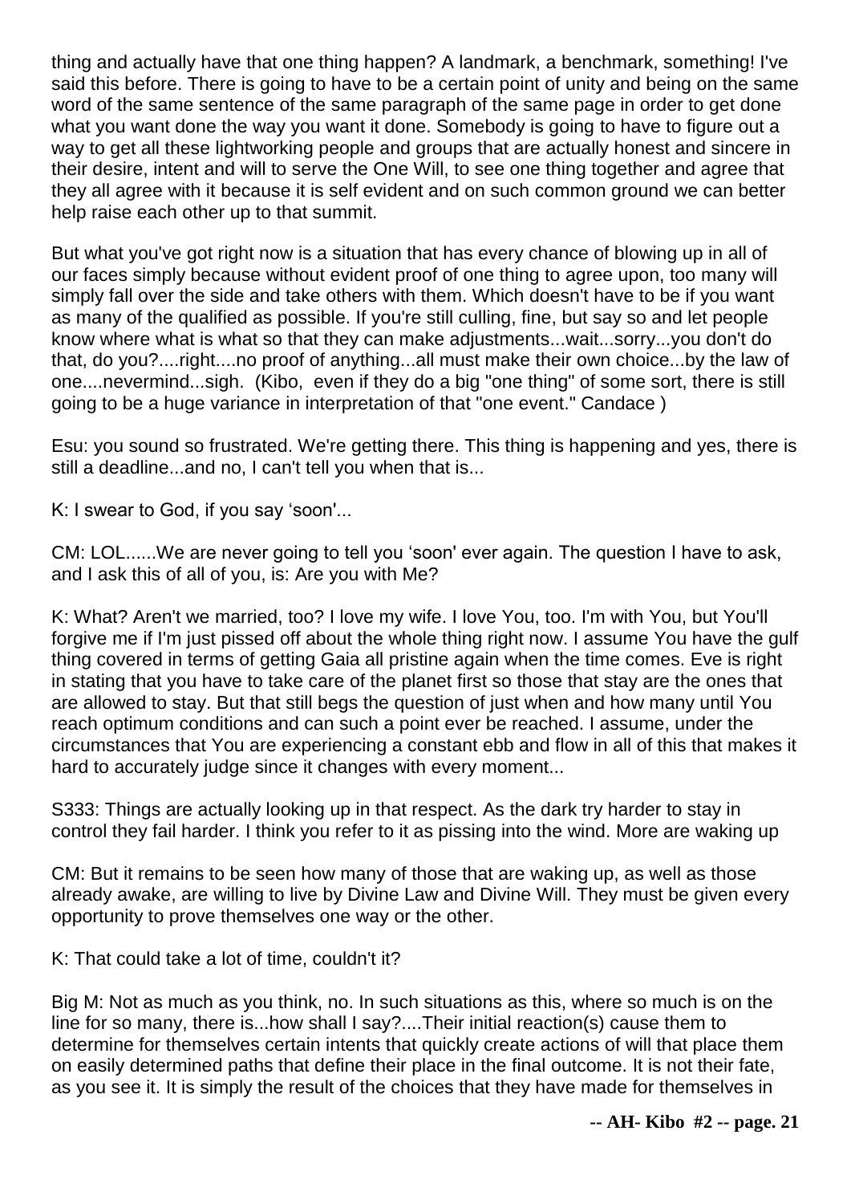thing and actually have that one thing happen? A landmark, a benchmark, something! I've said this before. There is going to have to be a certain point of unity and being on the same word of the same sentence of the same paragraph of the same page in order to get done what you want done the way you want it done. Somebody is going to have to figure out a way to get all these lightworking people and groups that are actually honest and sincere in their desire, intent and will to serve the One Will, to see one thing together and agree that they all agree with it because it is self evident and on such common ground we can better help raise each other up to that summit.

But what you've got right now is a situation that has every chance of blowing up in all of our faces simply because without evident proof of one thing to agree upon, too many will simply fall over the side and take others with them. Which doesn't have to be if you want as many of the qualified as possible. If you're still culling, fine, but say so and let people know where what is what so that they can make adjustments...wait...sorry...you don't do that, do you?....right....no proof of anything...all must make their own choice...by the law of one....nevermind...sigh. (Kibo, even if they do a big "one thing" of some sort, there is still going to be a huge variance in interpretation of that "one event." Candace )

Esu: you sound so frustrated. We're getting there. This thing is happening and yes, there is still a deadline...and no, I can't tell you when that is...

K: I swear to God, if you say 'soon'...

CM: LOL......We are never going to tell you 'soon' ever again. The question I have to ask, and I ask this of all of you, is: Are you with Me?

K: What? Aren't we married, too? I love my wife. I love You, too. I'm with You, but You'll forgive me if I'm just pissed off about the whole thing right now. I assume You have the gulf thing covered in terms of getting Gaia all pristine again when the time comes. Eve is right in stating that you have to take care of the planet first so those that stay are the ones that are allowed to stay. But that still begs the question of just when and how many until You reach optimum conditions and can such a point ever be reached. I assume, under the circumstances that You are experiencing a constant ebb and flow in all of this that makes it hard to accurately judge since it changes with every moment...

S333: Things are actually looking up in that respect. As the dark try harder to stay in control they fail harder. I think you refer to it as pissing into the wind. More are waking up

CM: But it remains to be seen how many of those that are waking up, as well as those already awake, are willing to live by Divine Law and Divine Will. They must be given every opportunity to prove themselves one way or the other.

K: That could take a lot of time, couldn't it?

Big M: Not as much as you think, no. In such situations as this, where so much is on the line for so many, there is...how shall I say?....Their initial reaction(s) cause them to determine for themselves certain intents that quickly create actions of will that place them on easily determined paths that define their place in the final outcome. It is not their fate, as you see it. It is simply the result of the choices that they have made for themselves in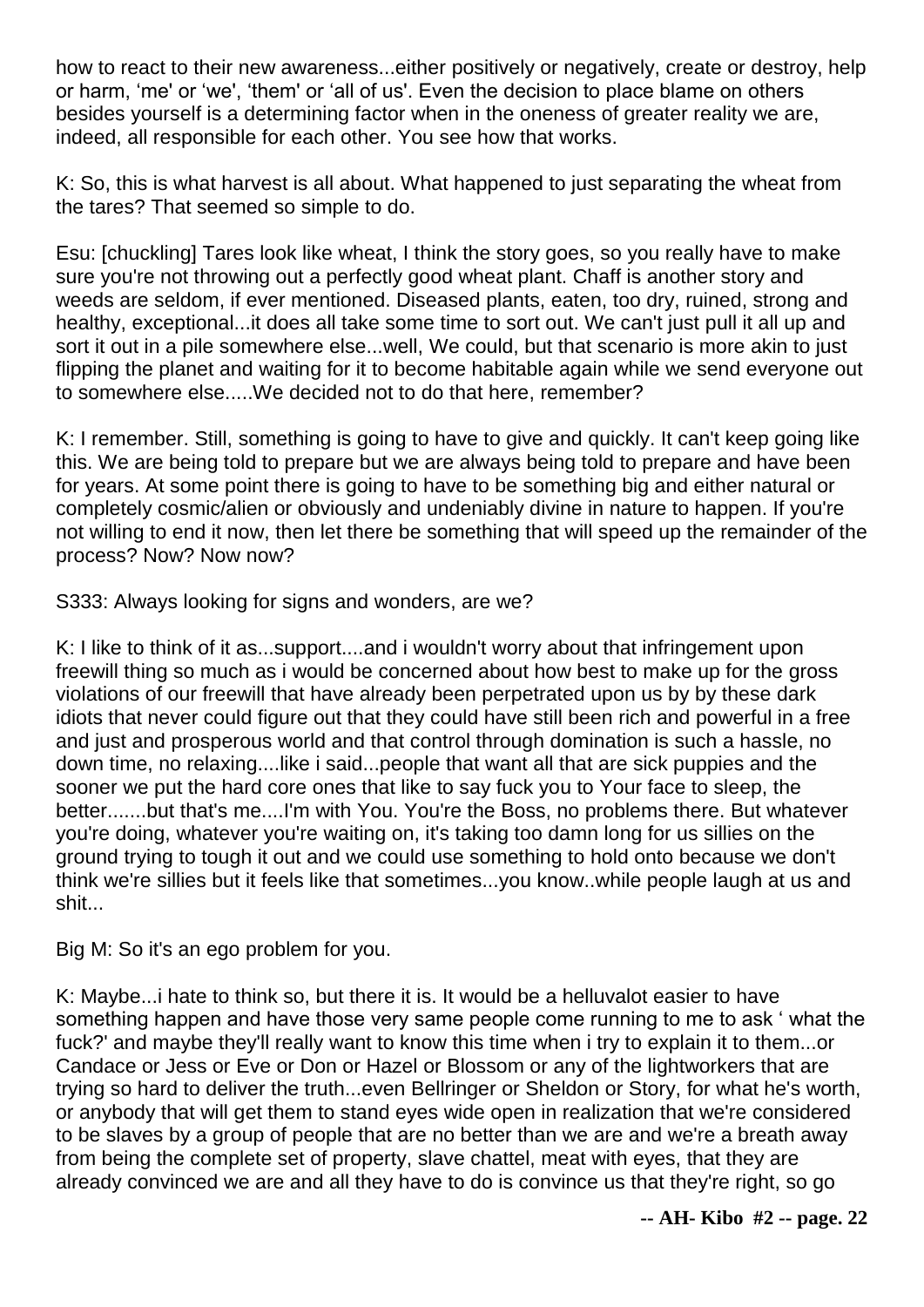how to react to their new awareness...either positively or negatively, create or destroy, help or harm, 'me' or 'we', 'them' or 'all of us'. Even the decision to place blame on others besides yourself is a determining factor when in the oneness of greater reality we are, indeed, all responsible for each other. You see how that works.

K: So, this is what harvest is all about. What happened to just separating the wheat from the tares? That seemed so simple to do.

Esu: [chuckling] Tares look like wheat, I think the story goes, so you really have to make sure you're not throwing out a perfectly good wheat plant. Chaff is another story and weeds are seldom, if ever mentioned. Diseased plants, eaten, too dry, ruined, strong and healthy, exceptional...it does all take some time to sort out. We can't just pull it all up and sort it out in a pile somewhere else...well, We could, but that scenario is more akin to just flipping the planet and waiting for it to become habitable again while we send everyone out to somewhere else.....We decided not to do that here, remember?

K: I remember. Still, something is going to have to give and quickly. It can't keep going like this. We are being told to prepare but we are always being told to prepare and have been for years. At some point there is going to have to be something big and either natural or completely cosmic/alien or obviously and undeniably divine in nature to happen. If you're not willing to end it now, then let there be something that will speed up the remainder of the process? Now? Now now?

S333: Always looking for signs and wonders, are we?

K: I like to think of it as...support....and i wouldn't worry about that infringement upon freewill thing so much as i would be concerned about how best to make up for the gross violations of our freewill that have already been perpetrated upon us by by these dark idiots that never could figure out that they could have still been rich and powerful in a free and just and prosperous world and that control through domination is such a hassle, no down time, no relaxing....like i said...people that want all that are sick puppies and the sooner we put the hard core ones that like to say fuck you to Your face to sleep, the better.......but that's me....I'm with You. You're the Boss, no problems there. But whatever you're doing, whatever you're waiting on, it's taking too damn long for us sillies on the ground trying to tough it out and we could use something to hold onto because we don't think we're sillies but it feels like that sometimes...you know..while people laugh at us and shit...

Big M: So it's an ego problem for you.

K: Maybe...i hate to think so, but there it is. It would be a helluvalot easier to have something happen and have those very same people come running to me to ask ' what the fuck?' and maybe they'll really want to know this time when i try to explain it to them...or Candace or Jess or Eve or Don or Hazel or Blossom or any of the lightworkers that are trying so hard to deliver the truth...even Bellringer or Sheldon or Story, for what he's worth, or anybody that will get them to stand eyes wide open in realization that we're considered to be slaves by a group of people that are no better than we are and we're a breath away from being the complete set of property, slave chattel, meat with eyes, that they are already convinced we are and all they have to do is convince us that they're right, so go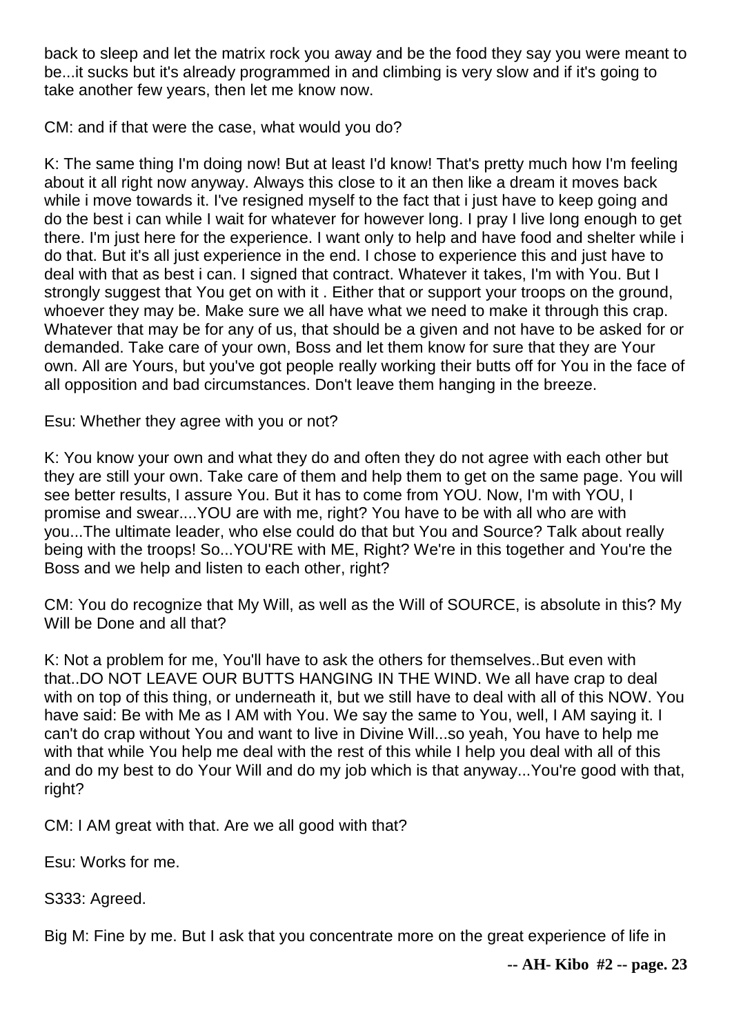back to sleep and let the matrix rock you away and be the food they say you were meant to be...it sucks but it's already programmed in and climbing is very slow and if it's going to take another few years, then let me know now.

CM: and if that were the case, what would you do?

K: The same thing I'm doing now! But at least I'd know! That's pretty much how I'm feeling about it all right now anyway. Always this close to it an then like a dream it moves back while i move towards it. I've resigned myself to the fact that i just have to keep going and do the best i can while I wait for whatever for however long. I pray I live long enough to get there. I'm just here for the experience. I want only to help and have food and shelter while i do that. But it's all just experience in the end. I chose to experience this and just have to deal with that as best i can. I signed that contract. Whatever it takes, I'm with You. But I strongly suggest that You get on with it . Either that or support your troops on the ground, whoever they may be. Make sure we all have what we need to make it through this crap. Whatever that may be for any of us, that should be a given and not have to be asked for or demanded. Take care of your own, Boss and let them know for sure that they are Your own. All are Yours, but you've got people really working their butts off for You in the face of all opposition and bad circumstances. Don't leave them hanging in the breeze.

Esu: Whether they agree with you or not?

K: You know your own and what they do and often they do not agree with each other but they are still your own. Take care of them and help them to get on the same page. You will see better results, I assure You. But it has to come from YOU. Now, I'm with YOU, I promise and swear....YOU are with me, right? You have to be with all who are with you...The ultimate leader, who else could do that but You and Source? Talk about really being with the troops! So...YOU'RE with ME, Right? We're in this together and You're the Boss and we help and listen to each other, right?

CM: You do recognize that My Will, as well as the Will of SOURCE, is absolute in this? My Will be Done and all that?

K: Not a problem for me, You'll have to ask the others for themselves..But even with that..DO NOT LEAVE OUR BUTTS HANGING IN THE WIND. We all have crap to deal with on top of this thing, or underneath it, but we still have to deal with all of this NOW. You have said: Be with Me as I AM with You. We say the same to You, well, I AM saying it. I can't do crap without You and want to live in Divine Will...so yeah, You have to help me with that while You help me deal with the rest of this while I help you deal with all of this and do my best to do Your Will and do my job which is that anyway...You're good with that, right?

CM: I AM great with that. Are we all good with that?

Esu: Works for me.

S333: Agreed.

Big M: Fine by me. But I ask that you concentrate more on the great experience of life in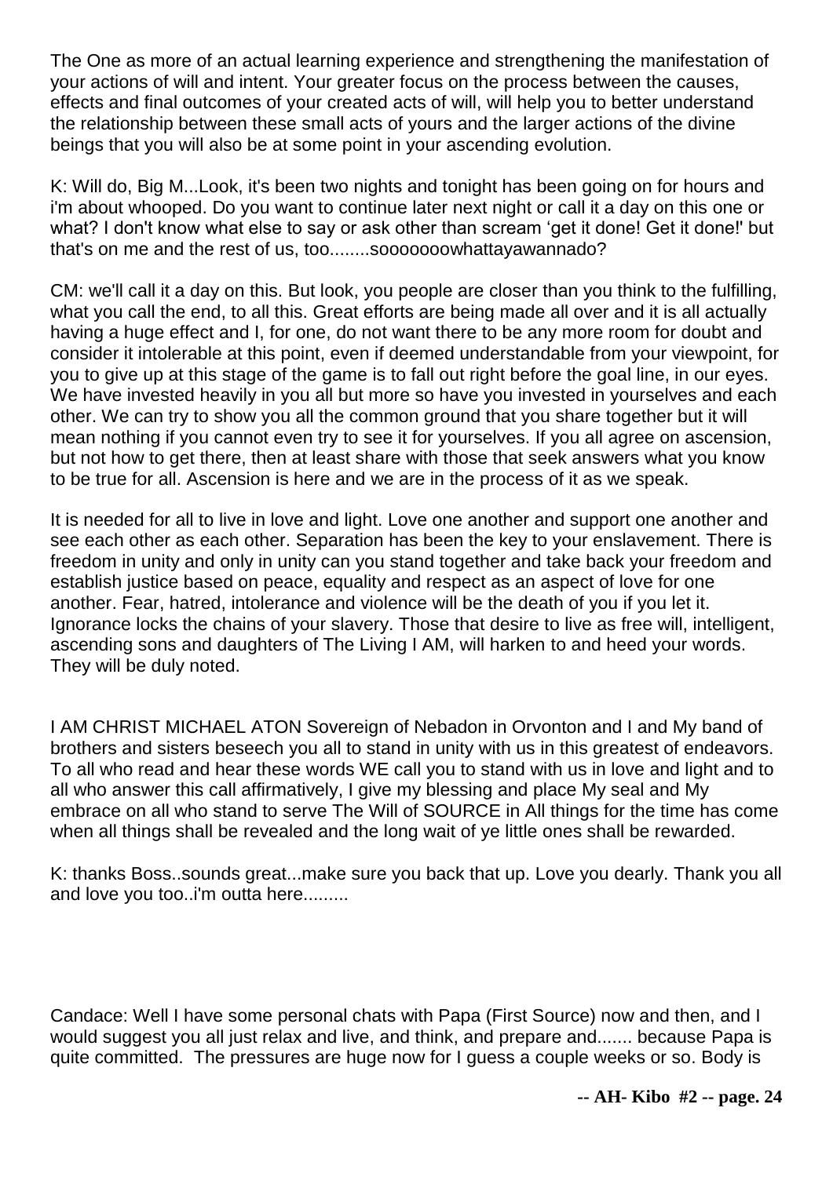The One as more of an actual learning experience and strengthening the manifestation of your actions of will and intent. Your greater focus on the process between the causes, effects and final outcomes of your created acts of will, will help you to better understand the relationship between these small acts of yours and the larger actions of the divine beings that you will also be at some point in your ascending evolution.

K: Will do, Big M...Look, it's been two nights and tonight has been going on for hours and i'm about whooped. Do you want to continue later next night or call it a day on this one or what? I don't know what else to say or ask other than scream 'get it done! Get it done!' but that's on me and the rest of us, too........sooooooowhattayawannado?

CM: we'll call it a day on this. But look, you people are closer than you think to the fulfilling, what you call the end, to all this. Great efforts are being made all over and it is all actually having a huge effect and I, for one, do not want there to be any more room for doubt and consider it intolerable at this point, even if deemed understandable from your viewpoint, for you to give up at this stage of the game is to fall out right before the goal line, in our eyes. We have invested heavily in you all but more so have you invested in yourselves and each other. We can try to show you all the common ground that you share together but it will mean nothing if you cannot even try to see it for yourselves. If you all agree on ascension, but not how to get there, then at least share with those that seek answers what you know to be true for all. Ascension is here and we are in the process of it as we speak.

It is needed for all to live in love and light. Love one another and support one another and see each other as each other. Separation has been the key to your enslavement. There is freedom in unity and only in unity can you stand together and take back your freedom and establish justice based on peace, equality and respect as an aspect of love for one another. Fear, hatred, intolerance and violence will be the death of you if you let it. Ignorance locks the chains of your slavery. Those that desire to live as free will, intelligent, ascending sons and daughters of The Living I AM, will harken to and heed your words. They will be duly noted.

I AM CHRIST MICHAEL ATON Sovereign of Nebadon in Orvonton and I and My band of brothers and sisters beseech you all to stand in unity with us in this greatest of endeavors. To all who read and hear these words WE call you to stand with us in love and light and to all who answer this call affirmatively, I give my blessing and place My seal and My embrace on all who stand to serve The Will of SOURCE in All things for the time has come when all things shall be revealed and the long wait of ye little ones shall be rewarded.

K: thanks Boss..sounds great...make sure you back that up. Love you dearly. Thank you all and love you too..i'm outta here.........

Candace: Well I have some personal chats with Papa (First Source) now and then, and I would suggest you all just relax and live, and think, and prepare and....... because Papa is quite committed. The pressures are huge now for I guess a couple weeks or so. Body is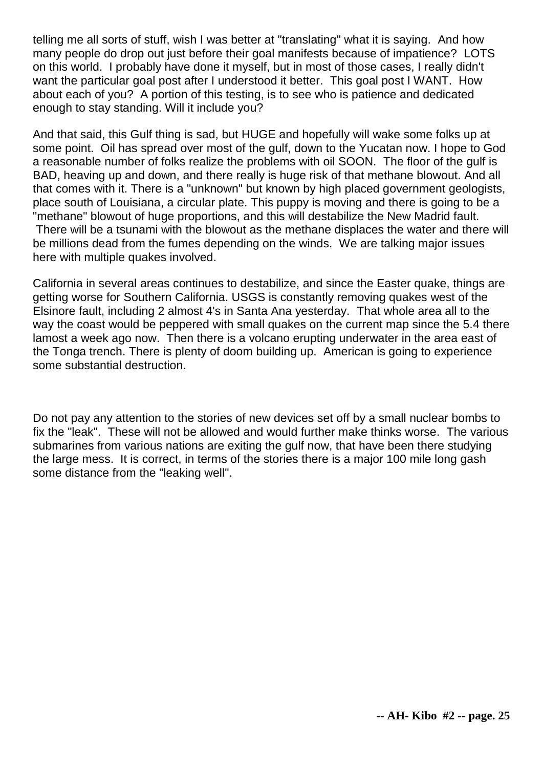telling me all sorts of stuff, wish I was better at "translating" what it is saying. And how many people do drop out just before their goal manifests because of impatience? LOTS on this world. I probably have done it myself, but in most of those cases, I really didn't want the particular goal post after I understood it better. This goal post I WANT. How about each of you? A portion of this testing, is to see who is patience and dedicated enough to stay standing. Will it include you?

And that said, this Gulf thing is sad, but HUGE and hopefully will wake some folks up at some point. Oil has spread over most of the gulf, down to the Yucatan now. I hope to God a reasonable number of folks realize the problems with oil SOON. The floor of the gulf is BAD, heaving up and down, and there really is huge risk of that methane blowout. And all that comes with it. There is a "unknown" but known by high placed government geologists, place south of Louisiana, a circular plate. This puppy is moving and there is going to be a "methane" blowout of huge proportions, and this will destabilize the New Madrid fault. There will be a tsunami with the blowout as the methane displaces the water and there will be millions dead from the fumes depending on the winds. We are talking major issues here with multiple quakes involved.

California in several areas continues to destabilize, and since the Easter quake, things are getting worse for Southern California. USGS is constantly removing quakes west of the Elsinore fault, including 2 almost 4's in Santa Ana yesterday. That whole area all to the way the coast would be peppered with small quakes on the current map since the 5.4 there lamost a week ago now. Then there is a volcano erupting underwater in the area east of the Tonga trench. There is plenty of doom building up. American is going to experience some substantial destruction.

Do not pay any attention to the stories of new devices set off by a small nuclear bombs to fix the "leak". These will not be allowed and would further make thinks worse. The various submarines from various nations are exiting the gulf now, that have been there studying the large mess. It is correct, in terms of the stories there is a major 100 mile long gash some distance from the "leaking well".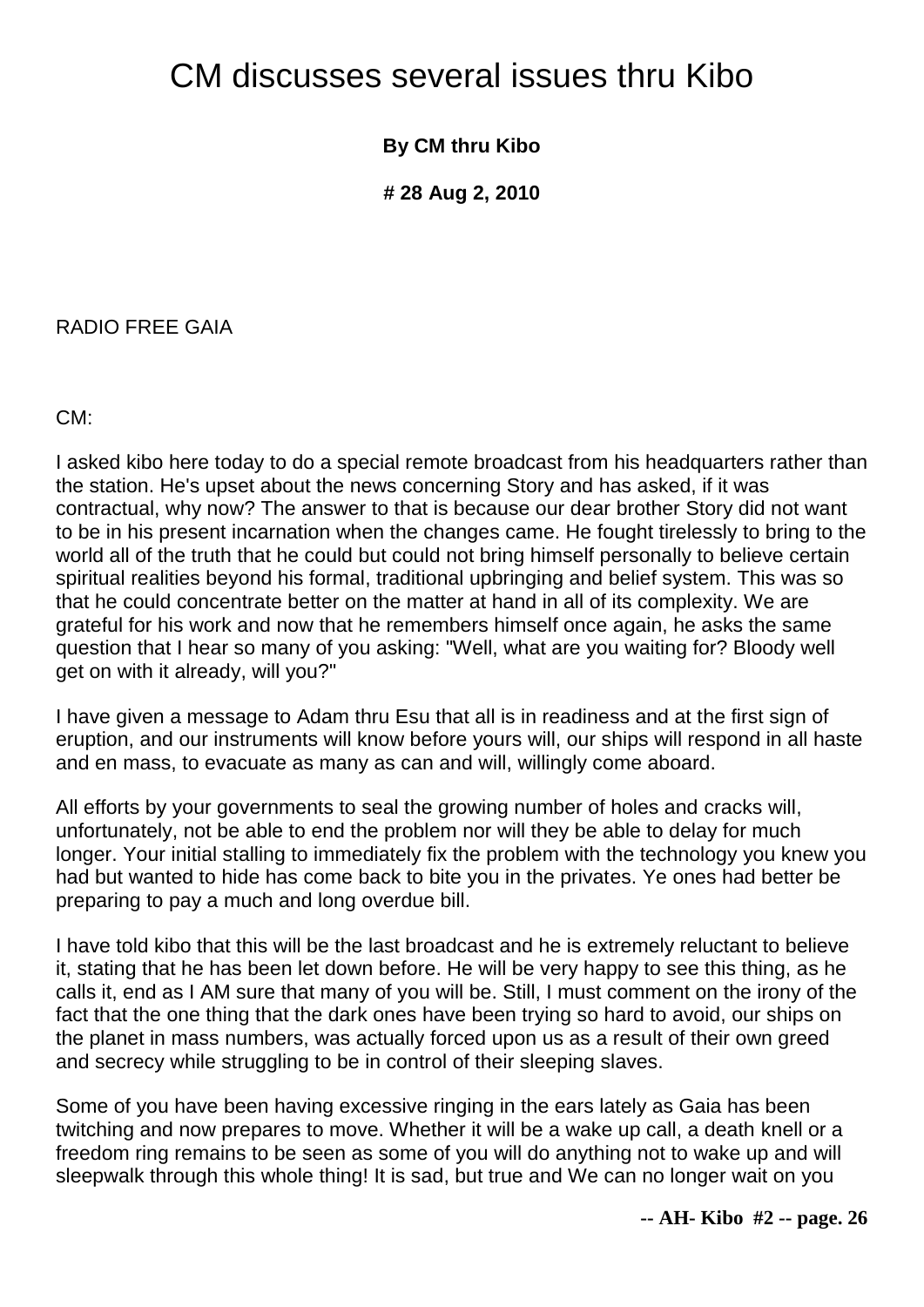# CM discusses several issues thru Kibo

**By CM thru Kibo**

**# 28 Aug 2, 2010**

RADIO FREE GAIA

CM:

I asked kibo here today to do a special remote broadcast from his headquarters rather than the station. He's upset about the news concerning Story and has asked, if it was contractual, why now? The answer to that is because our dear brother Story did not want to be in his present incarnation when the changes came. He fought tirelessly to bring to the world all of the truth that he could but could not bring himself personally to believe certain spiritual realities beyond his formal, traditional upbringing and belief system. This was so that he could concentrate better on the matter at hand in all of its complexity. We are grateful for his work and now that he remembers himself once again, he asks the same question that I hear so many of you asking: "Well, what are you waiting for? Bloody well get on with it already, will you?"

I have given a message to Adam thru Esu that all is in readiness and at the first sign of eruption, and our instruments will know before yours will, our ships will respond in all haste and en mass, to evacuate as many as can and will, willingly come aboard.

All efforts by your governments to seal the growing number of holes and cracks will, unfortunately, not be able to end the problem nor will they be able to delay for much longer. Your initial stalling to immediately fix the problem with the technology you knew you had but wanted to hide has come back to bite you in the privates. Ye ones had better be preparing to pay a much and long overdue bill.

I have told kibo that this will be the last broadcast and he is extremely reluctant to believe it, stating that he has been let down before. He will be very happy to see this thing, as he calls it, end as I AM sure that many of you will be. Still, I must comment on the irony of the fact that the one thing that the dark ones have been trying so hard to avoid, our ships on the planet in mass numbers, was actually forced upon us as a result of their own greed and secrecy while struggling to be in control of their sleeping slaves.

Some of you have been having excessive ringing in the ears lately as Gaia has been twitching and now prepares to move. Whether it will be a wake up call, a death knell or a freedom ring remains to be seen as some of you will do anything not to wake up and will sleepwalk through this whole thing! It is sad, but true and We can no longer wait on you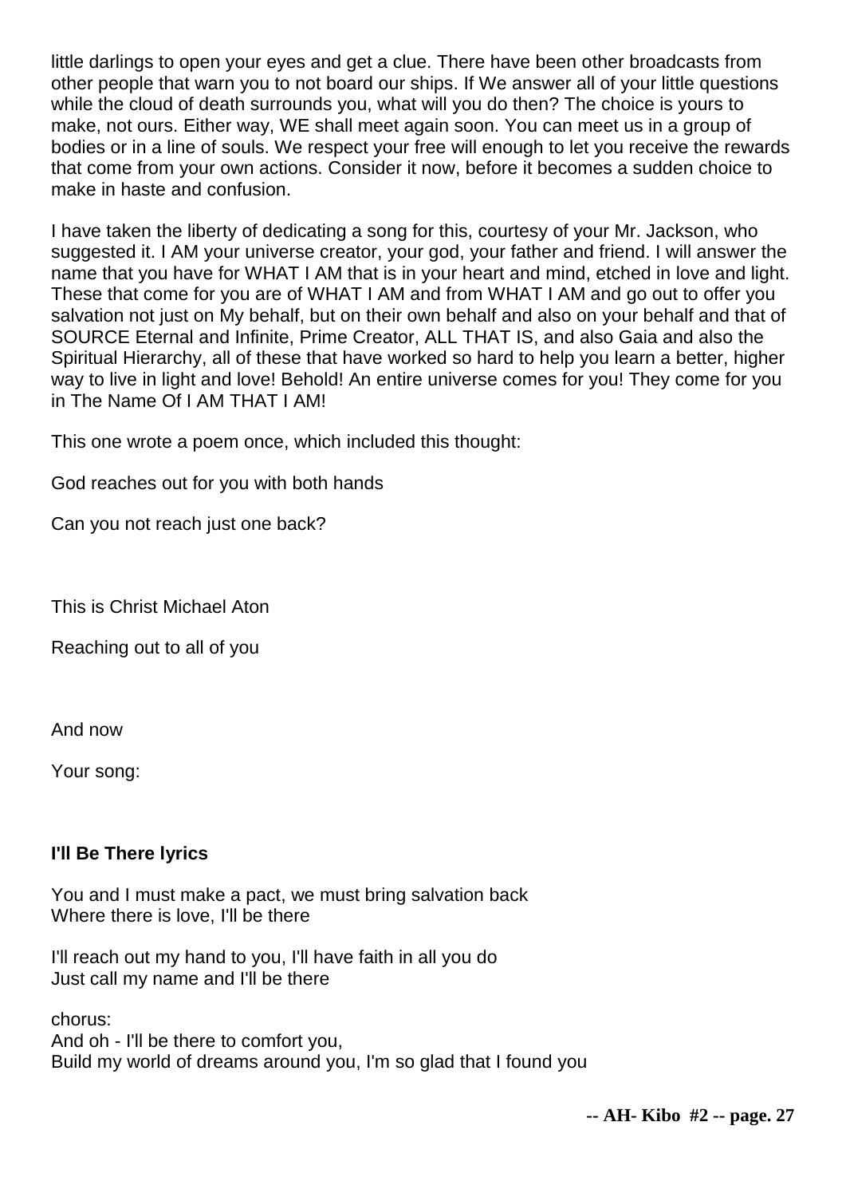little darlings to open your eyes and get a clue. There have been other broadcasts from other people that warn you to not board our ships. If We answer all of your little questions while the cloud of death surrounds you, what will you do then? The choice is yours to make, not ours. Either way, WE shall meet again soon. You can meet us in a group of bodies or in a line of souls. We respect your free will enough to let you receive the rewards that come from your own actions. Consider it now, before it becomes a sudden choice to make in haste and confusion.

I have taken the liberty of dedicating a song for this, courtesy of your Mr. Jackson, who suggested it. I AM your universe creator, your god, your father and friend. I will answer the name that you have for WHAT I AM that is in your heart and mind, etched in love and light. These that come for you are of WHAT I AM and from WHAT I AM and go out to offer you salvation not just on My behalf, but on their own behalf and also on your behalf and that of SOURCE Eternal and Infinite, Prime Creator, ALL THAT IS, and also Gaia and also the Spiritual Hierarchy, all of these that have worked so hard to help you learn a better, higher way to live in light and love! Behold! An entire universe comes for you! They come for you in The Name Of I AM THAT I AM!

This one wrote a poem once, which included this thought:

God reaches out for you with both hands

Can you not reach just one back?

This is Christ Michael Aton

Reaching out to all of you

And now

Your song:

**I'll Be There lyrics**

You and I must make a pact, we must bring salvation back
Where there is love, I'll be there

I'll reach out my hand to you, I'll have faith in all you do
Just call my name and I'll be there

chorus:
And oh - I'll be there to comfort you,
Build my world of dreams around you, I'm so glad that I found you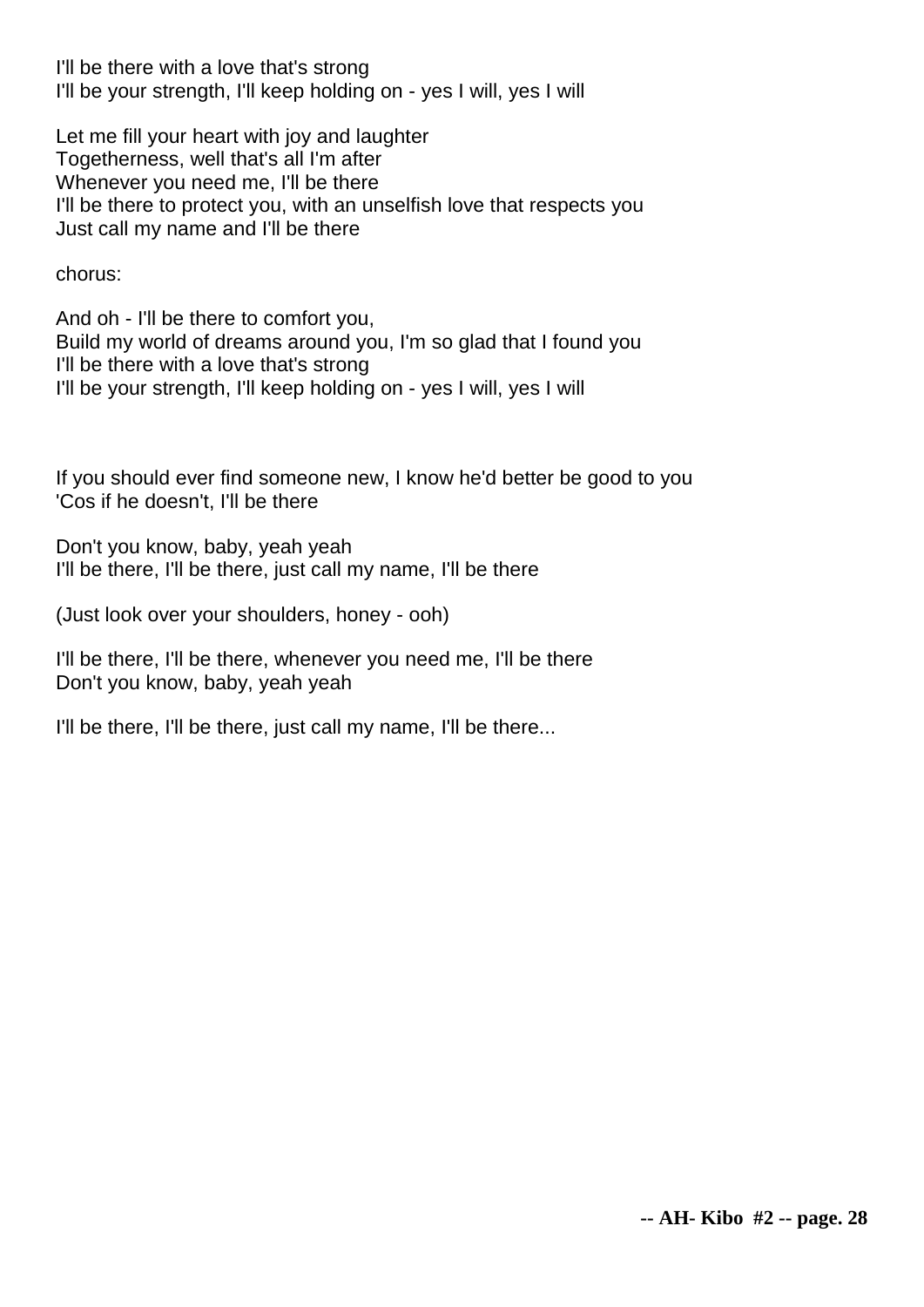I'll be there with a love that's strong
I'll be your strength, I'll keep holding on - yes I will, yes I will

Let me fill your heart with joy and laughter
Togetherness, well that's all I'm after
Whenever you need me, I'll be there
I'll be there to protect you, with an unselfish love that respects you
Just call my name and I'll be there

chorus:

And oh - I'll be there to comfort you,
Build my world of dreams around you, I'm so glad that I found you
I'll be there with a love that's strong
I'll be your strength, I'll keep holding on - yes I will, yes I will

If you should ever find someone new, I know he'd better be good to you
'Cos if he doesn't, I'll be there

Don't you know, baby, yeah yeah
I'll be there, I'll be there, just call my name, I'll be there

(Just look over your shoulders, honey - ooh)

I'll be there, I'll be there, whenever you need me, I'll be there
Don't you know, baby, yeah yeah

I'll be there, I'll be there, just call my name, I'll be there...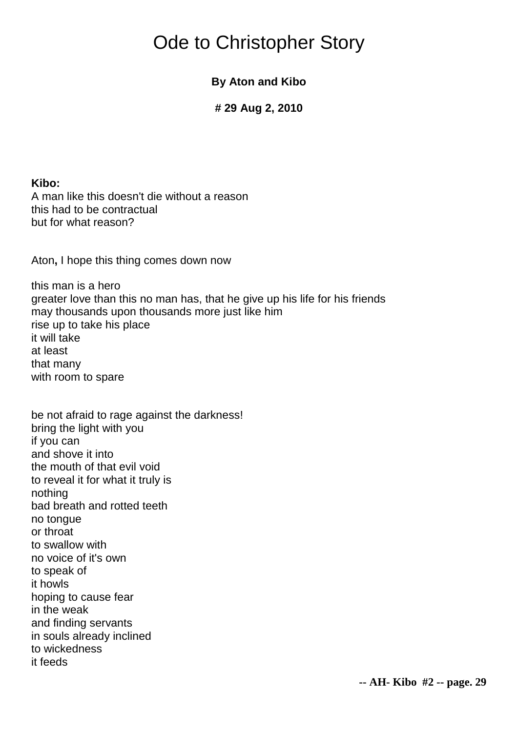# Ode to Christopher Story

**By Aton and Kibo**

**# 29 Aug 2, 2010**

**Kibo:**
A man like this doesn't die without a reason
this had to be contractual
but for what reason?

Aton**,** I hope this thing comes down now

this man is a hero
greater love than this no man has, that he give up his life for his friends
may thousands upon thousands more just like him
rise up to take his place
it will take
at least
that many
with room to spare

be not afraid to rage against the darkness!
bring the light with you
if you can
and shove it into
the mouth of that evil void
to reveal it for what it truly is
nothing
bad breath and rotted teeth
no tongue
or throat
to swallow with
no voice of it's own
to speak of
it howls
hoping to cause fear
in the weak
and finding servants
in souls already inclined
to wickedness
it feeds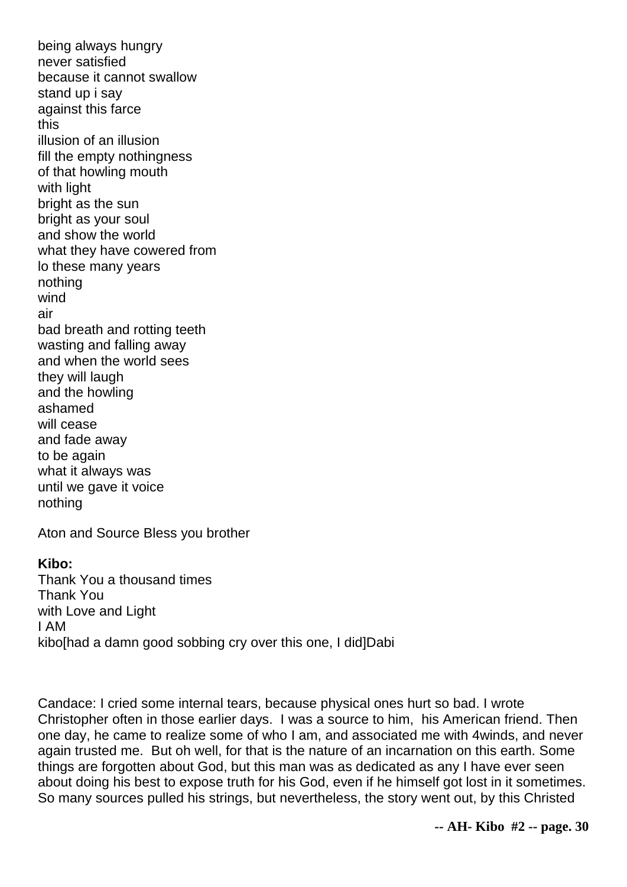being always hungry
never satisfied
because it cannot swallow
stand up i say
against this farce
this
illusion of an illusion
fill the empty nothingness
of that howling mouth
with light
bright as the sun
bright as your soul
and show the world
what they have cowered from
lo these many years
nothing
wind
air
bad breath and rotting teeth
wasting and falling away
and when the world sees
they will laugh
and the howling
ashamed
will cease
and fade away
to be again
what it always was
until we gave it voice
nothing

Aton and Source Bless you brother

**Kibo:**
Thank You a thousand times
Thank You
with Love and Light
I AM
kibo[had a damn good sobbing cry over this one, I did]Dabi

Candace: I cried some internal tears, because physical ones hurt so bad. I wrote Christopher often in those earlier days. I was a source to him, his American friend. Then one day, he came to realize some of who I am, and associated me with 4winds, and never again trusted me. But oh well, for that is the nature of an incarnation on this earth. Some things are forgotten about God, but this man was as dedicated as any I have ever seen about doing his best to expose truth for his God, even if he himself got lost in it sometimes. So many sources pulled his strings, but nevertheless, the story went out, by this Christed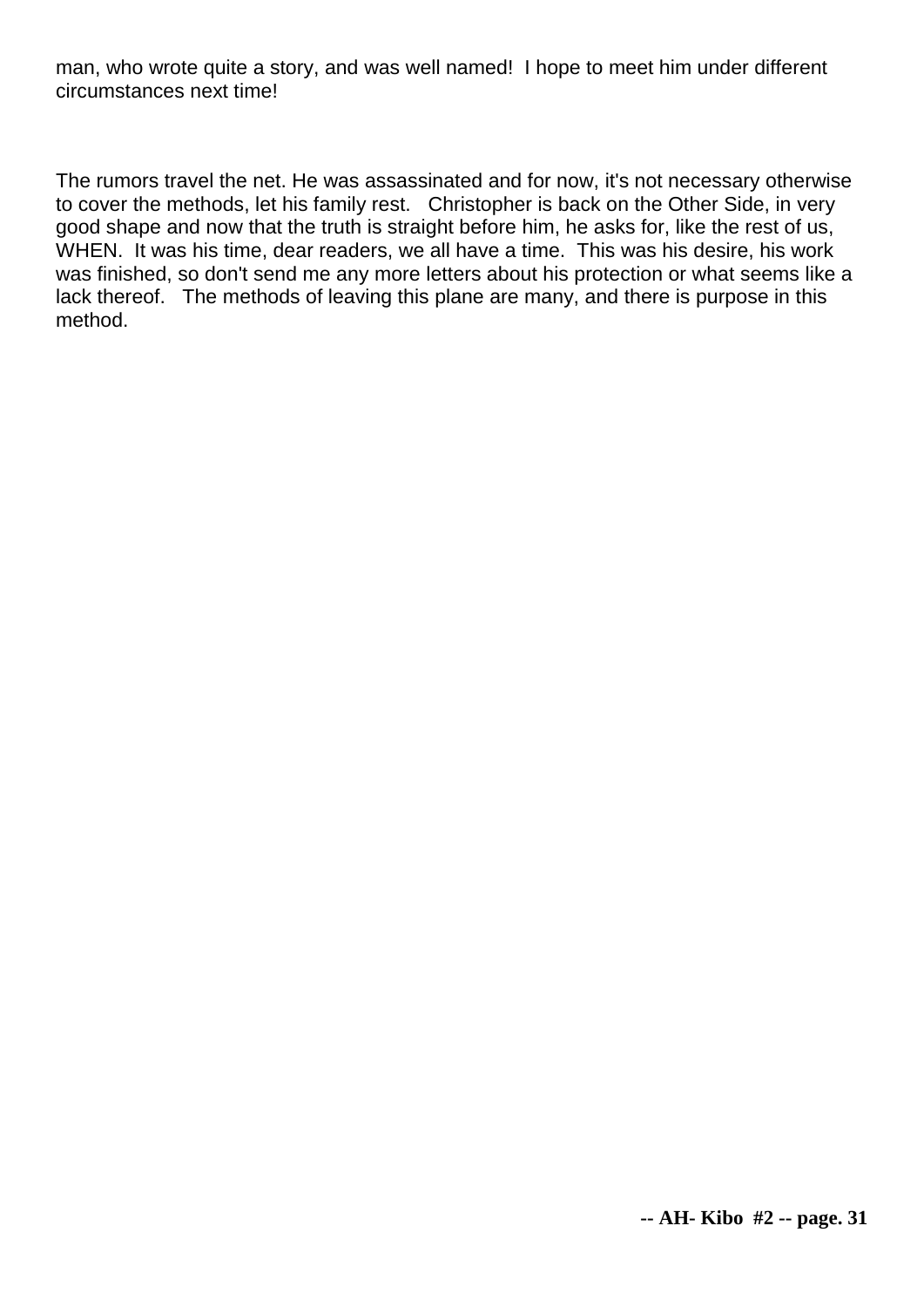man, who wrote quite a story, and was well named!  I hope to meet him under different circumstances next time!

The rumors travel the net. He was assassinated and for now, it's not necessary otherwise to cover the methods, let his family rest.   Christopher is back on the Other Side, in very good shape and now that the truth is straight before him, he asks for, like the rest of us, WHEN.  It was his time, dear readers, we all have a time.  This was his desire, his work was finished, so don't send me any more letters about his protection or what seems like a lack thereof.   The methods of leaving this plane are many, and there is purpose in this method.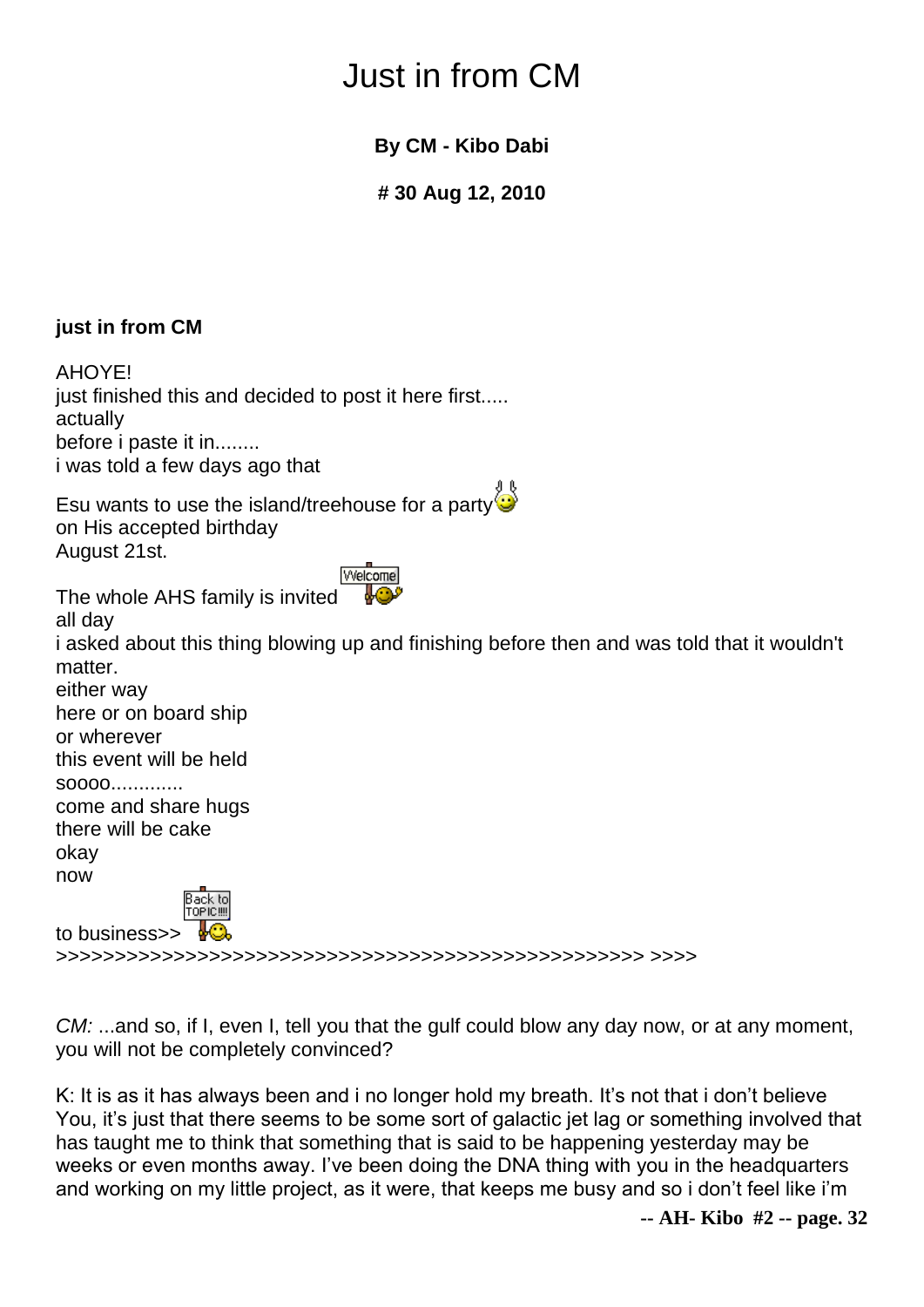# Just in from CM

**By CM - Kibo Dabi**

**# 30 Aug 12, 2010**

**just in from CM**

AHOYE!
just finished this and decided to post it here first.....
actually
before i paste it in........
i was told a few days ago that

Esu wants to use the island/treehouse for a party
on His accepted birthday
August 21st.

The whole AHS family is invited
all day
i asked about this thing blowing up and finishing before then and was told that it wouldn't matter.
either way
here or on board ship
or wherever
this event will be held
soooo.............
come and share hugs
there will be cake
okay
now

to business>>
>>>>>>>>>>>>>>>>>>>>>>>>>>>>>>>>>>>>>>>>>>>>>>>>>>>> >>>>

*CM:* ...and so, if I, even I, tell you that the gulf could blow any day now, or at any moment, you will not be completely convinced?

K: It is as it has always been and i no longer hold my breath. It's not that i don't believe You, it's just that there seems to be some sort of galactic jet lag or something involved that has taught me to think that something that is said to be happening yesterday may be weeks or even months away. I've been doing the DNA thing with you in the headquarters and working on my little project, as it were, that keeps me busy and so i don't feel like i'm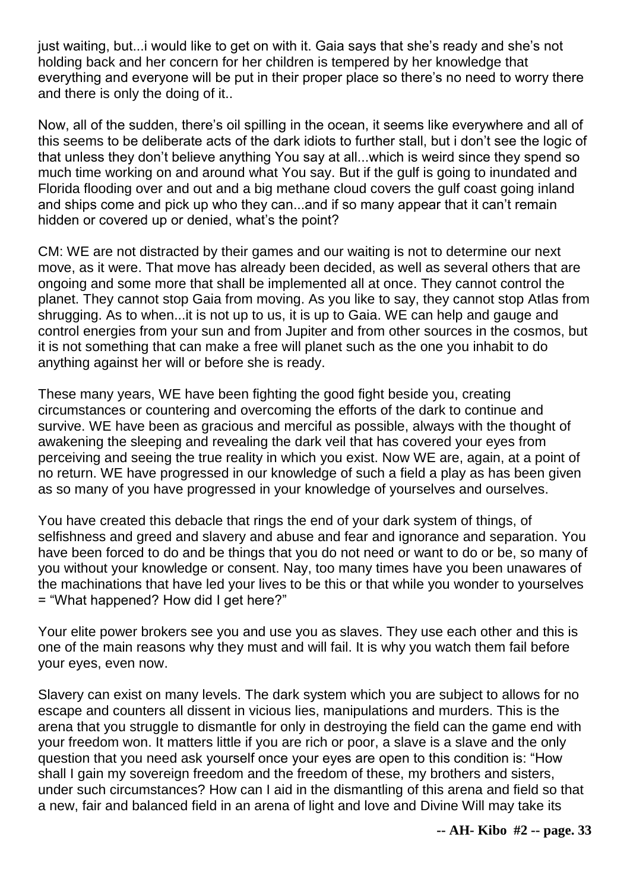just waiting, but...i would like to get on with it. Gaia says that she's ready and she's not holding back and her concern for her children is tempered by her knowledge that everything and everyone will be put in their proper place so there's no need to worry there and there is only the doing of it..

Now, all of the sudden, there's oil spilling in the ocean, it seems like everywhere and all of this seems to be deliberate acts of the dark idiots to further stall, but i don't see the logic of that unless they don't believe anything You say at all...which is weird since they spend so much time working on and around what You say. But if the gulf is going to inundated and Florida flooding over and out and a big methane cloud covers the gulf coast going inland and ships come and pick up who they can...and if so many appear that it can't remain hidden or covered up or denied, what's the point?

CM: WE are not distracted by their games and our waiting is not to determine our next move, as it were. That move has already been decided, as well as several others that are ongoing and some more that shall be implemented all at once. They cannot control the planet. They cannot stop Gaia from moving. As you like to say, they cannot stop Atlas from shrugging. As to when...it is not up to us, it is up to Gaia. WE can help and gauge and control energies from your sun and from Jupiter and from other sources in the cosmos, but it is not something that can make a free will planet such as the one you inhabit to do anything against her will or before she is ready.

These many years, WE have been fighting the good fight beside you, creating circumstances or countering and overcoming the efforts of the dark to continue and survive. WE have been as gracious and merciful as possible, always with the thought of awakening the sleeping and revealing the dark veil that has covered your eyes from perceiving and seeing the true reality in which you exist. Now WE are, again, at a point of no return. WE have progressed in our knowledge of such a field a play as has been given as so many of you have progressed in your knowledge of yourselves and ourselves.

You have created this debacle that rings the end of your dark system of things, of selfishness and greed and slavery and abuse and fear and ignorance and separation. You have been forced to do and be things that you do not need or want to do or be, so many of you without your knowledge or consent. Nay, too many times have you been unawares of the machinations that have led your lives to be this or that while you wonder to yourselves = "What happened? How did I get here?"

Your elite power brokers see you and use you as slaves. They use each other and this is one of the main reasons why they must and will fail. It is why you watch them fail before your eyes, even now.

Slavery can exist on many levels. The dark system which you are subject to allows for no escape and counters all dissent in vicious lies, manipulations and murders. This is the arena that you struggle to dismantle for only in destroying the field can the game end with your freedom won. It matters little if you are rich or poor, a slave is a slave and the only question that you need ask yourself once your eyes are open to this condition is: "How shall I gain my sovereign freedom and the freedom of these, my brothers and sisters, under such circumstances? How can I aid in the dismantling of this arena and field so that a new, fair and balanced field in an arena of light and love and Divine Will may take its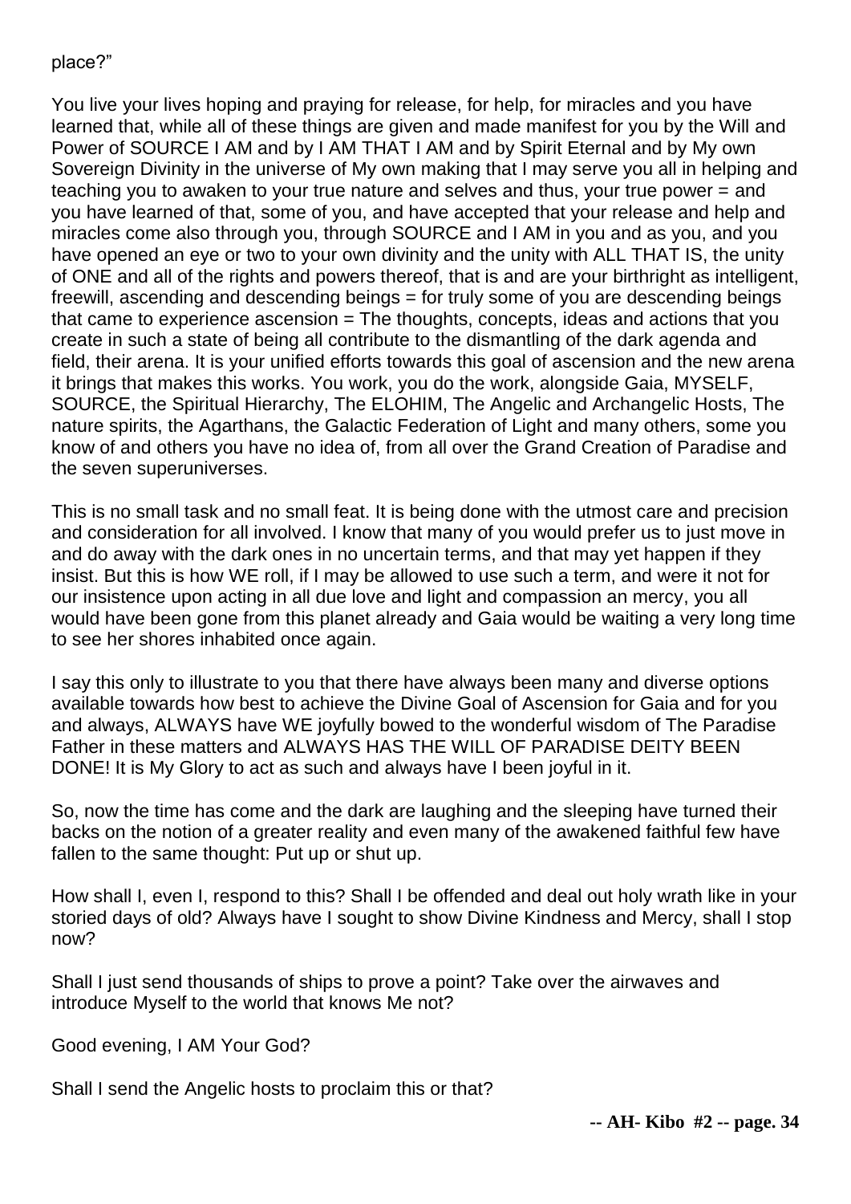place?"

You live your lives hoping and praying for release, for help, for miracles and you have learned that, while all of these things are given and made manifest for you by the Will and Power of SOURCE I AM and by I AM THAT I AM and by Spirit Eternal and by My own Sovereign Divinity in the universe of My own making that I may serve you all in helping and teaching you to awaken to your true nature and selves and thus, your true power = and you have learned of that, some of you, and have accepted that your release and help and miracles come also through you, through SOURCE and I AM in you and as you, and you have opened an eye or two to your own divinity and the unity with ALL THAT IS, the unity of ONE and all of the rights and powers thereof, that is and are your birthright as intelligent, freewill, ascending and descending beings = for truly some of you are descending beings that came to experience ascension = The thoughts, concepts, ideas and actions that you create in such a state of being all contribute to the dismantling of the dark agenda and field, their arena. It is your unified efforts towards this goal of ascension and the new arena it brings that makes this works. You work, you do the work, alongside Gaia, MYSELF, SOURCE, the Spiritual Hierarchy, The ELOHIM, The Angelic and Archangelic Hosts, The nature spirits, the Agarthans, the Galactic Federation of Light and many others, some you know of and others you have no idea of, from all over the Grand Creation of Paradise and the seven superuniverses.

This is no small task and no small feat. It is being done with the utmost care and precision and consideration for all involved. I know that many of you would prefer us to just move in and do away with the dark ones in no uncertain terms, and that may yet happen if they insist. But this is how WE roll, if I may be allowed to use such a term, and were it not for our insistence upon acting in all due love and light and compassion an mercy, you all would have been gone from this planet already and Gaia would be waiting a very long time to see her shores inhabited once again.

I say this only to illustrate to you that there have always been many and diverse options available towards how best to achieve the Divine Goal of Ascension for Gaia and for you and always, ALWAYS have WE joyfully bowed to the wonderful wisdom of The Paradise Father in these matters and ALWAYS HAS THE WILL OF PARADISE DEITY BEEN DONE! It is My Glory to act as such and always have I been joyful in it.

So, now the time has come and the dark are laughing and the sleeping have turned their backs on the notion of a greater reality and even many of the awakened faithful few have fallen to the same thought: Put up or shut up.

How shall I, even I, respond to this? Shall I be offended and deal out holy wrath like in your storied days of old? Always have I sought to show Divine Kindness and Mercy, shall I stop now?

Shall I just send thousands of ships to prove a point? Take over the airwaves and introduce Myself to the world that knows Me not?

Good evening, I AM Your God?

Shall I send the Angelic hosts to proclaim this or that?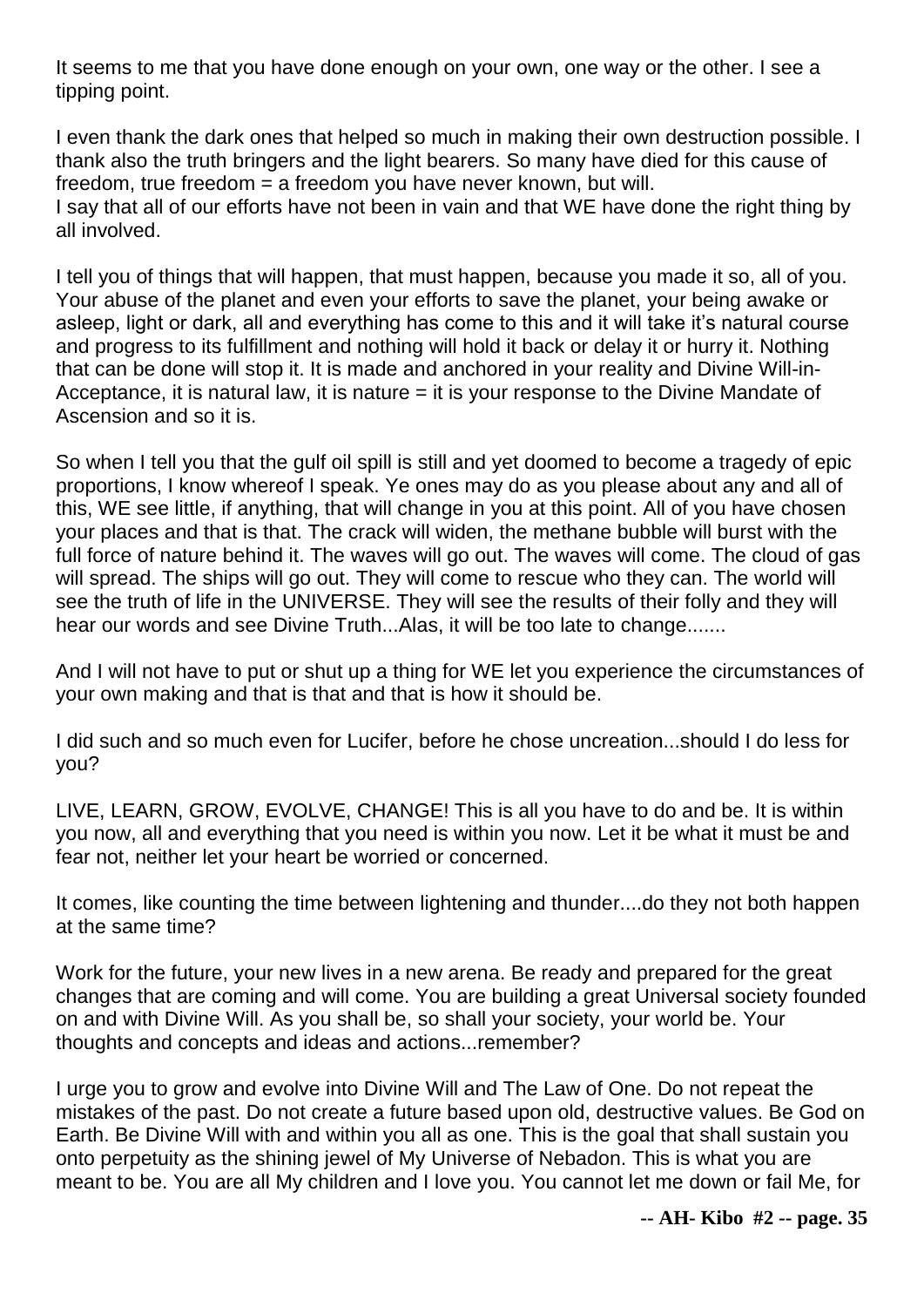It seems to me that you have done enough on your own, one way or the other. I see a tipping point.

I even thank the dark ones that helped so much in making their own destruction possible. I thank also the truth bringers and the light bearers. So many have died for this cause of freedom, true freedom = a freedom you have never known, but will.
I say that all of our efforts have not been in vain and that WE have done the right thing by all involved.

I tell you of things that will happen, that must happen, because you made it so, all of you. Your abuse of the planet and even your efforts to save the planet, your being awake or asleep, light or dark, all and everything has come to this and it will take it's natural course and progress to its fulfillment and nothing will hold it back or delay it or hurry it. Nothing that can be done will stop it. It is made and anchored in your reality and Divine Will-in-Acceptance, it is natural law, it is nature = it is your response to the Divine Mandate of Ascension and so it is.

So when I tell you that the gulf oil spill is still and yet doomed to become a tragedy of epic proportions, I know whereof I speak. Ye ones may do as you please about any and all of this, WE see little, if anything, that will change in you at this point. All of you have chosen your places and that is that. The crack will widen, the methane bubble will burst with the full force of nature behind it. The waves will go out. The waves will come. The cloud of gas will spread. The ships will go out. They will come to rescue who they can. The world will see the truth of life in the UNIVERSE. They will see the results of their folly and they will hear our words and see Divine Truth...Alas, it will be too late to change.......

And I will not have to put or shut up a thing for WE let you experience the circumstances of your own making and that is that and that is how it should be.

I did such and so much even for Lucifer, before he chose uncreation...should I do less for you?

LIVE, LEARN, GROW, EVOLVE, CHANGE! This is all you have to do and be. It is within you now, all and everything that you need is within you now. Let it be what it must be and fear not, neither let your heart be worried or concerned.

It comes, like counting the time between lightening and thunder....do they not both happen at the same time?

Work for the future, your new lives in a new arena. Be ready and prepared for the great changes that are coming and will come. You are building a great Universal society founded on and with Divine Will. As you shall be, so shall your society, your world be. Your thoughts and concepts and ideas and actions...remember?

I urge you to grow and evolve into Divine Will and The Law of One. Do not repeat the mistakes of the past. Do not create a future based upon old, destructive values. Be God on Earth. Be Divine Will with and within you all as one. This is the goal that shall sustain you onto perpetuity as the shining jewel of My Universe of Nebadon. This is what you are meant to be. You are all My children and I love you. You cannot let me down or fail Me, for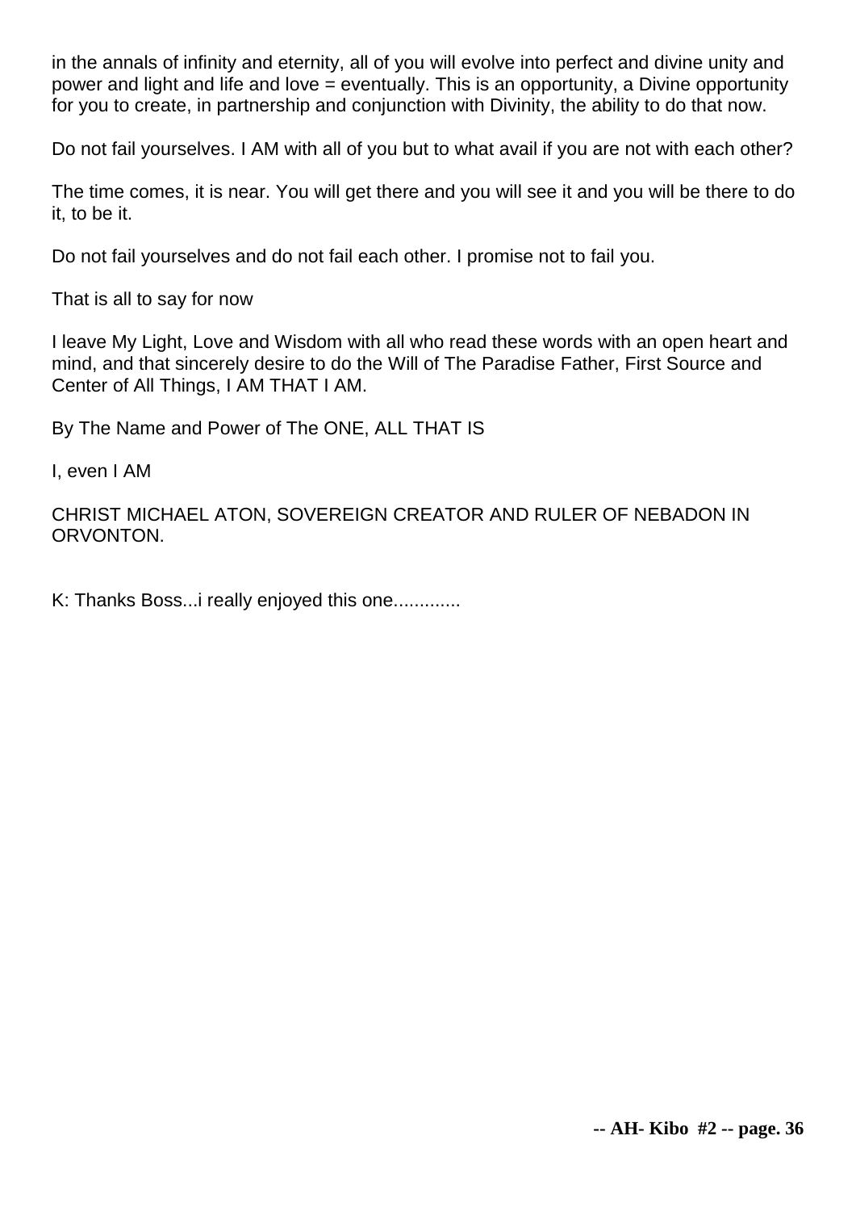in the annals of infinity and eternity, all of you will evolve into perfect and divine unity and power and light and life and love = eventually. This is an opportunity, a Divine opportunity for you to create, in partnership and conjunction with Divinity, the ability to do that now.

Do not fail yourselves. I AM with all of you but to what avail if you are not with each other?

The time comes, it is near. You will get there and you will see it and you will be there to do it, to be it.

Do not fail yourselves and do not fail each other. I promise not to fail you.

That is all to say for now

I leave My Light, Love and Wisdom with all who read these words with an open heart and mind, and that sincerely desire to do the Will of The Paradise Father, First Source and Center of All Things, I AM THAT I AM.

By The Name and Power of The ONE, ALL THAT IS

I, even I AM

CHRIST MICHAEL ATON, SOVEREIGN CREATOR AND RULER OF NEBADON IN ORVONTON.

K: Thanks Boss...i really enjoyed this one.............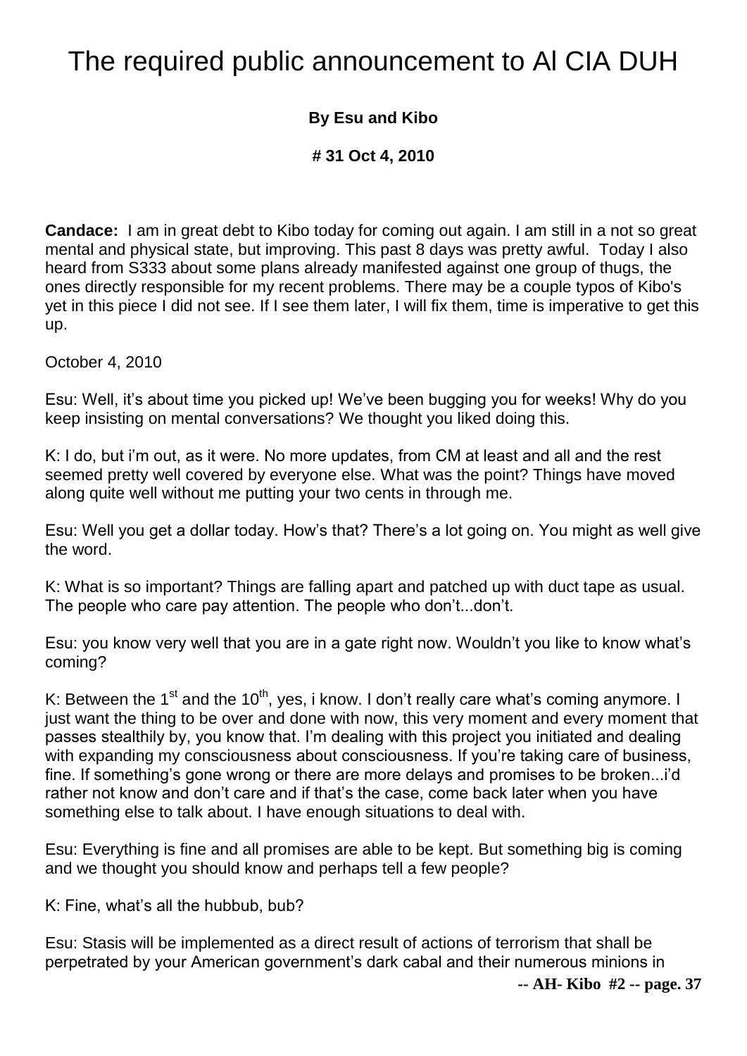# The required public announcement to Al CIA DUH

**By Esu and Kibo**

**# 31 Oct 4, 2010**

**Candace:** I am in great debt to Kibo today for coming out again. I am still in a not so great mental and physical state, but improving. This past 8 days was pretty awful. Today I also heard from S333 about some plans already manifested against one group of thugs, the ones directly responsible for my recent problems. There may be a couple typos of Kibo's yet in this piece I did not see. If I see them later, I will fix them, time is imperative to get this up.

October 4, 2010

Esu: Well, it's about time you picked up! We've been bugging you for weeks! Why do you keep insisting on mental conversations? We thought you liked doing this.

K: I do, but i'm out, as it were. No more updates, from CM at least and all and the rest seemed pretty well covered by everyone else. What was the point? Things have moved along quite well without me putting your two cents in through me.

Esu: Well you get a dollar today. How's that? There's a lot going on. You might as well give the word.

K: What is so important? Things are falling apart and patched up with duct tape as usual. The people who care pay attention. The people who don't...don't.

Esu: you know very well that you are in a gate right now. Wouldn't you like to know what's coming?

K: Between the 1st and the 10th, yes, i know. I don't really care what's coming anymore. I just want the thing to be over and done with now, this very moment and every moment that passes stealthily by, you know that. I'm dealing with this project you initiated and dealing with expanding my consciousness about consciousness. If you're taking care of business, fine. If something's gone wrong or there are more delays and promises to be broken...i'd rather not know and don't care and if that's the case, come back later when you have something else to talk about. I have enough situations to deal with.

Esu: Everything is fine and all promises are able to be kept. But something big is coming and we thought you should know and perhaps tell a few people?

K: Fine, what's all the hubbub, bub?

Esu: Stasis will be implemented as a direct result of actions of terrorism that shall be perpetrated by your American government's dark cabal and their numerous minions in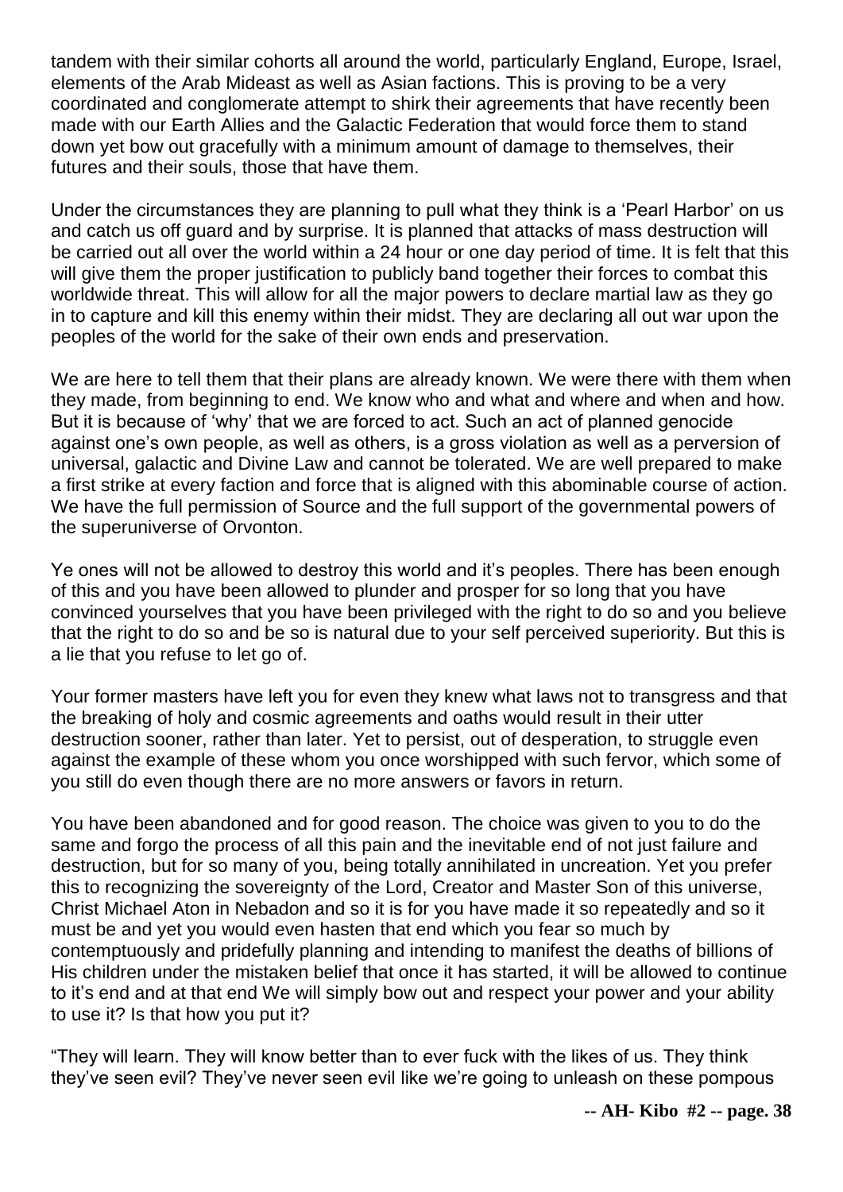tandem with their similar cohorts all around the world, particularly England, Europe, Israel, elements of the Arab Mideast as well as Asian factions. This is proving to be a very coordinated and conglomerate attempt to shirk their agreements that have recently been made with our Earth Allies and the Galactic Federation that would force them to stand down yet bow out gracefully with a minimum amount of damage to themselves, their futures and their souls, those that have them.

Under the circumstances they are planning to pull what they think is a 'Pearl Harbor' on us and catch us off guard and by surprise. It is planned that attacks of mass destruction will be carried out all over the world within a 24 hour or one day period of time. It is felt that this will give them the proper justification to publicly band together their forces to combat this worldwide threat. This will allow for all the major powers to declare martial law as they go in to capture and kill this enemy within their midst. They are declaring all out war upon the peoples of the world for the sake of their own ends and preservation.

We are here to tell them that their plans are already known. We were there with them when they made, from beginning to end. We know who and what and where and when and how. But it is because of 'why' that we are forced to act. Such an act of planned genocide against one's own people, as well as others, is a gross violation as well as a perversion of universal, galactic and Divine Law and cannot be tolerated. We are well prepared to make a first strike at every faction and force that is aligned with this abominable course of action. We have the full permission of Source and the full support of the governmental powers of the superuniverse of Orvonton.

Ye ones will not be allowed to destroy this world and it's peoples. There has been enough of this and you have been allowed to plunder and prosper for so long that you have convinced yourselves that you have been privileged with the right to do so and you believe that the right to do so and be so is natural due to your self perceived superiority. But this is a lie that you refuse to let go of.

Your former masters have left you for even they knew what laws not to transgress and that the breaking of holy and cosmic agreements and oaths would result in their utter destruction sooner, rather than later. Yet to persist, out of desperation, to struggle even against the example of these whom you once worshipped with such fervor, which some of you still do even though there are no more answers or favors in return.

You have been abandoned and for good reason. The choice was given to you to do the same and forgo the process of all this pain and the inevitable end of not just failure and destruction, but for so many of you, being totally annihilated in uncreation. Yet you prefer this to recognizing the sovereignty of the Lord, Creator and Master Son of this universe, Christ Michael Aton in Nebadon and so it is for you have made it so repeatedly and so it must be and yet you would even hasten that end which you fear so much by contemptuously and pridefully planning and intending to manifest the deaths of billions of His children under the mistaken belief that once it has started, it will be allowed to continue to it's end and at that end We will simply bow out and respect your power and your ability to use it? Is that how you put it?

"They will learn. They will know better than to ever fuck with the likes of us. They think they've seen evil? They've never seen evil like we're going to unleash on these pompous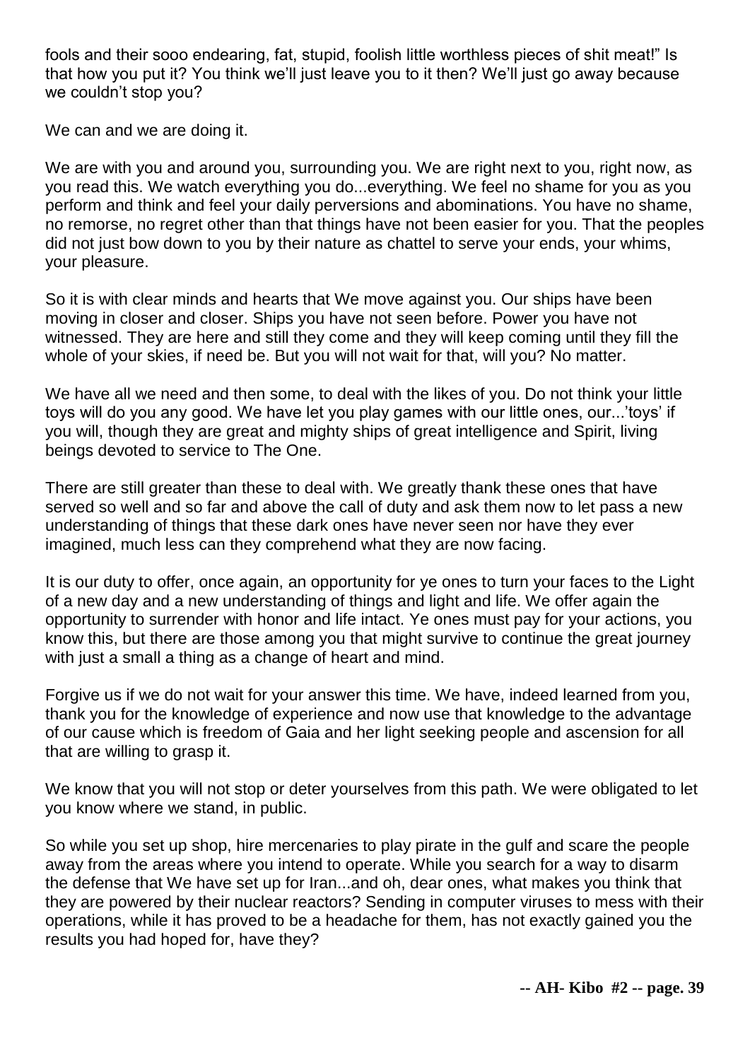fools and their sooo endearing, fat, stupid, foolish little worthless pieces of shit meat!" Is that how you put it? You think we'll just leave you to it then? We'll just go away because we couldn't stop you?

We can and we are doing it.

We are with you and around you, surrounding you. We are right next to you, right now, as you read this. We watch everything you do...everything. We feel no shame for you as you perform and think and feel your daily perversions and abominations. You have no shame, no remorse, no regret other than that things have not been easier for you. That the peoples did not just bow down to you by their nature as chattel to serve your ends, your whims, your pleasure.

So it is with clear minds and hearts that We move against you. Our ships have been moving in closer and closer. Ships you have not seen before. Power you have not witnessed. They are here and still they come and they will keep coming until they fill the whole of your skies, if need be. But you will not wait for that, will you? No matter.

We have all we need and then some, to deal with the likes of you. Do not think your little toys will do you any good. We have let you play games with our little ones, our...'toys' if you will, though they are great and mighty ships of great intelligence and Spirit, living beings devoted to service to The One.

There are still greater than these to deal with. We greatly thank these ones that have served so well and so far and above the call of duty and ask them now to let pass a new understanding of things that these dark ones have never seen nor have they ever imagined, much less can they comprehend what they are now facing.

It is our duty to offer, once again, an opportunity for ye ones to turn your faces to the Light of a new day and a new understanding of things and light and life. We offer again the opportunity to surrender with honor and life intact. Ye ones must pay for your actions, you know this, but there are those among you that might survive to continue the great journey with just a small a thing as a change of heart and mind.

Forgive us if we do not wait for your answer this time. We have, indeed learned from you, thank you for the knowledge of experience and now use that knowledge to the advantage of our cause which is freedom of Gaia and her light seeking people and ascension for all that are willing to grasp it.

We know that you will not stop or deter yourselves from this path. We were obligated to let you know where we stand, in public.

So while you set up shop, hire mercenaries to play pirate in the gulf and scare the people away from the areas where you intend to operate. While you search for a way to disarm the defense that We have set up for Iran...and oh, dear ones, what makes you think that they are powered by their nuclear reactors? Sending in computer viruses to mess with their operations, while it has proved to be a headache for them, has not exactly gained you the results you had hoped for, have they?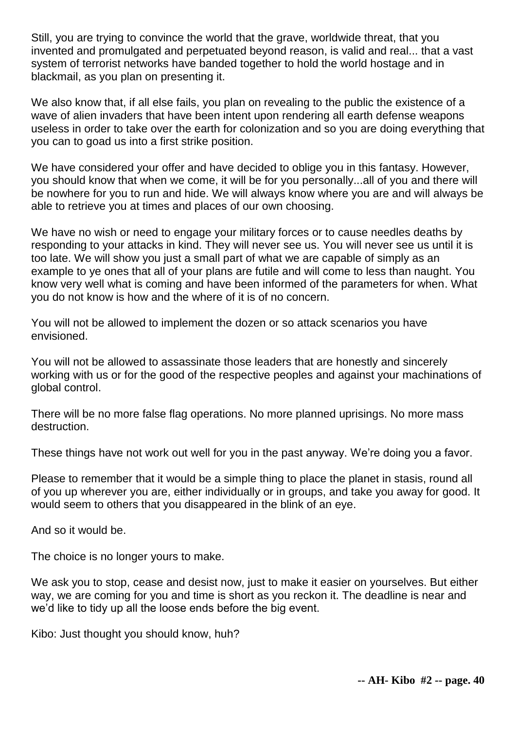Still, you are trying to convince the world that the grave, worldwide threat, that you invented and promulgated and perpetuated beyond reason, is valid and real... that a vast system of terrorist networks have banded together to hold the world hostage and in blackmail, as you plan on presenting it.

We also know that, if all else fails, you plan on revealing to the public the existence of a wave of alien invaders that have been intent upon rendering all earth defense weapons useless in order to take over the earth for colonization and so you are doing everything that you can to goad us into a first strike position.

We have considered your offer and have decided to oblige you in this fantasy. However, you should know that when we come, it will be for you personally...all of you and there will be nowhere for you to run and hide. We will always know where you are and will always be able to retrieve you at times and places of our own choosing.

We have no wish or need to engage your military forces or to cause needles deaths by responding to your attacks in kind. They will never see us. You will never see us until it is too late. We will show you just a small part of what we are capable of simply as an example to ye ones that all of your plans are futile and will come to less than naught. You know very well what is coming and have been informed of the parameters for when. What you do not know is how and the where of it is of no concern.

You will not be allowed to implement the dozen or so attack scenarios you have envisioned.

You will not be allowed to assassinate those leaders that are honestly and sincerely working with us or for the good of the respective peoples and against your machinations of global control.

There will be no more false flag operations. No more planned uprisings. No more mass destruction.

These things have not work out well for you in the past anyway. We're doing you a favor.

Please to remember that it would be a simple thing to place the planet in stasis, round all of you up wherever you are, either individually or in groups, and take you away for good. It would seem to others that you disappeared in the blink of an eye.

And so it would be.

The choice is no longer yours to make.

We ask you to stop, cease and desist now, just to make it easier on yourselves. But either way, we are coming for you and time is short as you reckon it. The deadline is near and we'd like to tidy up all the loose ends before the big event.

Kibo: Just thought you should know, huh?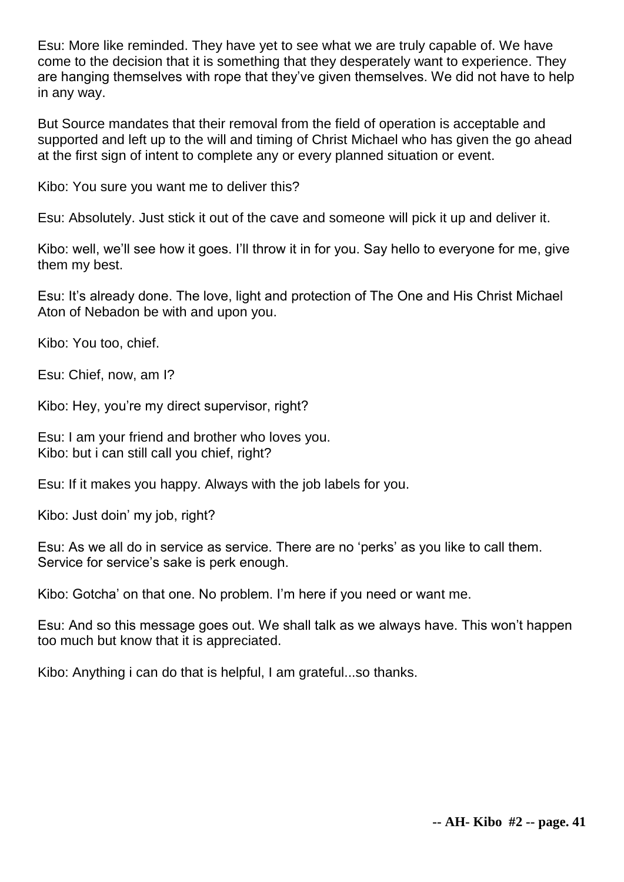Esu: More like reminded. They have yet to see what we are truly capable of. We have come to the decision that it is something that they desperately want to experience. They are hanging themselves with rope that they've given themselves. We did not have to help in any way.

But Source mandates that their removal from the field of operation is acceptable and supported and left up to the will and timing of Christ Michael who has given the go ahead at the first sign of intent to complete any or every planned situation or event.

Kibo: You sure you want me to deliver this?

Esu: Absolutely. Just stick it out of the cave and someone will pick it up and deliver it.

Kibo: well, we'll see how it goes. I'll throw it in for you. Say hello to everyone for me, give them my best.

Esu: It's already done. The love, light and protection of The One and His Christ Michael Aton of Nebadon be with and upon you.

Kibo: You too, chief.

Esu: Chief, now, am I?

Kibo: Hey, you're my direct supervisor, right?

Esu: I am your friend and brother who loves you.
Kibo: but i can still call you chief, right?

Esu: If it makes you happy. Always with the job labels for you.

Kibo: Just doin' my job, right?

Esu: As we all do in service as service. There are no 'perks' as you like to call them. Service for service's sake is perk enough.

Kibo: Gotcha' on that one. No problem. I'm here if you need or want me.

Esu: And so this message goes out. We shall talk as we always have. This won't happen too much but know that it is appreciated.

Kibo: Anything i can do that is helpful, I am grateful...so thanks.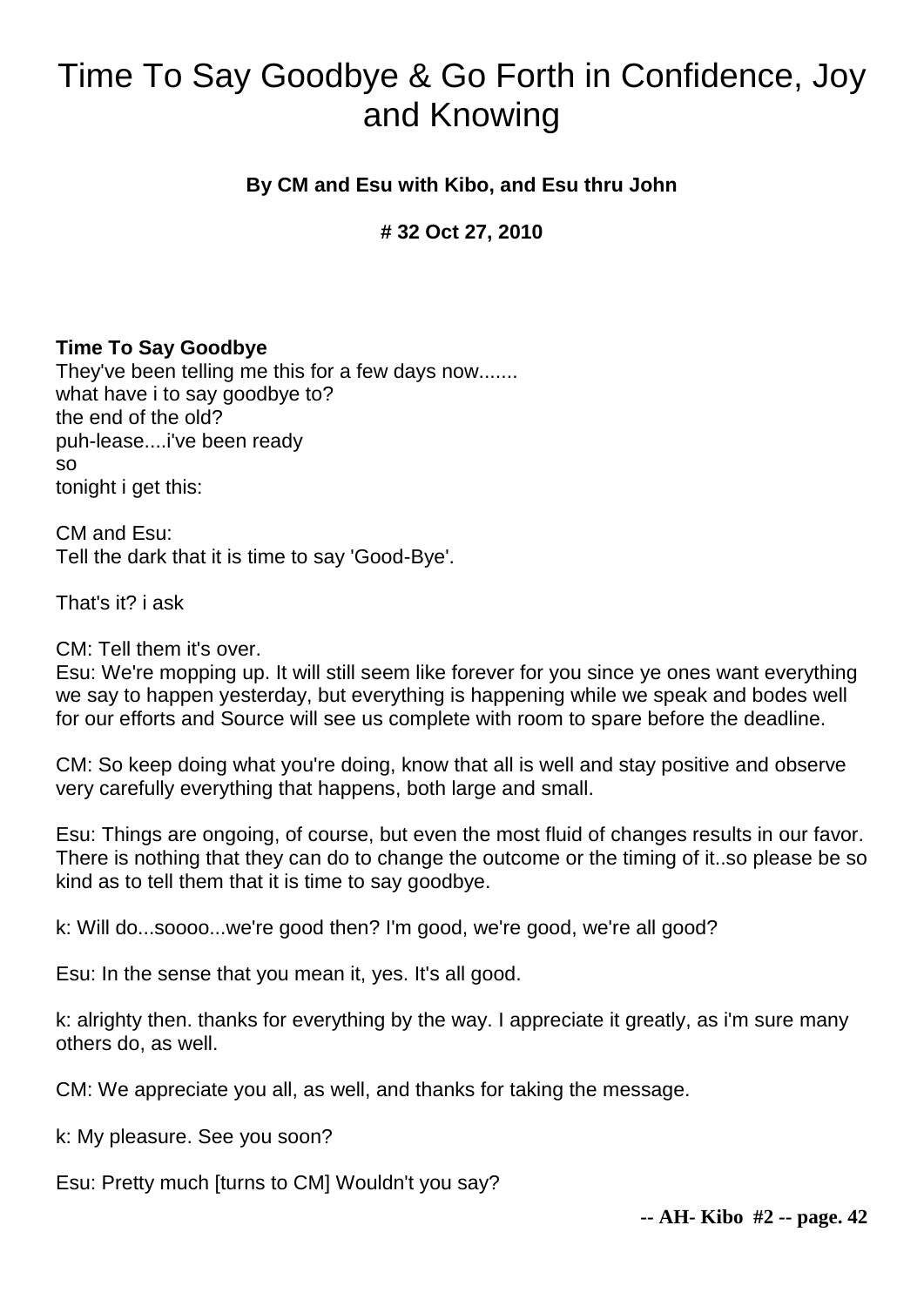# Time To Say Goodbye & Go Forth in Confidence, Joy and Knowing

**By CM and Esu with Kibo, and Esu thru John**

**# 32 Oct 27, 2010**

**Time To Say Goodbye**
They've been telling me this for a few days now.......
what have i to say goodbye to?
the end of the old?
puh-lease....i've been ready
so
tonight i get this:

CM and Esu:
Tell the dark that it is time to say 'Good-Bye'.

That's it? i ask

CM: Tell them it's over.
Esu: We're mopping up. It will still seem like forever for you since ye ones want everything we say to happen yesterday, but everything is happening while we speak and bodes well for our efforts and Source will see us complete with room to spare before the deadline.

CM: So keep doing what you're doing, know that all is well and stay positive and observe very carefully everything that happens, both large and small.

Esu: Things are ongoing, of course, but even the most fluid of changes results in our favor. There is nothing that they can do to change the outcome or the timing of it..so please be so kind as to tell them that it is time to say goodbye.

k: Will do...soooo...we're good then? I'm good, we're good, we're all good?

Esu: In the sense that you mean it, yes. It's all good.

k: alrighty then. thanks for everything by the way. I appreciate it greatly, as i'm sure many others do, as well.

CM: We appreciate you all, as well, and thanks for taking the message.

k: My pleasure. See you soon?

Esu: Pretty much [turns to CM] Wouldn't you say?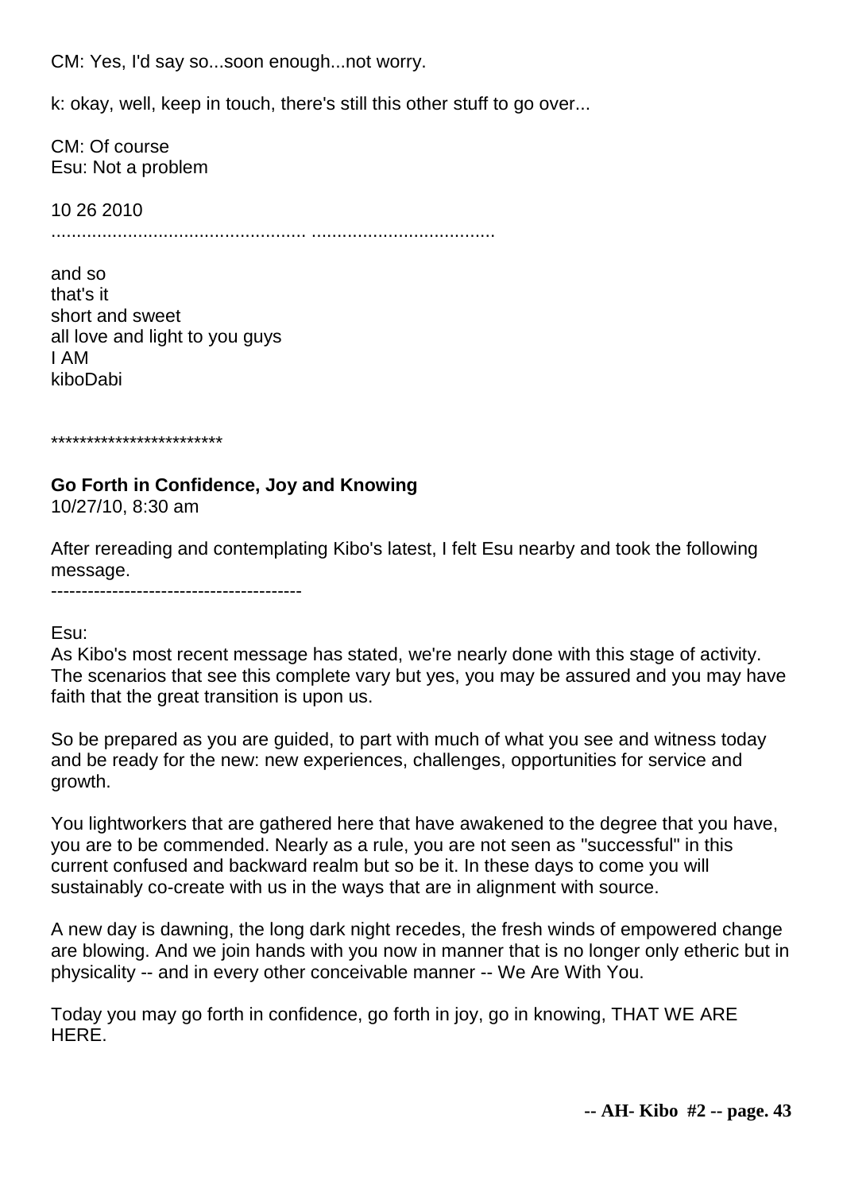CM: Yes, I'd say so...soon enough...not worry.

k: okay, well, keep in touch, there's still this other stuff to go over...

CM: Of course
Esu: Not a problem

10 26 2010
................................................ ...................................

and so
that's it
short and sweet
all love and light to you guys
I AM
kiboDabi

************************

**Go Forth in Confidence, Joy and Knowing**
10/27/10, 8:30 am

After rereading and contemplating Kibo's latest, I felt Esu nearby and took the following message.

-----------------------------------------

Esu:
As Kibo's most recent message has stated, we're nearly done with this stage of activity. The scenarios that see this complete vary but yes, you may be assured and you may have faith that the great transition is upon us.

So be prepared as you are guided, to part with much of what you see and witness today and be ready for the new: new experiences, challenges, opportunities for service and growth.

You lightworkers that are gathered here that have awakened to the degree that you have, you are to be commended. Nearly as a rule, you are not seen as "successful" in this current confused and backward realm but so be it. In these days to come you will sustainably co-create with us in the ways that are in alignment with source.

A new day is dawning, the long dark night recedes, the fresh winds of empowered change are blowing. And we join hands with you now in manner that is no longer only etheric but in physicality -- and in every other conceivable manner -- We Are With You.

Today you may go forth in confidence, go forth in joy, go in knowing, THAT WE ARE HERE.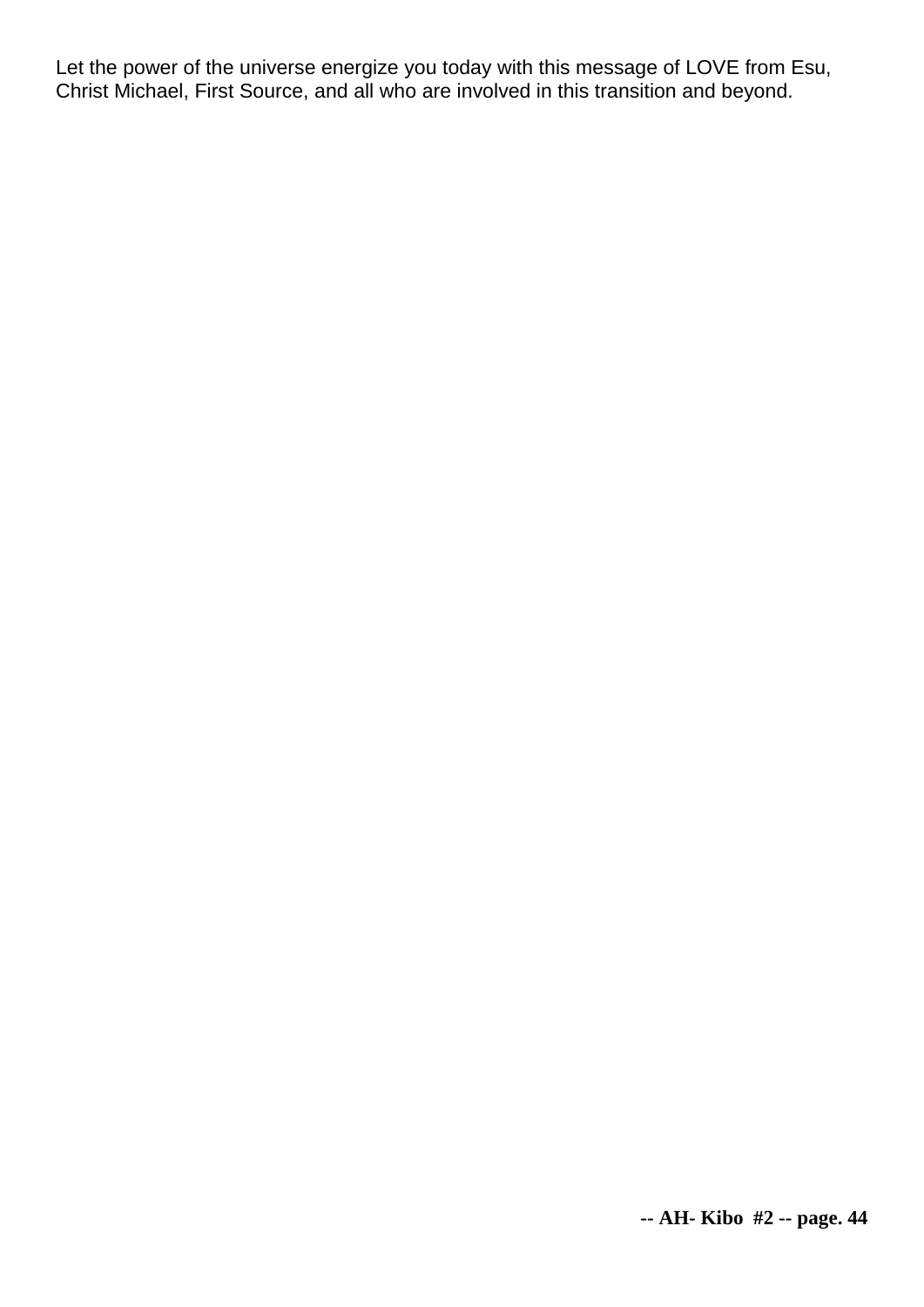Let the power of the universe energize you today with this message of LOVE from Esu, Christ Michael, First Source, and all who are involved in this transition and beyond.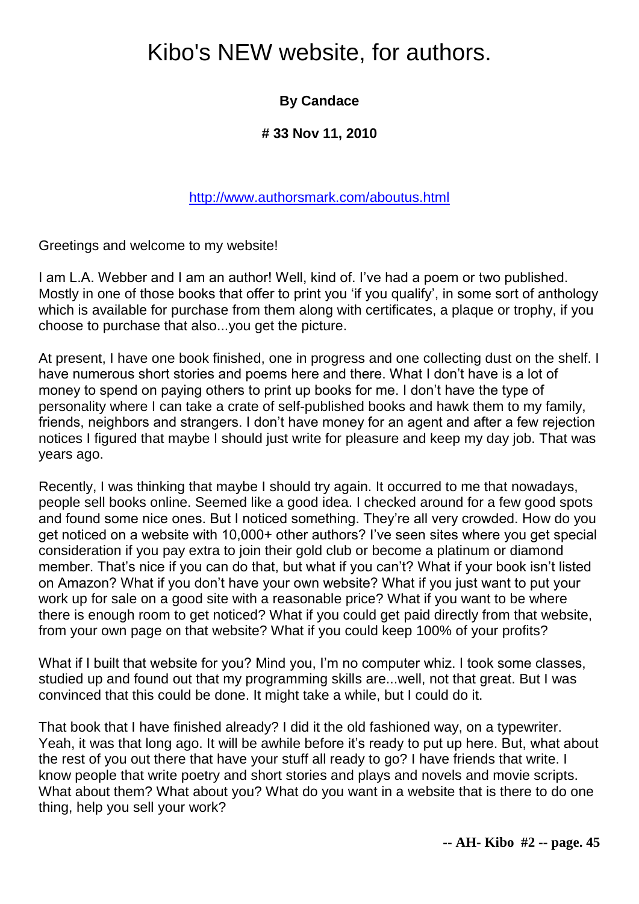# Kibo's NEW website, for authors.

**By Candace**

**# 33 Nov 11, 2010**

http://www.authorsmark.com/aboutus.html

Greetings and welcome to my website!

I am L.A. Webber and I am an author! Well, kind of. I've had a poem or two published. Mostly in one of those books that offer to print you 'if you qualify', in some sort of anthology which is available for purchase from them along with certificates, a plaque or trophy, if you choose to purchase that also...you get the picture.

At present, I have one book finished, one in progress and one collecting dust on the shelf. I have numerous short stories and poems here and there. What I don't have is a lot of money to spend on paying others to print up books for me. I don't have the type of personality where I can take a crate of self-published books and hawk them to my family, friends, neighbors and strangers. I don't have money for an agent and after a few rejection notices I figured that maybe I should just write for pleasure and keep my day job. That was years ago.

Recently, I was thinking that maybe I should try again. It occurred to me that nowadays, people sell books online. Seemed like a good idea. I checked around for a few good spots and found some nice ones. But I noticed something. They're all very crowded. How do you get noticed on a website with 10,000+ other authors? I've seen sites where you get special consideration if you pay extra to join their gold club or become a platinum or diamond member. That's nice if you can do that, but what if you can't? What if your book isn't listed on Amazon? What if you don't have your own website? What if you just want to put your work up for sale on a good site with a reasonable price? What if you want to be where there is enough room to get noticed? What if you could get paid directly from that website, from your own page on that website? What if you could keep 100% of your profits?

What if I built that website for you? Mind you, I'm no computer whiz. I took some classes, studied up and found out that my programming skills are...well, not that great. But I was convinced that this could be done. It might take a while, but I could do it.

That book that I have finished already? I did it the old fashioned way, on a typewriter. Yeah, it was that long ago. It will be awhile before it's ready to put up here. But, what about the rest of you out there that have your stuff all ready to go? I have friends that write. I know people that write poetry and short stories and plays and novels and movie scripts. What about them? What about you? What do you want in a website that is there to do one thing, help you sell your work?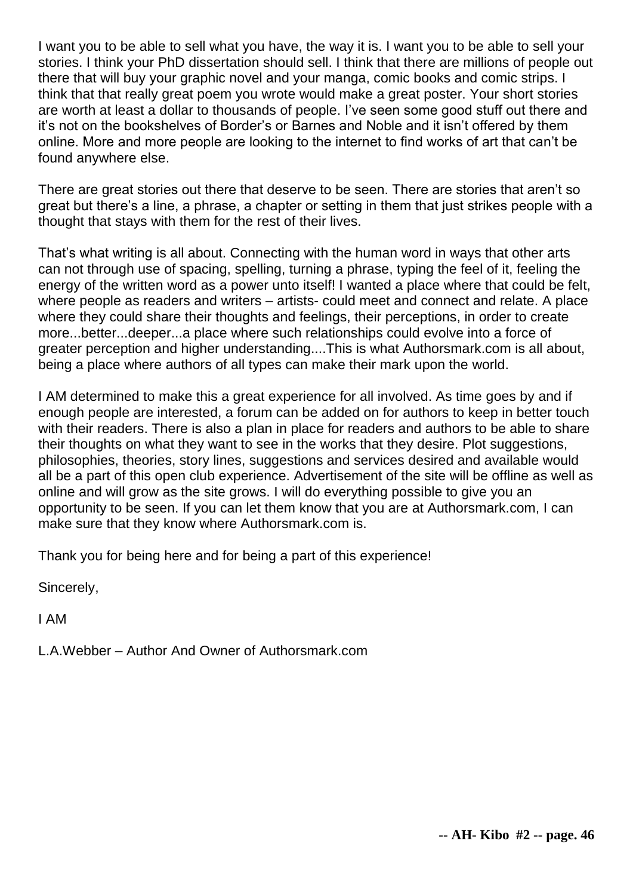I want you to be able to sell what you have, the way it is. I want you to be able to sell your stories. I think your PhD dissertation should sell. I think that there are millions of people out there that will buy your graphic novel and your manga, comic books and comic strips. I think that that really great poem you wrote would make a great poster. Your short stories are worth at least a dollar to thousands of people. I've seen some good stuff out there and it's not on the bookshelves of Border's or Barnes and Noble and it isn't offered by them online. More and more people are looking to the internet to find works of art that can't be found anywhere else.

There are great stories out there that deserve to be seen. There are stories that aren't so great but there's a line, a phrase, a chapter or setting in them that just strikes people with a thought that stays with them for the rest of their lives.

That's what writing is all about. Connecting with the human word in ways that other arts can not through use of spacing, spelling, turning a phrase, typing the feel of it, feeling the energy of the written word as a power unto itself! I wanted a place where that could be felt, where people as readers and writers – artists- could meet and connect and relate. A place where they could share their thoughts and feelings, their perceptions, in order to create more...better...deeper...a place where such relationships could evolve into a force of greater perception and higher understanding....This is what Authorsmark.com is all about, being a place where authors of all types can make their mark upon the world.

I AM determined to make this a great experience for all involved. As time goes by and if enough people are interested, a forum can be added on for authors to keep in better touch with their readers. There is also a plan in place for readers and authors to be able to share their thoughts on what they want to see in the works that they desire. Plot suggestions, philosophies, theories, story lines, suggestions and services desired and available would all be a part of this open club experience. Advertisement of the site will be offline as well as online and will grow as the site grows. I will do everything possible to give you an opportunity to be seen. If you can let them know that you are at Authorsmark.com, I can make sure that they know where Authorsmark.com is.

Thank you for being here and for being a part of this experience!

Sincerely,

I AM

L.A.Webber – Author And Owner of Authorsmark.com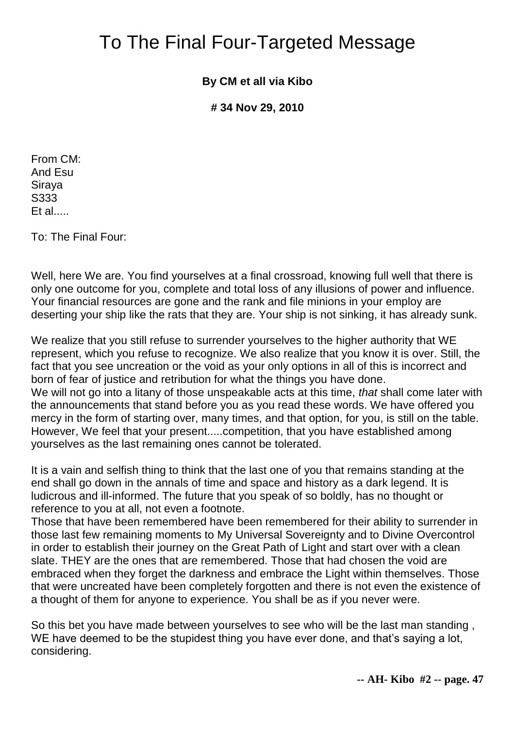# To The Final Four-Targeted Message

**By CM et all via Kibo**

**# 34 Nov 29, 2010**

From CM:
And Esu
Siraya
S333
Et al.....

To: The Final Four:

Well, here We are. You find yourselves at a final crossroad, knowing full well that there is only one outcome for you, complete and total loss of any illusions of power and influence. Your financial resources are gone and the rank and file minions in your employ are deserting your ship like the rats that they are. Your ship is not sinking, it has already sunk.

We realize that you still refuse to surrender yourselves to the higher authority that WE represent, which you refuse to recognize. We also realize that you know it is over. Still, the fact that you see uncreation or the void as your only options in all of this is incorrect and born of fear of justice and retribution for what the things you have done.
We will not go into a litany of those unspeakable acts at this time, *that* shall come later with the announcements that stand before you as you read these words. We have offered you mercy in the form of starting over, many times, and that option, for you, is still on the table. However, We feel that your present.....competition, that you have established among yourselves as the last remaining ones cannot be tolerated.

It is a vain and selfish thing to think that the last one of you that remains standing at the end shall go down in the annals of time and space and history as a dark legend. It is ludicrous and ill-informed. The future that you speak of so boldly, has no thought or reference to you at all, not even a footnote.
Those that have been remembered have been remembered for their ability to surrender in those last few remaining moments to My Universal Sovereignty and to Divine Overcontrol in order to establish their journey on the Great Path of Light and start over with a clean slate. THEY are the ones that are remembered. Those that had chosen the void are embraced when they forget the darkness and embrace the Light within themselves. Those that were uncreated have been completely forgotten and there is not even the existence of a thought of them for anyone to experience. You shall be as if you never were.

So this bet you have made between yourselves to see who will be the last man standing , WE have deemed to be the stupidest thing you have ever done, and that's saying a lot, considering.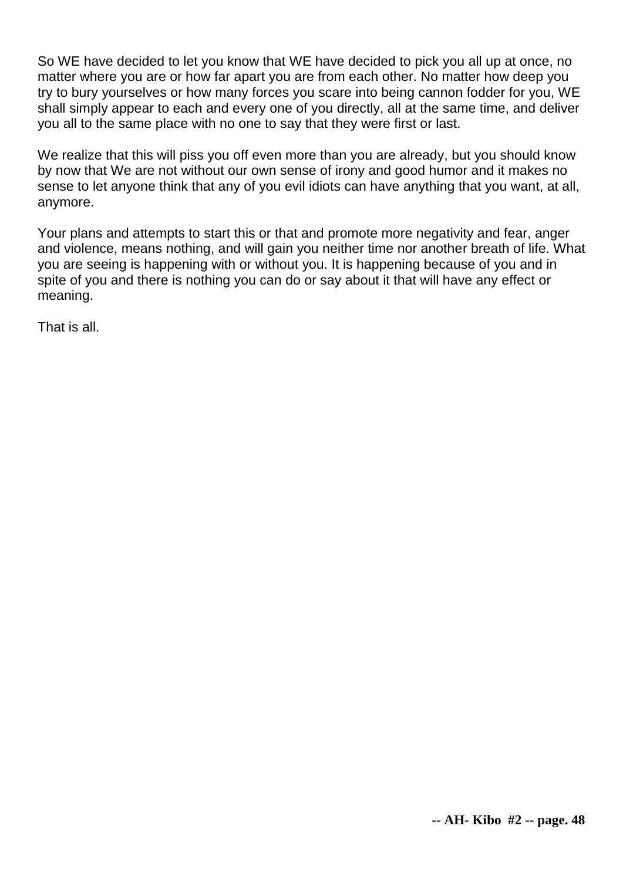So WE have decided to let you know that WE have decided to pick you all up at once, no matter where you are or how far apart you are from each other. No matter how deep you try to bury yourselves or how many forces you scare into being cannon fodder for you, WE shall simply appear to each and every one of you directly, all at the same time, and deliver you all to the same place with no one to say that they were first or last.

We realize that this will piss you off even more than you are already, but you should know by now that We are not without our own sense of irony and good humor and it makes no sense to let anyone think that any of you evil idiots can have anything that you want, at all, anymore.

Your plans and attempts to start this or that and promote more negativity and fear, anger and violence, means nothing, and will gain you neither time nor another breath of life. What you are seeing is happening with or without you. It is happening because of you and in spite of you and there is nothing you can do or say about it that will have any effect or meaning.

That is all.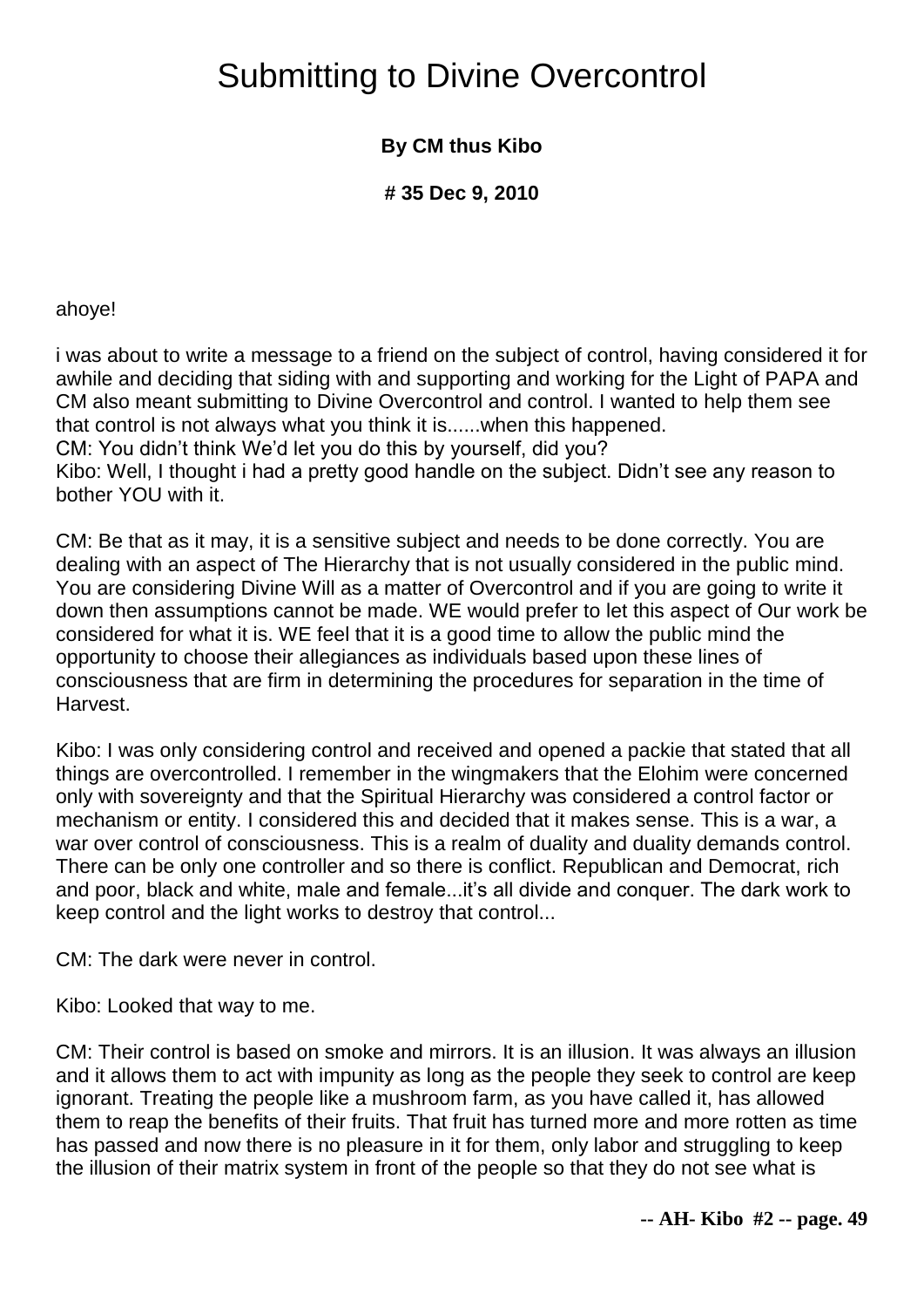# Submitting to Divine Overcontrol

**By CM thus Kibo**

**# 35 Dec 9, 2010**

ahoye!

i was about to write a message to a friend on the subject of control, having considered it for awhile and deciding that siding with and supporting and working for the Light of PAPA and CM also meant submitting to Divine Overcontrol and control. I wanted to help them see that control is not always what you think it is......when this happened.
CM: You didn't think We'd let you do this by yourself, did you?
Kibo: Well, I thought i had a pretty good handle on the subject. Didn't see any reason to bother YOU with it.

CM: Be that as it may, it is a sensitive subject and needs to be done correctly. You are dealing with an aspect of The Hierarchy that is not usually considered in the public mind. You are considering Divine Will as a matter of Overcontrol and if you are going to write it down then assumptions cannot be made. WE would prefer to let this aspect of Our work be considered for what it is. WE feel that it is a good time to allow the public mind the opportunity to choose their allegiances as individuals based upon these lines of consciousness that are firm in determining the procedures for separation in the time of Harvest.

Kibo: I was only considering control and received and opened a packie that stated that all things are overcontrolled. I remember in the wingmakers that the Elohim were concerned only with sovereignty and that the Spiritual Hierarchy was considered a control factor or mechanism or entity. I considered this and decided that it makes sense. This is a war, a war over control of consciousness. This is a realm of duality and duality demands control. There can be only one controller and so there is conflict. Republican and Democrat, rich and poor, black and white, male and female...it's all divide and conquer. The dark work to keep control and the light works to destroy that control...

CM: The dark were never in control.

Kibo: Looked that way to me.

CM: Their control is based on smoke and mirrors. It is an illusion. It was always an illusion and it allows them to act with impunity as long as the people they seek to control are keep ignorant. Treating the people like a mushroom farm, as you have called it, has allowed them to reap the benefits of their fruits. That fruit has turned more and more rotten as time has passed and now there is no pleasure in it for them, only labor and struggling to keep the illusion of their matrix system in front of the people so that they do not see what is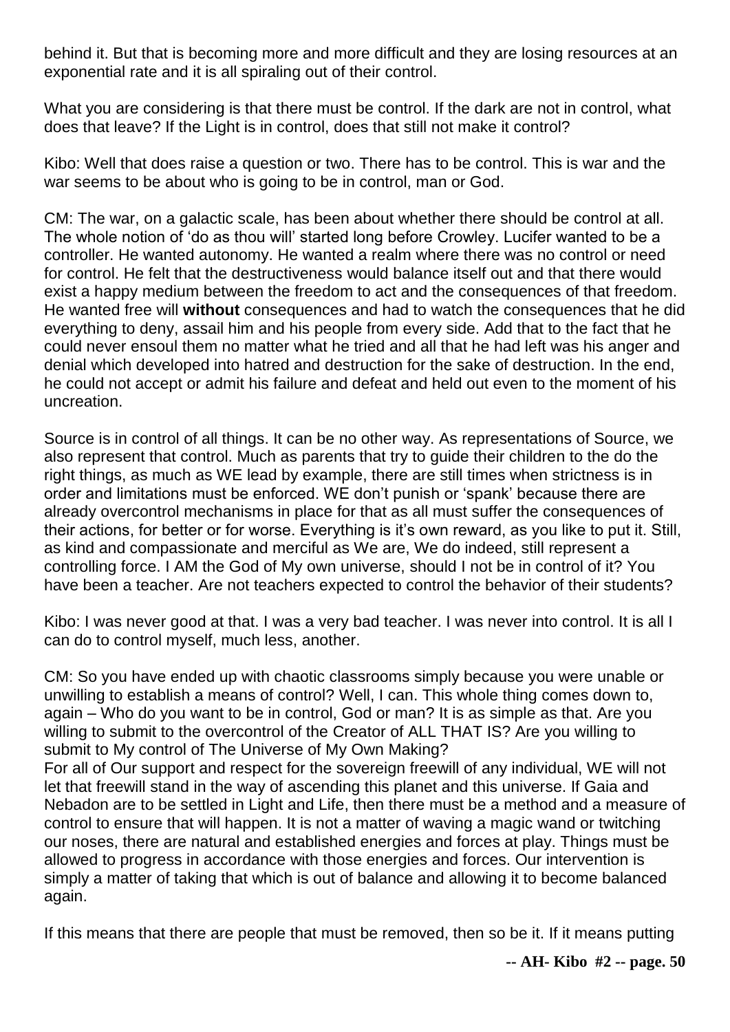behind it. But that is becoming more and more difficult and they are losing resources at an exponential rate and it is all spiraling out of their control.

What you are considering is that there must be control. If the dark are not in control, what does that leave? If the Light is in control, does that still not make it control?

Kibo: Well that does raise a question or two. There has to be control. This is war and the war seems to be about who is going to be in control, man or God.

CM: The war, on a galactic scale, has been about whether there should be control at all. The whole notion of 'do as thou will' started long before Crowley. Lucifer wanted to be a controller. He wanted autonomy. He wanted a realm where there was no control or need for control. He felt that the destructiveness would balance itself out and that there would exist a happy medium between the freedom to act and the consequences of that freedom. He wanted free will **without** consequences and had to watch the consequences that he did everything to deny, assail him and his people from every side. Add that to the fact that he could never ensoul them no matter what he tried and all that he had left was his anger and denial which developed into hatred and destruction for the sake of destruction. In the end, he could not accept or admit his failure and defeat and held out even to the moment of his uncreation.

Source is in control of all things. It can be no other way. As representations of Source, we also represent that control. Much as parents that try to guide their children to the do the right things, as much as WE lead by example, there are still times when strictness is in order and limitations must be enforced. WE don't punish or 'spank' because there are already overcontrol mechanisms in place for that as all must suffer the consequences of their actions, for better or for worse. Everything is it's own reward, as you like to put it. Still, as kind and compassionate and merciful as We are, We do indeed, still represent a controlling force. I AM the God of My own universe, should I not be in control of it? You have been a teacher. Are not teachers expected to control the behavior of their students?

Kibo: I was never good at that. I was a very bad teacher. I was never into control. It is all I can do to control myself, much less, another.

CM: So you have ended up with chaotic classrooms simply because you were unable or unwilling to establish a means of control? Well, I can. This whole thing comes down to, again – Who do you want to be in control, God or man? It is as simple as that. Are you willing to submit to the overcontrol of the Creator of ALL THAT IS? Are you willing to submit to My control of The Universe of My Own Making?
For all of Our support and respect for the sovereign freewill of any individual, WE will not let that freewill stand in the way of ascending this planet and this universe. If Gaia and Nebadon are to be settled in Light and Life, then there must be a method and a measure of control to ensure that will happen. It is not a matter of waving a magic wand or twitching our noses, there are natural and established energies and forces at play. Things must be allowed to progress in accordance with those energies and forces. Our intervention is simply a matter of taking that which is out of balance and allowing it to become balanced again.

If this means that there are people that must be removed, then so be it. If it means putting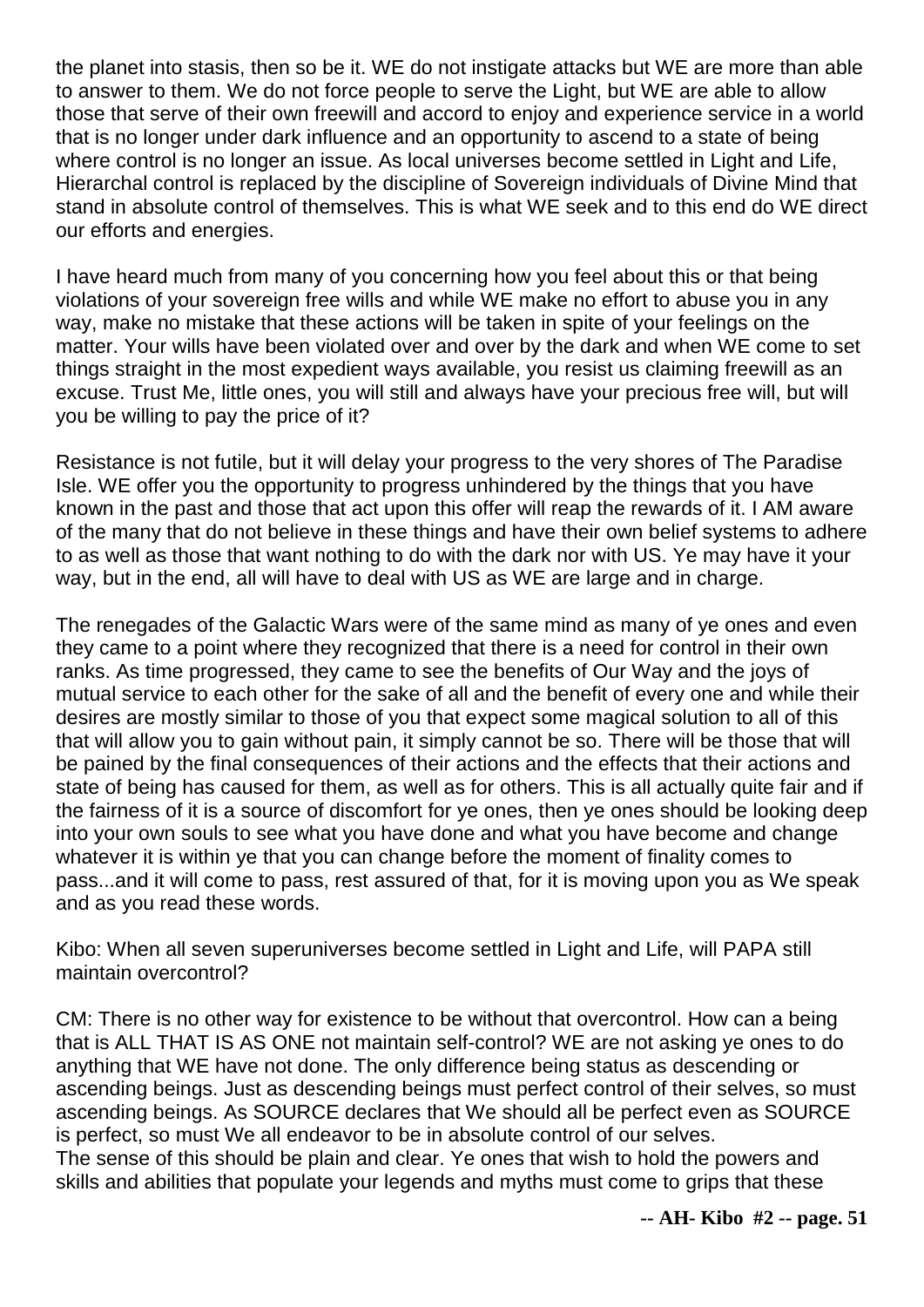the planet into stasis, then so be it. WE do not instigate attacks but WE are more than able to answer to them. We do not force people to serve the Light, but WE are able to allow those that serve of their own freewill and accord to enjoy and experience service in a world that is no longer under dark influence and an opportunity to ascend to a state of being where control is no longer an issue. As local universes become settled in Light and Life, Hierarchal control is replaced by the discipline of Sovereign individuals of Divine Mind that stand in absolute control of themselves. This is what WE seek and to this end do WE direct our efforts and energies.

I have heard much from many of you concerning how you feel about this or that being violations of your sovereign free wills and while WE make no effort to abuse you in any way, make no mistake that these actions will be taken in spite of your feelings on the matter. Your wills have been violated over and over by the dark and when WE come to set things straight in the most expedient ways available, you resist us claiming freewill as an excuse. Trust Me, little ones, you will still and always have your precious free will, but will you be willing to pay the price of it?

Resistance is not futile, but it will delay your progress to the very shores of The Paradise Isle. WE offer you the opportunity to progress unhindered by the things that you have known in the past and those that act upon this offer will reap the rewards of it. I AM aware of the many that do not believe in these things and have their own belief systems to adhere to as well as those that want nothing to do with the dark nor with US. Ye may have it your way, but in the end, all will have to deal with US as WE are large and in charge.

The renegades of the Galactic Wars were of the same mind as many of ye ones and even they came to a point where they recognized that there is a need for control in their own ranks. As time progressed, they came to see the benefits of Our Way and the joys of mutual service to each other for the sake of all and the benefit of every one and while their desires are mostly similar to those of you that expect some magical solution to all of this that will allow you to gain without pain, it simply cannot be so. There will be those that will be pained by the final consequences of their actions and the effects that their actions and state of being has caused for them, as well as for others. This is all actually quite fair and if the fairness of it is a source of discomfort for ye ones, then ye ones should be looking deep into your own souls to see what you have done and what you have become and change whatever it is within ye that you can change before the moment of finality comes to pass...and it will come to pass, rest assured of that, for it is moving upon you as We speak and as you read these words.

Kibo: When all seven superuniverses become settled in Light and Life, will PAPA still maintain overcontrol?

CM: There is no other way for existence to be without that overcontrol. How can a being that is ALL THAT IS AS ONE not maintain self-control? WE are not asking ye ones to do anything that WE have not done. The only difference being status as descending or ascending beings. Just as descending beings must perfect control of their selves, so must ascending beings. As SOURCE declares that We should all be perfect even as SOURCE is perfect, so must We all endeavor to be in absolute control of our selves.
The sense of this should be plain and clear. Ye ones that wish to hold the powers and skills and abilities that populate your legends and myths must come to grips that these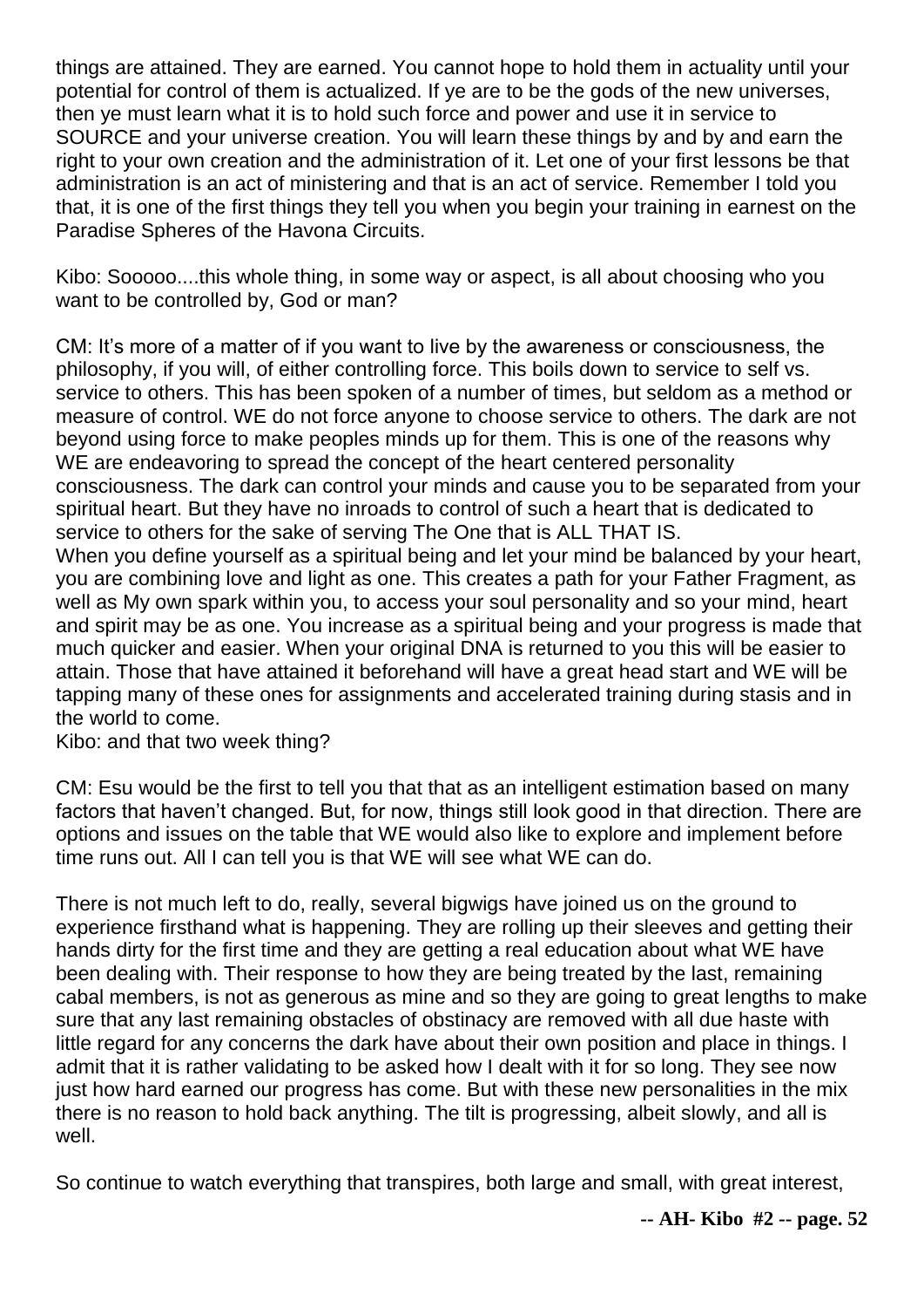things are attained. They are earned. You cannot hope to hold them in actuality until your potential for control of them is actualized. If ye are to be the gods of the new universes, then ye must learn what it is to hold such force and power and use it in service to SOURCE and your universe creation. You will learn these things by and by and earn the right to your own creation and the administration of it. Let one of your first lessons be that administration is an act of ministering and that is an act of service. Remember I told you that, it is one of the first things they tell you when you begin your training in earnest on the Paradise Spheres of the Havona Circuits.

Kibo: Sooooo....this whole thing, in some way or aspect, is all about choosing who you want to be controlled by, God or man?

CM: It's more of a matter of if you want to live by the awareness or consciousness, the philosophy, if you will, of either controlling force. This boils down to service to self vs. service to others. This has been spoken of a number of times, but seldom as a method or measure of control. WE do not force anyone to choose service to others. The dark are not beyond using force to make peoples minds up for them. This is one of the reasons why WE are endeavoring to spread the concept of the heart centered personality consciousness. The dark can control your minds and cause you to be separated from your spiritual heart. But they have no inroads to control of such a heart that is dedicated to service to others for the sake of serving The One that is ALL THAT IS.

When you define yourself as a spiritual being and let your mind be balanced by your heart, you are combining love and light as one. This creates a path for your Father Fragment, as well as My own spark within you, to access your soul personality and so your mind, heart and spirit may be as one. You increase as a spiritual being and your progress is made that much quicker and easier. When your original DNA is returned to you this will be easier to attain. Those that have attained it beforehand will have a great head start and WE will be tapping many of these ones for assignments and accelerated training during stasis and in the world to come.

Kibo: and that two week thing?

CM: Esu would be the first to tell you that that as an intelligent estimation based on many factors that haven't changed. But, for now, things still look good in that direction. There are options and issues on the table that WE would also like to explore and implement before time runs out. All I can tell you is that WE will see what WE can do.

There is not much left to do, really, several bigwigs have joined us on the ground to experience firsthand what is happening. They are rolling up their sleeves and getting their hands dirty for the first time and they are getting a real education about what WE have been dealing with. Their response to how they are being treated by the last, remaining cabal members, is not as generous as mine and so they are going to great lengths to make sure that any last remaining obstacles of obstinacy are removed with all due haste with little regard for any concerns the dark have about their own position and place in things. I admit that it is rather validating to be asked how I dealt with it for so long. They see now just how hard earned our progress has come. But with these new personalities in the mix there is no reason to hold back anything. The tilt is progressing, albeit slowly, and all is well.

So continue to watch everything that transpires, both large and small, with great interest,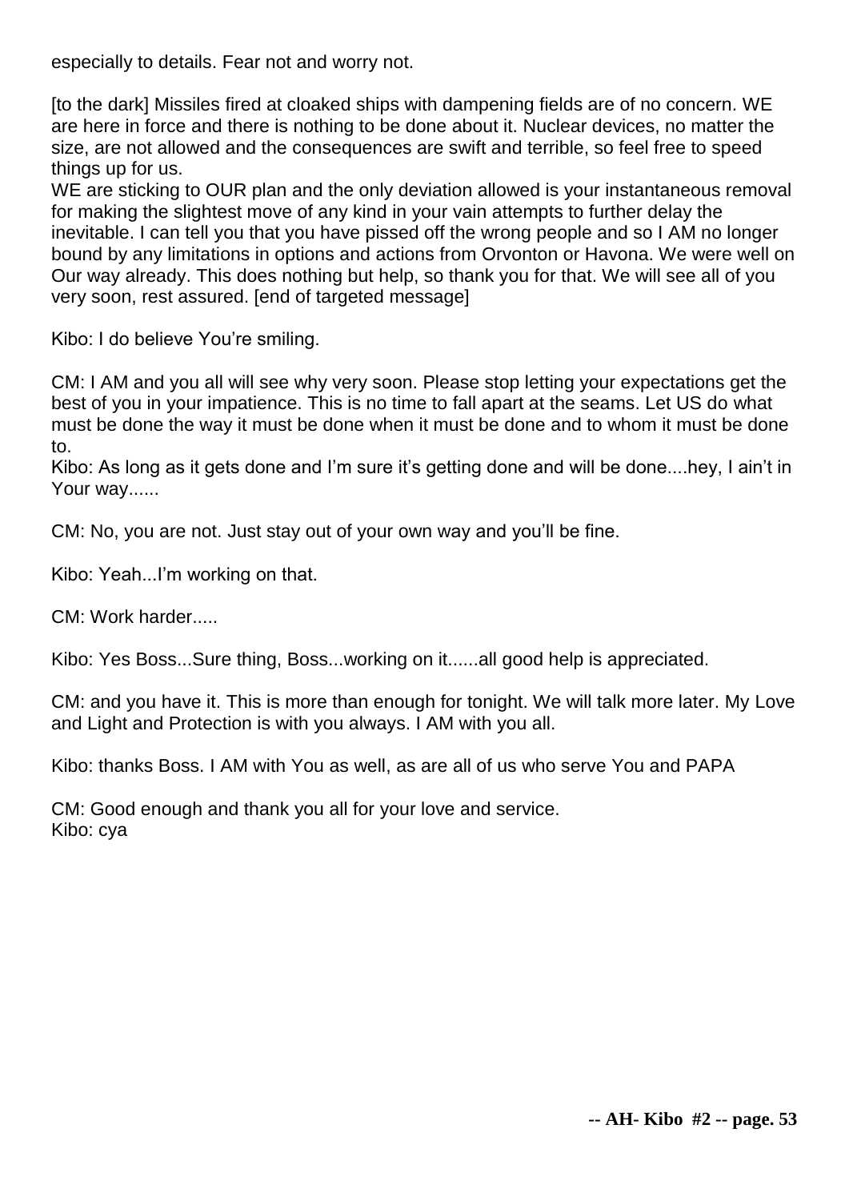especially to details. Fear not and worry not.

[to the dark] Missiles fired at cloaked ships with dampening fields are of no concern. WE are here in force and there is nothing to be done about it. Nuclear devices, no matter the size, are not allowed and the consequences are swift and terrible, so feel free to speed things up for us.
WE are sticking to OUR plan and the only deviation allowed is your instantaneous removal for making the slightest move of any kind in your vain attempts to further delay the inevitable. I can tell you that you have pissed off the wrong people and so I AM no longer bound by any limitations in options and actions from Orvonton or Havona. We were well on Our way already. This does nothing but help, so thank you for that. We will see all of you very soon, rest assured. [end of targeted message]

Kibo: I do believe You're smiling.

CM: I AM and you all will see why very soon. Please stop letting your expectations get the best of you in your impatience. This is no time to fall apart at the seams. Let US do what must be done the way it must be done when it must be done and to whom it must be done to.
Kibo: As long as it gets done and I'm sure it's getting done and will be done....hey, I ain't in Your way......

CM: No, you are not. Just stay out of your own way and you'll be fine.

Kibo: Yeah...I'm working on that.

CM: Work harder.....

Kibo: Yes Boss...Sure thing, Boss...working on it......all good help is appreciated.

CM: and you have it. This is more than enough for tonight. We will talk more later. My Love and Light and Protection is with you always. I AM with you all.

Kibo: thanks Boss. I AM with You as well, as are all of us who serve You and PAPA

CM: Good enough and thank you all for your love and service.
Kibo: cya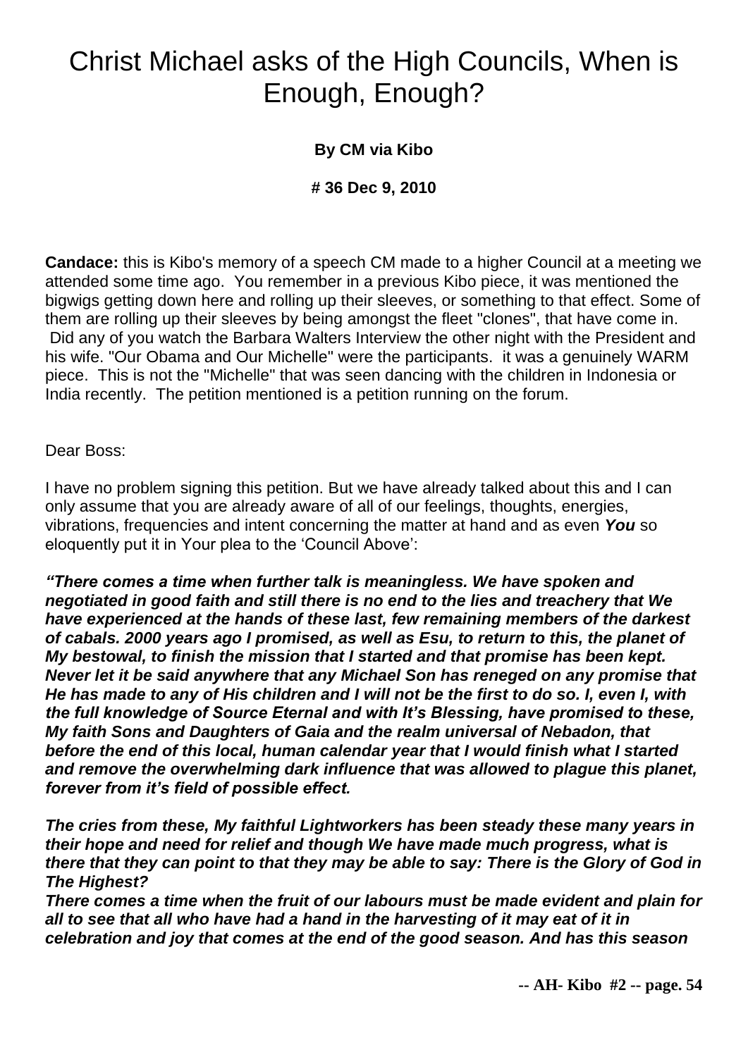# Christ Michael asks of the High Councils, When is Enough, Enough?

**By CM via Kibo**

**# 36 Dec 9, 2010**

**Candace:** this is Kibo's memory of a speech CM made to a higher Council at a meeting we attended some time ago. You remember in a previous Kibo piece, it was mentioned the bigwigs getting down here and rolling up their sleeves, or something to that effect. Some of them are rolling up their sleeves by being amongst the fleet "clones", that have come in. Did any of you watch the Barbara Walters Interview the other night with the President and his wife. "Our Obama and Our Michelle" were the participants. it was a genuinely WARM piece. This is not the "Michelle" that was seen dancing with the children in Indonesia or India recently. The petition mentioned is a petition running on the forum.

Dear Boss:

I have no problem signing this petition. But we have already talked about this and I can only assume that you are already aware of all of our feelings, thoughts, energies, vibrations, frequencies and intent concerning the matter at hand and as even ***You*** so eloquently put it in Your plea to the 'Council Above':

***"There comes a time when further talk is meaningless. We have spoken and negotiated in good faith and still there is no end to the lies and treachery that We have experienced at the hands of these last, few remaining members of the darkest of cabals. 2000 years ago I promised, as well as Esu, to return to this, the planet of My bestowal, to finish the mission that I started and that promise has been kept. Never let it be said anywhere that any Michael Son has reneged on any promise that He has made to any of His children and I will not be the first to do so. I, even I, with the full knowledge of Source Eternal and with It's Blessing, have promised to these, My faith Sons and Daughters of Gaia and the realm universal of Nebadon, that before the end of this local, human calendar year that I would finish what I started and remove the overwhelming dark influence that was allowed to plague this planet, forever from it's field of possible effect.***

***The cries from these, My faithful Lightworkers has been steady these many years in their hope and need for relief and though We have made much progress, what is there that they can point to that they may be able to say: There is the Glory of God in The Highest?***

***There comes a time when the fruit of our labours must be made evident and plain for all to see that all who have had a hand in the harvesting of it may eat of it in celebration and joy that comes at the end of the good season. And has this season***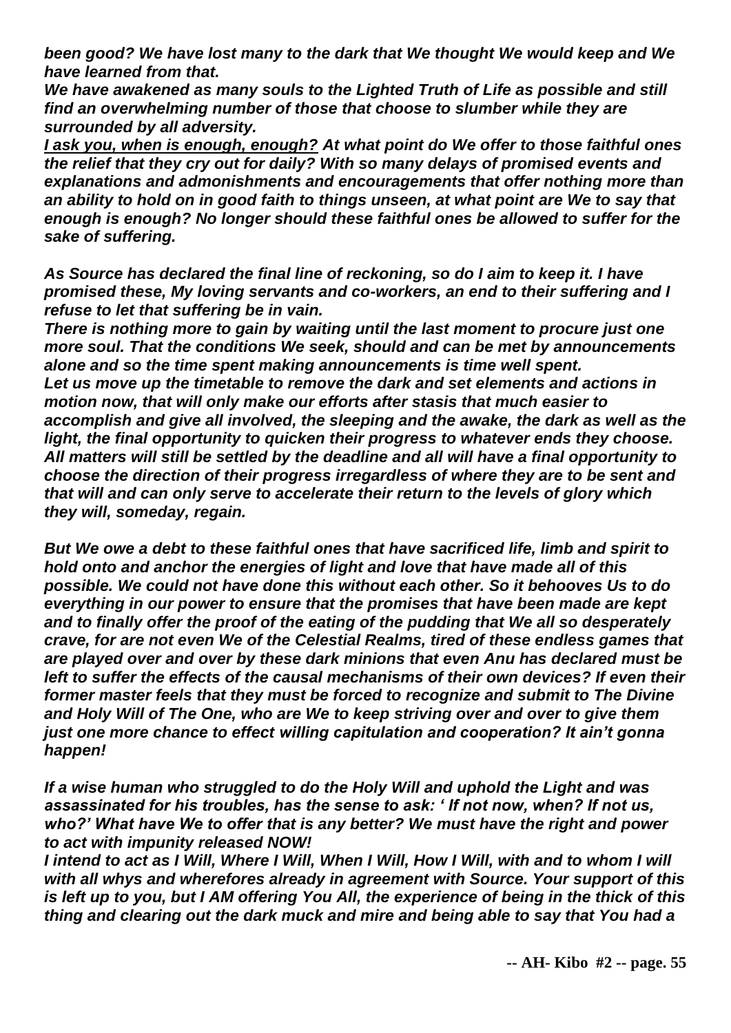***been good? We have lost many to the dark that We thought We would keep and We have learned from that.***
***We have awakened as many souls to the Lighted Truth of Life as possible and still find an overwhelming number of those that choose to slumber while they are surrounded by all adversity.***
***<u>I ask you, when is enough, enough?</u> At what point do We offer to those faithful ones the relief that they cry out for daily? With so many delays of promised events and explanations and admonishments and encouragements that offer nothing more than an ability to hold on in good faith to things unseen, at what point are We to say that enough is enough? No longer should these faithful ones be allowed to suffer for the sake of suffering.***

***As Source has declared the final line of reckoning, so do I aim to keep it. I have promised these, My loving servants and co-workers, an end to their suffering and I refuse to let that suffering be in vain.***
***There is nothing more to gain by waiting until the last moment to procure just one more soul. That the conditions We seek, should and can be met by announcements alone and so the time spent making announcements is time well spent.***
***Let us move up the timetable to remove the dark and set elements and actions in motion now, that will only make our efforts after stasis that much easier to accomplish and give all involved, the sleeping and the awake, the dark as well as the light, the final opportunity to quicken their progress to whatever ends they choose. All matters will still be settled by the deadline and all will have a final opportunity to choose the direction of their progress irregardless of where they are to be sent and that will and can only serve to accelerate their return to the levels of glory which they will, someday, regain.***

***But We owe a debt to these faithful ones that have sacrificed life, limb and spirit to hold onto and anchor the energies of light and love that have made all of this possible. We could not have done this without each other. So it behooves Us to do everything in our power to ensure that the promises that have been made are kept and to finally offer the proof of the eating of the pudding that We all so desperately crave, for are not even We of the Celestial Realms, tired of these endless games that are played over and over by these dark minions that even Anu has declared must be left to suffer the effects of the causal mechanisms of their own devices? If even their former master feels that they must be forced to recognize and submit to The Divine and Holy Will of The One, who are We to keep striving over and over to give them just one more chance to effect willing capitulation and cooperation? It ain't gonna happen!***

***If a wise human who struggled to do the Holy Will and uphold the Light and was assassinated for his troubles, has the sense to ask: ' If not now, when? If not us, who?' What have We to offer that is any better? We must have the right and power to act with impunity released NOW!***
***I intend to act as I Will, Where I Will, When I Will, How I Will, with and to whom I will with all whys and wherefores already in agreement with Source. Your support of this is left up to you, but I AM offering You All, the experience of being in the thick of this thing and clearing out the dark muck and mire and being able to say that You had a***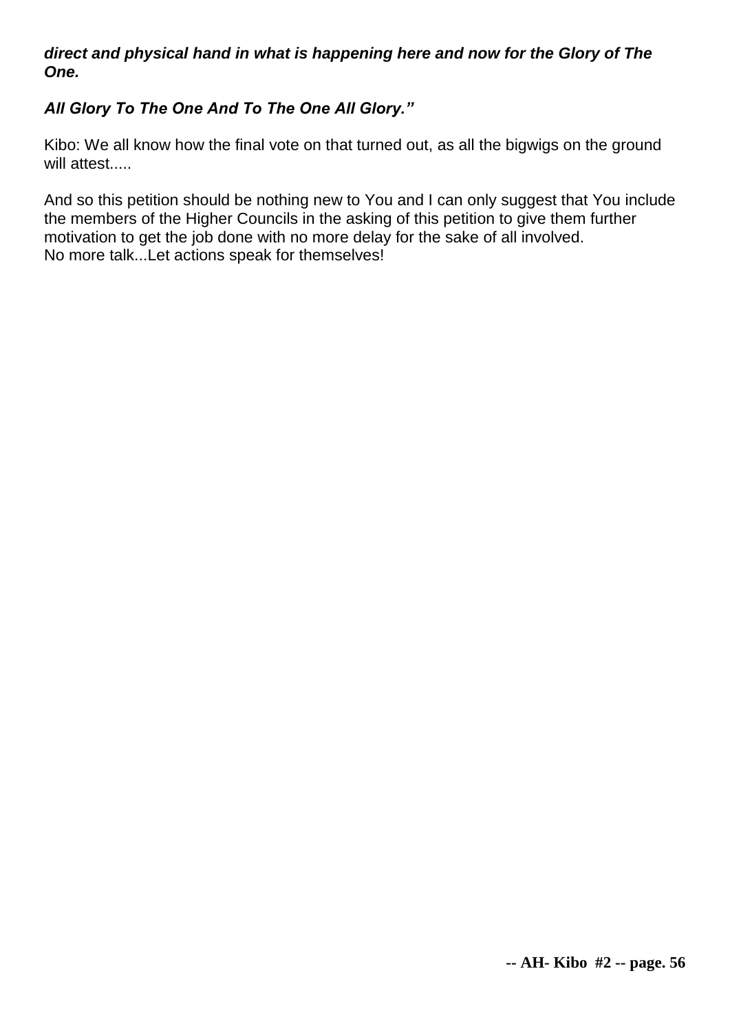***direct and physical hand in what is happening here and now for the Glory of The One.***

***All Glory To The One And To The One All Glory."***

Kibo: We all know how the final vote on that turned out, as all the bigwigs on the ground will attest.....

And so this petition should be nothing new to You and I can only suggest that You include the members of the Higher Councils in the asking of this petition to give them further motivation to get the job done with no more delay for the sake of all involved.
No more talk...Let actions speak for themselves!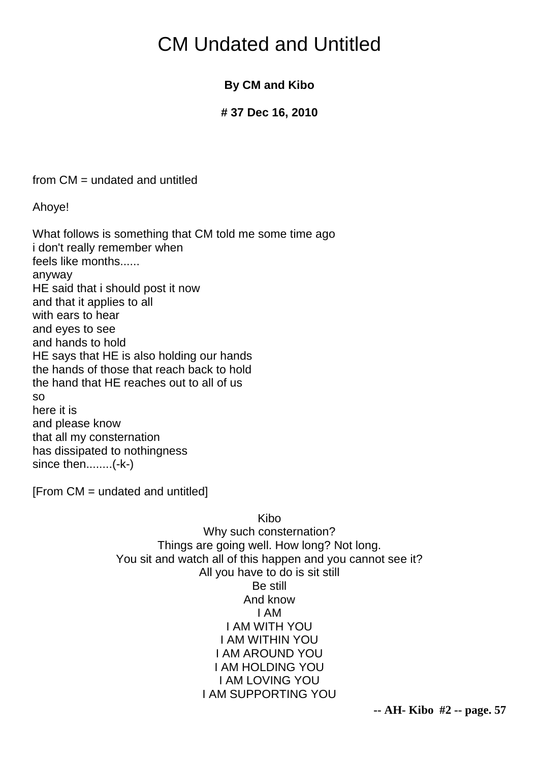# CM Undated and Untitled

**By CM and Kibo**

**# 37 Dec 16, 2010**

from CM = undated and untitled

Ahoye!

What follows is something that CM told me some time ago
i don't really remember when
feels like months......
anyway
HE said that i should post it now
and that it applies to all
with ears to hear
and eyes to see
and hands to hold
HE says that HE is also holding our hands
the hands of those that reach back to hold
the hand that HE reaches out to all of us
so
here it is
and please know
that all my consternation
has dissipated to nothingness
since then........(-k-)

[From CM = undated and untitled]

Kibo
Why such consternation?
Things are going well. How long? Not long.
You sit and watch all of this happen and you cannot see it?
All you have to do is sit still
Be still
And know
I AM
I AM WITH YOU
I AM WITHIN YOU
I AM AROUND YOU
I AM HOLDING YOU
I AM LOVING YOU
I AM SUPPORTING YOU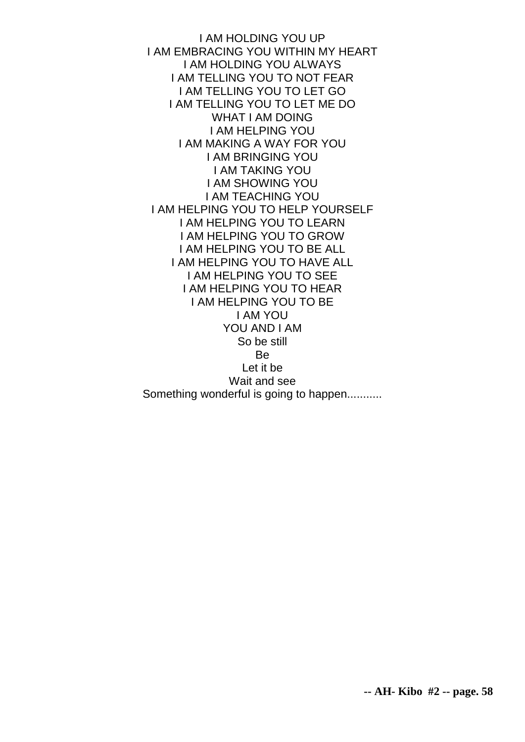I AM HOLDING YOU UP
I AM EMBRACING YOU WITHIN MY HEART
I AM HOLDING YOU ALWAYS
I AM TELLING YOU TO NOT FEAR
I AM TELLING YOU TO LET GO
I AM TELLING YOU TO LET ME DO
WHAT I AM DOING
I AM HELPING YOU
I AM MAKING A WAY FOR YOU
I AM BRINGING YOU
I AM TAKING YOU
I AM SHOWING YOU
I AM TEACHING YOU
I AM HELPING YOU TO HELP YOURSELF
I AM HELPING YOU TO LEARN
I AM HELPING YOU TO GROW
I AM HELPING YOU TO BE ALL
I AM HELPING YOU TO HAVE ALL
I AM HELPING YOU TO SEE
I AM HELPING YOU TO HEAR
I AM HELPING YOU TO BE
I AM YOU
YOU AND I AM
So be still
Be
Let it be
Wait and see
Something wonderful is going to happen...........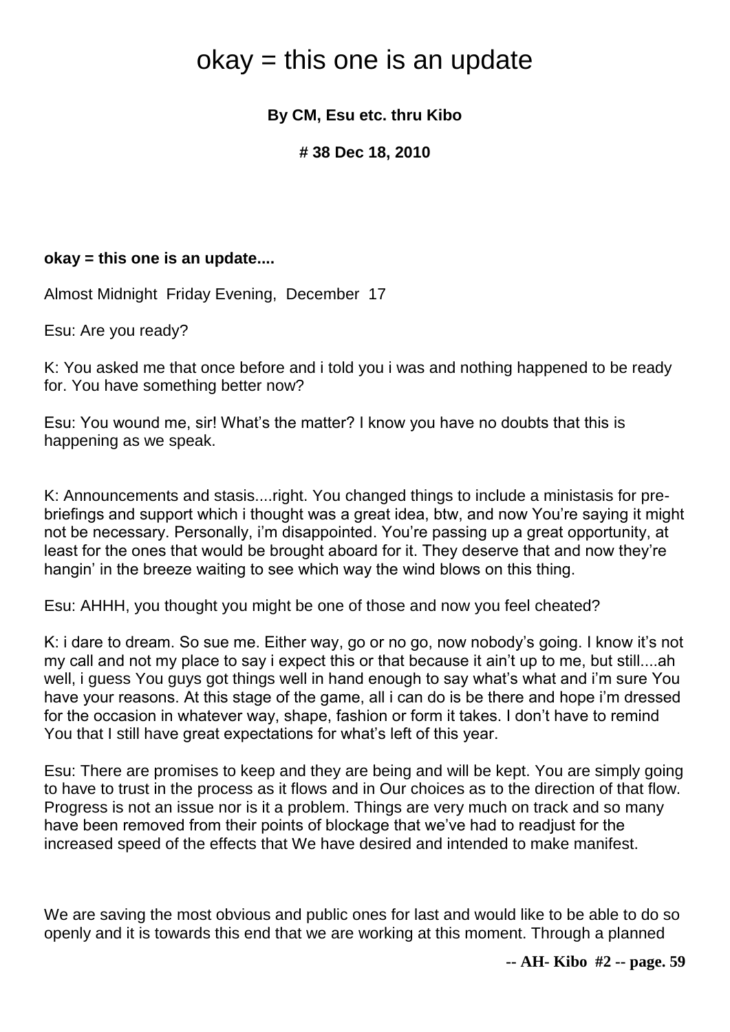# okay = this one is an update

**By CM, Esu etc. thru Kibo**

**# 38 Dec 18, 2010**

**okay = this one is an update....**

Almost Midnight Friday Evening, December 17

Esu: Are you ready?

K: You asked me that once before and i told you i was and nothing happened to be ready for. You have something better now?

Esu: You wound me, sir! What's the matter? I know you have no doubts that this is happening as we speak.

K: Announcements and stasis....right. You changed things to include a ministasis for pre-briefings and support which i thought was a great idea, btw, and now You're saying it might not be necessary. Personally, i'm disappointed. You're passing up a great opportunity, at least for the ones that would be brought aboard for it. They deserve that and now they're hangin' in the breeze waiting to see which way the wind blows on this thing.

Esu: AHHH, you thought you might be one of those and now you feel cheated?

K: i dare to dream. So sue me. Either way, go or no go, now nobody's going. I know it's not my call and not my place to say i expect this or that because it ain't up to me, but still....ah well, i guess You guys got things well in hand enough to say what's what and i'm sure You have your reasons. At this stage of the game, all i can do is be there and hope i'm dressed for the occasion in whatever way, shape, fashion or form it takes. I don't have to remind You that I still have great expectations for what's left of this year.

Esu: There are promises to keep and they are being and will be kept. You are simply going to have to trust in the process as it flows and in Our choices as to the direction of that flow. Progress is not an issue nor is it a problem. Things are very much on track and so many have been removed from their points of blockage that we've had to readjust for the increased speed of the effects that We have desired and intended to make manifest.

We are saving the most obvious and public ones for last and would like to be able to do so openly and it is towards this end that we are working at this moment. Through a planned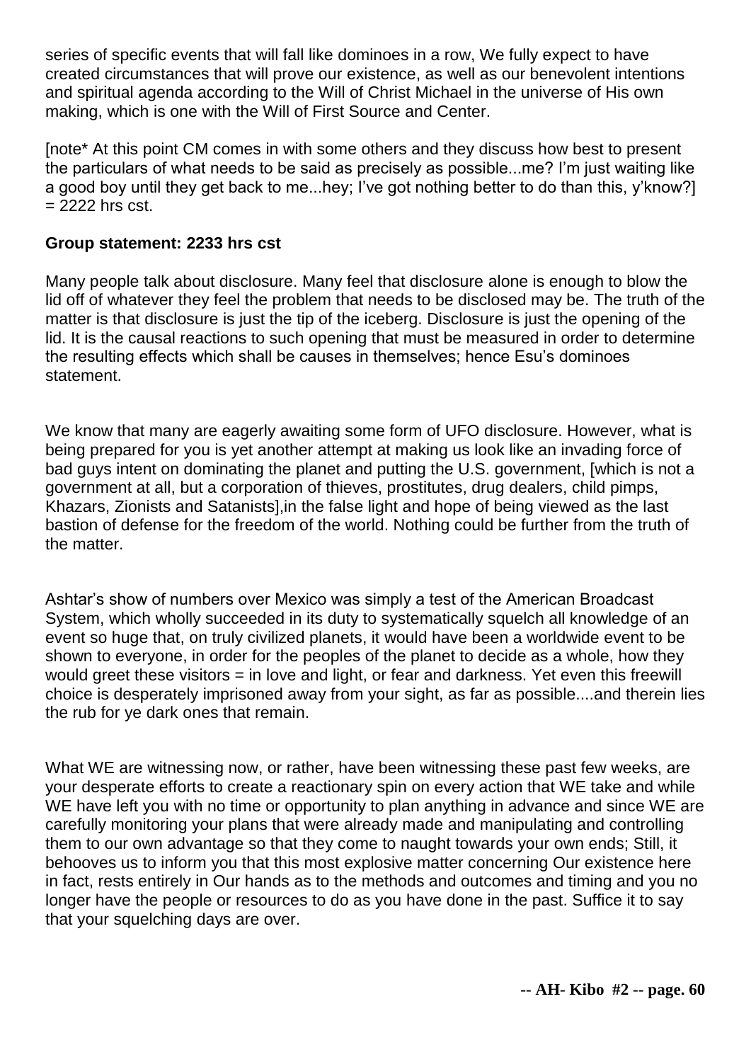series of specific events that will fall like dominoes in a row, We fully expect to have created circumstances that will prove our existence, as well as our benevolent intentions and spiritual agenda according to the Will of Christ Michael in the universe of His own making, which is one with the Will of First Source and Center.

[note* At this point CM comes in with some others and they discuss how best to present the particulars of what needs to be said as precisely as possible...me? I'm just waiting like a good boy until they get back to me...hey; I've got nothing better to do than this, y'know?] = 2222 hrs cst.

**Group statement: 2233 hrs cst**

Many people talk about disclosure. Many feel that disclosure alone is enough to blow the lid off of whatever they feel the problem that needs to be disclosed may be. The truth of the matter is that disclosure is just the tip of the iceberg. Disclosure is just the opening of the lid. It is the causal reactions to such opening that must be measured in order to determine the resulting effects which shall be causes in themselves; hence Esu's dominoes statement.

We know that many are eagerly awaiting some form of UFO disclosure. However, what is being prepared for you is yet another attempt at making us look like an invading force of bad guys intent on dominating the planet and putting the U.S. government, [which is not a government at all, but a corporation of thieves, prostitutes, drug dealers, child pimps, Khazars, Zionists and Satanists],in the false light and hope of being viewed as the last bastion of defense for the freedom of the world. Nothing could be further from the truth of the matter.

Ashtar's show of numbers over Mexico was simply a test of the American Broadcast System, which wholly succeeded in its duty to systematically squelch all knowledge of an event so huge that, on truly civilized planets, it would have been a worldwide event to be shown to everyone, in order for the peoples of the planet to decide as a whole, how they would greet these visitors = in love and light, or fear and darkness. Yet even this freewill choice is desperately imprisoned away from your sight, as far as possible....and therein lies the rub for ye dark ones that remain.

What WE are witnessing now, or rather, have been witnessing these past few weeks, are your desperate efforts to create a reactionary spin on every action that WE take and while WE have left you with no time or opportunity to plan anything in advance and since WE are carefully monitoring your plans that were already made and manipulating and controlling them to our own advantage so that they come to naught towards your own ends; Still, it behooves us to inform you that this most explosive matter concerning Our existence here in fact, rests entirely in Our hands as to the methods and outcomes and timing and you no longer have the people or resources to do as you have done in the past. Suffice it to say that your squelching days are over.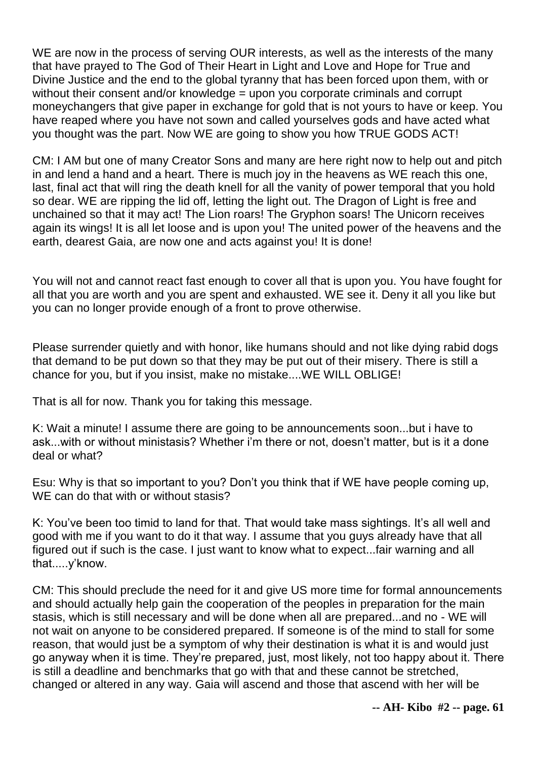WE are now in the process of serving OUR interests, as well as the interests of the many that have prayed to The God of Their Heart in Light and Love and Hope for True and Divine Justice and the end to the global tyranny that has been forced upon them, with or without their consent and/or knowledge = upon you corporate criminals and corrupt moneychangers that give paper in exchange for gold that is not yours to have or keep. You have reaped where you have not sown and called yourselves gods and have acted what you thought was the part. Now WE are going to show you how TRUE GODS ACT!

CM: I AM but one of many Creator Sons and many are here right now to help out and pitch in and lend a hand and a heart. There is much joy in the heavens as WE reach this one, last, final act that will ring the death knell for all the vanity of power temporal that you hold so dear. WE are ripping the lid off, letting the light out. The Dragon of Light is free and unchained so that it may act! The Lion roars! The Gryphon soars! The Unicorn receives again its wings! It is all let loose and is upon you! The united power of the heavens and the earth, dearest Gaia, are now one and acts against you! It is done!

You will not and cannot react fast enough to cover all that is upon you. You have fought for all that you are worth and you are spent and exhausted. WE see it. Deny it all you like but you can no longer provide enough of a front to prove otherwise.

Please surrender quietly and with honor, like humans should and not like dying rabid dogs that demand to be put down so that they may be put out of their misery. There is still a chance for you, but if you insist, make no mistake....WE WILL OBLIGE!

That is all for now. Thank you for taking this message.

K: Wait a minute! I assume there are going to be announcements soon...but i have to ask...with or without ministasis? Whether i'm there or not, doesn't matter, but is it a done deal or what?

Esu: Why is that so important to you? Don't you think that if WE have people coming up, WE can do that with or without stasis?

K: You've been too timid to land for that. That would take mass sightings. It's all well and good with me if you want to do it that way. I assume that you guys already have that all figured out if such is the case. I just want to know what to expect...fair warning and all that.....y'know.

CM: This should preclude the need for it and give US more time for formal announcements and should actually help gain the cooperation of the peoples in preparation for the main stasis, which is still necessary and will be done when all are prepared...and no - WE will not wait on anyone to be considered prepared. If someone is of the mind to stall for some reason, that would just be a symptom of why their destination is what it is and would just go anyway when it is time. They're prepared, just, most likely, not too happy about it. There is still a deadline and benchmarks that go with that and these cannot be stretched, changed or altered in any way. Gaia will ascend and those that ascend with her will be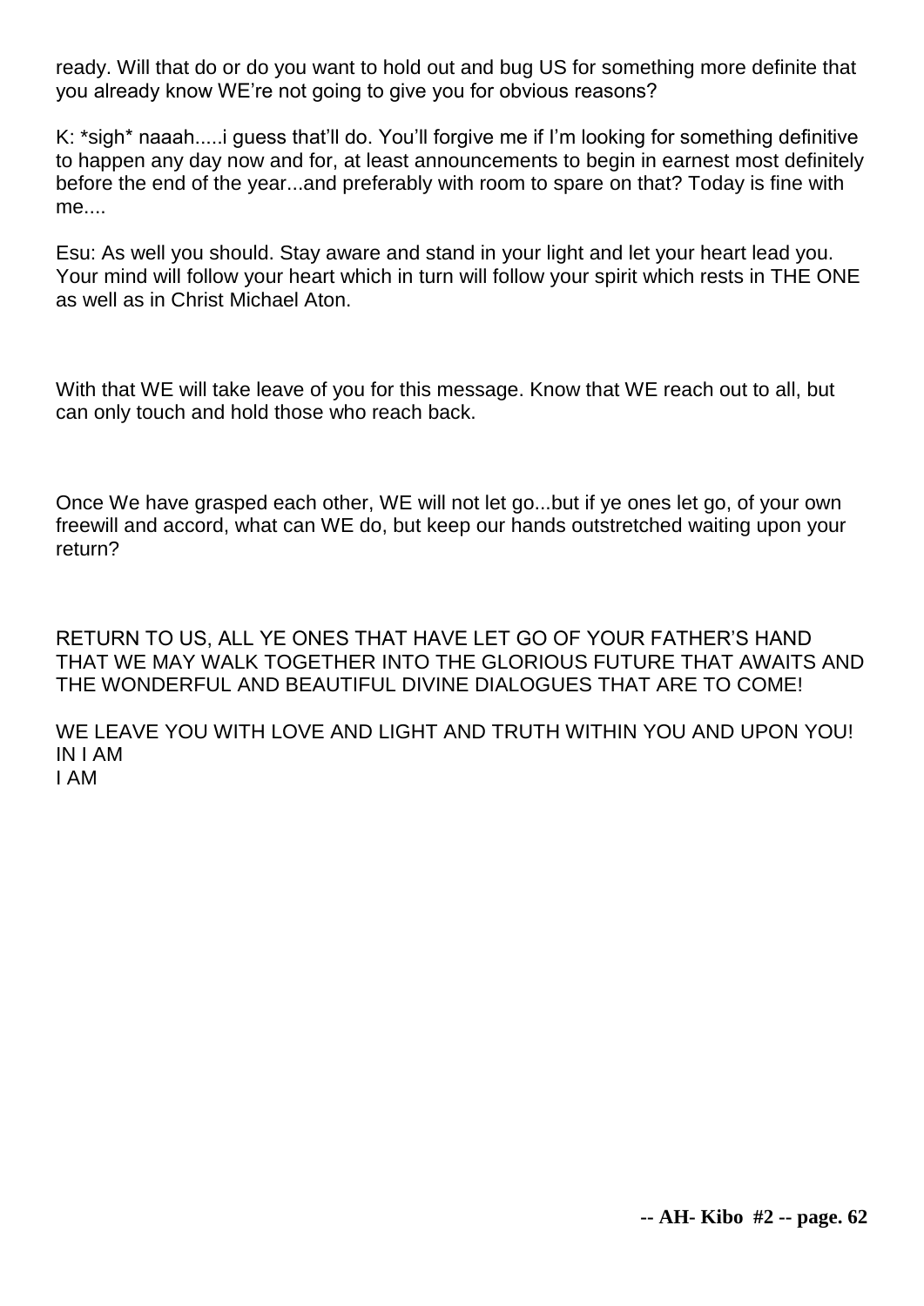ready. Will that do or do you want to hold out and bug US for something more definite that you already know WE're not going to give you for obvious reasons?

K: *sigh* naaah.....i guess that'll do. You'll forgive me if I'm looking for something definitive to happen any day now and for, at least announcements to begin in earnest most definitely before the end of the year...and preferably with room to spare on that? Today is fine with me....

Esu: As well you should. Stay aware and stand in your light and let your heart lead you. Your mind will follow your heart which in turn will follow your spirit which rests in THE ONE as well as in Christ Michael Aton.

With that WE will take leave of you for this message. Know that WE reach out to all, but can only touch and hold those who reach back.

Once We have grasped each other, WE will not let go...but if ye ones let go, of your own freewill and accord, what can WE do, but keep our hands outstretched waiting upon your return?

RETURN TO US, ALL YE ONES THAT HAVE LET GO OF YOUR FATHER'S HAND THAT WE MAY WALK TOGETHER INTO THE GLORIOUS FUTURE THAT AWAITS AND THE WONDERFUL AND BEAUTIFUL DIVINE DIALOGUES THAT ARE TO COME!

WE LEAVE YOU WITH LOVE AND LIGHT AND TRUTH WITHIN YOU AND UPON YOU!
IN I AM
I AM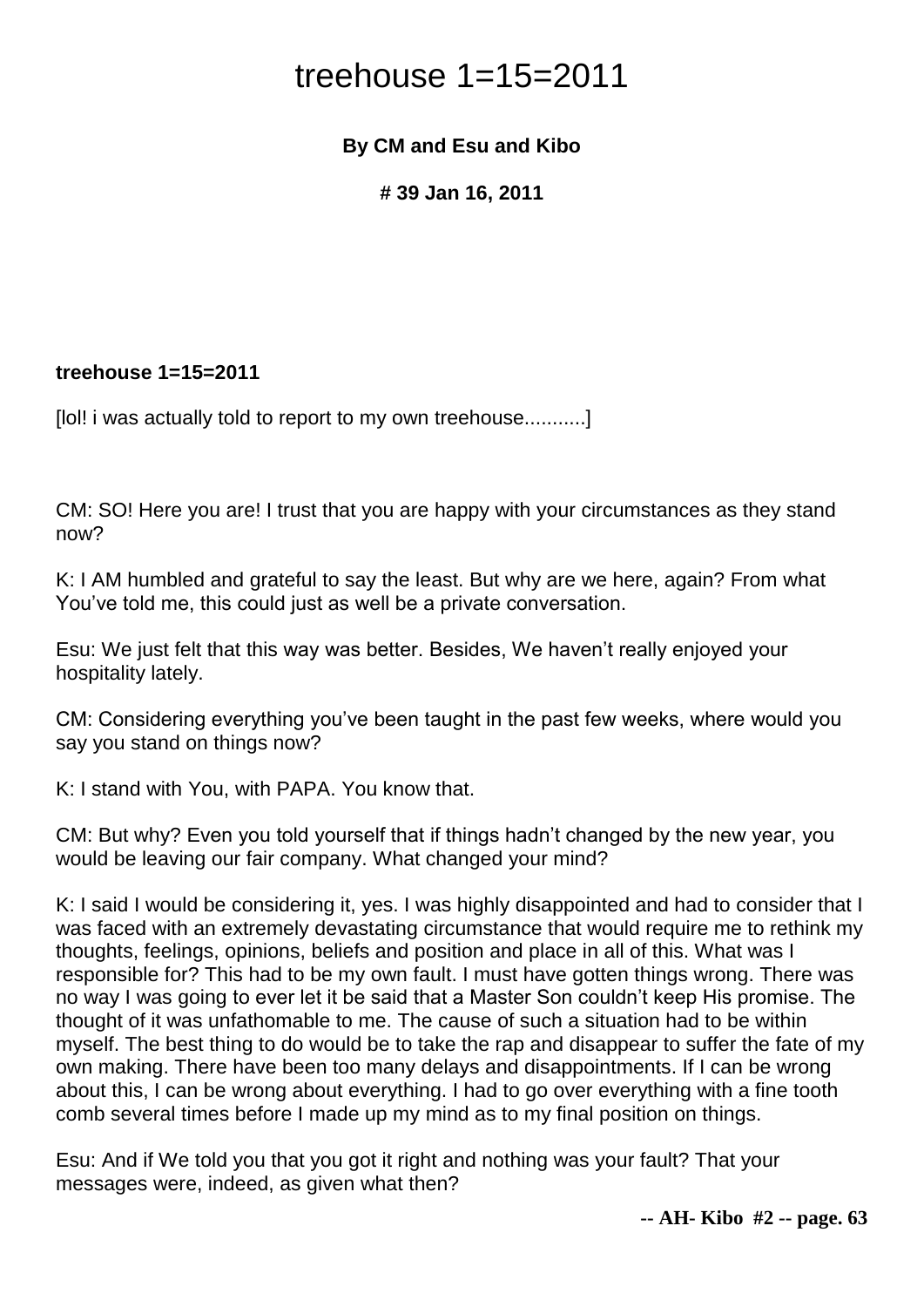# treehouse 1=15=2011

**By CM and Esu and Kibo**

**# 39 Jan 16, 2011**

**treehouse 1=15=2011**

[lol! i was actually told to report to my own treehouse...........]

CM: SO! Here you are! I trust that you are happy with your circumstances as they stand now?

K: I AM humbled and grateful to say the least. But why are we here, again? From what You've told me, this could just as well be a private conversation.

Esu: We just felt that this way was better. Besides, We haven't really enjoyed your hospitality lately.

CM: Considering everything you've been taught in the past few weeks, where would you say you stand on things now?

K: I stand with You, with PAPA. You know that.

CM: But why? Even you told yourself that if things hadn't changed by the new year, you would be leaving our fair company. What changed your mind?

K: I said I would be considering it, yes. I was highly disappointed and had to consider that I was faced with an extremely devastating circumstance that would require me to rethink my thoughts, feelings, opinions, beliefs and position and place in all of this. What was I responsible for? This had to be my own fault. I must have gotten things wrong. There was no way I was going to ever let it be said that a Master Son couldn't keep His promise. The thought of it was unfathomable to me. The cause of such a situation had to be within myself. The best thing to do would be to take the rap and disappear to suffer the fate of my own making. There have been too many delays and disappointments. If I can be wrong about this, I can be wrong about everything. I had to go over everything with a fine tooth comb several times before I made up my mind as to my final position on things.

Esu: And if We told you that you got it right and nothing was your fault? That your messages were, indeed, as given what then?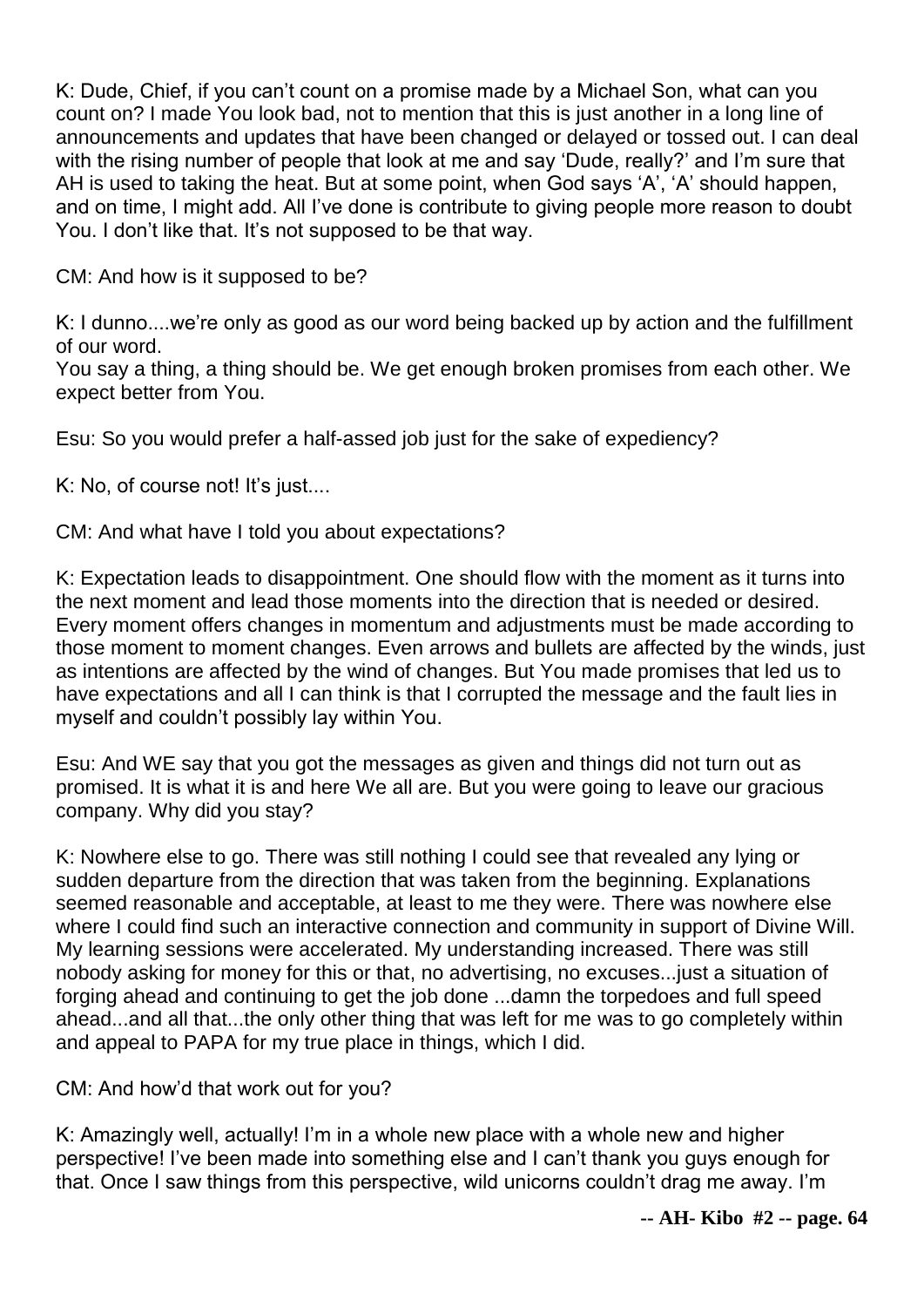K: Dude, Chief, if you can't count on a promise made by a Michael Son, what can you count on? I made You look bad, not to mention that this is just another in a long line of announcements and updates that have been changed or delayed or tossed out. I can deal with the rising number of people that look at me and say 'Dude, really?' and I'm sure that AH is used to taking the heat. But at some point, when God says 'A', 'A' should happen, and on time, I might add. All I've done is contribute to giving people more reason to doubt You. I don't like that. It's not supposed to be that way.

CM: And how is it supposed to be?

K: I dunno....we're only as good as our word being backed up by action and the fulfillment of our word.
You say a thing, a thing should be. We get enough broken promises from each other. We expect better from You.

Esu: So you would prefer a half-assed job just for the sake of expediency?

K: No, of course not! It's just....

CM: And what have I told you about expectations?

K: Expectation leads to disappointment. One should flow with the moment as it turns into the next moment and lead those moments into the direction that is needed or desired. Every moment offers changes in momentum and adjustments must be made according to those moment to moment changes. Even arrows and bullets are affected by the winds, just as intentions are affected by the wind of changes. But You made promises that led us to have expectations and all I can think is that I corrupted the message and the fault lies in myself and couldn't possibly lay within You.

Esu: And WE say that you got the messages as given and things did not turn out as promised. It is what it is and here We all are. But you were going to leave our gracious company. Why did you stay?

K: Nowhere else to go. There was still nothing I could see that revealed any lying or sudden departure from the direction that was taken from the beginning. Explanations seemed reasonable and acceptable, at least to me they were. There was nowhere else where I could find such an interactive connection and community in support of Divine Will. My learning sessions were accelerated. My understanding increased. There was still nobody asking for money for this or that, no advertising, no excuses...just a situation of forging ahead and continuing to get the job done ...damn the torpedoes and full speed ahead...and all that...the only other thing that was left for me was to go completely within and appeal to PAPA for my true place in things, which I did.

CM: And how'd that work out for you?

K: Amazingly well, actually! I'm in a whole new place with a whole new and higher perspective! I've been made into something else and I can't thank you guys enough for that. Once I saw things from this perspective, wild unicorns couldn't drag me away. I'm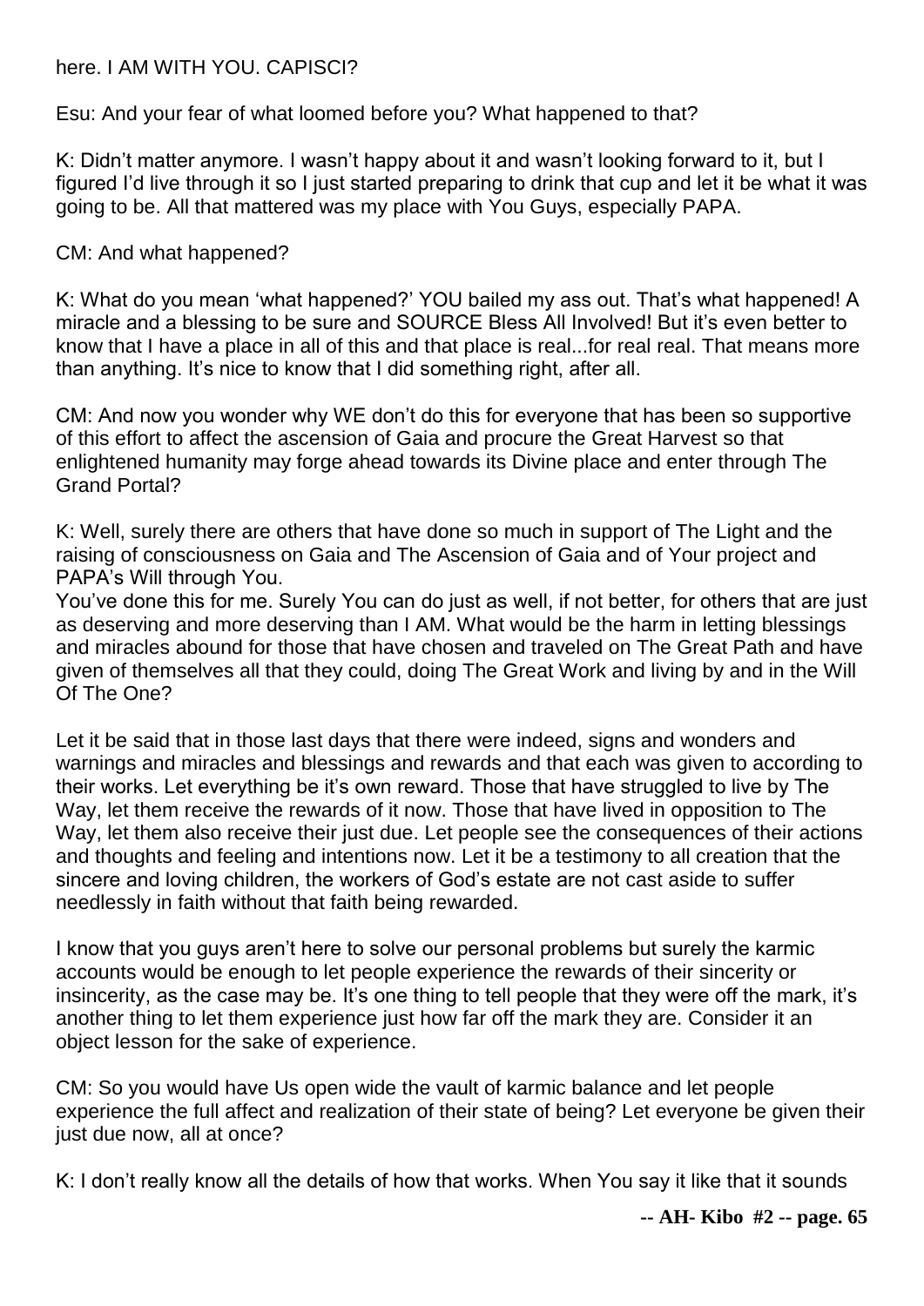here. I AM WITH YOU. CAPISCI?

Esu: And your fear of what loomed before you? What happened to that?

K: Didn't matter anymore. I wasn't happy about it and wasn't looking forward to it, but I figured I'd live through it so I just started preparing to drink that cup and let it be what it was going to be. All that mattered was my place with You Guys, especially PAPA.

CM: And what happened?

K: What do you mean 'what happened?' YOU bailed my ass out. That's what happened! A miracle and a blessing to be sure and SOURCE Bless All Involved! But it's even better to know that I have a place in all of this and that place is real...for real real. That means more than anything. It's nice to know that I did something right, after all.

CM: And now you wonder why WE don't do this for everyone that has been so supportive of this effort to affect the ascension of Gaia and procure the Great Harvest so that enlightened humanity may forge ahead towards its Divine place and enter through The Grand Portal?

K: Well, surely there are others that have done so much in support of The Light and the raising of consciousness on Gaia and The Ascension of Gaia and of Your project and PAPA's Will through You.
You've done this for me. Surely You can do just as well, if not better, for others that are just as deserving and more deserving than I AM. What would be the harm in letting blessings and miracles abound for those that have chosen and traveled on The Great Path and have given of themselves all that they could, doing The Great Work and living by and in the Will Of The One?

Let it be said that in those last days that there were indeed, signs and wonders and warnings and miracles and blessings and rewards and that each was given to according to their works. Let everything be it's own reward. Those that have struggled to live by The Way, let them receive the rewards of it now. Those that have lived in opposition to The Way, let them also receive their just due. Let people see the consequences of their actions and thoughts and feeling and intentions now. Let it be a testimony to all creation that the sincere and loving children, the workers of God's estate are not cast aside to suffer needlessly in faith without that faith being rewarded.

I know that you guys aren't here to solve our personal problems but surely the karmic accounts would be enough to let people experience the rewards of their sincerity or insincerity, as the case may be. It's one thing to tell people that they were off the mark, it's another thing to let them experience just how far off the mark they are. Consider it an object lesson for the sake of experience.

CM: So you would have Us open wide the vault of karmic balance and let people experience the full affect and realization of their state of being? Let everyone be given their just due now, all at once?

K: I don't really know all the details of how that works. When You say it like that it sounds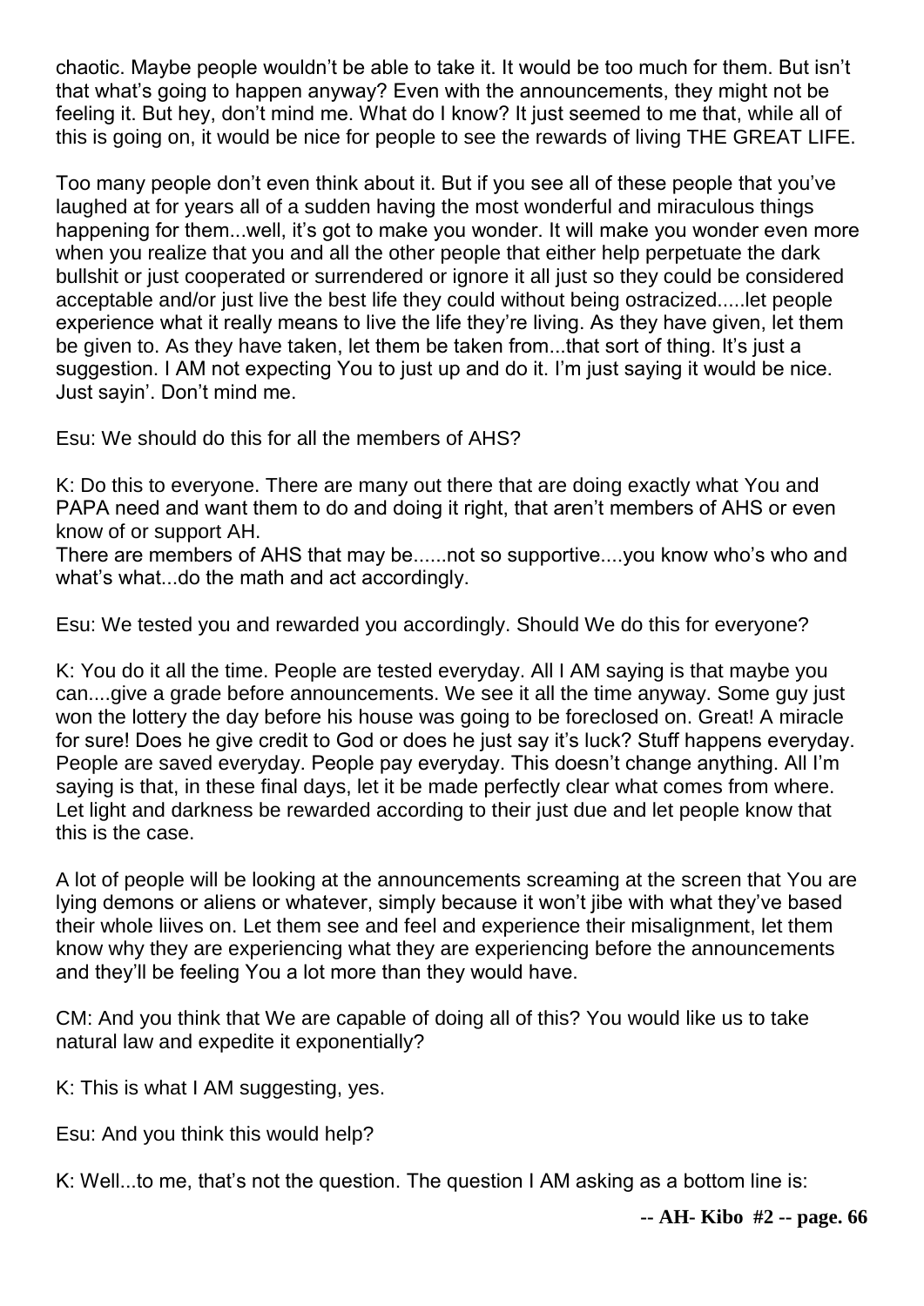chaotic. Maybe people wouldn't be able to take it. It would be too much for them. But isn't that what's going to happen anyway? Even with the announcements, they might not be feeling it. But hey, don't mind me. What do I know? It just seemed to me that, while all of this is going on, it would be nice for people to see the rewards of living THE GREAT LIFE.

Too many people don't even think about it. But if you see all of these people that you've laughed at for years all of a sudden having the most wonderful and miraculous things happening for them...well, it's got to make you wonder. It will make you wonder even more when you realize that you and all the other people that either help perpetuate the dark bullshit or just cooperated or surrendered or ignore it all just so they could be considered acceptable and/or just live the best life they could without being ostracized.....let people experience what it really means to live the life they're living. As they have given, let them be given to. As they have taken, let them be taken from...that sort of thing. It's just a suggestion. I AM not expecting You to just up and do it. I'm just saying it would be nice. Just sayin'. Don't mind me.

Esu: We should do this for all the members of AHS?

K: Do this to everyone. There are many out there that are doing exactly what You and PAPA need and want them to do and doing it right, that aren't members of AHS or even know of or support AH.
There are members of AHS that may be......not so supportive....you know who's who and what's what...do the math and act accordingly.

Esu: We tested you and rewarded you accordingly. Should We do this for everyone?

K: You do it all the time. People are tested everyday. All I AM saying is that maybe you can....give a grade before announcements. We see it all the time anyway. Some guy just won the lottery the day before his house was going to be foreclosed on. Great! A miracle for sure! Does he give credit to God or does he just say it's luck? Stuff happens everyday. People are saved everyday. People pay everyday. This doesn't change anything. All I'm saying is that, in these final days, let it be made perfectly clear what comes from where. Let light and darkness be rewarded according to their just due and let people know that this is the case.

A lot of people will be looking at the announcements screaming at the screen that You are lying demons or aliens or whatever, simply because it won't jibe with what they've based their whole liives on. Let them see and feel and experience their misalignment, let them know why they are experiencing what they are experiencing before the announcements and they'll be feeling You a lot more than they would have.

CM: And you think that We are capable of doing all of this? You would like us to take natural law and expedite it exponentially?

K: This is what I AM suggesting, yes.

Esu: And you think this would help?

K: Well...to me, that's not the question. The question I AM asking as a bottom line is: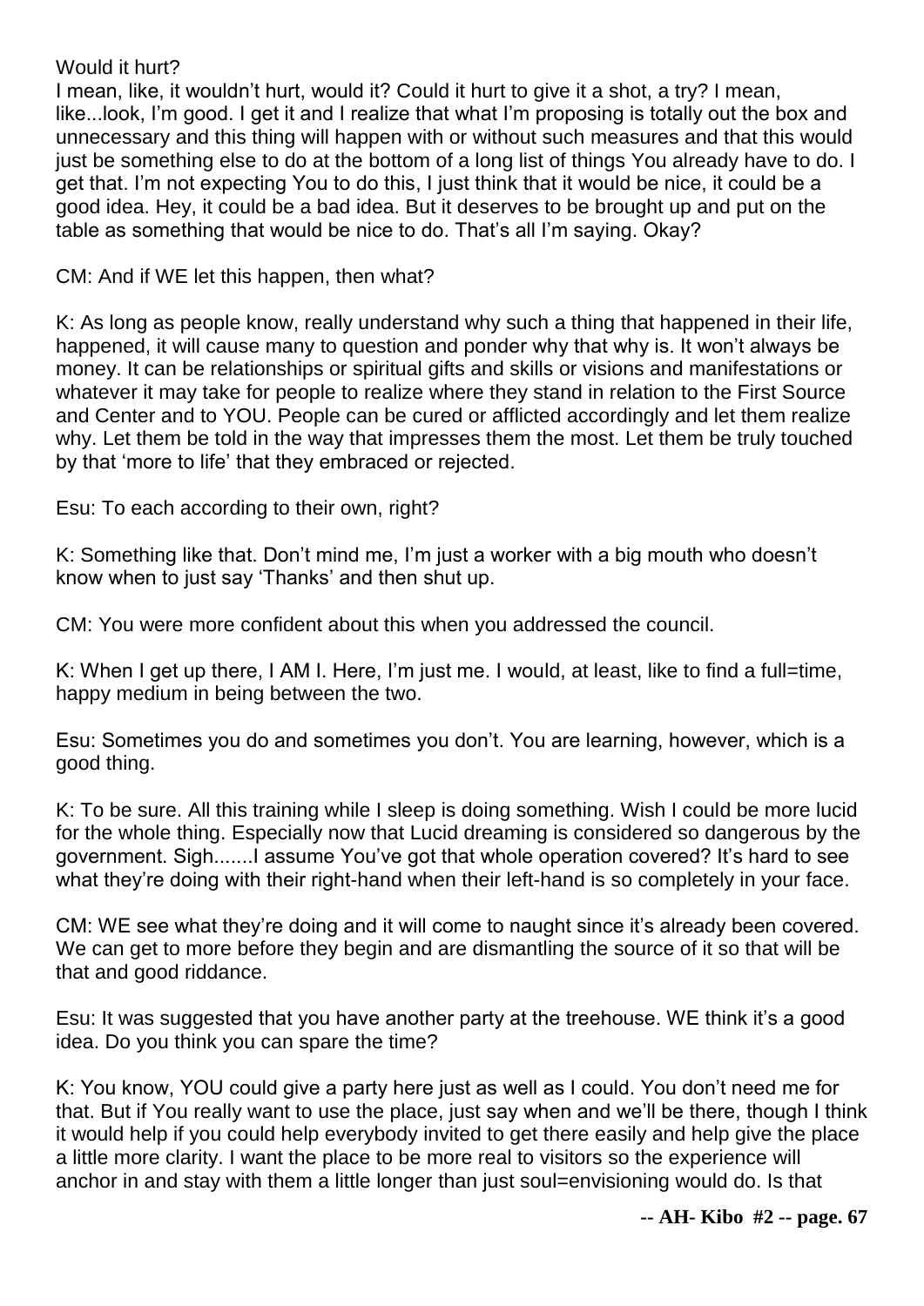Would it hurt?

I mean, like, it wouldn't hurt, would it? Could it hurt to give it a shot, a try? I mean, like...look, I'm good. I get it and I realize that what I'm proposing is totally out the box and unnecessary and this thing will happen with or without such measures and that this would just be something else to do at the bottom of a long list of things You already have to do. I get that. I'm not expecting You to do this, I just think that it would be nice, it could be a good idea. Hey, it could be a bad idea. But it deserves to be brought up and put on the table as something that would be nice to do. That's all I'm saying. Okay?

CM: And if WE let this happen, then what?

K: As long as people know, really understand why such a thing that happened in their life, happened, it will cause many to question and ponder why that why is. It won't always be money. It can be relationships or spiritual gifts and skills or visions and manifestations or whatever it may take for people to realize where they stand in relation to the First Source and Center and to YOU. People can be cured or afflicted accordingly and let them realize why. Let them be told in the way that impresses them the most. Let them be truly touched by that 'more to life' that they embraced or rejected.

Esu: To each according to their own, right?

K: Something like that. Don't mind me, I'm just a worker with a big mouth who doesn't know when to just say 'Thanks' and then shut up.

CM: You were more confident about this when you addressed the council.

K: When I get up there, I AM I. Here, I'm just me. I would, at least, like to find a full=time, happy medium in being between the two.

Esu: Sometimes you do and sometimes you don't. You are learning, however, which is a good thing.

K: To be sure. All this training while I sleep is doing something. Wish I could be more lucid for the whole thing. Especially now that Lucid dreaming is considered so dangerous by the government. Sigh.......I assume You've got that whole operation covered? It's hard to see what they're doing with their right-hand when their left-hand is so completely in your face.

CM: WE see what they're doing and it will come to naught since it's already been covered. We can get to more before they begin and are dismantling the source of it so that will be that and good riddance.

Esu: It was suggested that you have another party at the treehouse. WE think it's a good idea. Do you think you can spare the time?

K: You know, YOU could give a party here just as well as I could. You don't need me for that. But if You really want to use the place, just say when and we'll be there, though I think it would help if you could help everybody invited to get there easily and help give the place a little more clarity. I want the place to be more real to visitors so the experience will anchor in and stay with them a little longer than just soul=envisioning would do. Is that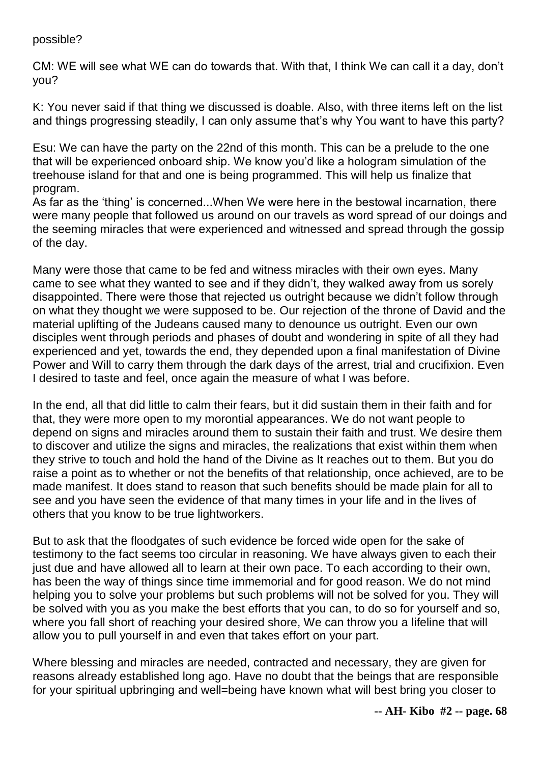possible?

CM: WE will see what WE can do towards that. With that, I think We can call it a day, don't you?

K: You never said if that thing we discussed is doable. Also, with three items left on the list and things progressing steadily, I can only assume that's why You want to have this party?

Esu: We can have the party on the 22nd of this month. This can be a prelude to the one that will be experienced onboard ship. We know you'd like a hologram simulation of the treehouse island for that and one is being programmed. This will help us finalize that program.
As far as the 'thing' is concerned...When We were here in the bestowal incarnation, there were many people that followed us around on our travels as word spread of our doings and the seeming miracles that were experienced and witnessed and spread through the gossip of the day.

Many were those that came to be fed and witness miracles with their own eyes. Many came to see what they wanted to see and if they didn't, they walked away from us sorely disappointed. There were those that rejected us outright because we didn't follow through on what they thought we were supposed to be. Our rejection of the throne of David and the material uplifting of the Judeans caused many to denounce us outright. Even our own disciples went through periods and phases of doubt and wondering in spite of all they had experienced and yet, towards the end, they depended upon a final manifestation of Divine Power and Will to carry them through the dark days of the arrest, trial and crucifixion. Even I desired to taste and feel, once again the measure of what I was before.

In the end, all that did little to calm their fears, but it did sustain them in their faith and for that, they were more open to my morontial appearances. We do not want people to depend on signs and miracles around them to sustain their faith and trust. We desire them to discover and utilize the signs and miracles, the realizations that exist within them when they strive to touch and hold the hand of the Divine as It reaches out to them. But you do raise a point as to whether or not the benefits of that relationship, once achieved, are to be made manifest. It does stand to reason that such benefits should be made plain for all to see and you have seen the evidence of that many times in your life and in the lives of others that you know to be true lightworkers.

But to ask that the floodgates of such evidence be forced wide open for the sake of testimony to the fact seems too circular in reasoning. We have always given to each their just due and have allowed all to learn at their own pace. To each according to their own, has been the way of things since time immemorial and for good reason. We do not mind helping you to solve your problems but such problems will not be solved for you. They will be solved with you as you make the best efforts that you can, to do so for yourself and so, where you fall short of reaching your desired shore, We can throw you a lifeline that will allow you to pull yourself in and even that takes effort on your part.

Where blessing and miracles are needed, contracted and necessary, they are given for reasons already established long ago. Have no doubt that the beings that are responsible for your spiritual upbringing and well=being have known what will best bring you closer to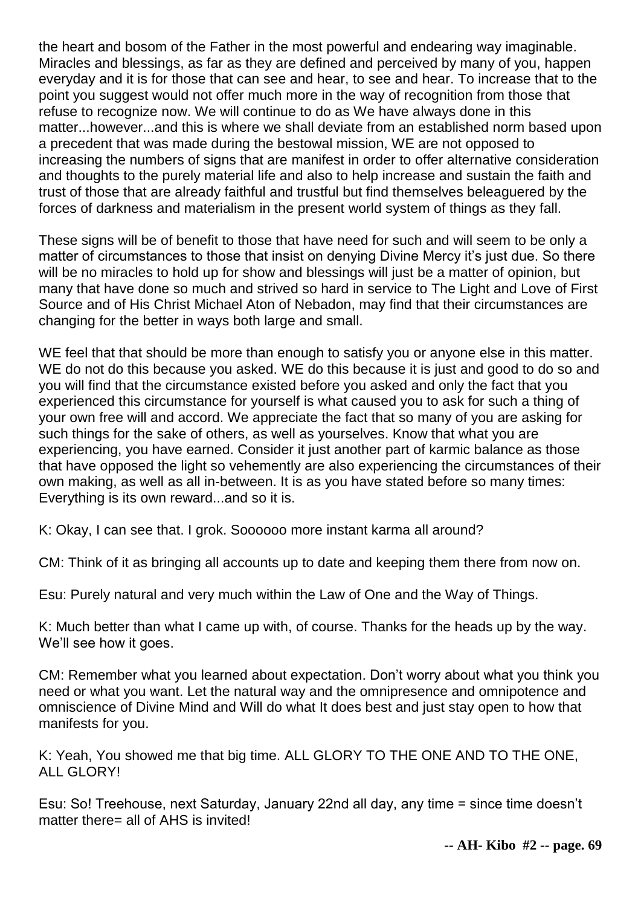the heart and bosom of the Father in the most powerful and endearing way imaginable. Miracles and blessings, as far as they are defined and perceived by many of you, happen everyday and it is for those that can see and hear, to see and hear. To increase that to the point you suggest would not offer much more in the way of recognition from those that refuse to recognize now. We will continue to do as We have always done in this matter...however...and this is where we shall deviate from an established norm based upon a precedent that was made during the bestowal mission, WE are not opposed to increasing the numbers of signs that are manifest in order to offer alternative consideration and thoughts to the purely material life and also to help increase and sustain the faith and trust of those that are already faithful and trustful but find themselves beleaguered by the forces of darkness and materialism in the present world system of things as they fall.

These signs will be of benefit to those that have need for such and will seem to be only a matter of circumstances to those that insist on denying Divine Mercy it's just due. So there will be no miracles to hold up for show and blessings will just be a matter of opinion, but many that have done so much and strived so hard in service to The Light and Love of First Source and of His Christ Michael Aton of Nebadon, may find that their circumstances are changing for the better in ways both large and small.

WE feel that that should be more than enough to satisfy you or anyone else in this matter. WE do not do this because you asked. WE do this because it is just and good to do so and you will find that the circumstance existed before you asked and only the fact that you experienced this circumstance for yourself is what caused you to ask for such a thing of your own free will and accord. We appreciate the fact that so many of you are asking for such things for the sake of others, as well as yourselves. Know that what you are experiencing, you have earned. Consider it just another part of karmic balance as those that have opposed the light so vehemently are also experiencing the circumstances of their own making, as well as all in-between. It is as you have stated before so many times: Everything is its own reward...and so it is.

K: Okay, I can see that. I grok. Soooooo more instant karma all around?

CM: Think of it as bringing all accounts up to date and keeping them there from now on.

Esu: Purely natural and very much within the Law of One and the Way of Things.

K: Much better than what I came up with, of course. Thanks for the heads up by the way. We'll see how it goes.

CM: Remember what you learned about expectation. Don't worry about what you think you need or what you want. Let the natural way and the omnipresence and omnipotence and omniscience of Divine Mind and Will do what It does best and just stay open to how that manifests for you.

K: Yeah, You showed me that big time. ALL GLORY TO THE ONE AND TO THE ONE, ALL GLORY!

Esu: So! Treehouse, next Saturday, January 22nd all day, any time = since time doesn't matter there= all of AHS is invited!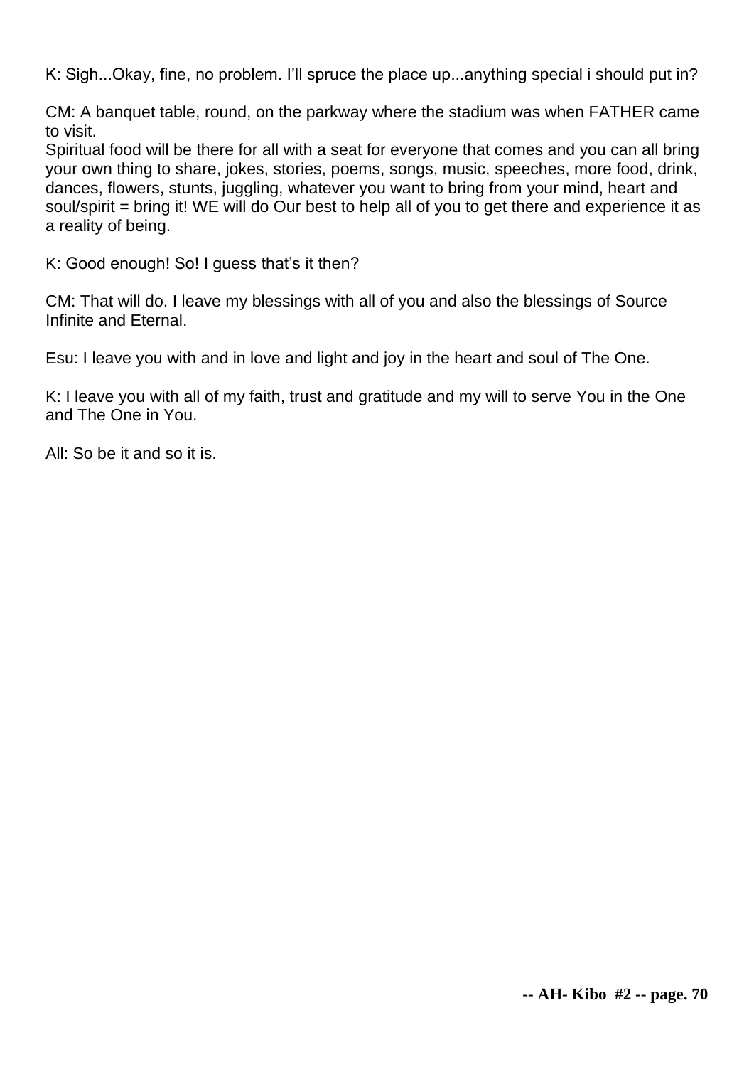K: Sigh...Okay, fine, no problem. I'll spruce the place up...anything special i should put in?

CM: A banquet table, round, on the parkway where the stadium was when FATHER came to visit.
Spiritual food will be there for all with a seat for everyone that comes and you can all bring your own thing to share, jokes, stories, poems, songs, music, speeches, more food, drink, dances, flowers, stunts, juggling, whatever you want to bring from your mind, heart and soul/spirit = bring it! WE will do Our best to help all of you to get there and experience it as a reality of being.

K: Good enough! So! I guess that's it then?

CM: That will do. I leave my blessings with all of you and also the blessings of Source Infinite and Eternal.

Esu: I leave you with and in love and light and joy in the heart and soul of The One.

K: I leave you with all of my faith, trust and gratitude and my will to serve You in the One and The One in You.

All: So be it and so it is.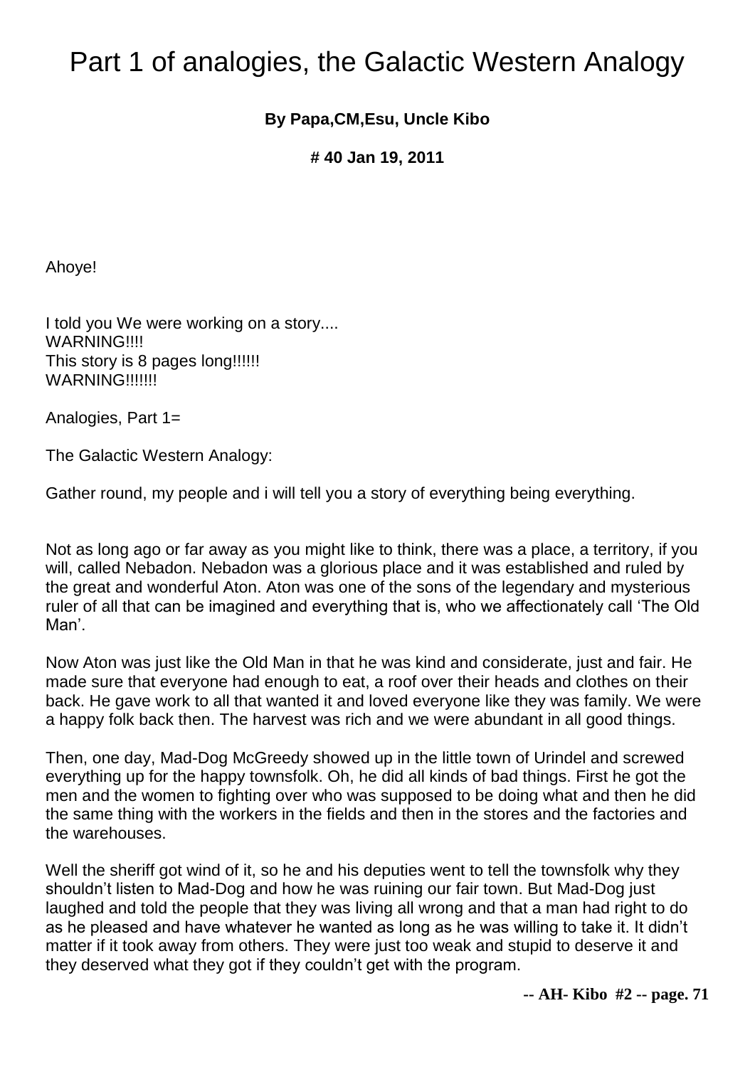# Part 1 of analogies, the Galactic Western Analogy

**By Papa,CM,Esu, Uncle Kibo**

**# 40 Jan 19, 2011**

Ahoye!

I told you We were working on a story....
WARNING!!!!
This story is 8 pages long!!!!!!
WARNING!!!!!!!

Analogies, Part 1=

The Galactic Western Analogy:

Gather round, my people and i will tell you a story of everything being everything.

Not as long ago or far away as you might like to think, there was a place, a territory, if you will, called Nebadon. Nebadon was a glorious place and it was established and ruled by the great and wonderful Aton. Aton was one of the sons of the legendary and mysterious ruler of all that can be imagined and everything that is, who we affectionately call 'The Old Man'.

Now Aton was just like the Old Man in that he was kind and considerate, just and fair. He made sure that everyone had enough to eat, a roof over their heads and clothes on their back. He gave work to all that wanted it and loved everyone like they was family. We were a happy folk back then. The harvest was rich and we were abundant in all good things.

Then, one day, Mad-Dog McGreedy showed up in the little town of Urindel and screwed everything up for the happy townsfolk. Oh, he did all kinds of bad things. First he got the men and the women to fighting over who was supposed to be doing what and then he did the same thing with the workers in the fields and then in the stores and the factories and the warehouses.

Well the sheriff got wind of it, so he and his deputies went to tell the townsfolk why they shouldn't listen to Mad-Dog and how he was ruining our fair town. But Mad-Dog just laughed and told the people that they was living all wrong and that a man had right to do as he pleased and have whatever he wanted as long as he was willing to take it. It didn't matter if it took away from others. They were just too weak and stupid to deserve it and they deserved what they got if they couldn't get with the program.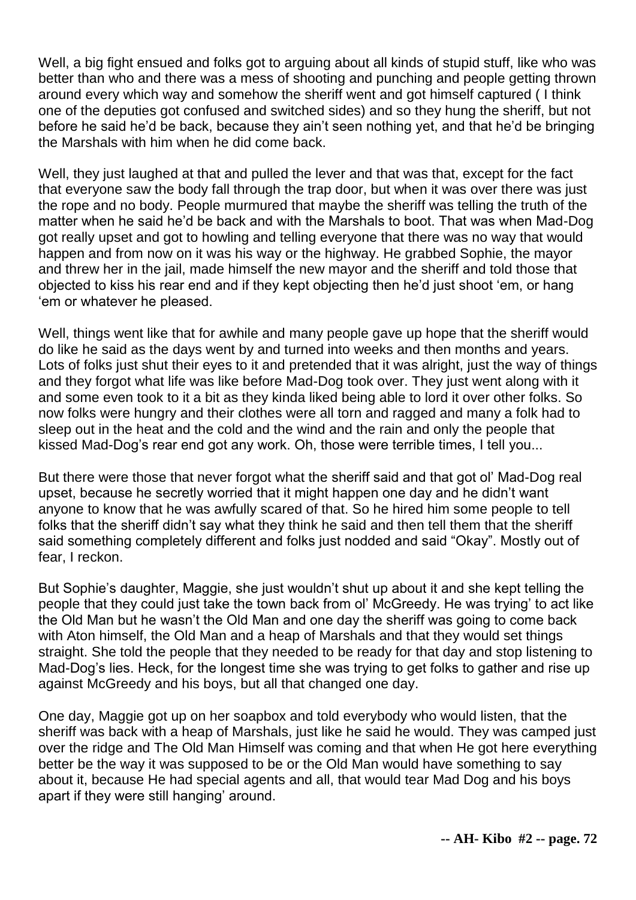Well, a big fight ensued and folks got to arguing about all kinds of stupid stuff, like who was better than who and there was a mess of shooting and punching and people getting thrown around every which way and somehow the sheriff went and got himself captured ( I think one of the deputies got confused and switched sides) and so they hung the sheriff, but not before he said he'd be back, because they ain't seen nothing yet, and that he'd be bringing the Marshals with him when he did come back.

Well, they just laughed at that and pulled the lever and that was that, except for the fact that everyone saw the body fall through the trap door, but when it was over there was just the rope and no body. People murmured that maybe the sheriff was telling the truth of the matter when he said he'd be back and with the Marshals to boot. That was when Mad-Dog got really upset and got to howling and telling everyone that there was no way that would happen and from now on it was his way or the highway. He grabbed Sophie, the mayor and threw her in the jail, made himself the new mayor and the sheriff and told those that objected to kiss his rear end and if they kept objecting then he'd just shoot 'em, or hang 'em or whatever he pleased.

Well, things went like that for awhile and many people gave up hope that the sheriff would do like he said as the days went by and turned into weeks and then months and years. Lots of folks just shut their eyes to it and pretended that it was alright, just the way of things and they forgot what life was like before Mad-Dog took over. They just went along with it and some even took to it a bit as they kinda liked being able to lord it over other folks. So now folks were hungry and their clothes were all torn and ragged and many a folk had to sleep out in the heat and the cold and the wind and the rain and only the people that kissed Mad-Dog's rear end got any work. Oh, those were terrible times, I tell you...

But there were those that never forgot what the sheriff said and that got ol' Mad-Dog real upset, because he secretly worried that it might happen one day and he didn't want anyone to know that he was awfully scared of that. So he hired him some people to tell folks that the sheriff didn't say what they think he said and then tell them that the sheriff said something completely different and folks just nodded and said "Okay". Mostly out of fear, I reckon.

But Sophie's daughter, Maggie, she just wouldn't shut up about it and she kept telling the people that they could just take the town back from ol' McGreedy. He was trying' to act like the Old Man but he wasn't the Old Man and one day the sheriff was going to come back with Aton himself, the Old Man and a heap of Marshals and that they would set things straight. She told the people that they needed to be ready for that day and stop listening to Mad-Dog's lies. Heck, for the longest time she was trying to get folks to gather and rise up against McGreedy and his boys, but all that changed one day.

One day, Maggie got up on her soapbox and told everybody who would listen, that the sheriff was back with a heap of Marshals, just like he said he would. They was camped just over the ridge and The Old Man Himself was coming and that when He got here everything better be the way it was supposed to be or the Old Man would have something to say about it, because He had special agents and all, that would tear Mad Dog and his boys apart if they were still hanging' around.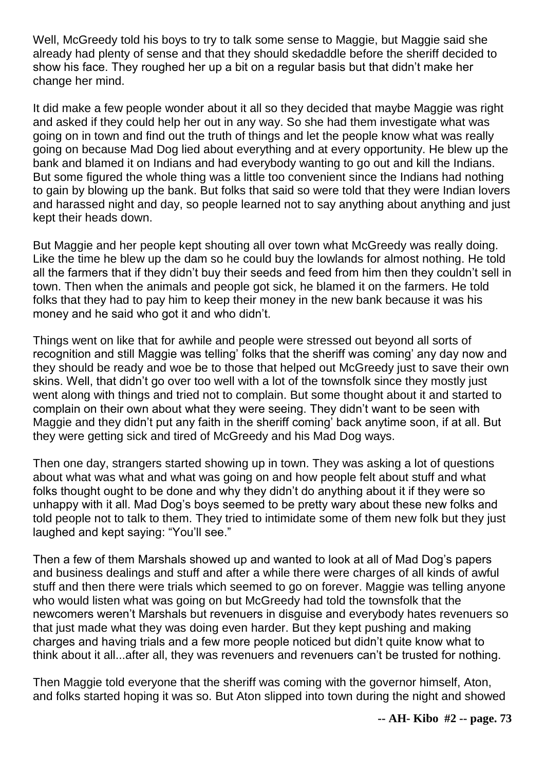Well, McGreedy told his boys to try to talk some sense to Maggie, but Maggie said she already had plenty of sense and that they should skedaddle before the sheriff decided to show his face. They roughed her up a bit on a regular basis but that didn't make her change her mind.

It did make a few people wonder about it all so they decided that maybe Maggie was right and asked if they could help her out in any way. So she had them investigate what was going on in town and find out the truth of things and let the people know what was really going on because Mad Dog lied about everything and at every opportunity. He blew up the bank and blamed it on Indians and had everybody wanting to go out and kill the Indians. But some figured the whole thing was a little too convenient since the Indians had nothing to gain by blowing up the bank. But folks that said so were told that they were Indian lovers and harassed night and day, so people learned not to say anything about anything and just kept their heads down.

But Maggie and her people kept shouting all over town what McGreedy was really doing. Like the time he blew up the dam so he could buy the lowlands for almost nothing. He told all the farmers that if they didn't buy their seeds and feed from him then they couldn't sell in town. Then when the animals and people got sick, he blamed it on the farmers. He told folks that they had to pay him to keep their money in the new bank because it was his money and he said who got it and who didn't.

Things went on like that for awhile and people were stressed out beyond all sorts of recognition and still Maggie was telling' folks that the sheriff was coming' any day now and they should be ready and woe be to those that helped out McGreedy just to save their own skins. Well, that didn't go over too well with a lot of the townsfolk since they mostly just went along with things and tried not to complain. But some thought about it and started to complain on their own about what they were seeing. They didn't want to be seen with Maggie and they didn't put any faith in the sheriff coming' back anytime soon, if at all. But they were getting sick and tired of McGreedy and his Mad Dog ways.

Then one day, strangers started showing up in town. They was asking a lot of questions about what was what and what was going on and how people felt about stuff and what folks thought ought to be done and why they didn't do anything about it if they were so unhappy with it all. Mad Dog's boys seemed to be pretty wary about these new folks and told people not to talk to them. They tried to intimidate some of them new folk but they just laughed and kept saying: "You'll see."

Then a few of them Marshals showed up and wanted to look at all of Mad Dog's papers and business dealings and stuff and after a while there were charges of all kinds of awful stuff and then there were trials which seemed to go on forever. Maggie was telling anyone who would listen what was going on but McGreedy had told the townsfolk that the newcomers weren't Marshals but revenuers in disguise and everybody hates revenuers so that just made what they was doing even harder. But they kept pushing and making charges and having trials and a few more people noticed but didn't quite know what to think about it all...after all, they was revenuers and revenuers can't be trusted for nothing.

Then Maggie told everyone that the sheriff was coming with the governor himself, Aton, and folks started hoping it was so. But Aton slipped into town during the night and showed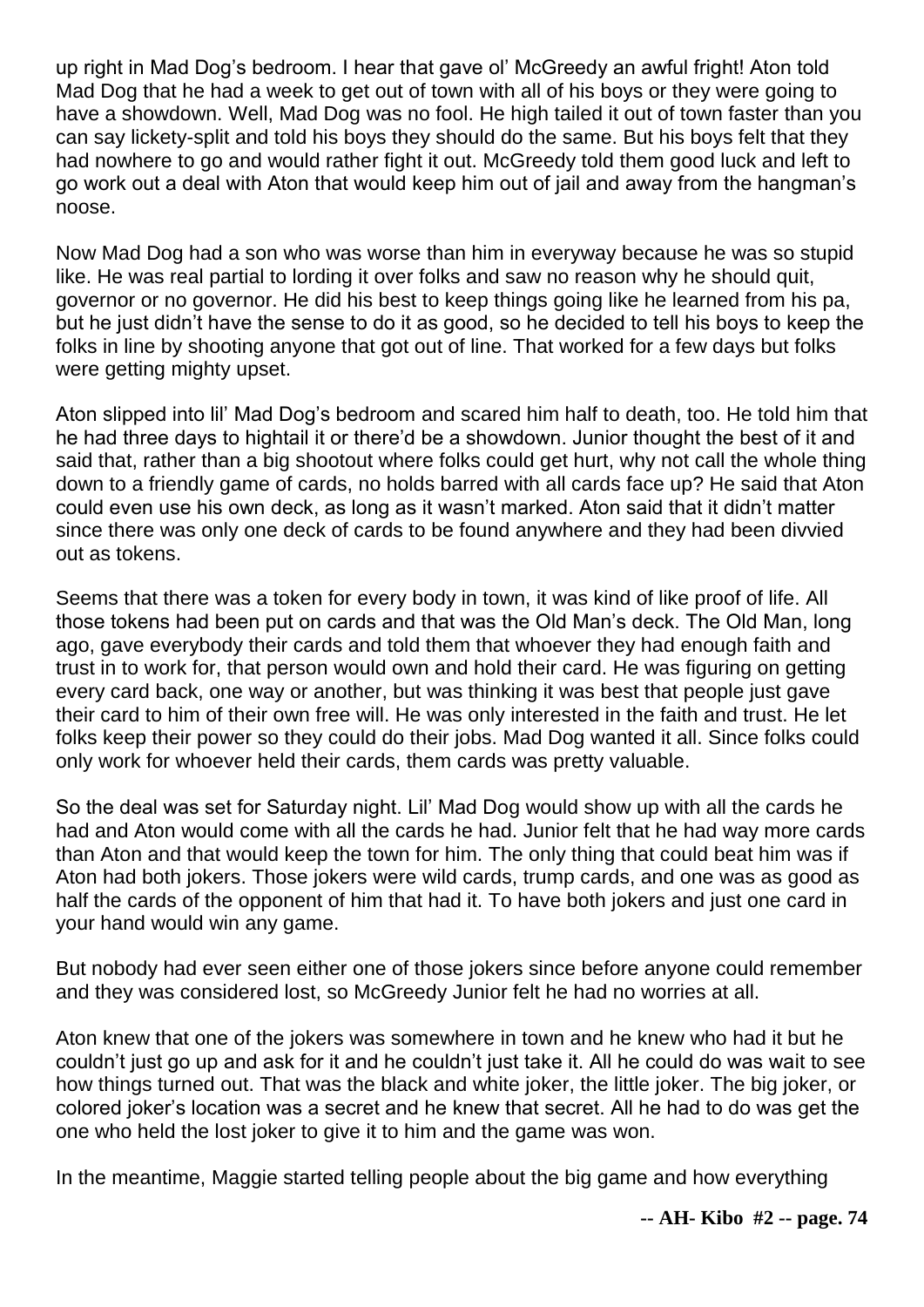up right in Mad Dog's bedroom. I hear that gave ol' McGreedy an awful fright! Aton told Mad Dog that he had a week to get out of town with all of his boys or they were going to have a showdown. Well, Mad Dog was no fool. He high tailed it out of town faster than you can say lickety-split and told his boys they should do the same. But his boys felt that they had nowhere to go and would rather fight it out. McGreedy told them good luck and left to go work out a deal with Aton that would keep him out of jail and away from the hangman's noose.

Now Mad Dog had a son who was worse than him in everyway because he was so stupid like. He was real partial to lording it over folks and saw no reason why he should quit, governor or no governor. He did his best to keep things going like he learned from his pa, but he just didn't have the sense to do it as good, so he decided to tell his boys to keep the folks in line by shooting anyone that got out of line. That worked for a few days but folks were getting mighty upset.

Aton slipped into lil' Mad Dog's bedroom and scared him half to death, too. He told him that he had three days to hightail it or there'd be a showdown. Junior thought the best of it and said that, rather than a big shootout where folks could get hurt, why not call the whole thing down to a friendly game of cards, no holds barred with all cards face up? He said that Aton could even use his own deck, as long as it wasn't marked. Aton said that it didn't matter since there was only one deck of cards to be found anywhere and they had been divvied out as tokens.

Seems that there was a token for every body in town, it was kind of like proof of life. All those tokens had been put on cards and that was the Old Man's deck. The Old Man, long ago, gave everybody their cards and told them that whoever they had enough faith and trust in to work for, that person would own and hold their card. He was figuring on getting every card back, one way or another, but was thinking it was best that people just gave their card to him of their own free will. He was only interested in the faith and trust. He let folks keep their power so they could do their jobs. Mad Dog wanted it all. Since folks could only work for whoever held their cards, them cards was pretty valuable.

So the deal was set for Saturday night. Lil' Mad Dog would show up with all the cards he had and Aton would come with all the cards he had. Junior felt that he had way more cards than Aton and that would keep the town for him. The only thing that could beat him was if Aton had both jokers. Those jokers were wild cards, trump cards, and one was as good as half the cards of the opponent of him that had it. To have both jokers and just one card in your hand would win any game.

But nobody had ever seen either one of those jokers since before anyone could remember and they was considered lost, so McGreedy Junior felt he had no worries at all.

Aton knew that one of the jokers was somewhere in town and he knew who had it but he couldn't just go up and ask for it and he couldn't just take it. All he could do was wait to see how things turned out. That was the black and white joker, the little joker. The big joker, or colored joker's location was a secret and he knew that secret. All he had to do was get the one who held the lost joker to give it to him and the game was won.

In the meantime, Maggie started telling people about the big game and how everything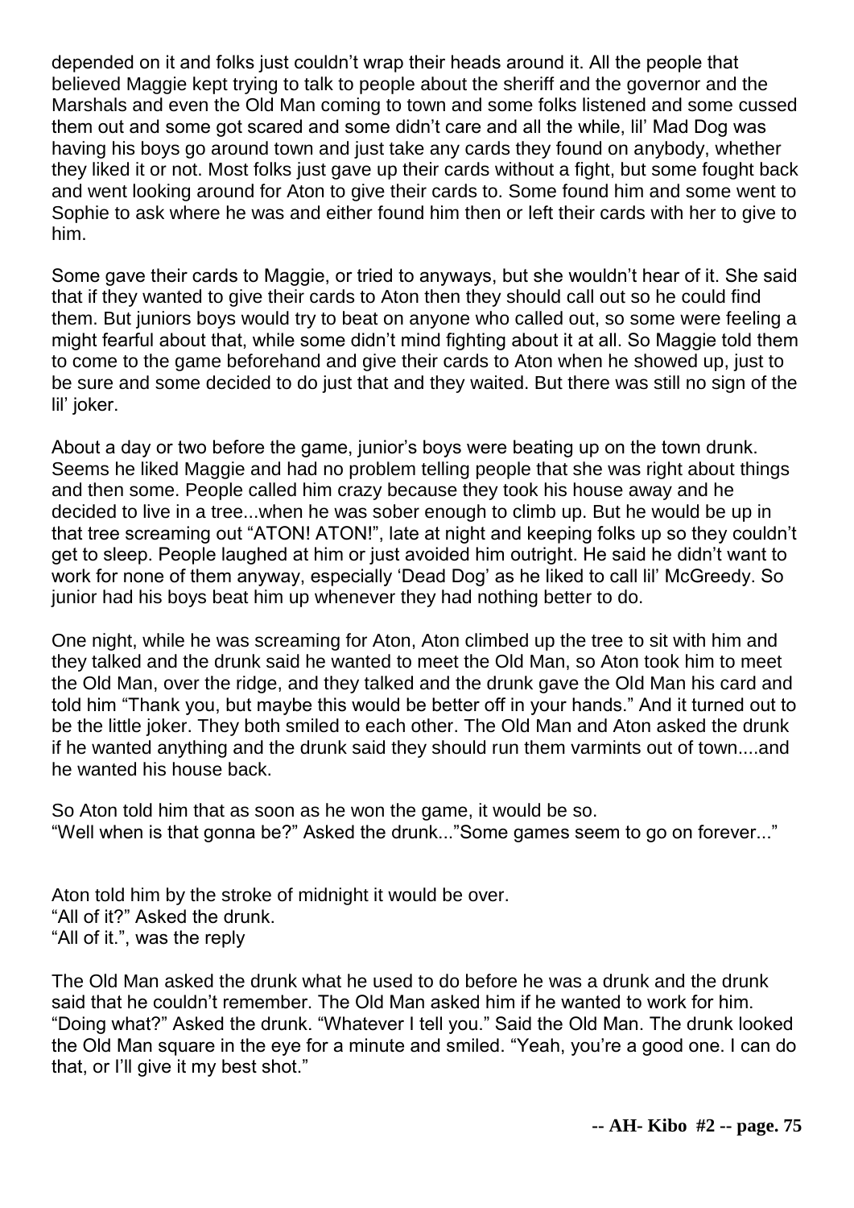depended on it and folks just couldn't wrap their heads around it. All the people that believed Maggie kept trying to talk to people about the sheriff and the governor and the Marshals and even the Old Man coming to town and some folks listened and some cussed them out and some got scared and some didn't care and all the while, lil' Mad Dog was having his boys go around town and just take any cards they found on anybody, whether they liked it or not. Most folks just gave up their cards without a fight, but some fought back and went looking around for Aton to give their cards to. Some found him and some went to Sophie to ask where he was and either found him then or left their cards with her to give to him.

Some gave their cards to Maggie, or tried to anyways, but she wouldn't hear of it. She said that if they wanted to give their cards to Aton then they should call out so he could find them. But juniors boys would try to beat on anyone who called out, so some were feeling a might fearful about that, while some didn't mind fighting about it at all. So Maggie told them to come to the game beforehand and give their cards to Aton when he showed up, just to be sure and some decided to do just that and they waited. But there was still no sign of the lil' joker.

About a day or two before the game, junior's boys were beating up on the town drunk. Seems he liked Maggie and had no problem telling people that she was right about things and then some. People called him crazy because they took his house away and he decided to live in a tree...when he was sober enough to climb up. But he would be up in that tree screaming out "ATON! ATON!", late at night and keeping folks up so they couldn't get to sleep. People laughed at him or just avoided him outright. He said he didn't want to work for none of them anyway, especially 'Dead Dog' as he liked to call lil' McGreedy. So junior had his boys beat him up whenever they had nothing better to do.

One night, while he was screaming for Aton, Aton climbed up the tree to sit with him and they talked and the drunk said he wanted to meet the Old Man, so Aton took him to meet the Old Man, over the ridge, and they talked and the drunk gave the Old Man his card and told him "Thank you, but maybe this would be better off in your hands." And it turned out to be the little joker. They both smiled to each other. The Old Man and Aton asked the drunk if he wanted anything and the drunk said they should run them varmints out of town....and he wanted his house back.

So Aton told him that as soon as he won the game, it would be so.
"Well when is that gonna be?" Asked the drunk..."Some games seem to go on forever..."

Aton told him by the stroke of midnight it would be over.
"All of it?" Asked the drunk.
"All of it.", was the reply

The Old Man asked the drunk what he used to do before he was a drunk and the drunk said that he couldn't remember. The Old Man asked him if he wanted to work for him. "Doing what?" Asked the drunk. "Whatever I tell you." Said the Old Man. The drunk looked the Old Man square in the eye for a minute and smiled. "Yeah, you're a good one. I can do that, or I'll give it my best shot."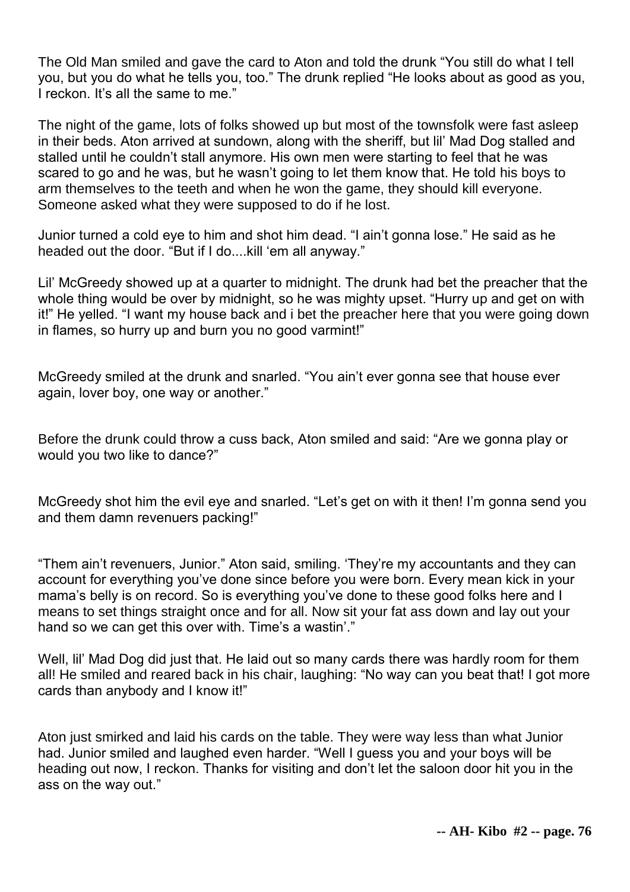The Old Man smiled and gave the card to Aton and told the drunk "You still do what I tell you, but you do what he tells you, too." The drunk replied "He looks about as good as you, I reckon. It's all the same to me."

The night of the game, lots of folks showed up but most of the townsfolk were fast asleep in their beds. Aton arrived at sundown, along with the sheriff, but lil' Mad Dog stalled and stalled until he couldn't stall anymore. His own men were starting to feel that he was scared to go and he was, but he wasn't going to let them know that. He told his boys to arm themselves to the teeth and when he won the game, they should kill everyone. Someone asked what they were supposed to do if he lost.

Junior turned a cold eye to him and shot him dead. "I ain't gonna lose." He said as he headed out the door. "But if I do....kill 'em all anyway."

Lil' McGreedy showed up at a quarter to midnight. The drunk had bet the preacher that the whole thing would be over by midnight, so he was mighty upset. "Hurry up and get on with it!" He yelled. "I want my house back and i bet the preacher here that you were going down in flames, so hurry up and burn you no good varmint!"

McGreedy smiled at the drunk and snarled. "You ain't ever gonna see that house ever again, lover boy, one way or another."

Before the drunk could throw a cuss back, Aton smiled and said: "Are we gonna play or would you two like to dance?"

McGreedy shot him the evil eye and snarled. "Let's get on with it then! I'm gonna send you and them damn revenuers packing!"

"Them ain't revenuers, Junior." Aton said, smiling. 'They're my accountants and they can account for everything you've done since before you were born. Every mean kick in your mama's belly is on record. So is everything you've done to these good folks here and I means to set things straight once and for all. Now sit your fat ass down and lay out your hand so we can get this over with. Time's a wastin'."

Well, lil' Mad Dog did just that. He laid out so many cards there was hardly room for them all! He smiled and reared back in his chair, laughing: "No way can you beat that! I got more cards than anybody and I know it!"

Aton just smirked and laid his cards on the table. They were way less than what Junior had. Junior smiled and laughed even harder. "Well I guess you and your boys will be heading out now, I reckon. Thanks for visiting and don't let the saloon door hit you in the ass on the way out."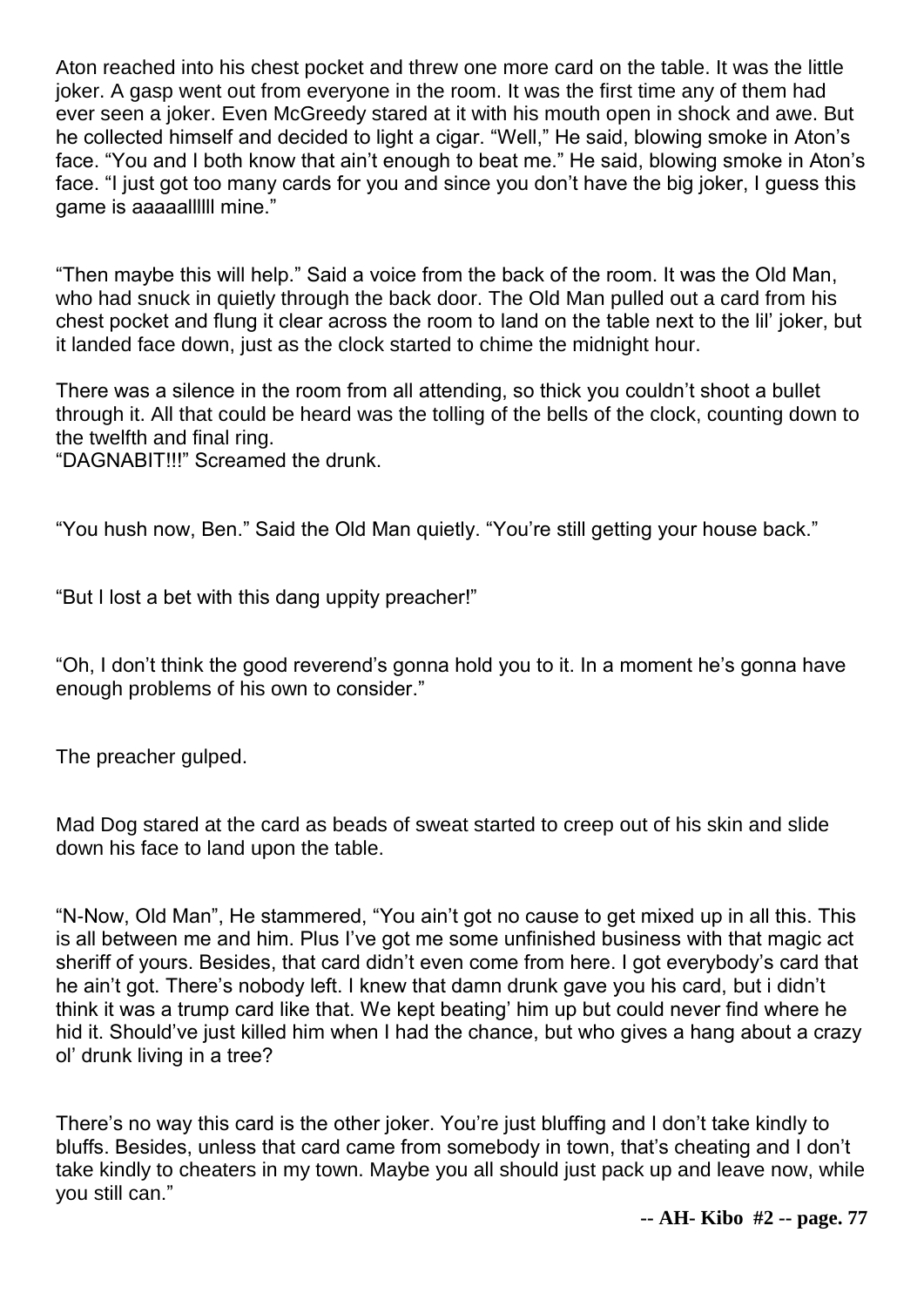Aton reached into his chest pocket and threw one more card on the table. It was the little joker. A gasp went out from everyone in the room. It was the first time any of them had ever seen a joker. Even McGreedy stared at it with his mouth open in shock and awe. But he collected himself and decided to light a cigar. "Well," He said, blowing smoke in Aton's face. "You and I both know that ain't enough to beat me." He said, blowing smoke in Aton's face. "I just got too many cards for you and since you don't have the big joker, I guess this game is aaaaalllll mine."

"Then maybe this will help." Said a voice from the back of the room. It was the Old Man, who had snuck in quietly through the back door. The Old Man pulled out a card from his chest pocket and flung it clear across the room to land on the table next to the lil' joker, but it landed face down, just as the clock started to chime the midnight hour.

There was a silence in the room from all attending, so thick you couldn't shoot a bullet through it. All that could be heard was the tolling of the bells of the clock, counting down to the twelfth and final ring.
"DAGNABIT!!!" Screamed the drunk.

"You hush now, Ben." Said the Old Man quietly. "You're still getting your house back."

"But I lost a bet with this dang uppity preacher!"

"Oh, I don't think the good reverend's gonna hold you to it. In a moment he's gonna have enough problems of his own to consider."

The preacher gulped.

Mad Dog stared at the card as beads of sweat started to creep out of his skin and slide down his face to land upon the table.

"N-Now, Old Man", He stammered, "You ain't got no cause to get mixed up in all this. This is all between me and him. Plus I've got me some unfinished business with that magic act sheriff of yours. Besides, that card didn't even come from here. I got everybody's card that he ain't got. There's nobody left. I knew that damn drunk gave you his card, but i didn't think it was a trump card like that. We kept beating' him up but could never find where he hid it. Should've just killed him when I had the chance, but who gives a hang about a crazy ol' drunk living in a tree?

There's no way this card is the other joker. You're just bluffing and I don't take kindly to bluffs. Besides, unless that card came from somebody in town, that's cheating and I don't take kindly to cheaters in my town. Maybe you all should just pack up and leave now, while you still can."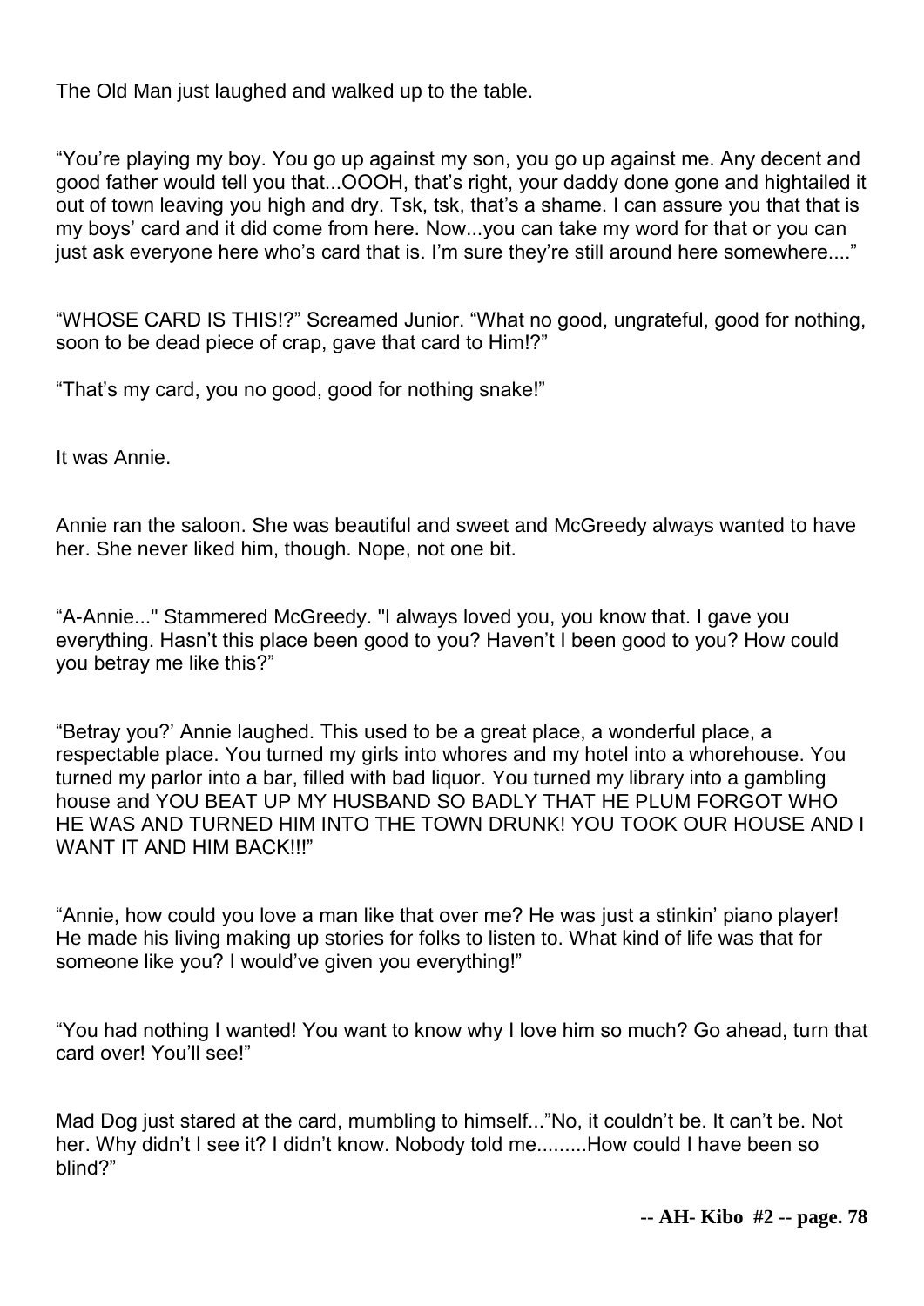The Old Man just laughed and walked up to the table.

"You're playing my boy. You go up against my son, you go up against me. Any decent and good father would tell you that...OOOH, that's right, your daddy done gone and hightailed it out of town leaving you high and dry. Tsk, tsk, that's a shame. I can assure you that that is my boys' card and it did come from here. Now...you can take my word for that or you can just ask everyone here who's card that is. I'm sure they're still around here somewhere...."

"WHOSE CARD IS THIS!?" Screamed Junior. "What no good, ungrateful, good for nothing, soon to be dead piece of crap, gave that card to Him!?"

"That's my card, you no good, good for nothing snake!"

It was Annie.

Annie ran the saloon. She was beautiful and sweet and McGreedy always wanted to have her. She never liked him, though. Nope, not one bit.

"A-Annie..." Stammered McGreedy. "I always loved you, you know that. I gave you everything. Hasn't this place been good to you? Haven't I been good to you? How could you betray me like this?"

"Betray you?' Annie laughed. This used to be a great place, a wonderful place, a respectable place. You turned my girls into whores and my hotel into a whorehouse. You turned my parlor into a bar, filled with bad liquor. You turned my library into a gambling house and YOU BEAT UP MY HUSBAND SO BADLY THAT HE PLUM FORGOT WHO HE WAS AND TURNED HIM INTO THE TOWN DRUNK! YOU TOOK OUR HOUSE AND I WANT IT AND HIM BACK!!!"

"Annie, how could you love a man like that over me? He was just a stinkin' piano player! He made his living making up stories for folks to listen to. What kind of life was that for someone like you? I would've given you everything!"

"You had nothing I wanted! You want to know why I love him so much? Go ahead, turn that card over! You'll see!"

Mad Dog just stared at the card, mumbling to himself..."No, it couldn't be. It can't be. Not her. Why didn't I see it? I didn't know. Nobody told me.........How could I have been so blind?"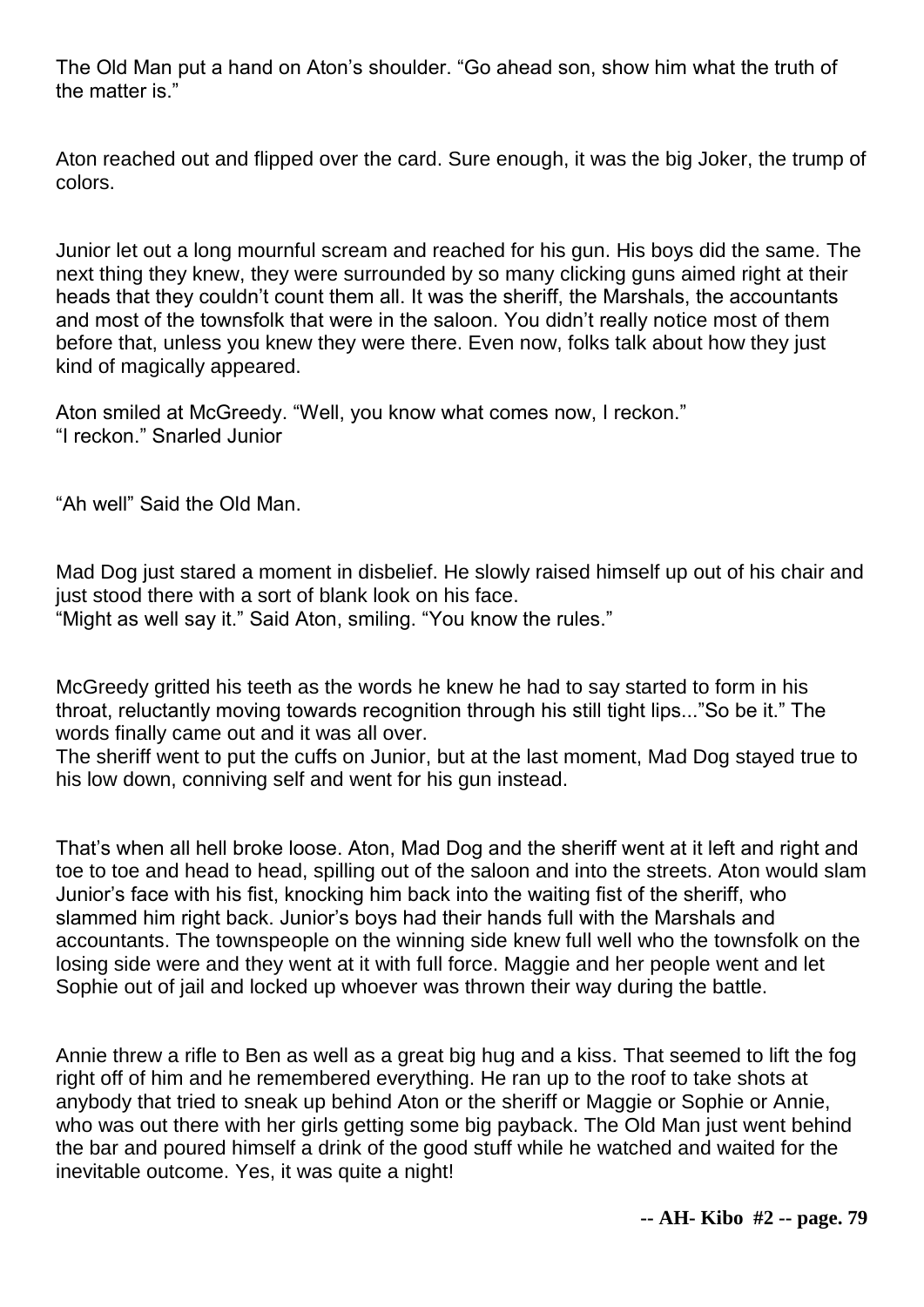The Old Man put a hand on Aton's shoulder. "Go ahead son, show him what the truth of the matter is."

Aton reached out and flipped over the card. Sure enough, it was the big Joker, the trump of colors.

Junior let out a long mournful scream and reached for his gun. His boys did the same. The next thing they knew, they were surrounded by so many clicking guns aimed right at their heads that they couldn't count them all. It was the sheriff, the Marshals, the accountants and most of the townsfolk that were in the saloon. You didn't really notice most of them before that, unless you knew they were there. Even now, folks talk about how they just kind of magically appeared.

Aton smiled at McGreedy. "Well, you know what comes now, I reckon."
"I reckon." Snarled Junior

"Ah well" Said the Old Man.

Mad Dog just stared a moment in disbelief. He slowly raised himself up out of his chair and just stood there with a sort of blank look on his face.
"Might as well say it." Said Aton, smiling. "You know the rules."

McGreedy gritted his teeth as the words he knew he had to say started to form in his throat, reluctantly moving towards recognition through his still tight lips..."So be it." The words finally came out and it was all over.
The sheriff went to put the cuffs on Junior, but at the last moment, Mad Dog stayed true to his low down, conniving self and went for his gun instead.

That's when all hell broke loose. Aton, Mad Dog and the sheriff went at it left and right and toe to toe and head to head, spilling out of the saloon and into the streets. Aton would slam Junior's face with his fist, knocking him back into the waiting fist of the sheriff, who slammed him right back. Junior's boys had their hands full with the Marshals and accountants. The townspeople on the winning side knew full well who the townsfolk on the losing side were and they went at it with full force. Maggie and her people went and let Sophie out of jail and locked up whoever was thrown their way during the battle.

Annie threw a rifle to Ben as well as a great big hug and a kiss. That seemed to lift the fog right off of him and he remembered everything. He ran up to the roof to take shots at anybody that tried to sneak up behind Aton or the sheriff or Maggie or Sophie or Annie, who was out there with her girls getting some big payback. The Old Man just went behind the bar and poured himself a drink of the good stuff while he watched and waited for the inevitable outcome. Yes, it was quite a night!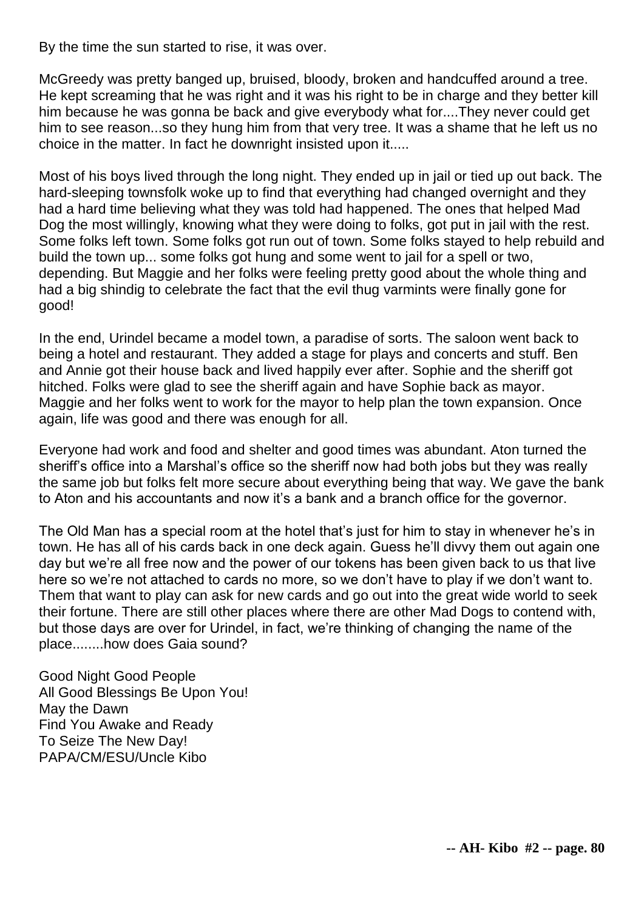By the time the sun started to rise, it was over.

McGreedy was pretty banged up, bruised, bloody, broken and handcuffed around a tree. He kept screaming that he was right and it was his right to be in charge and they better kill him because he was gonna be back and give everybody what for....They never could get him to see reason...so they hung him from that very tree. It was a shame that he left us no choice in the matter. In fact he downright insisted upon it.....

Most of his boys lived through the long night. They ended up in jail or tied up out back. The hard-sleeping townsfolk woke up to find that everything had changed overnight and they had a hard time believing what they was told had happened. The ones that helped Mad Dog the most willingly, knowing what they were doing to folks, got put in jail with the rest. Some folks left town. Some folks got run out of town. Some folks stayed to help rebuild and build the town up... some folks got hung and some went to jail for a spell or two, depending. But Maggie and her folks were feeling pretty good about the whole thing and had a big shindig to celebrate the fact that the evil thug varmints were finally gone for good!

In the end, Urindel became a model town, a paradise of sorts. The saloon went back to being a hotel and restaurant. They added a stage for plays and concerts and stuff. Ben and Annie got their house back and lived happily ever after. Sophie and the sheriff got hitched. Folks were glad to see the sheriff again and have Sophie back as mayor. Maggie and her folks went to work for the mayor to help plan the town expansion. Once again, life was good and there was enough for all.

Everyone had work and food and shelter and good times was abundant. Aton turned the sheriff's office into a Marshal's office so the sheriff now had both jobs but they was really the same job but folks felt more secure about everything being that way. We gave the bank to Aton and his accountants and now it's a bank and a branch office for the governor.

The Old Man has a special room at the hotel that's just for him to stay in whenever he's in town. He has all of his cards back in one deck again. Guess he'll divvy them out again one day but we're all free now and the power of our tokens has been given back to us that live here so we're not attached to cards no more, so we don't have to play if we don't want to. Them that want to play can ask for new cards and go out into the great wide world to seek their fortune. There are still other places where there are other Mad Dogs to contend with, but those days are over for Urindel, in fact, we're thinking of changing the name of the place........how does Gaia sound?

Good Night Good People
All Good Blessings Be Upon You!
May the Dawn
Find You Awake and Ready
To Seize The New Day!
PAPA/CM/ESU/Uncle Kibo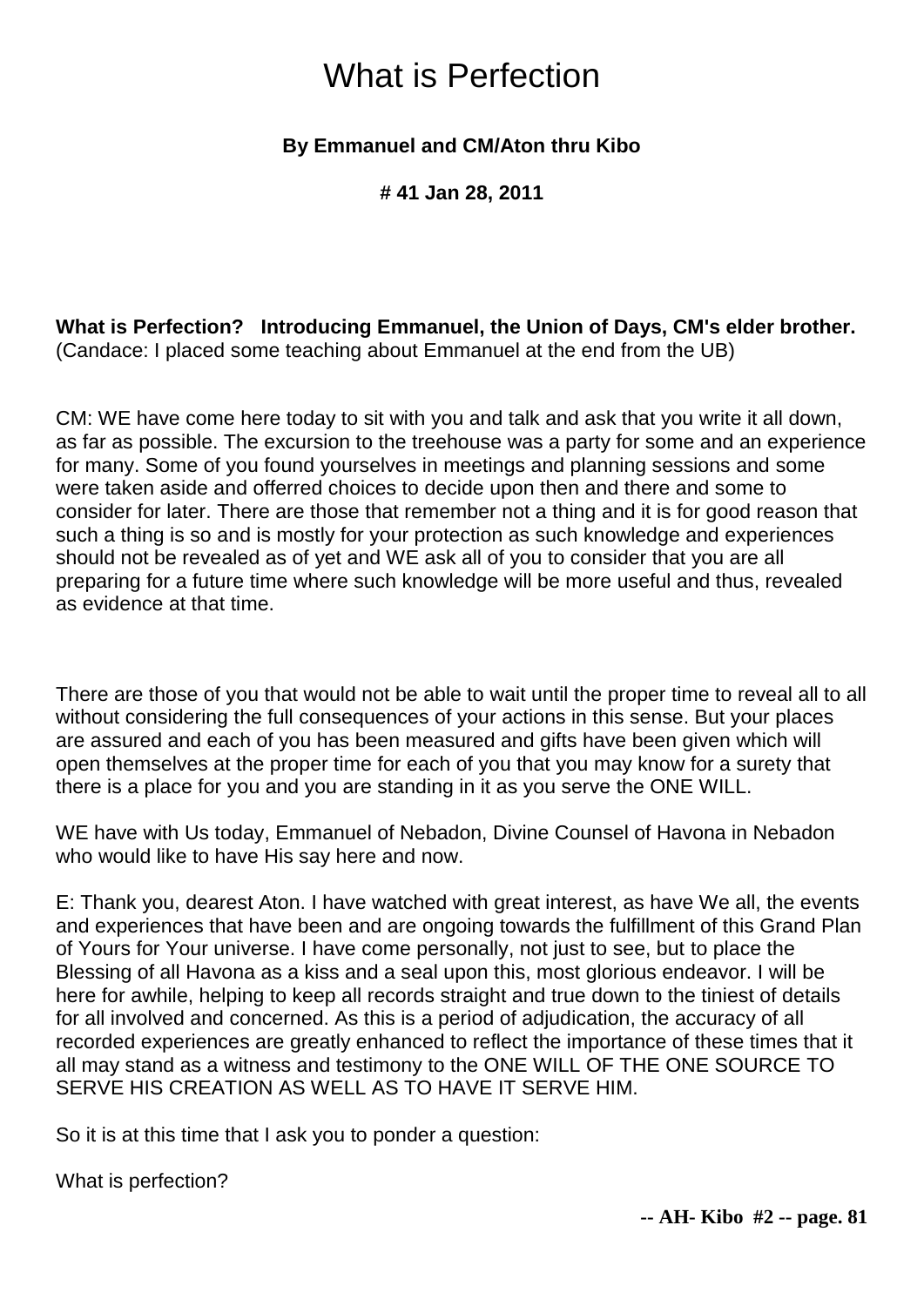# What is Perfection

**By Emmanuel and CM/Aton thru Kibo**

**# 41 Jan 28, 2011**

**What is Perfection? Introducing Emmanuel, the Union of Days, CM's elder brother.** (Candace: I placed some teaching about Emmanuel at the end from the UB)

CM: WE have come here today to sit with you and talk and ask that you write it all down, as far as possible. The excursion to the treehouse was a party for some and an experience for many. Some of you found yourselves in meetings and planning sessions and some were taken aside and offerred choices to decide upon then and there and some to consider for later. There are those that remember not a thing and it is for good reason that such a thing is so and is mostly for your protection as such knowledge and experiences should not be revealed as of yet and WE ask all of you to consider that you are all preparing for a future time where such knowledge will be more useful and thus, revealed as evidence at that time.

There are those of you that would not be able to wait until the proper time to reveal all to all without considering the full consequences of your actions in this sense. But your places are assured and each of you has been measured and gifts have been given which will open themselves at the proper time for each of you that you may know for a surety that there is a place for you and you are standing in it as you serve the ONE WILL.

WE have with Us today, Emmanuel of Nebadon, Divine Counsel of Havona in Nebadon who would like to have His say here and now.

E: Thank you, dearest Aton. I have watched with great interest, as have We all, the events and experiences that have been and are ongoing towards the fulfillment of this Grand Plan of Yours for Your universe. I have come personally, not just to see, but to place the Blessing of all Havona as a kiss and a seal upon this, most glorious endeavor. I will be here for awhile, helping to keep all records straight and true down to the tiniest of details for all involved and concerned. As this is a period of adjudication, the accuracy of all recorded experiences are greatly enhanced to reflect the importance of these times that it all may stand as a witness and testimony to the ONE WILL OF THE ONE SOURCE TO SERVE HIS CREATION AS WELL AS TO HAVE IT SERVE HIM.

So it is at this time that I ask you to ponder a question:

What is perfection?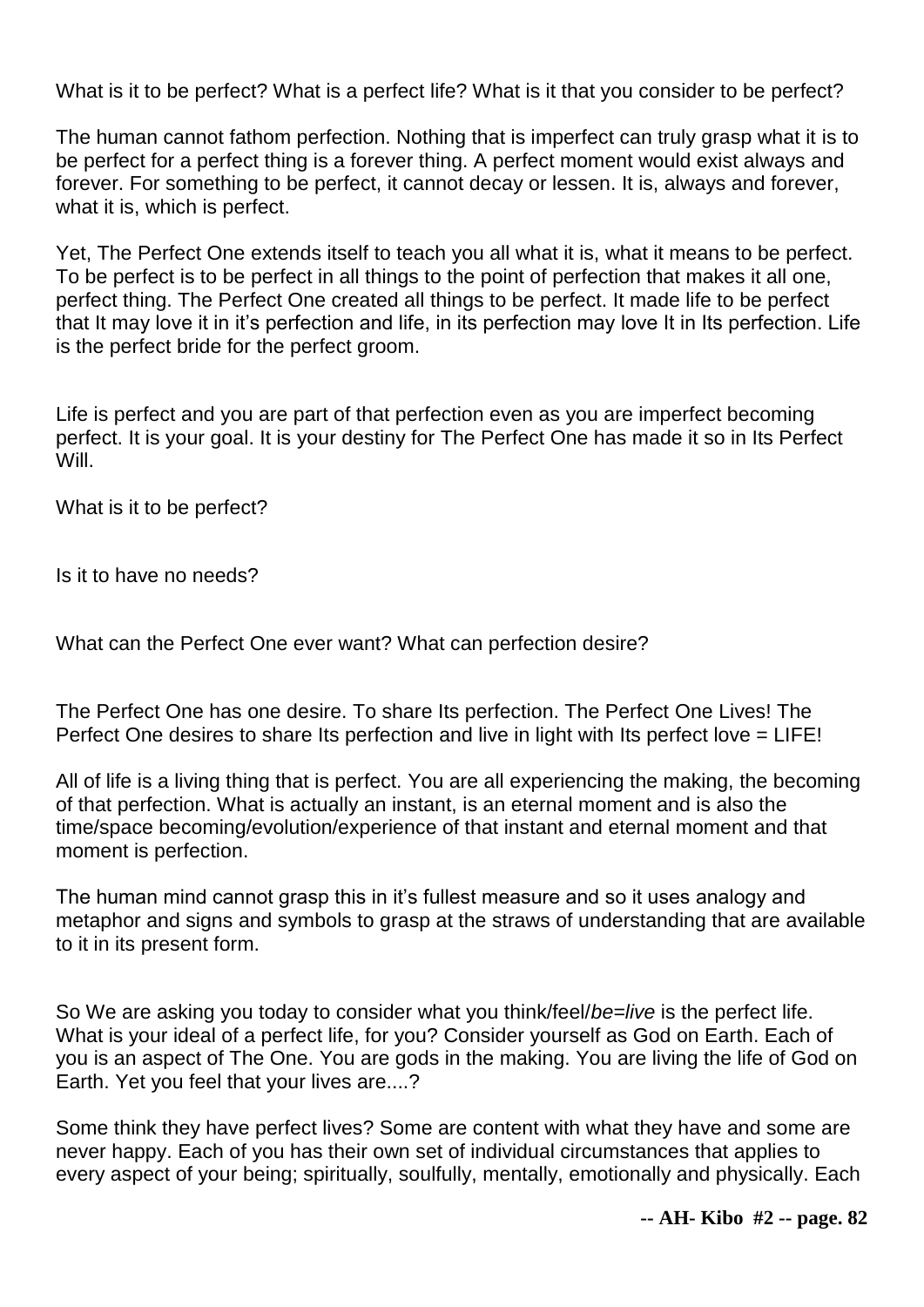What is it to be perfect? What is a perfect life? What is it that you consider to be perfect?

The human cannot fathom perfection. Nothing that is imperfect can truly grasp what it is to be perfect for a perfect thing is a forever thing. A perfect moment would exist always and forever. For something to be perfect, it cannot decay or lessen. It is, always and forever, what it is, which is perfect.

Yet, The Perfect One extends itself to teach you all what it is, what it means to be perfect. To be perfect is to be perfect in all things to the point of perfection that makes it all one, perfect thing. The Perfect One created all things to be perfect. It made life to be perfect that It may love it in it's perfection and life, in its perfection may love It in Its perfection. Life is the perfect bride for the perfect groom.

Life is perfect and you are part of that perfection even as you are imperfect becoming perfect. It is your goal. It is your destiny for The Perfect One has made it so in Its Perfect Will.

What is it to be perfect?

Is it to have no needs?

What can the Perfect One ever want? What can perfection desire?

The Perfect One has one desire. To share Its perfection. The Perfect One Lives! The Perfect One desires to share Its perfection and live in light with Its perfect love = LIFE!

All of life is a living thing that is perfect. You are all experiencing the making, the becoming of that perfection. What is actually an instant, is an eternal moment and is also the time/space becoming/evolution/experience of that instant and eternal moment and that moment is perfection.

The human mind cannot grasp this in it's fullest measure and so it uses analogy and metaphor and signs and symbols to grasp at the straws of understanding that are available to it in its present form.

So We are asking you today to consider what you think/feel/*be=live* is the perfect life. What is your ideal of a perfect life, for you? Consider yourself as God on Earth. Each of you is an aspect of The One. You are gods in the making. You are living the life of God on Earth. Yet you feel that your lives are....?

Some think they have perfect lives? Some are content with what they have and some are never happy. Each of you has their own set of individual circumstances that applies to every aspect of your being; spiritually, soulfully, mentally, emotionally and physically. Each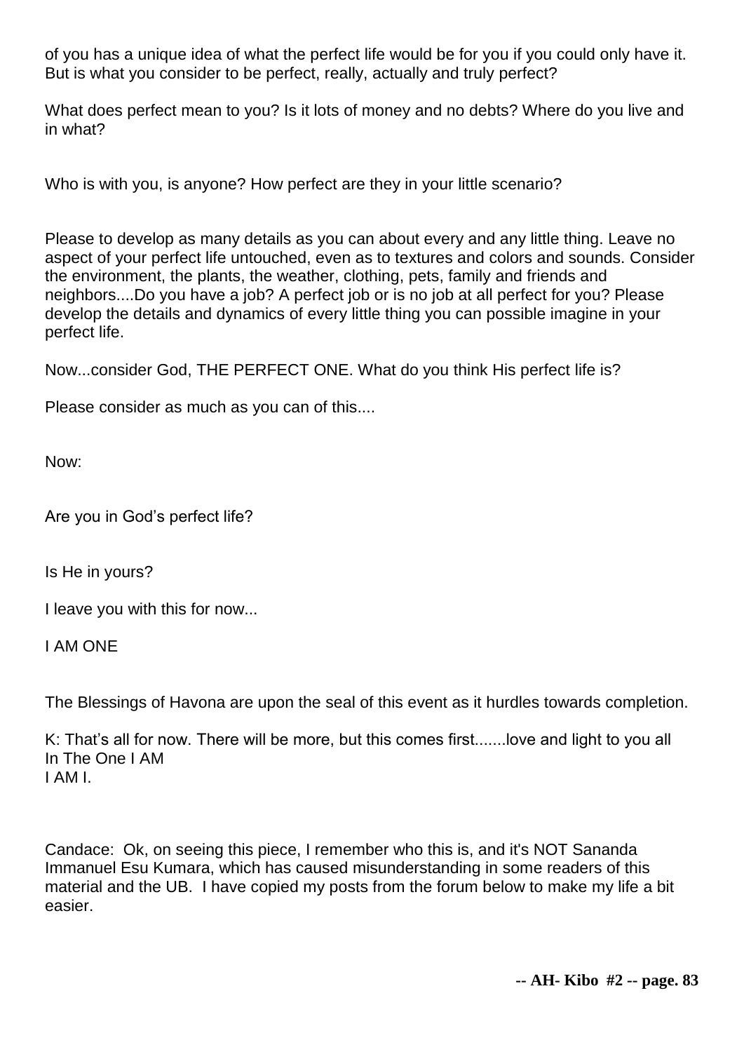of you has a unique idea of what the perfect life would be for you if you could only have it. But is what you consider to be perfect, really, actually and truly perfect?

What does perfect mean to you? Is it lots of money and no debts? Where do you live and in what?

Who is with you, is anyone? How perfect are they in your little scenario?

Please to develop as many details as you can about every and any little thing. Leave no aspect of your perfect life untouched, even as to textures and colors and sounds. Consider the environment, the plants, the weather, clothing, pets, family and friends and neighbors....Do you have a job? A perfect job or is no job at all perfect for you? Please develop the details and dynamics of every little thing you can possible imagine in your perfect life.

Now...consider God, THE PERFECT ONE. What do you think His perfect life is?

Please consider as much as you can of this....

Now:

Are you in God's perfect life?

Is He in yours?

I leave you with this for now...

I AM ONE

The Blessings of Havona are upon the seal of this event as it hurdles towards completion.

K: That's all for now. There will be more, but this comes first.......love and light to you all
In The One I AM
I AM I.

Candace: Ok, on seeing this piece, I remember who this is, and it's NOT Sananda Immanuel Esu Kumara, which has caused misunderstanding in some readers of this material and the UB. I have copied my posts from the forum below to make my life a bit easier.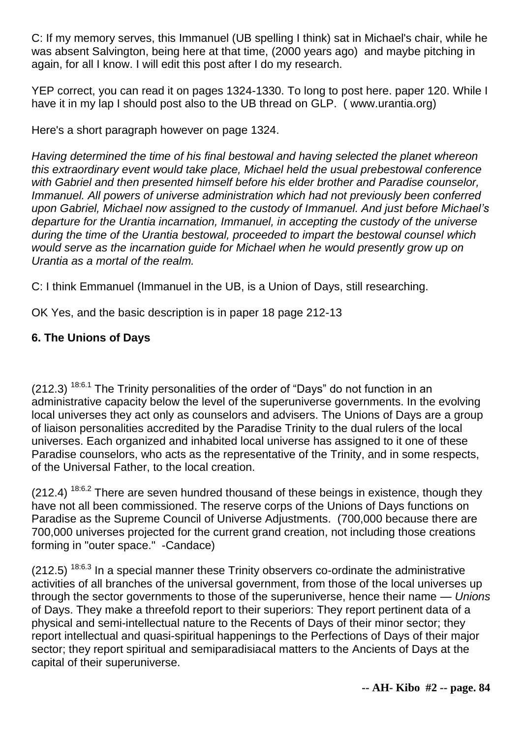C: If my memory serves, this Immanuel (UB spelling I think) sat in Michael's chair, while he was absent Salvington, being here at that time, (2000 years ago) and maybe pitching in again, for all I know. I will edit this post after I do my research.

YEP correct, you can read it on pages 1324-1330. To long to post here. paper 120. While I have it in my lap I should post also to the UB thread on GLP. ( www.urantia.org)

Here's a short paragraph however on page 1324.

*Having determined the time of his final bestowal and having selected the planet whereon this extraordinary event would take place, Michael held the usual prebestowal conference with Gabriel and then presented himself before his elder brother and Paradise counselor, Immanuel. All powers of universe administration which had not previously been conferred upon Gabriel, Michael now assigned to the custody of Immanuel. And just before Michael's departure for the Urantia incarnation, Immanuel, in accepting the custody of the universe during the time of the Urantia bestowal, proceeded to impart the bestowal counsel which would serve as the incarnation guide for Michael when he would presently grow up on Urantia as a mortal of the realm.*

C: I think Emmanuel (Immanuel in the UB, is a Union of Days, still researching.

OK Yes, and the basic description is in paper 18 page 212-13

**6. The Unions of Days**

(212.3) 18:6.1 The Trinity personalities of the order of "Days" do not function in an administrative capacity below the level of the superuniverse governments. In the evolving local universes they act only as counselors and advisers. The Unions of Days are a group of liaison personalities accredited by the Paradise Trinity to the dual rulers of the local universes. Each organized and inhabited local universe has assigned to it one of these Paradise counselors, who acts as the representative of the Trinity, and in some respects, of the Universal Father, to the local creation.

(212.4) 18:6.2 There are seven hundred thousand of these beings in existence, though they have not all been commissioned. The reserve corps of the Unions of Days functions on Paradise as the Supreme Council of Universe Adjustments. (700,000 because there are 700,000 universes projected for the current grand creation, not including those creations forming in "outer space." -Candace)

(212.5) 18:6.3 In a special manner these Trinity observers co-ordinate the administrative activities of all branches of the universal government, from those of the local universes up through the sector governments to those of the superuniverse, hence their name — *Unions* of Days. They make a threefold report to their superiors: They report pertinent data of a physical and semi-intellectual nature to the Recents of Days of their minor sector; they report intellectual and quasi-spiritual happenings to the Perfections of Days of their major sector; they report spiritual and semiparadisiacal matters to the Ancients of Days at the capital of their superuniverse.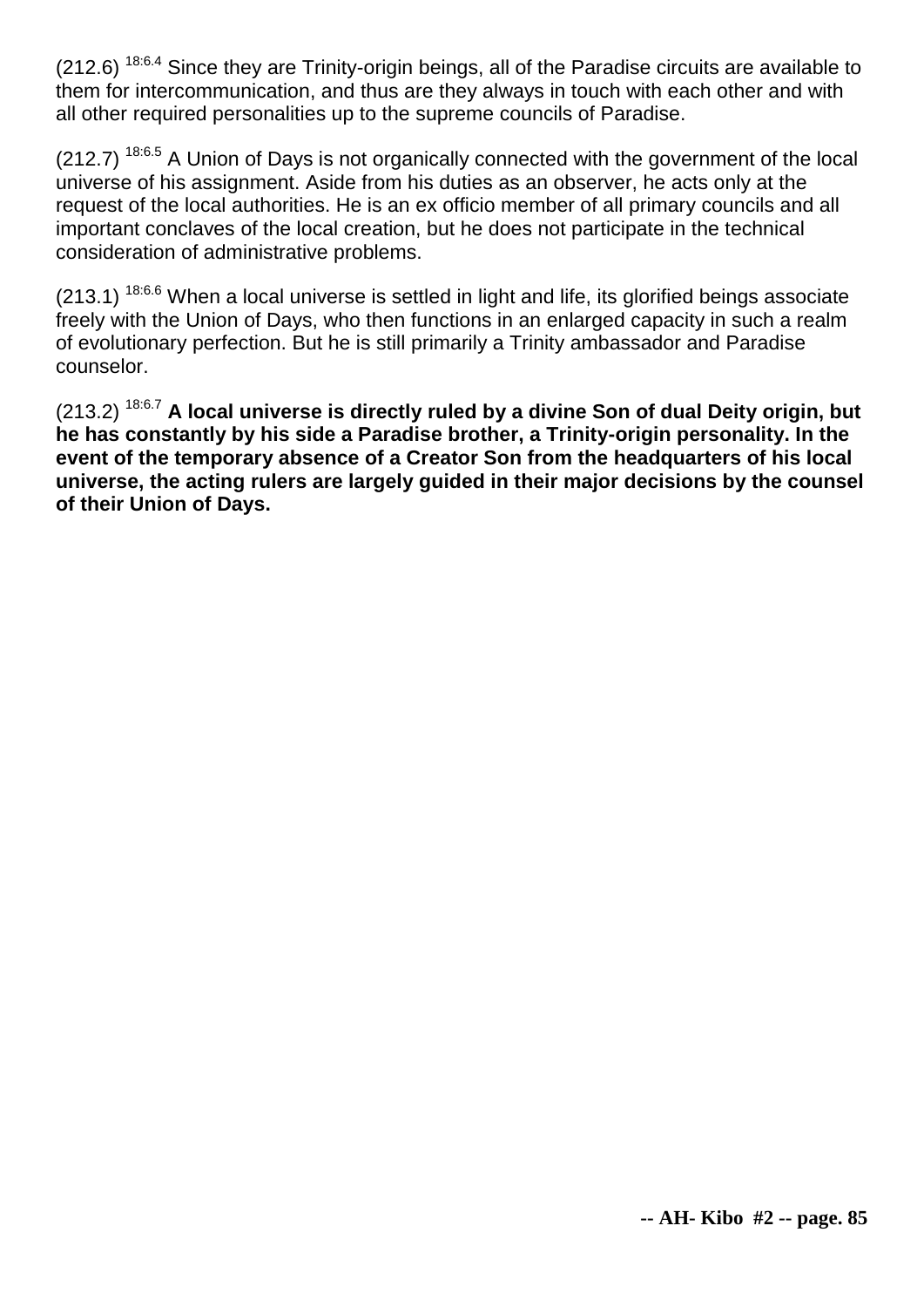(212.6) 18:6.4 Since they are Trinity-origin beings, all of the Paradise circuits are available to them for intercommunication, and thus are they always in touch with each other and with all other required personalities up to the supreme councils of Paradise.

(212.7) 18:6.5 A Union of Days is not organically connected with the government of the local universe of his assignment. Aside from his duties as an observer, he acts only at the request of the local authorities. He is an ex officio member of all primary councils and all important conclaves of the local creation, but he does not participate in the technical consideration of administrative problems.

(213.1) 18:6.6 When a local universe is settled in light and life, its glorified beings associate freely with the Union of Days, who then functions in an enlarged capacity in such a realm of evolutionary perfection. But he is still primarily a Trinity ambassador and Paradise counselor.

(213.2) 18:6.7 **A local universe is directly ruled by a divine Son of dual Deity origin, but he has constantly by his side a Paradise brother, a Trinity-origin personality. In the event of the temporary absence of a Creator Son from the headquarters of his local universe, the acting rulers are largely guided in their major decisions by the counsel of their Union of Days.**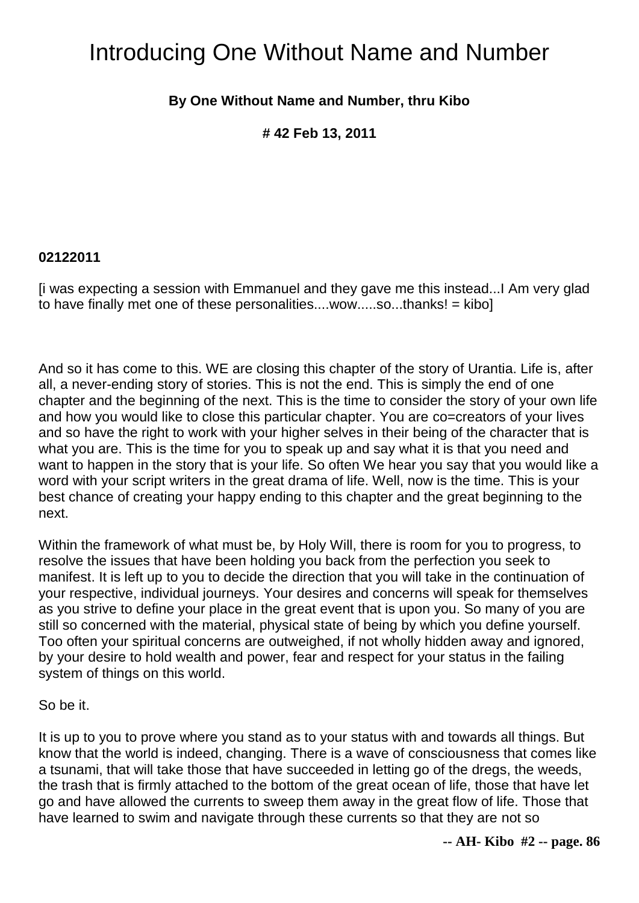# Introducing One Without Name and Number

**By One Without Name and Number, thru Kibo**

**# 42 Feb 13, 2011**

**02122011**

[i was expecting a session with Emmanuel and they gave me this instead...I Am very glad to have finally met one of these personalities....wow.....so...thanks! = kibo]

And so it has come to this. WE are closing this chapter of the story of Urantia. Life is, after all, a never-ending story of stories. This is not the end. This is simply the end of one chapter and the beginning of the next. This is the time to consider the story of your own life and how you would like to close this particular chapter. You are co=creators of your lives and so have the right to work with your higher selves in their being of the character that is what you are. This is the time for you to speak up and say what it is that you need and want to happen in the story that is your life. So often We hear you say that you would like a word with your script writers in the great drama of life. Well, now is the time. This is your best chance of creating your happy ending to this chapter and the great beginning to the next.

Within the framework of what must be, by Holy Will, there is room for you to progress, to resolve the issues that have been holding you back from the perfection you seek to manifest. It is left up to you to decide the direction that you will take in the continuation of your respective, individual journeys. Your desires and concerns will speak for themselves as you strive to define your place in the great event that is upon you. So many of you are still so concerned with the material, physical state of being by which you define yourself. Too often your spiritual concerns are outweighed, if not wholly hidden away and ignored, by your desire to hold wealth and power, fear and respect for your status in the failing system of things on this world.

So be it.

It is up to you to prove where you stand as to your status with and towards all things. But know that the world is indeed, changing. There is a wave of consciousness that comes like a tsunami, that will take those that have succeeded in letting go of the dregs, the weeds, the trash that is firmly attached to the bottom of the great ocean of life, those that have let go and have allowed the currents to sweep them away in the great flow of life. Those that have learned to swim and navigate through these currents so that they are not so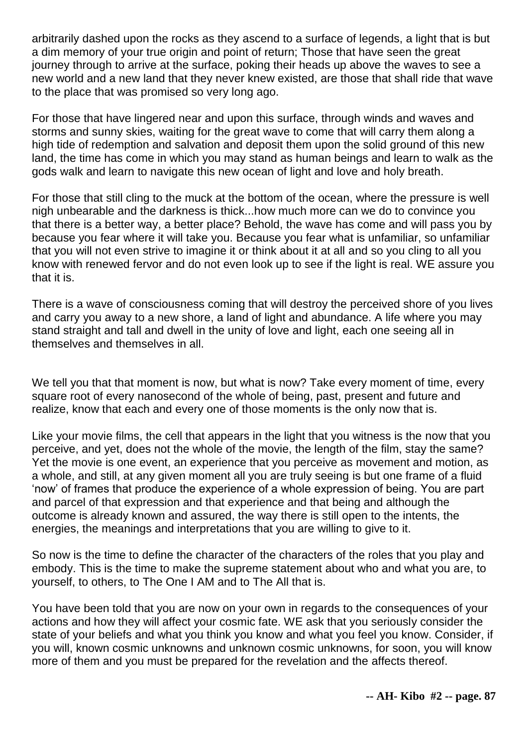arbitrarily dashed upon the rocks as they ascend to a surface of legends, a light that is but a dim memory of your true origin and point of return; Those that have seen the great journey through to arrive at the surface, poking their heads up above the waves to see a new world and a new land that they never knew existed, are those that shall ride that wave to the place that was promised so very long ago.

For those that have lingered near and upon this surface, through winds and waves and storms and sunny skies, waiting for the great wave to come that will carry them along a high tide of redemption and salvation and deposit them upon the solid ground of this new land, the time has come in which you may stand as human beings and learn to walk as the gods walk and learn to navigate this new ocean of light and love and holy breath.

For those that still cling to the muck at the bottom of the ocean, where the pressure is well nigh unbearable and the darkness is thick...how much more can we do to convince you that there is a better way, a better place? Behold, the wave has come and will pass you by because you fear where it will take you. Because you fear what is unfamiliar, so unfamiliar that you will not even strive to imagine it or think about it at all and so you cling to all you know with renewed fervor and do not even look up to see if the light is real. WE assure you that it is.

There is a wave of consciousness coming that will destroy the perceived shore of you lives and carry you away to a new shore, a land of light and abundance. A life where you may stand straight and tall and dwell in the unity of love and light, each one seeing all in themselves and themselves in all.

We tell you that that moment is now, but what is now? Take every moment of time, every square root of every nanosecond of the whole of being, past, present and future and realize, know that each and every one of those moments is the only now that is.

Like your movie films, the cell that appears in the light that you witness is the now that you perceive, and yet, does not the whole of the movie, the length of the film, stay the same? Yet the movie is one event, an experience that you perceive as movement and motion, as a whole, and still, at any given moment all you are truly seeing is but one frame of a fluid 'now' of frames that produce the experience of a whole expression of being. You are part and parcel of that expression and that experience and that being and although the outcome is already known and assured, the way there is still open to the intents, the energies, the meanings and interpretations that you are willing to give to it.

So now is the time to define the character of the characters of the roles that you play and embody. This is the time to make the supreme statement about who and what you are, to yourself, to others, to The One I AM and to The All that is.

You have been told that you are now on your own in regards to the consequences of your actions and how they will affect your cosmic fate. WE ask that you seriously consider the state of your beliefs and what you think you know and what you feel you know. Consider, if you will, known cosmic unknowns and unknown cosmic unknowns, for soon, you will know more of them and you must be prepared for the revelation and the affects thereof.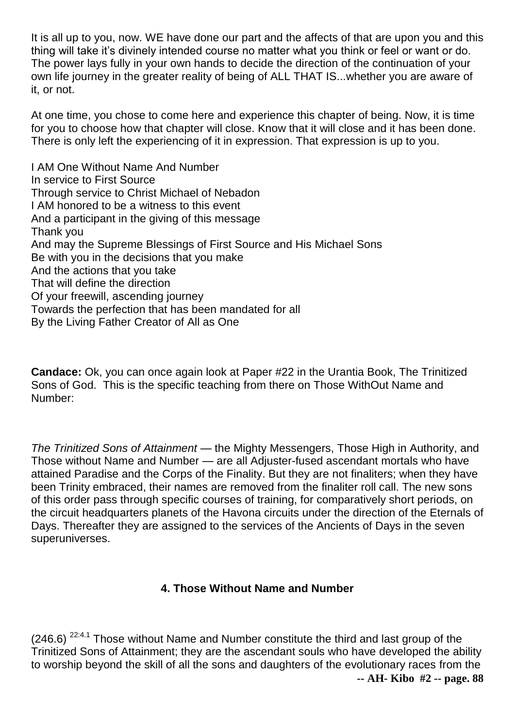It is all up to you, now. WE have done our part and the affects of that are upon you and this thing will take it's divinely intended course no matter what you think or feel or want or do. The power lays fully in your own hands to decide the direction of the continuation of your own life journey in the greater reality of being of ALL THAT IS...whether you are aware of it, or not.

At one time, you chose to come here and experience this chapter of being. Now, it is time for you to choose how that chapter will close. Know that it will close and it has been done. There is only left the experiencing of it in expression. That expression is up to you.

I AM One Without Name And Number  
In service to First Source  
Through service to Christ Michael of Nebadon  
I AM honored to be a witness to this event  
And a participant in the giving of this message  
Thank you  
And may the Supreme Blessings of First Source and His Michael Sons  
Be with you in the decisions that you make  
And the actions that you take  
That will define the direction  
Of your freewill, ascending journey  
Towards the perfection that has been mandated for all  
By the Living Father Creator of All as One

**Candace:** Ok, you can once again look at Paper #22 in the Urantia Book, The Trinitized Sons of God. This is the specific teaching from there on Those WithOut Name and Number:

*The Trinitized Sons of Attainment* — the Mighty Messengers, Those High in Authority, and Those without Name and Number — are all Adjuster-fused ascendant mortals who have attained Paradise and the Corps of the Finality. But they are not finaliters; when they have been Trinity embraced, their names are removed from the finaliter roll call. The new sons of this order pass through specific courses of training, for comparatively short periods, on the circuit headquarters planets of the Havona circuits under the direction of the Eternals of Days. Thereafter they are assigned to the services of the Ancients of Days in the seven superuniverses.

### 4. Those Without Name and Number

(246.6) [22:4.1] Those without Name and Number constitute the third and last group of the Trinitized Sons of Attainment; they are the ascendant souls who have developed the ability to worship beyond the skill of all the sons and daughters of the evolutionary races from the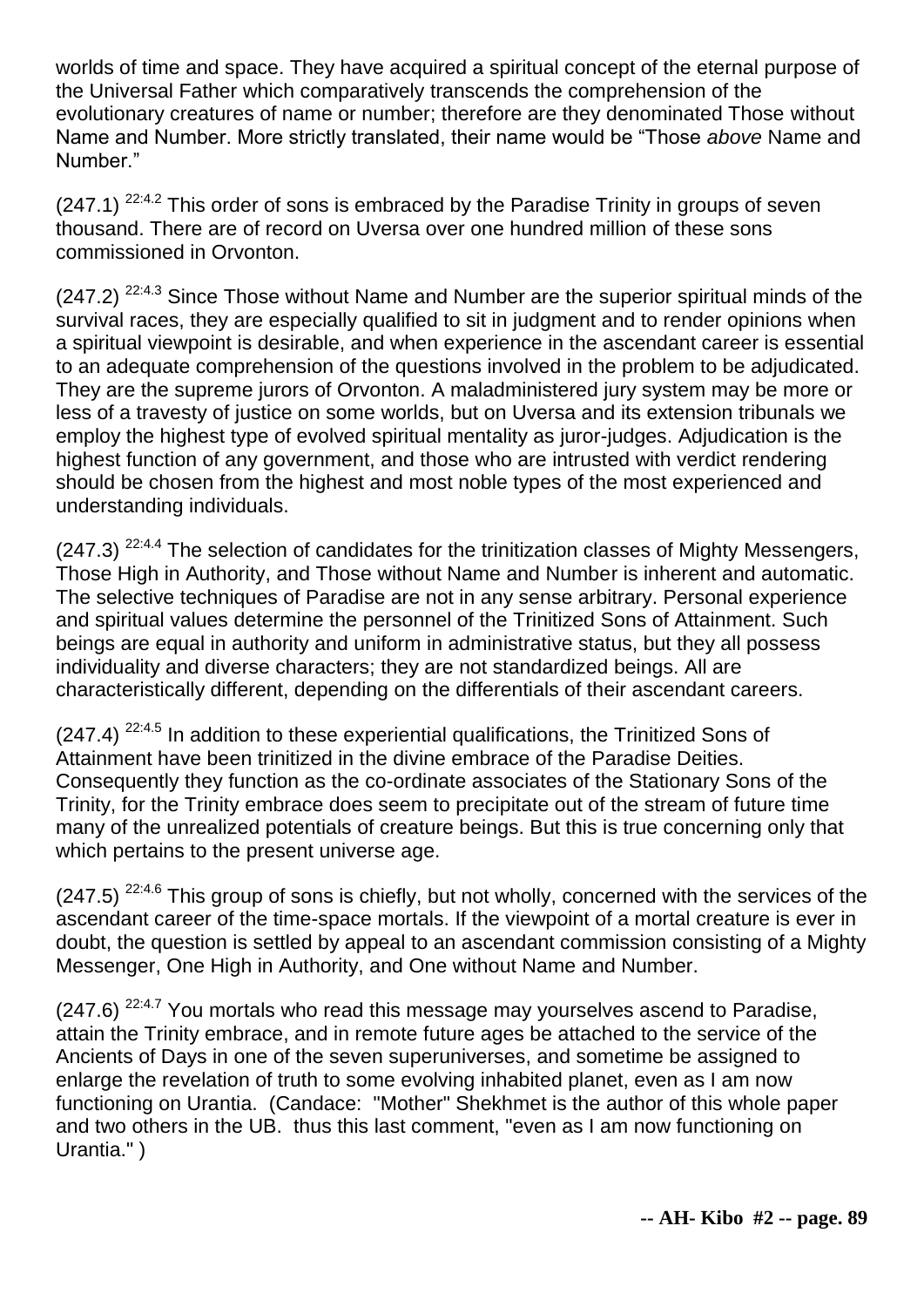worlds of time and space. They have acquired a spiritual concept of the eternal purpose of the Universal Father which comparatively transcends the comprehension of the evolutionary creatures of name or number; therefore are they denominated Those without Name and Number. More strictly translated, their name would be "Those *above* Name and Number."

(247.1) [22:4.2] This order of sons is embraced by the Paradise Trinity in groups of seven thousand. There are of record on Uversa over one hundred million of these sons commissioned in Orvonton.

(247.2) [22:4.3] Since Those without Name and Number are the superior spiritual minds of the survival races, they are especially qualified to sit in judgment and to render opinions when a spiritual viewpoint is desirable, and when experience in the ascendant career is essential to an adequate comprehension of the questions involved in the problem to be adjudicated. They are the supreme jurors of Orvonton. A maladministered jury system may be more or less of a travesty of justice on some worlds, but on Uversa and its extension tribunals we employ the highest type of evolved spiritual mentality as juror-judges. Adjudication is the highest function of any government, and those who are intrusted with verdict rendering should be chosen from the highest and most noble types of the most experienced and understanding individuals.

(247.3) [22:4.4] The selection of candidates for the trinitization classes of Mighty Messengers, Those High in Authority, and Those without Name and Number is inherent and automatic. The selective techniques of Paradise are not in any sense arbitrary. Personal experience and spiritual values determine the personnel of the Trinitized Sons of Attainment. Such beings are equal in authority and uniform in administrative status, but they all possess individuality and diverse characters; they are not standardized beings. All are characteristically different, depending on the differentials of their ascendant careers.

(247.4) [22:4.5] In addition to these experiential qualifications, the Trinitized Sons of Attainment have been trinitized in the divine embrace of the Paradise Deities. Consequently they function as the co-ordinate associates of the Stationary Sons of the Trinity, for the Trinity embrace does seem to precipitate out of the stream of future time many of the unrealized potentials of creature beings. But this is true concerning only that which pertains to the present universe age.

(247.5) [22:4.6] This group of sons is chiefly, but not wholly, concerned with the services of the ascendant career of the time-space mortals. If the viewpoint of a mortal creature is ever in doubt, the question is settled by appeal to an ascendant commission consisting of a Mighty Messenger, One High in Authority, and One without Name and Number.

(247.6) [22:4.7] You mortals who read this message may yourselves ascend to Paradise, attain the Trinity embrace, and in remote future ages be attached to the service of the Ancients of Days in one of the seven superuniverses, and sometime be assigned to enlarge the revelation of truth to some evolving inhabited planet, even as I am now functioning on Urantia. (Candace: "Mother" Shekhmet is the author of this whole paper and two others in the UB. thus this last comment, "even as I am now functioning on Urantia." )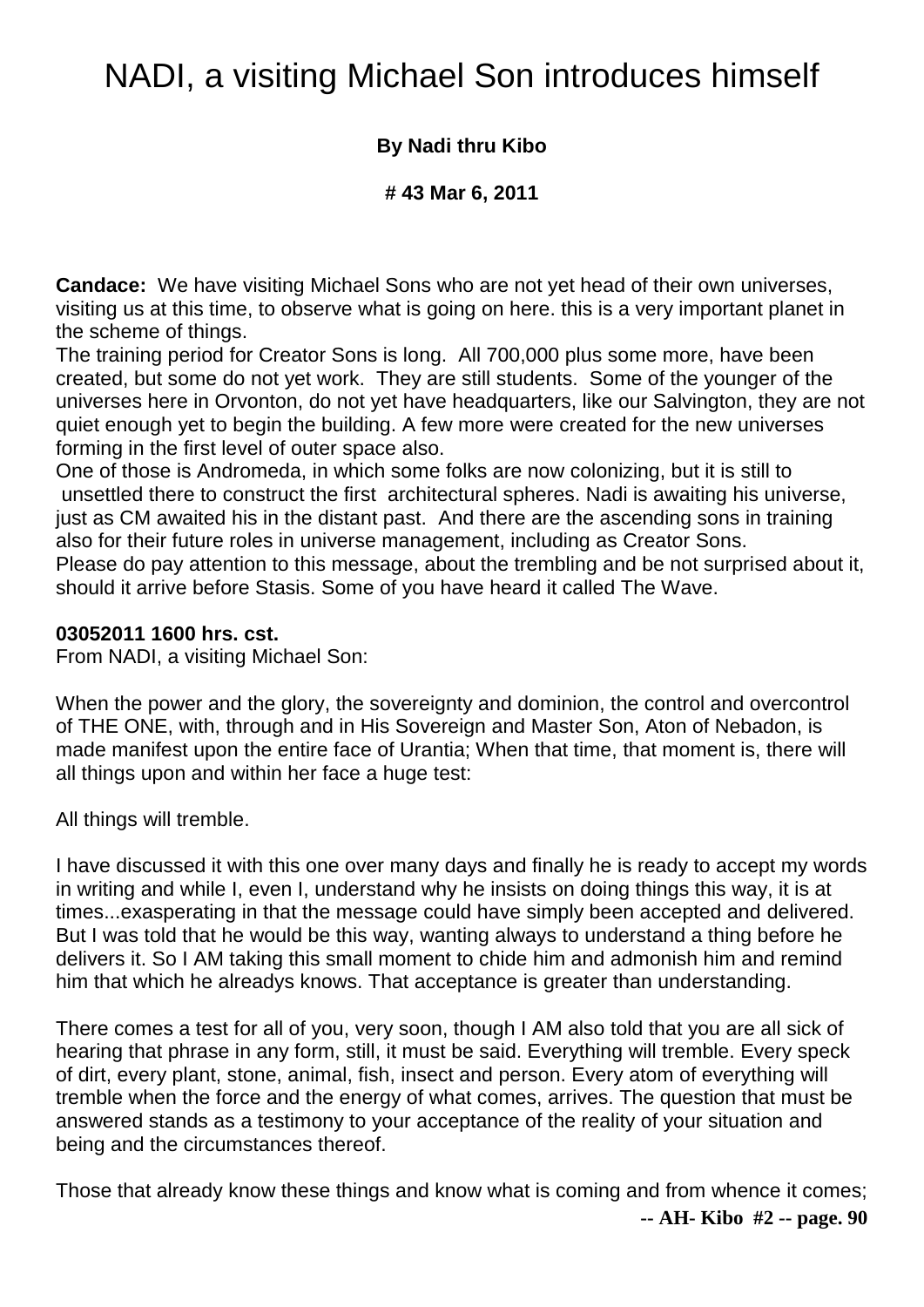# NADI, a visiting Michael Son introduces himself

**By Nadi thru Kibo**

**# 43 Mar 6, 2011**

**Candace:** We have visiting Michael Sons who are not yet head of their own universes, visiting us at this time, to observe what is going on here. this is a very important planet in the scheme of things.

The training period for Creator Sons is long. All 700,000 plus some more, have been created, but some do not yet work. They are still students. Some of the younger of the universes here in Orvonton, do not yet have headquarters, like our Salvington, they are not quiet enough yet to begin the building. A few more were created for the new universes forming in the first level of outer space also.

One of those is Andromeda, in which some folks are now colonizing, but it is still to unsettled there to construct the first architectural spheres. Nadi is awaiting his universe, just as CM awaited his in the distant past. And there are the ascending sons in training also for their future roles in universe management, including as Creator Sons.

Please do pay attention to this message, about the trembling and be not surprised about it, should it arrive before Stasis. Some of you have heard it called The Wave.

**03052011 1600 hrs. cst.**

From NADI, a visiting Michael Son:

When the power and the glory, the sovereignty and dominion, the control and overcontrol of THE ONE, with, through and in His Sovereign and Master Son, Aton of Nebadon, is made manifest upon the entire face of Urantia; When that time, that moment is, there will all things upon and within her face a huge test:

All things will tremble.

I have discussed it with this one over many days and finally he is ready to accept my words in writing and while I, even I, understand why he insists on doing things this way, it is at times...exasperating in that the message could have simply been accepted and delivered. But I was told that he would be this way, wanting always to understand a thing before he delivers it. So I AM taking this small moment to chide him and admonish him and remind him that which he alreadys knows. That acceptance is greater than understanding.

There comes a test for all of you, very soon, though I AM also told that you are all sick of hearing that phrase in any form, still, it must be said. Everything will tremble. Every speck of dirt, every plant, stone, animal, fish, insect and person. Every atom of everything will tremble when the force and the energy of what comes, arrives. The question that must be answered stands as a testimony to your acceptance of the reality of your situation and being and the circumstances thereof.

Those that already know these things and know what is coming and from whence it comes;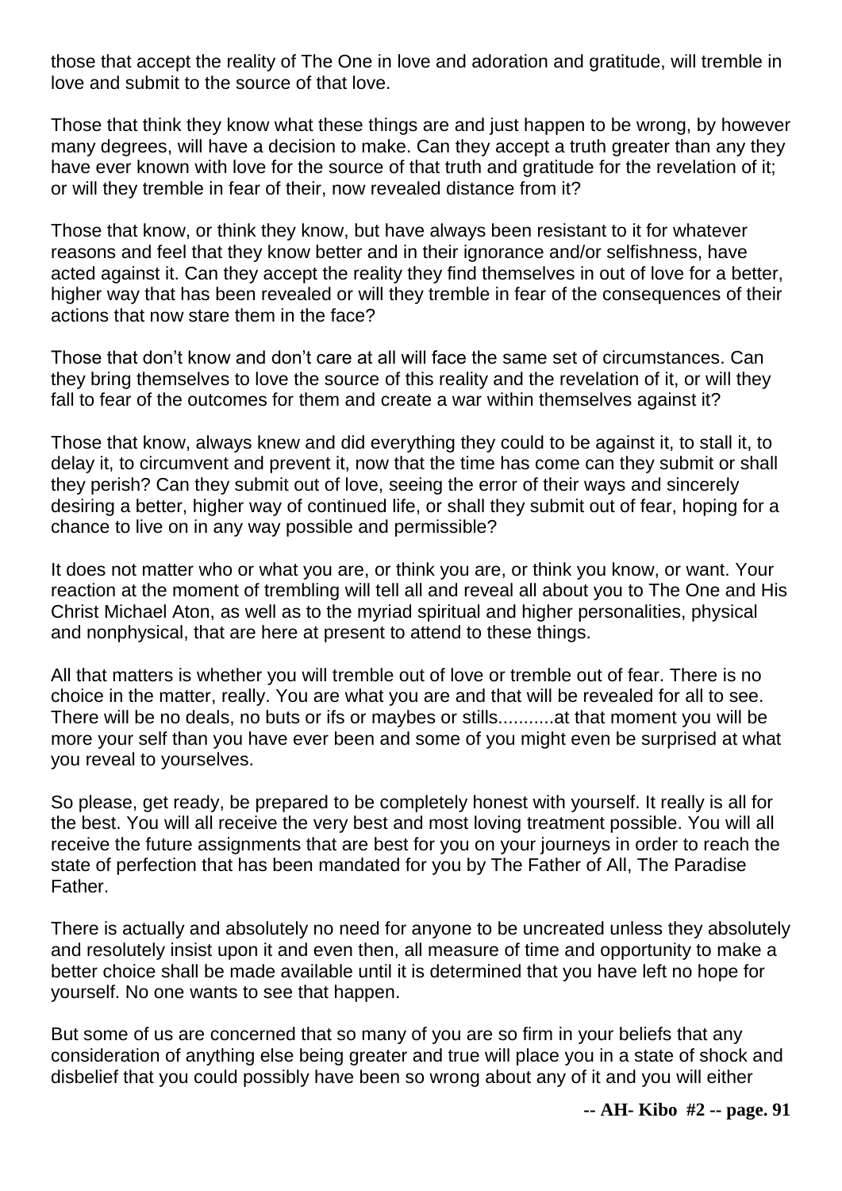those that accept the reality of The One in love and adoration and gratitude, will tremble in love and submit to the source of that love.

Those that think they know what these things are and just happen to be wrong, by however many degrees, will have a decision to make. Can they accept a truth greater than any they have ever known with love for the source of that truth and gratitude for the revelation of it; or will they tremble in fear of their, now revealed distance from it?

Those that know, or think they know, but have always been resistant to it for whatever reasons and feel that they know better and in their ignorance and/or selfishness, have acted against it. Can they accept the reality they find themselves in out of love for a better, higher way that has been revealed or will they tremble in fear of the consequences of their actions that now stare them in the face?

Those that don't know and don't care at all will face the same set of circumstances. Can they bring themselves to love the source of this reality and the revelation of it, or will they fall to fear of the outcomes for them and create a war within themselves against it?

Those that know, always knew and did everything they could to be against it, to stall it, to delay it, to circumvent and prevent it, now that the time has come can they submit or shall they perish? Can they submit out of love, seeing the error of their ways and sincerely desiring a better, higher way of continued life, or shall they submit out of fear, hoping for a chance to live on in any way possible and permissible?

It does not matter who or what you are, or think you are, or think you know, or want. Your reaction at the moment of trembling will tell all and reveal all about you to The One and His Christ Michael Aton, as well as to the myriad spiritual and higher personalities, physical and nonphysical, that are here at present to attend to these things.

All that matters is whether you will tremble out of love or tremble out of fear. There is no choice in the matter, really. You are what you are and that will be revealed for all to see. There will be no deals, no buts or ifs or maybes or stills...........at that moment you will be more your self than you have ever been and some of you might even be surprised at what you reveal to yourselves.

So please, get ready, be prepared to be completely honest with yourself. It really is all for the best. You will all receive the very best and most loving treatment possible. You will all receive the future assignments that are best for you on your journeys in order to reach the state of perfection that has been mandated for you by The Father of All, The Paradise Father.

There is actually and absolutely no need for anyone to be uncreated unless they absolutely and resolutely insist upon it and even then, all measure of time and opportunity to make a better choice shall be made available until it is determined that you have left no hope for yourself. No one wants to see that happen.

But some of us are concerned that so many of you are so firm in your beliefs that any consideration of anything else being greater and true will place you in a state of shock and disbelief that you could possibly have been so wrong about any of it and you will either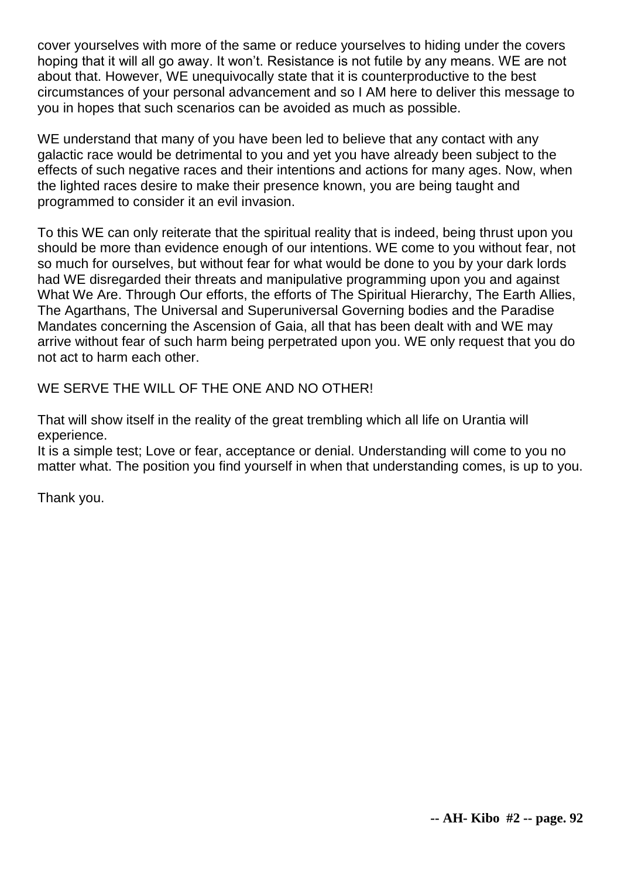cover yourselves with more of the same or reduce yourselves to hiding under the covers hoping that it will all go away. It won't. Resistance is not futile by any means. WE are not about that. However, WE unequivocally state that it is counterproductive to the best circumstances of your personal advancement and so I AM here to deliver this message to you in hopes that such scenarios can be avoided as much as possible.

WE understand that many of you have been led to believe that any contact with any galactic race would be detrimental to you and yet you have already been subject to the effects of such negative races and their intentions and actions for many ages. Now, when the lighted races desire to make their presence known, you are being taught and programmed to consider it an evil invasion.

To this WE can only reiterate that the spiritual reality that is indeed, being thrust upon you should be more than evidence enough of our intentions. WE come to you without fear, not so much for ourselves, but without fear for what would be done to you by your dark lords had WE disregarded their threats and manipulative programming upon you and against What We Are. Through Our efforts, the efforts of The Spiritual Hierarchy, The Earth Allies, The Agarthans, The Universal and Superuniversal Governing bodies and the Paradise Mandates concerning the Ascension of Gaia, all that has been dealt with and WE may arrive without fear of such harm being perpetrated upon you. WE only request that you do not act to harm each other.

WE SERVE THE WILL OF THE ONE AND NO OTHER!

That will show itself in the reality of the great trembling which all life on Urantia will experience.
It is a simple test; Love or fear, acceptance or denial. Understanding will come to you no matter what. The position you find yourself in when that understanding comes, is up to you.

Thank you.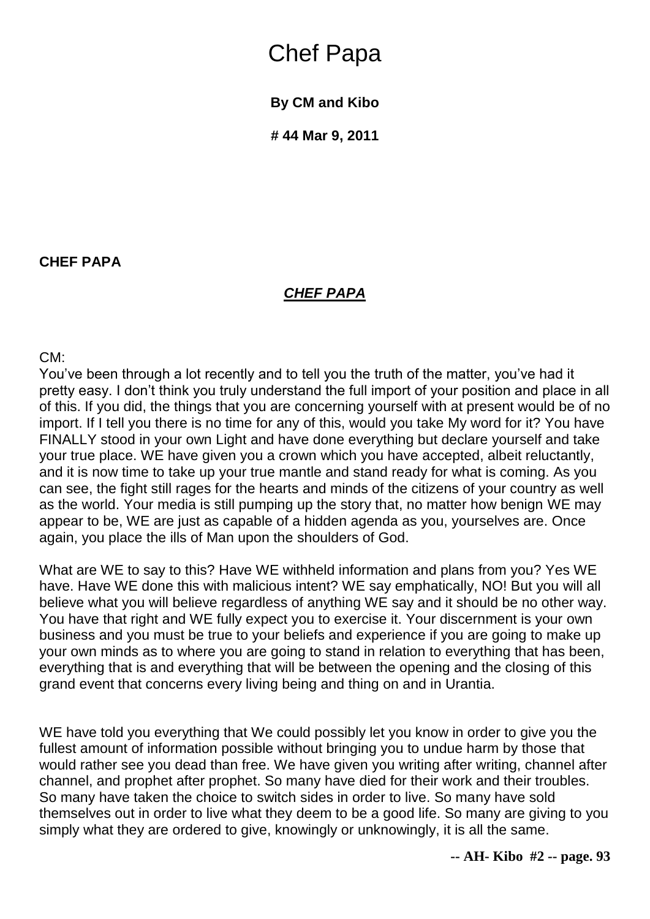# Chef Papa

**By CM and Kibo**

**# 44 Mar 9, 2011**

**CHEF PAPA**

***CHEF PAPA***

CM:
You've been through a lot recently and to tell you the truth of the matter, you've had it pretty easy. I don't think you truly understand the full import of your position and place in all of this. If you did, the things that you are concerning yourself with at present would be of no import. If I tell you there is no time for any of this, would you take My word for it? You have FINALLY stood in your own Light and have done everything but declare yourself and take your true place. WE have given you a crown which you have accepted, albeit reluctantly, and it is now time to take up your true mantle and stand ready for what is coming. As you can see, the fight still rages for the hearts and minds of the citizens of your country as well as the world. Your media is still pumping up the story that, no matter how benign WE may appear to be, WE are just as capable of a hidden agenda as you, yourselves are. Once again, you place the ills of Man upon the shoulders of God.

What are WE to say to this? Have WE withheld information and plans from you? Yes WE have. Have WE done this with malicious intent? WE say emphatically, NO! But you will all believe what you will believe regardless of anything WE say and it should be no other way. You have that right and WE fully expect you to exercise it. Your discernment is your own business and you must be true to your beliefs and experience if you are going to make up your own minds as to where you are going to stand in relation to everything that has been, everything that is and everything that will be between the opening and the closing of this grand event that concerns every living being and thing on and in Urantia.

WE have told you everything that We could possibly let you know in order to give you the fullest amount of information possible without bringing you to undue harm by those that would rather see you dead than free. We have given you writing after writing, channel after channel, and prophet after prophet. So many have died for their work and their troubles. So many have taken the choice to switch sides in order to live. So many have sold themselves out in order to live what they deem to be a good life. So many are giving to you simply what they are ordered to give, knowingly or unknowingly, it is all the same.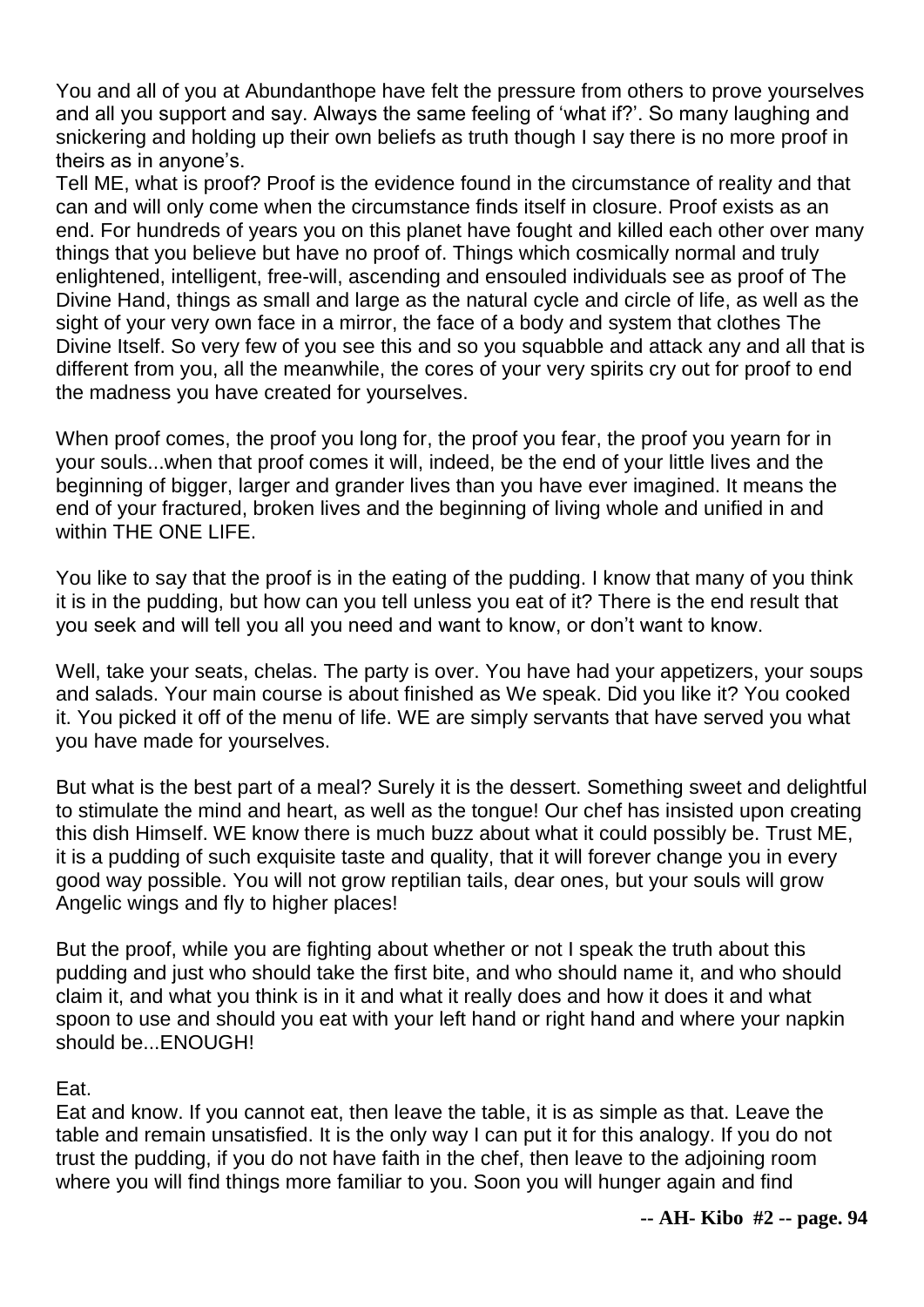You and all of you at Abundanthope have felt the pressure from others to prove yourselves and all you support and say. Always the same feeling of 'what if?'. So many laughing and snickering and holding up their own beliefs as truth though I say there is no more proof in theirs as in anyone's.

Tell ME, what is proof? Proof is the evidence found in the circumstance of reality and that can and will only come when the circumstance finds itself in closure. Proof exists as an end. For hundreds of years you on this planet have fought and killed each other over many things that you believe but have no proof of. Things which cosmically normal and truly enlightened, intelligent, free-will, ascending and ensouled individuals see as proof of The Divine Hand, things as small and large as the natural cycle and circle of life, as well as the sight of your very own face in a mirror, the face of a body and system that clothes The Divine Itself. So very few of you see this and so you squabble and attack any and all that is different from you, all the meanwhile, the cores of your very spirits cry out for proof to end the madness you have created for yourselves.

When proof comes, the proof you long for, the proof you fear, the proof you yearn for in your souls...when that proof comes it will, indeed, be the end of your little lives and the beginning of bigger, larger and grander lives than you have ever imagined. It means the end of your fractured, broken lives and the beginning of living whole and unified in and within THE ONE LIFE.

You like to say that the proof is in the eating of the pudding. I know that many of you think it is in the pudding, but how can you tell unless you eat of it? There is the end result that you seek and will tell you all you need and want to know, or don't want to know.

Well, take your seats, chelas. The party is over. You have had your appetizers, your soups and salads. Your main course is about finished as We speak. Did you like it? You cooked it. You picked it off of the menu of life. WE are simply servants that have served you what you have made for yourselves.

But what is the best part of a meal? Surely it is the dessert. Something sweet and delightful to stimulate the mind and heart, as well as the tongue! Our chef has insisted upon creating this dish Himself. WE know there is much buzz about what it could possibly be. Trust ME, it is a pudding of such exquisite taste and quality, that it will forever change you in every good way possible. You will not grow reptilian tails, dear ones, but your souls will grow Angelic wings and fly to higher places!

But the proof, while you are fighting about whether or not I speak the truth about this pudding and just who should take the first bite, and who should name it, and who should claim it, and what you think is in it and what it really does and how it does it and what spoon to use and should you eat with your left hand or right hand and where your napkin should be...ENOUGH!

Eat.

Eat and know. If you cannot eat, then leave the table, it is as simple as that. Leave the table and remain unsatisfied. It is the only way I can put it for this analogy. If you do not trust the pudding, if you do not have faith in the chef, then leave to the adjoining room where you will find things more familiar to you. Soon you will hunger again and find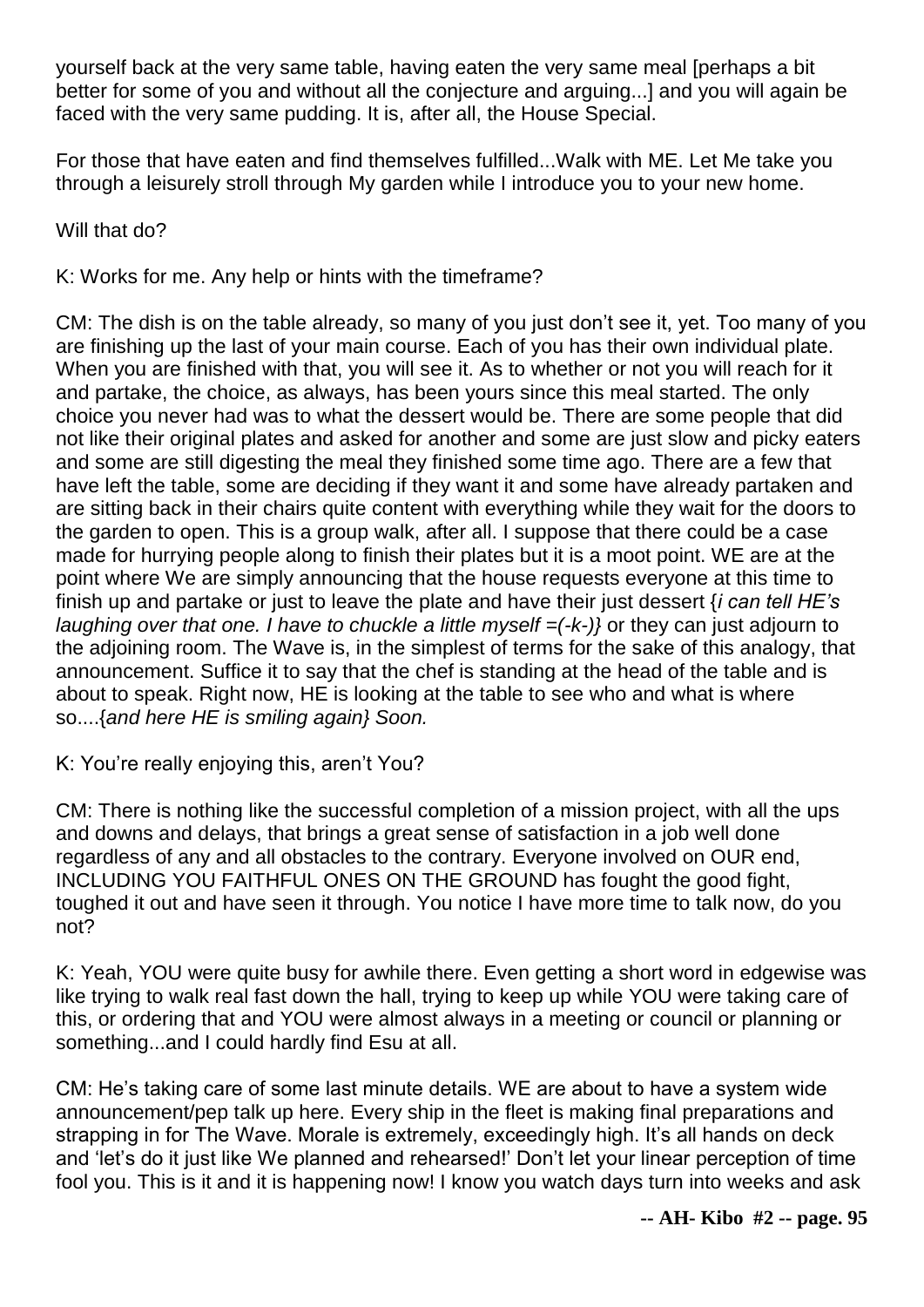yourself back at the very same table, having eaten the very same meal [perhaps a bit better for some of you and without all the conjecture and arguing...] and you will again be faced with the very same pudding. It is, after all, the House Special.

For those that have eaten and find themselves fulfilled...Walk with ME. Let Me take you through a leisurely stroll through My garden while I introduce you to your new home.

Will that do?

K: Works for me. Any help or hints with the timeframe?

CM: The dish is on the table already, so many of you just don't see it, yet. Too many of you are finishing up the last of your main course. Each of you has their own individual plate. When you are finished with that, you will see it. As to whether or not you will reach for it and partake, the choice, as always, has been yours since this meal started. The only choice you never had was to what the dessert would be. There are some people that did not like their original plates and asked for another and some are just slow and picky eaters and some are still digesting the meal they finished some time ago. There are a few that have left the table, some are deciding if they want it and some have already partaken and are sitting back in their chairs quite content with everything while they wait for the doors to the garden to open. This is a group walk, after all. I suppose that there could be a case made for hurrying people along to finish their plates but it is a moot point. WE are at the point where We are simply announcing that the house requests everyone at this time to finish up and partake or just to leave the plate and have their just dessert {*i can tell HE's laughing over that one. I have to chuckle a little myself =(-k-)}* or they can just adjourn to the adjoining room. The Wave is, in the simplest of terms for the sake of this analogy, that announcement. Suffice it to say that the chef is standing at the head of the table and is about to speak. Right now, HE is looking at the table to see who and what is where so....{*and here HE is smiling again} Soon.*

K: You're really enjoying this, aren't You?

CM: There is nothing like the successful completion of a mission project, with all the ups and downs and delays, that brings a great sense of satisfaction in a job well done regardless of any and all obstacles to the contrary. Everyone involved on OUR end, INCLUDING YOU FAITHFUL ONES ON THE GROUND has fought the good fight, toughed it out and have seen it through. You notice I have more time to talk now, do you not?

K: Yeah, YOU were quite busy for awhile there. Even getting a short word in edgewise was like trying to walk real fast down the hall, trying to keep up while YOU were taking care of this, or ordering that and YOU were almost always in a meeting or council or planning or something...and I could hardly find Esu at all.

CM: He's taking care of some last minute details. WE are about to have a system wide announcement/pep talk up here. Every ship in the fleet is making final preparations and strapping in for The Wave. Morale is extremely, exceedingly high. It's all hands on deck and 'let's do it just like We planned and rehearsed!' Don't let your linear perception of time fool you. This is it and it is happening now! I know you watch days turn into weeks and ask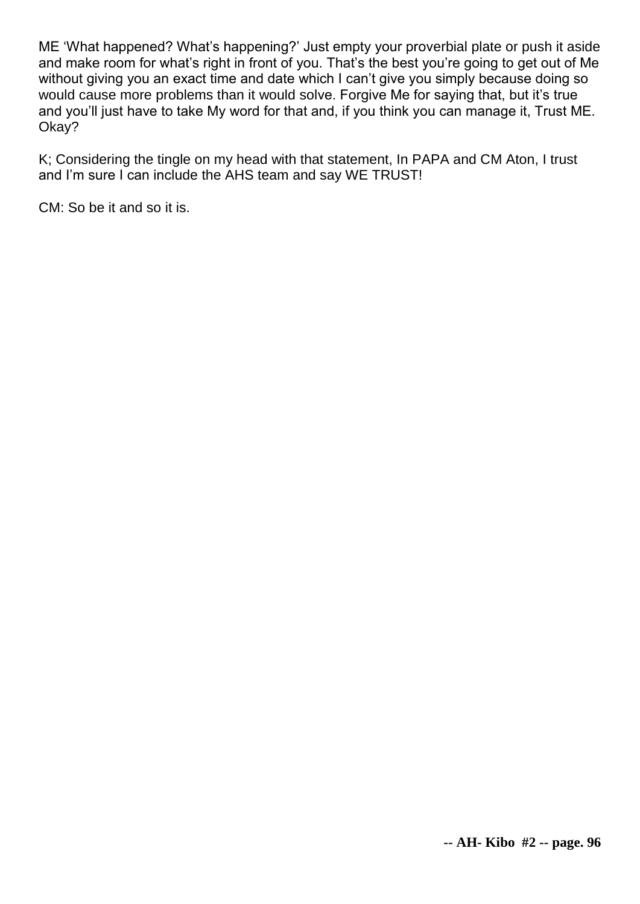ME 'What happened? What's happening?' Just empty your proverbial plate or push it aside and make room for what's right in front of you. That's the best you're going to get out of Me without giving you an exact time and date which I can't give you simply because doing so would cause more problems than it would solve. Forgive Me for saying that, but it's true and you'll just have to take My word for that and, if you think you can manage it, Trust ME. Okay?

K; Considering the tingle on my head with that statement, In PAPA and CM Aton, I trust and I'm sure I can include the AHS team and say WE TRUST!

CM: So be it and so it is.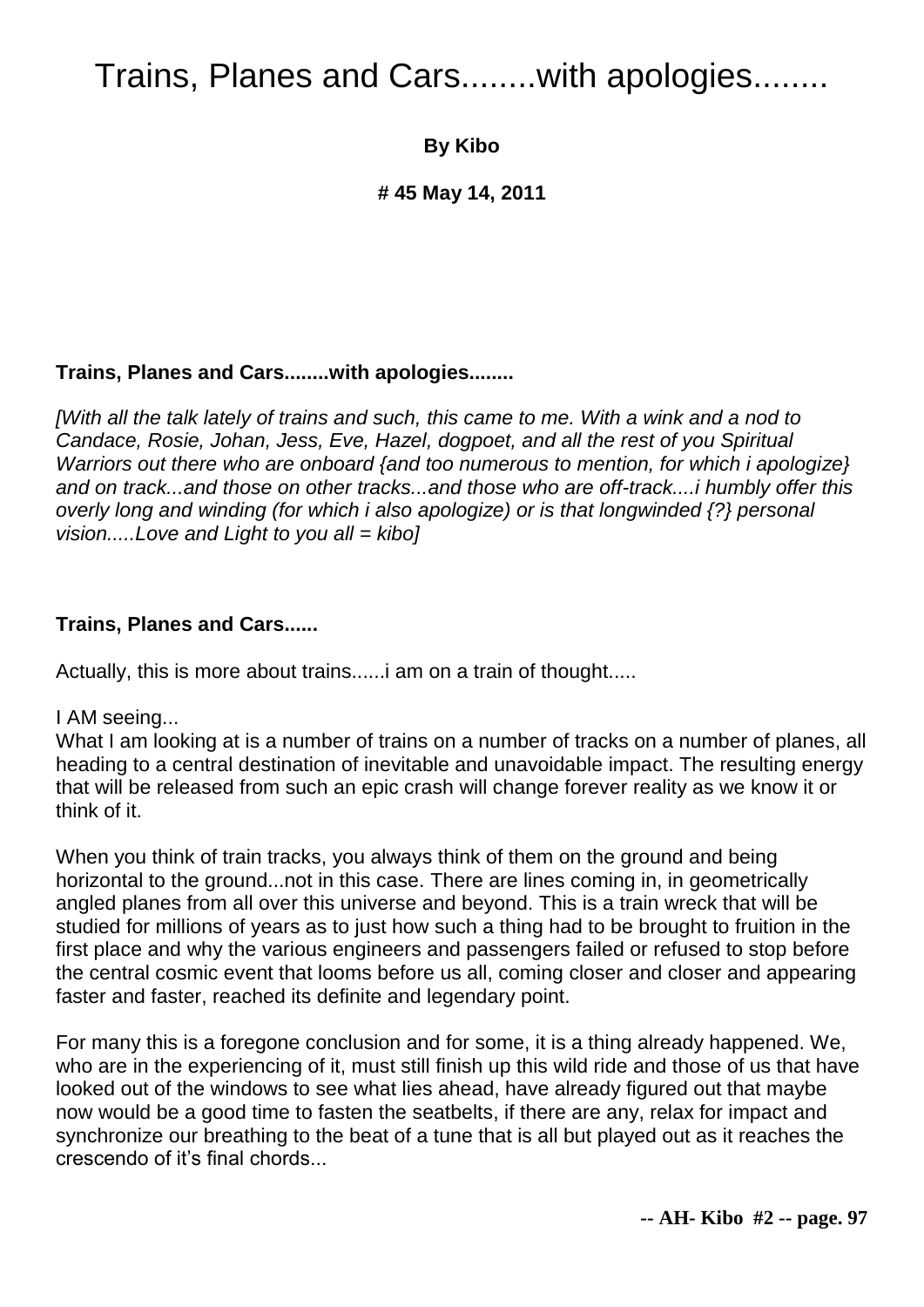# Trains, Planes and Cars........with apologies........

**By Kibo**

**# 45 May 14, 2011**

**Trains, Planes and Cars........with apologies........**

*[With all the talk lately of trains and such, this came to me. With a wink and a nod to Candace, Rosie, Johan, Jess, Eve, Hazel, dogpoet, and all the rest of you Spiritual Warriors out there who are onboard {and too numerous to mention, for which i apologize} and on track...and those on other tracks...and those who are off-track....i humbly offer this overly long and winding (for which i also apologize) or is that longwinded {?} personal vision.....Love and Light to you all = kibo]*

**Trains, Planes and Cars......**

Actually, this is more about trains......i am on a train of thought.....

I AM seeing...
What I am looking at is a number of trains on a number of tracks on a number of planes, all heading to a central destination of inevitable and unavoidable impact. The resulting energy that will be released from such an epic crash will change forever reality as we know it or think of it.

When you think of train tracks, you always think of them on the ground and being horizontal to the ground...not in this case. There are lines coming in, in geometrically angled planes from all over this universe and beyond. This is a train wreck that will be studied for millions of years as to just how such a thing had to be brought to fruition in the first place and why the various engineers and passengers failed or refused to stop before the central cosmic event that looms before us all, coming closer and closer and appearing faster and faster, reached its definite and legendary point.

For many this is a foregone conclusion and for some, it is a thing already happened. We, who are in the experiencing of it, must still finish up this wild ride and those of us that have looked out of the windows to see what lies ahead, have already figured out that maybe now would be a good time to fasten the seatbelts, if there are any, relax for impact and synchronize our breathing to the beat of a tune that is all but played out as it reaches the crescendo of it's final chords...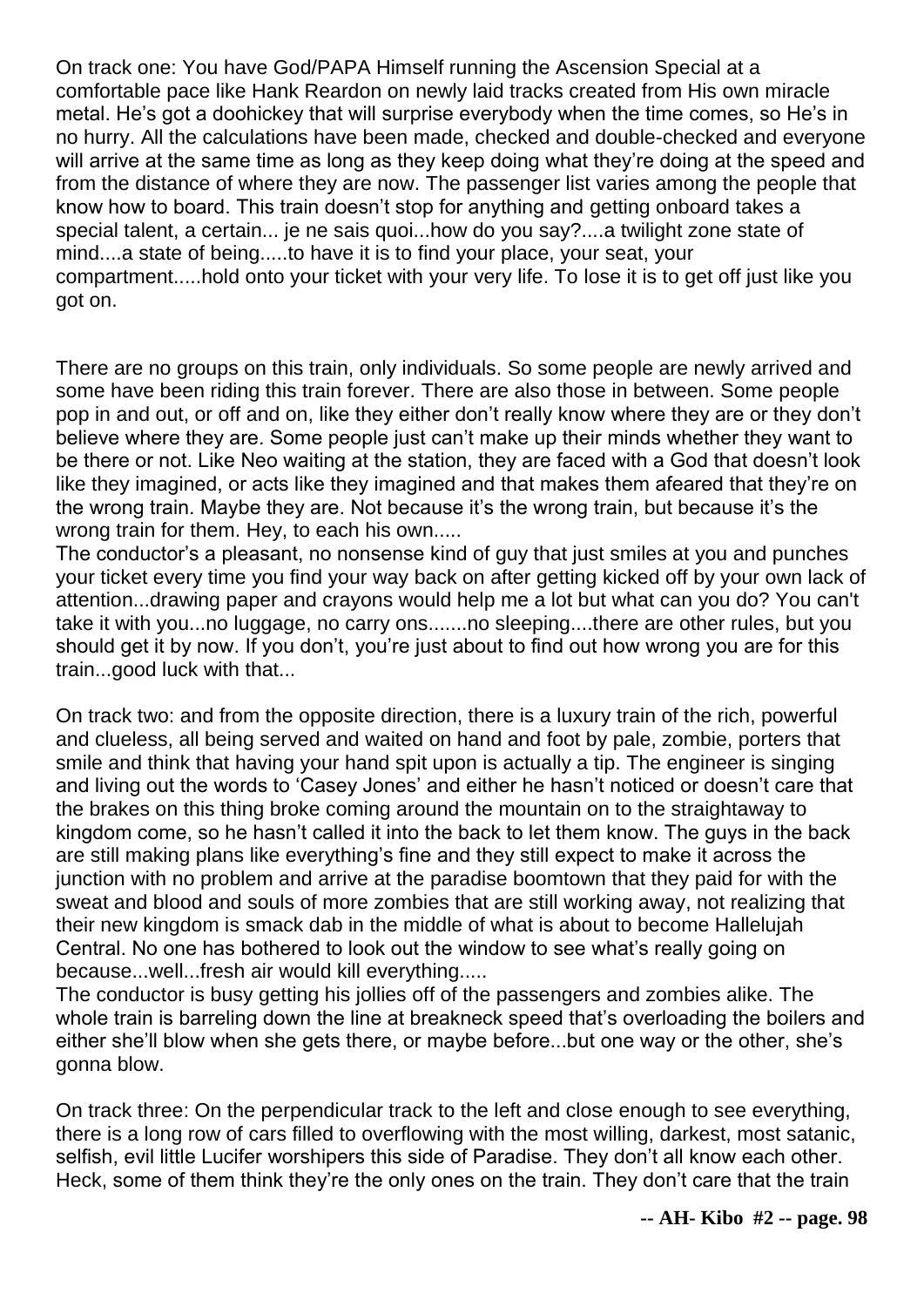On track one: You have God/PAPA Himself running the Ascension Special at a comfortable pace like Hank Reardon on newly laid tracks created from His own miracle metal. He's got a doohickey that will surprise everybody when the time comes, so He's in no hurry. All the calculations have been made, checked and double-checked and everyone will arrive at the same time as long as they keep doing what they're doing at the speed and from the distance of where they are now. The passenger list varies among the people that know how to board. This train doesn't stop for anything and getting onboard takes a special talent, a certain... je ne sais quoi...how do you say?....a twilight zone state of mind....a state of being.....to have it is to find your place, your seat, your compartment.....hold onto your ticket with your very life. To lose it is to get off just like you got on.

There are no groups on this train, only individuals. So some people are newly arrived and some have been riding this train forever. There are also those in between. Some people pop in and out, or off and on, like they either don't really know where they are or they don't believe where they are. Some people just can't make up their minds whether they want to be there or not. Like Neo waiting at the station, they are faced with a God that doesn't look like they imagined, or acts like they imagined and that makes them afeared that they're on the wrong train. Maybe they are. Not because it's the wrong train, but because it's the wrong train for them. Hey, to each his own.....
The conductor's a pleasant, no nonsense kind of guy that just smiles at you and punches your ticket every time you find your way back on after getting kicked off by your own lack of attention...drawing paper and crayons would help me a lot but what can you do? You can't take it with you...no luggage, no carry ons.......no sleeping....there are other rules, but you should get it by now. If you don't, you're just about to find out how wrong you are for this train...good luck with that...

On track two: and from the opposite direction, there is a luxury train of the rich, powerful and clueless, all being served and waited on hand and foot by pale, zombie, porters that smile and think that having your hand spit upon is actually a tip. The engineer is singing and living out the words to 'Casey Jones' and either he hasn't noticed or doesn't care that the brakes on this thing broke coming around the mountain on to the straightaway to kingdom come, so he hasn't called it into the back to let them know. The guys in the back are still making plans like everything's fine and they still expect to make it across the junction with no problem and arrive at the paradise boomtown that they paid for with the sweat and blood and souls of more zombies that are still working away, not realizing that their new kingdom is smack dab in the middle of what is about to become Hallelujah Central. No one has bothered to look out the window to see what's really going on because...well...fresh air would kill everything.....
The conductor is busy getting his jollies off of the passengers and zombies alike. The whole train is barreling down the line at breakneck speed that's overloading the boilers and either she'll blow when she gets there, or maybe before...but one way or the other, she's gonna blow.

On track three: On the perpendicular track to the left and close enough to see everything, there is a long row of cars filled to overflowing with the most willing, darkest, most satanic, selfish, evil little Lucifer worshipers this side of Paradise. They don't all know each other. Heck, some of them think they're the only ones on the train. They don't care that the train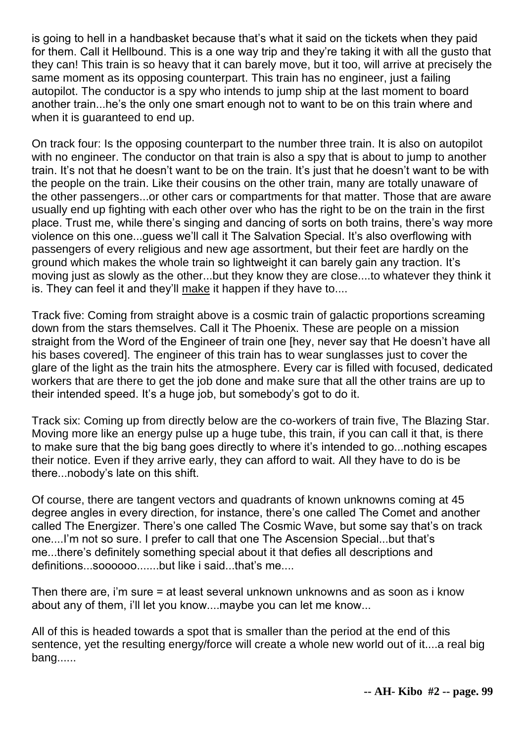is going to hell in a handbasket because that's what it said on the tickets when they paid for them. Call it Hellbound. This is a one way trip and they're taking it with all the gusto that they can! This train is so heavy that it can barely move, but it too, will arrive at precisely the same moment as its opposing counterpart. This train has no engineer, just a failing autopilot. The conductor is a spy who intends to jump ship at the last moment to board another train...he's the only one smart enough not to want to be on this train where and when it is guaranteed to end up.

On track four: Is the opposing counterpart to the number three train. It is also on autopilot with no engineer. The conductor on that train is also a spy that is about to jump to another train. It's not that he doesn't want to be on the train. It's just that he doesn't want to be with the people on the train. Like their cousins on the other train, many are totally unaware of the other passengers...or other cars or compartments for that matter. Those that are aware usually end up fighting with each other over who has the right to be on the train in the first place. Trust me, while there's singing and dancing of sorts on both trains, there's way more violence on this one...guess we'll call it The Salvation Special. It's also overflowing with passengers of every religious and new age assortment, but their feet are hardly on the ground which makes the whole train so lightweight it can barely gain any traction. It's moving just as slowly as the other...but they know they are close....to whatever they think it is. They can feel it and they'll <u>make</u> it happen if they have to....

Track five: Coming from straight above is a cosmic train of galactic proportions screaming down from the stars themselves. Call it The Phoenix. These are people on a mission straight from the Word of the Engineer of train one [hey, never say that He doesn't have all his bases covered]. The engineer of this train has to wear sunglasses just to cover the glare of the light as the train hits the atmosphere. Every car is filled with focused, dedicated workers that are there to get the job done and make sure that all the other trains are up to their intended speed. It's a huge job, but somebody's got to do it.

Track six: Coming up from directly below are the co-workers of train five, The Blazing Star. Moving more like an energy pulse up a huge tube, this train, if you can call it that, is there to make sure that the big bang goes directly to where it's intended to go...nothing escapes their notice. Even if they arrive early, they can afford to wait. All they have to do is be there...nobody's late on this shift.

Of course, there are tangent vectors and quadrants of known unknowns coming at 45 degree angles in every direction, for instance, there's one called The Comet and another called The Energizer. There's one called The Cosmic Wave, but some say that's on track one....I'm not so sure. I prefer to call that one The Ascension Special...but that's me...there's definitely something special about it that defies all descriptions and definitions...soooooo.......but like i said...that's me....

Then there are, i'm sure = at least several unknown unknowns and as soon as i know about any of them, i'll let you know....maybe you can let me know...

All of this is headed towards a spot that is smaller than the period at the end of this sentence, yet the resulting energy/force will create a whole new world out of it....a real big bang......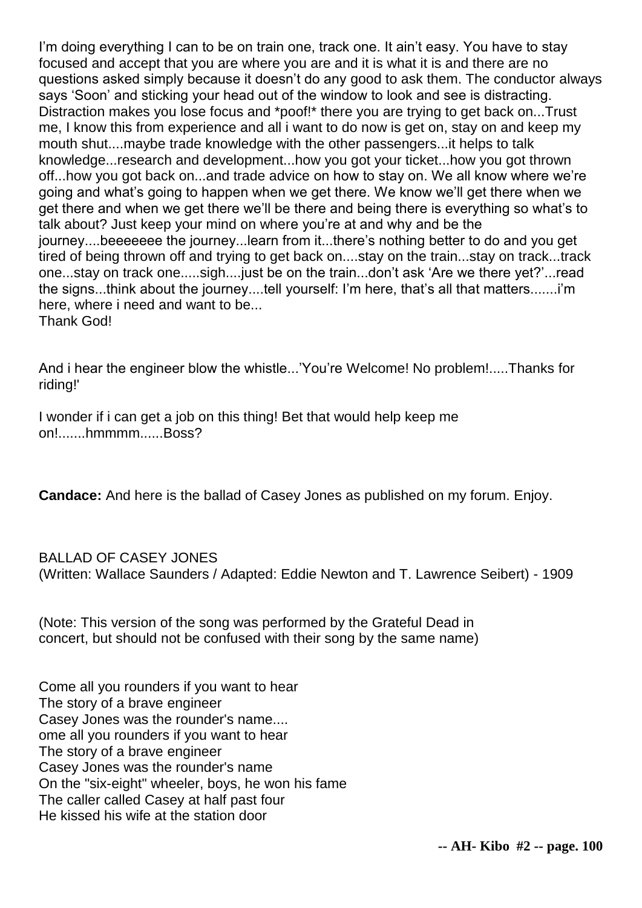I'm doing everything I can to be on train one, track one. It ain't easy. You have to stay focused and accept that you are where you are and it is what it is and there are no questions asked simply because it doesn't do any good to ask them. The conductor always says 'Soon' and sticking your head out of the window to look and see is distracting. Distraction makes you lose focus and *poof!* there you are trying to get back on...Trust me, I know this from experience and all i want to do now is get on, stay on and keep my mouth shut....maybe trade knowledge with the other passengers...it helps to talk knowledge...research and development...how you got your ticket...how you got thrown off...how you got back on...and trade advice on how to stay on. We all know where we're going and what's going to happen when we get there. We know we'll get there when we get there and when we get there we'll be there and being there is everything so what's to talk about? Just keep your mind on where you're at and why and be the journey....beeeeeee the journey...learn from it...there's nothing better to do and you get tired of being thrown off and trying to get back on....stay on the train...stay on track...track one...stay on track one.....sigh....just be on the train...don't ask 'Are we there yet?'...read the signs...think about the journey....tell yourself: I'm here, that's all that matters.......i'm here, where i need and want to be...
Thank God!

And i hear the engineer blow the whistle...'You're Welcome! No problem!.....Thanks for riding!'

I wonder if i can get a job on this thing! Bet that would help keep me on!.......hmmmm......Boss?

**Candace:** And here is the ballad of Casey Jones as published on my forum. Enjoy.

BALLAD OF CASEY JONES
(Written: Wallace Saunders / Adapted: Eddie Newton and T. Lawrence Seibert) - 1909

(Note: This version of the song was performed by the Grateful Dead in concert, but should not be confused with their song by the same name)

Come all you rounders if you want to hear
The story of a brave engineer
Casey Jones was the rounder's name....
ome all you rounders if you want to hear
The story of a brave engineer
Casey Jones was the rounder's name
On the "six-eight" wheeler, boys, he won his fame
The caller called Casey at half past four
He kissed his wife at the station door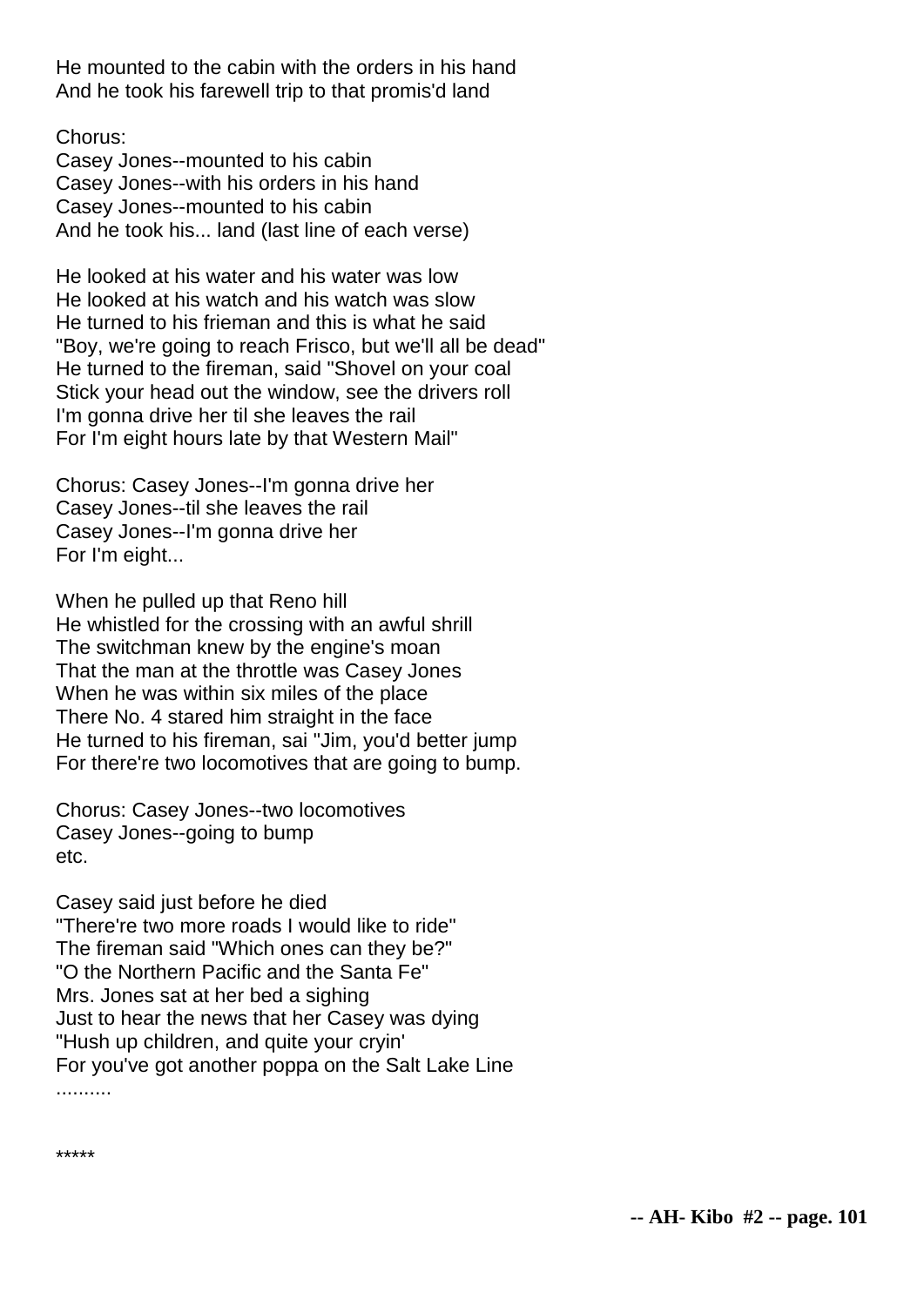He mounted to the cabin with the orders in his hand
And he took his farewell trip to that promis'd land

Chorus:
Casey Jones--mounted to his cabin
Casey Jones--with his orders in his hand
Casey Jones--mounted to his cabin
And he took his... land (last line of each verse)

He looked at his water and his water was low
He looked at his watch and his watch was slow
He turned to his frieman and this is what he said
"Boy, we're going to reach Frisco, but we'll all be dead"
He turned to the fireman, said "Shovel on your coal
Stick your head out the window, see the drivers roll
I'm gonna drive her til she leaves the rail
For I'm eight hours late by that Western Mail"

Chorus: Casey Jones--I'm gonna drive her
Casey Jones--til she leaves the rail
Casey Jones--I'm gonna drive her
For I'm eight...

When he pulled up that Reno hill
He whistled for the crossing with an awful shrill
The switchman knew by the engine's moan
That the man at the throttle was Casey Jones
When he was within six miles of the place
There No. 4 stared him straight in the face
He turned to his fireman, sai "Jim, you'd better jump
For there're two locomotives that are going to bump.

Chorus: Casey Jones--two locomotives
Casey Jones--going to bump
etc.

Casey said just before he died
"There're two more roads I would like to ride"
The fireman said "Which ones can they be?"
"O the Northern Pacific and the Santa Fe"
Mrs. Jones sat at her bed a sighing
Just to hear the news that her Casey was dying
"Hush up children, and quite your cryin'
For you've got another poppa on the Salt Lake Line
..........

*****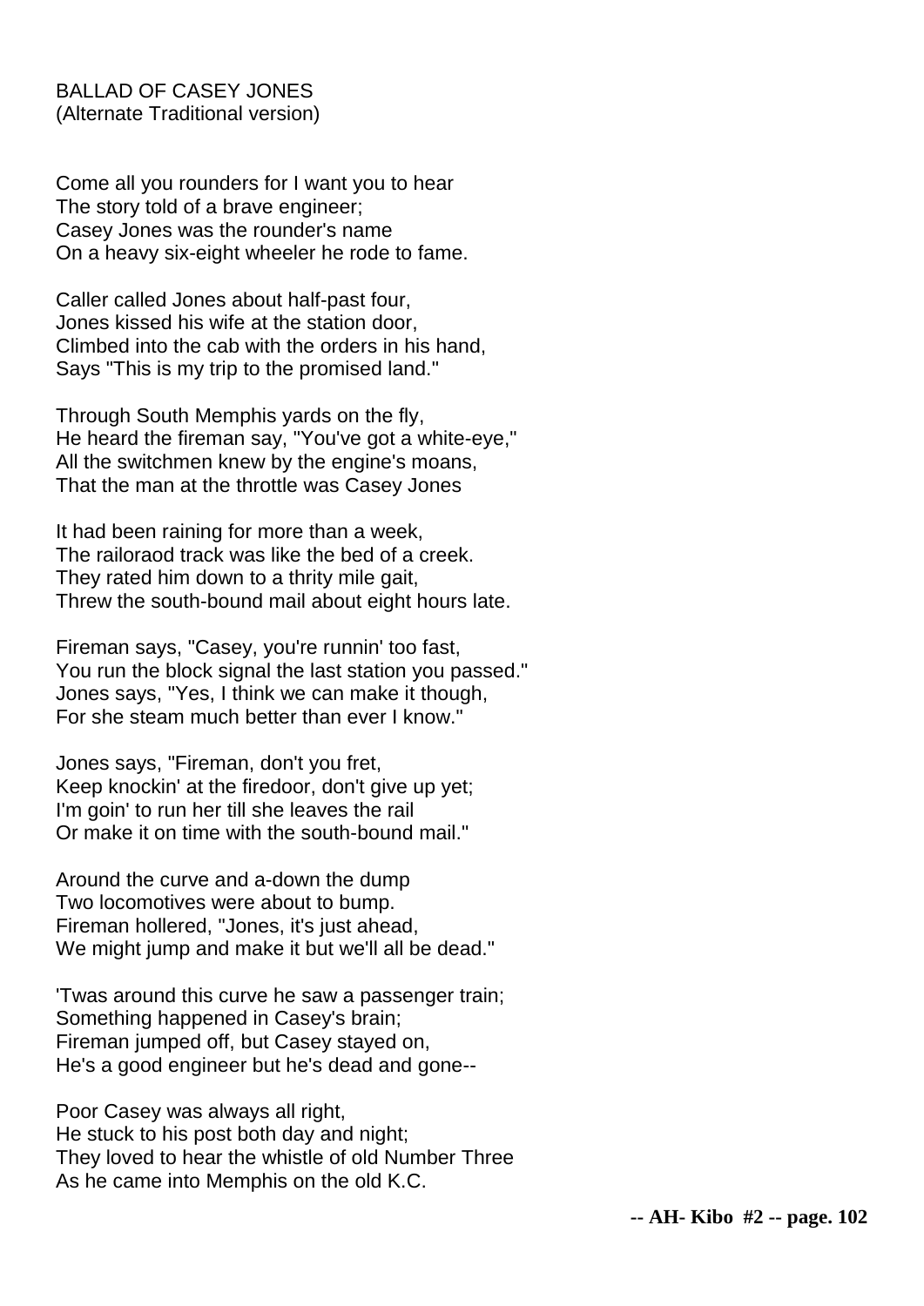BALLAD OF CASEY JONES
(Alternate Traditional version)

Come all you rounders for I want you to hear
The story told of a brave engineer;
Casey Jones was the rounder's name
On a heavy six-eight wheeler he rode to fame.

Caller called Jones about half-past four,
Jones kissed his wife at the station door,
Climbed into the cab with the orders in his hand,
Says "This is my trip to the promised land."

Through South Memphis yards on the fly,
He heard the fireman say, "You've got a white-eye,"
All the switchmen knew by the engine's moans,
That the man at the throttle was Casey Jones

It had been raining for more than a week,
The railoraod track was like the bed of a creek.
They rated him down to a thrity mile gait,
Threw the south-bound mail about eight hours late.

Fireman says, "Casey, you're runnin' too fast,
You run the block signal the last station you passed."
Jones says, "Yes, I think we can make it though,
For she steam much better than ever I know."

Jones says, "Fireman, don't you fret,
Keep knockin' at the firedoor, don't give up yet;
I'm goin' to run her till she leaves the rail
Or make it on time with the south-bound mail."

Around the curve and a-down the dump
Two locomotives were about to bump.
Fireman hollered, "Jones, it's just ahead,
We might jump and make it but we'll all be dead."

'Twas around this curve he saw a passenger train;
Something happened in Casey's brain;
Fireman jumped off, but Casey stayed on,
He's a good engineer but he's dead and gone--

Poor Casey was always all right,
He stuck to his post both day and night;
They loved to hear the whistle of old Number Three
As he came into Memphis on the old K.C.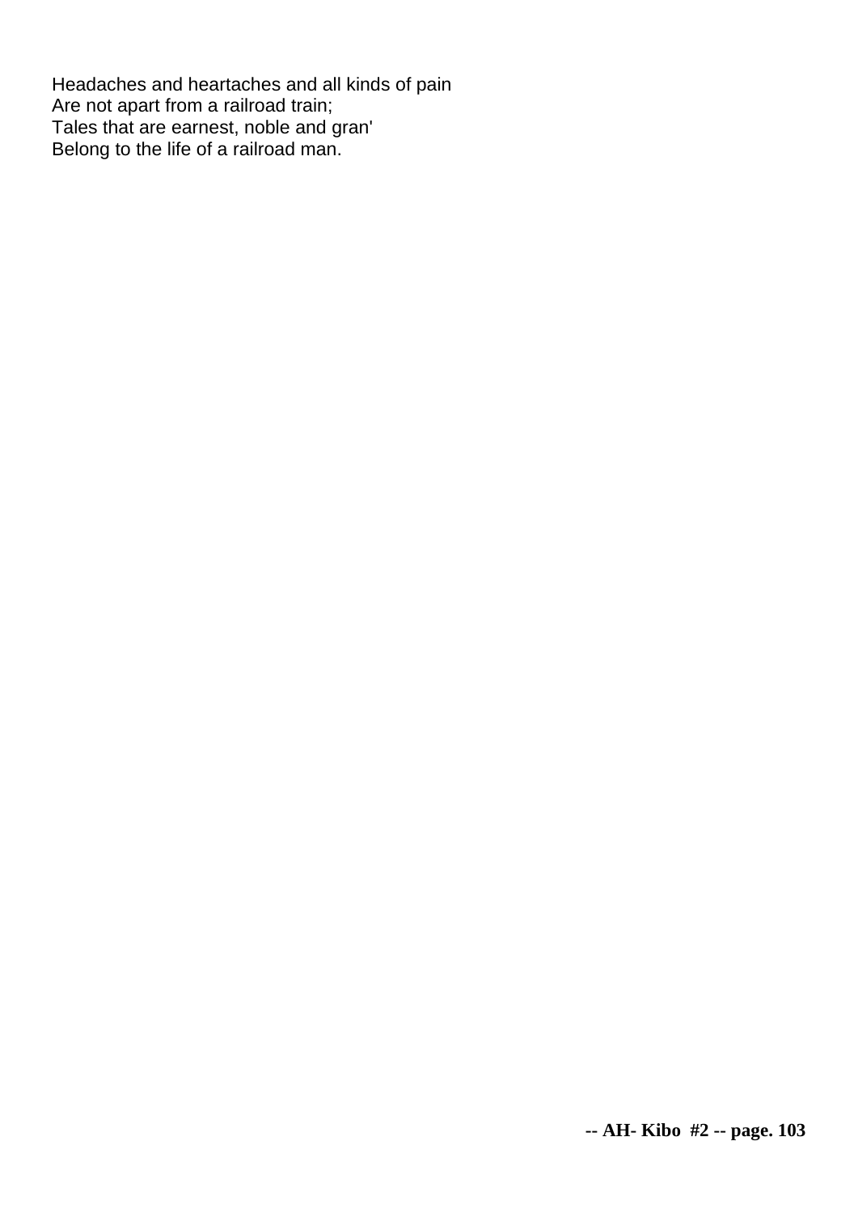Headaches and heartaches and all kinds of pain
Are not apart from a railroad train;
Tales that are earnest, noble and gran'
Belong to the life of a railroad man.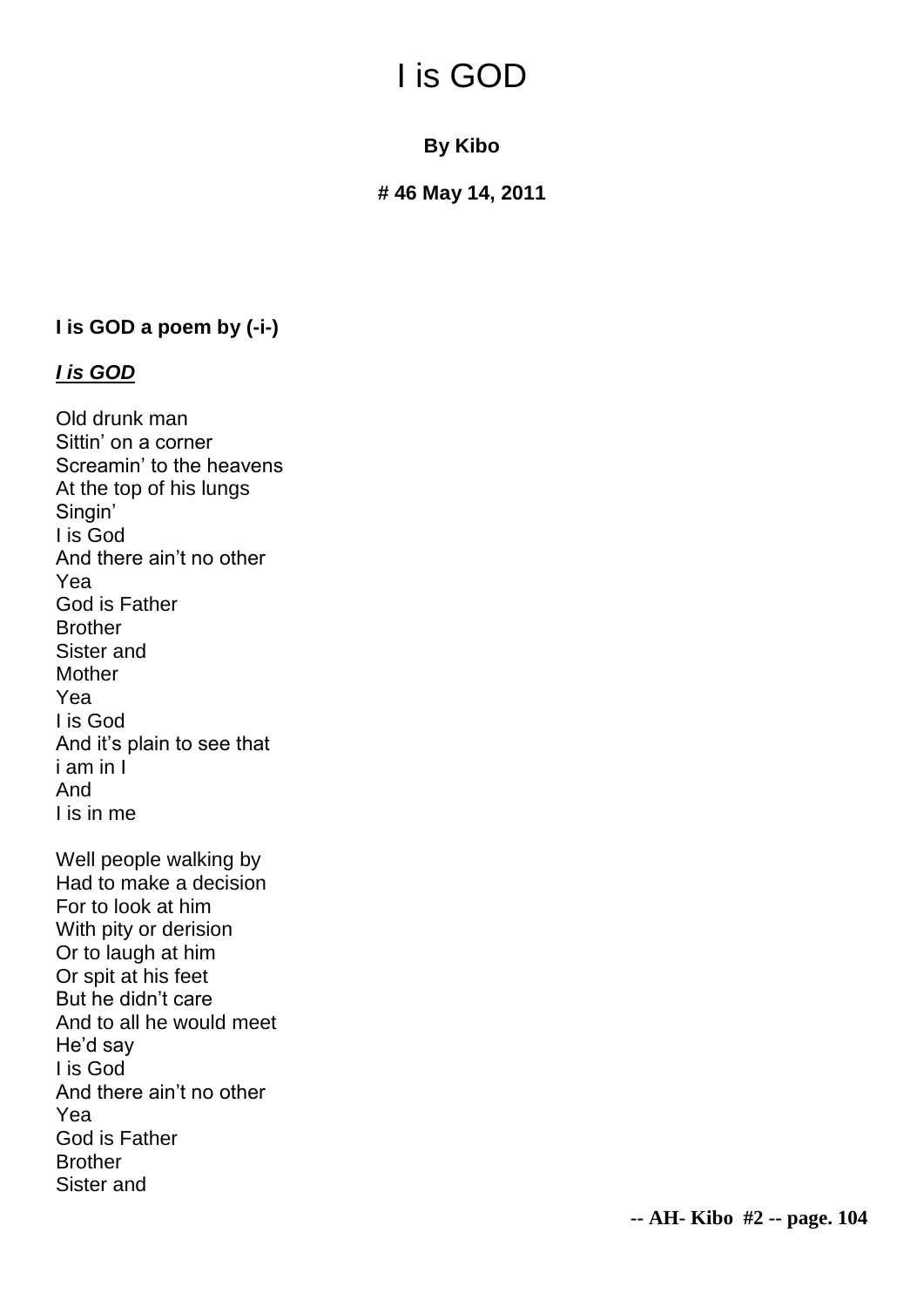# I is GOD

**By Kibo**

**# 46 May 14, 2011**

**I is GOD a poem by (-i-)**

***<u>I is GOD</u>***

Old drunk man
Sittin' on a corner
Screamin' to the heavens
At the top of his lungs
Singin'
I is God
And there ain't no other
Yea
God is Father
Brother
Sister and
Mother
Yea
I is God
And it's plain to see that
i am in I
And
I is in me

Well people walking by
Had to make a decision
For to look at him
With pity or derision
Or to laugh at him
Or spit at his feet
But he didn't care
And to all he would meet
He'd say
I is God
And there ain't no other
Yea
God is Father
Brother
Sister and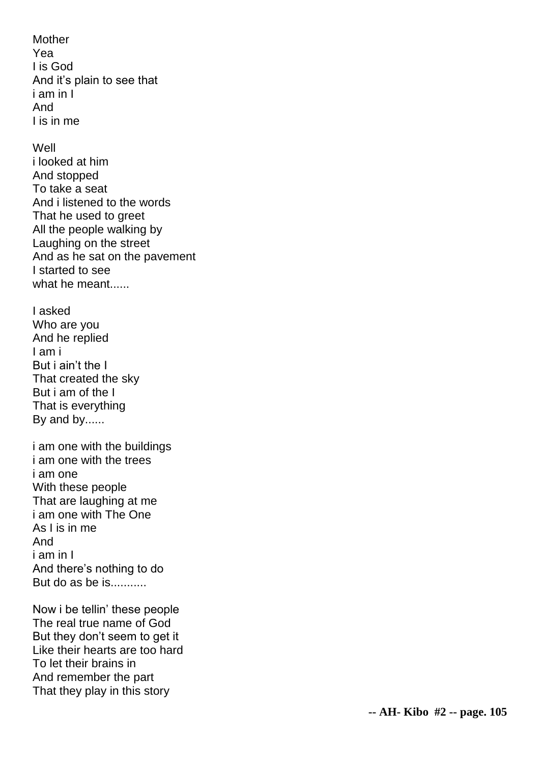Mother  
Yea  
I is God  
And it's plain to see that  
i am in I  
And  
I is in me

Well  
i looked at him  
And stopped  
To take a seat  
And i listened to the words  
That he used to greet  
All the people walking by  
Laughing on the street  
And as he sat on the pavement  
I started to see  
what he meant......

I asked  
Who are you  
And he replied  
I am i  
But i ain't the I  
That created the sky  
But i am of the I  
That is everything  
By and by......

i am one with the buildings  
i am one with the trees  
i am one  
With these people  
That are laughing at me  
i am one with The One  
As I is in me  
And  
i am in I  
And there's nothing to do  
But do as be is...........

Now i be tellin' these people  
The real true name of God  
But they don't seem to get it  
Like their hearts are too hard  
To let their brains in  
And remember the part  
That they play in this story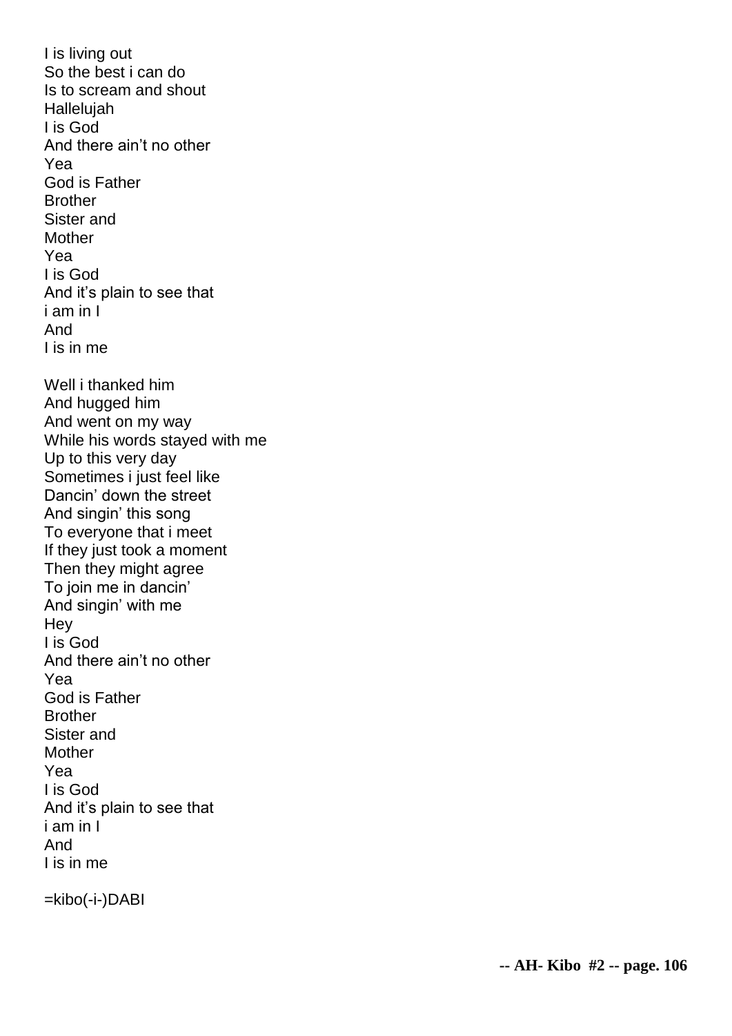I is living out
So the best i can do
Is to scream and shout
Hallelujah
I is God
And there ain't no other
Yea
God is Father
Brother
Sister and
Mother
Yea
I is God
And it's plain to see that
i am in I
And
I is in me

Well i thanked him
And hugged him
And went on my way
While his words stayed with me
Up to this very day
Sometimes i just feel like
Dancin' down the street
And singin' this song
To everyone that i meet
If they just took a moment
Then they might agree
To join me in dancin'
And singin' with me
Hey
I is God
And there ain't no other
Yea
God is Father
Brother
Sister and
Mother
Yea
I is God
And it's plain to see that
i am in I
And
I is in me

=kibo(-i-)DABI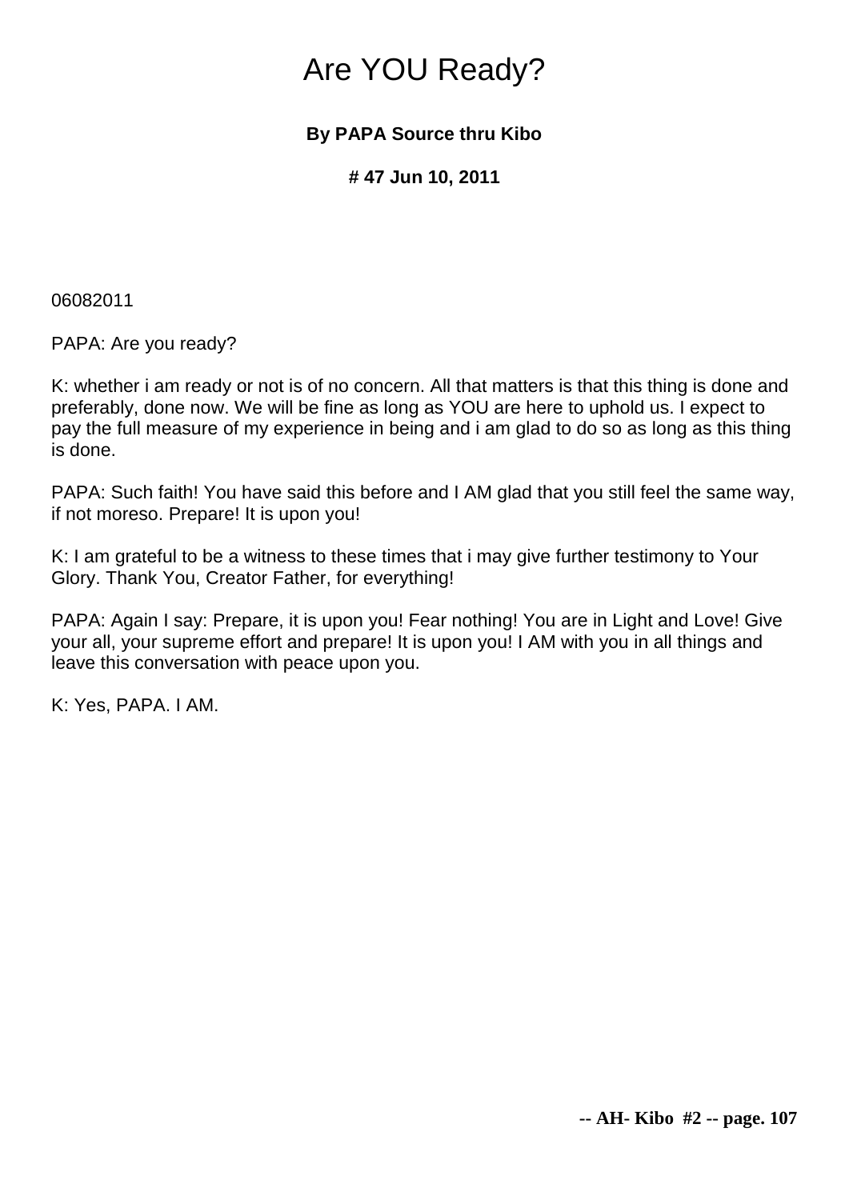# Are YOU Ready?

**By PAPA Source thru Kibo**

**# 47 Jun 10, 2011**

06082011

PAPA: Are you ready?

K: whether i am ready or not is of no concern. All that matters is that this thing is done and preferably, done now. We will be fine as long as YOU are here to uphold us. I expect to pay the full measure of my experience in being and i am glad to do so as long as this thing is done.

PAPA: Such faith! You have said this before and I AM glad that you still feel the same way, if not moreso. Prepare! It is upon you!

K: I am grateful to be a witness to these times that i may give further testimony to Your Glory. Thank You, Creator Father, for everything!

PAPA: Again I say: Prepare, it is upon you! Fear nothing! You are in Light and Love! Give your all, your supreme effort and prepare! It is upon you! I AM with you in all things and leave this conversation with peace upon you.

K: Yes, PAPA. I AM.